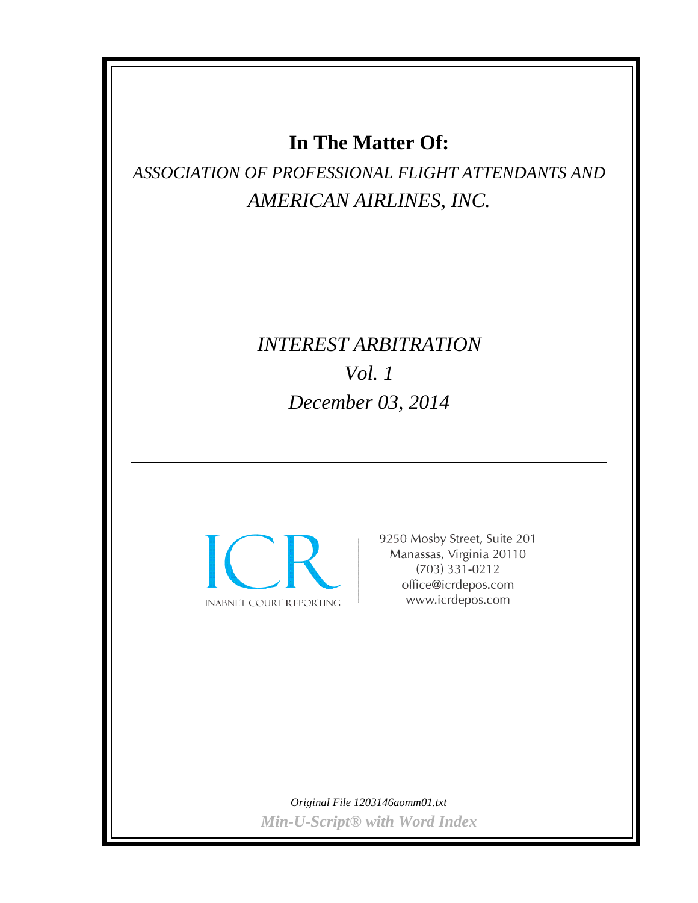# In The Matter Of:

*ASSOCIATION OF PROFESSIONAL FLIGHT ATTENDANTS AND*

*AMERICAN AIRLINES, INC.*

---

*INTEREST ARBITRATION*

*Vol. 1*

*December 03, 2014*

---

ICR

INABNET COURT REPORTING

9250 Mosby Street, Suite 201
Manassas, Virginia 20110
(703) 331-0212
office@icrdepos.com
www.icrdepos.com

*Original File 1203146aomm01.txt*

***Min-U-Script® with Word Index***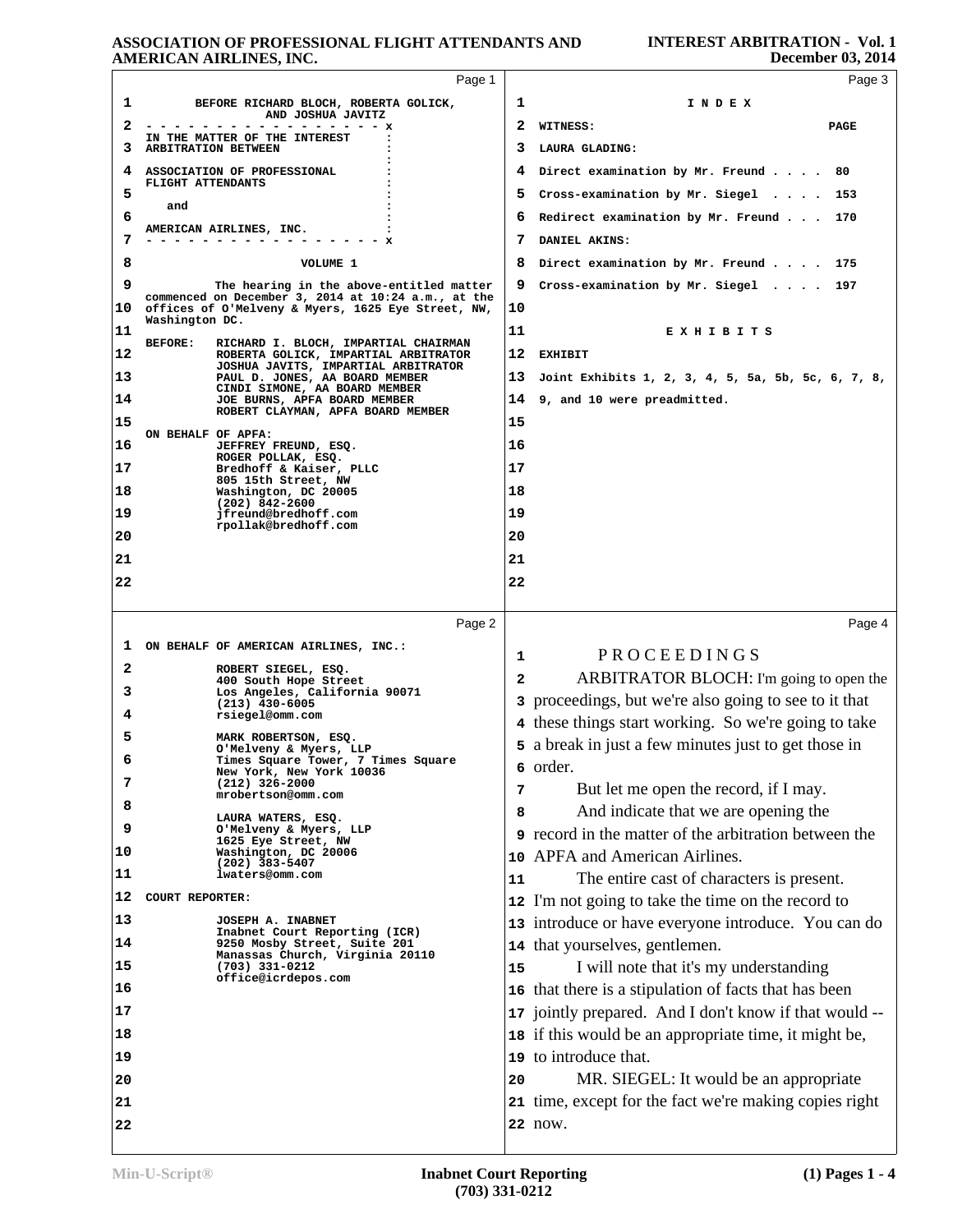BEFORE RICHARD BLOCH, ROBERTA GOLICK, AND JOSHUA JAVITZ

- - - - - - - - - - - - - - - - - - x

IN THE MATTER OF THE INTEREST ARBITRATION BETWEEN

ASSOCIATION OF PROFESSIONAL FLIGHT ATTENDANTS

and

AMERICAN AIRLINES, INC.

- - - - - - - - - - - - - - - - - - x

VOLUME 1

The hearing in the above-entitled matter commenced on December 3, 2014 at 10:24 a.m., at the offices of O'Melveny & Myers, 1625 Eye Street, NW, Washington DC.

BEFORE:
- RICHARD I. BLOCH, IMPARTIAL CHAIRMAN
- ROBERTA GOLICK, IMPARTIAL ARBITRATOR
- JOSHUA JAVITS, IMPARTIAL ARBITRATOR
- PAUL D. JONES, AA BOARD MEMBER
- CINDI SIMONE, AA BOARD MEMBER
- JOE BURNS, APFA BOARD MEMBER
- ROBERT CLAYMAN, APFA BOARD MEMBER

ON BEHALF OF APFA:

JEFFREY FREUND, ESQ.
ROGER POLLAK, ESQ.
Bredhoff & Kaiser, PLLC
805 15th Street, NW
Washington, DC 20005
(202) 842-2600
jfreund@bredhoff.com
rpollak@bredhoff.com

ON BEHALF OF AMERICAN AIRLINES, INC.:

ROBERT SIEGEL, ESQ.
400 South Hope Street
Los Angeles, California 90071
(213) 430-6005
rsiegel@omm.com

MARK ROBERTSON, ESQ.
O'Melveny & Myers, LLP
Times Square Tower, 7 Times Square
New York, New York 10036
(212) 326-2000
mrobertson@omm.com

LAURA WATERS, ESQ.
O'Melveny & Myers, LLP
1625 Eye Street, NW
Washington, DC 20006
(202) 383-5407
lwaters@omm.com

COURT REPORTER:

JOSEPH A. INABNET
Inabnet Court Reporting (ICR)
9250 Mosby Street, Suite 201
Manassas Church, Virginia 20110
(703) 331-0212
office@icrdepos.com

I N D E X

| WITNESS: | PAGE |
|---|---|
| LAURA GLADING: | |
| Direct examination by Mr. Freund | 80 |
| Cross-examination by Mr. Siegel | 153 |
| Redirect examination by Mr. Freund | 170 |
| DANIEL AKINS: | |
| Direct examination by Mr. Freund | 175 |
| Cross-examination by Mr. Siegel | 197 |

E X H I B I T S

EXHIBIT

Joint Exhibits 1, 2, 3, 4, 5, 5a, 5b, 5c, 6, 7, 8, 9, and 10 were preadmitted.

P R O C E E D I N G S

ARBITRATOR BLOCH: I'm going to open the proceedings, but we're also going to see to it that these things start working. So we're going to take a break in just a few minutes just to get those in order.

But let me open the record, if I may.

And indicate that we are opening the record in the matter of the arbitration between the APFA and American Airlines.

The entire cast of characters is present. I'm not going to take the time on the record to introduce or have everyone introduce. You can do that yourselves, gentlemen.

I will note that it's my understanding that there is a stipulation of facts that has been jointly prepared. And I don't know if that would -- if this would be an appropriate time, it might be, to introduce that.

MR. SIEGEL: It would be an appropriate time, except for the fact we're making copies right now.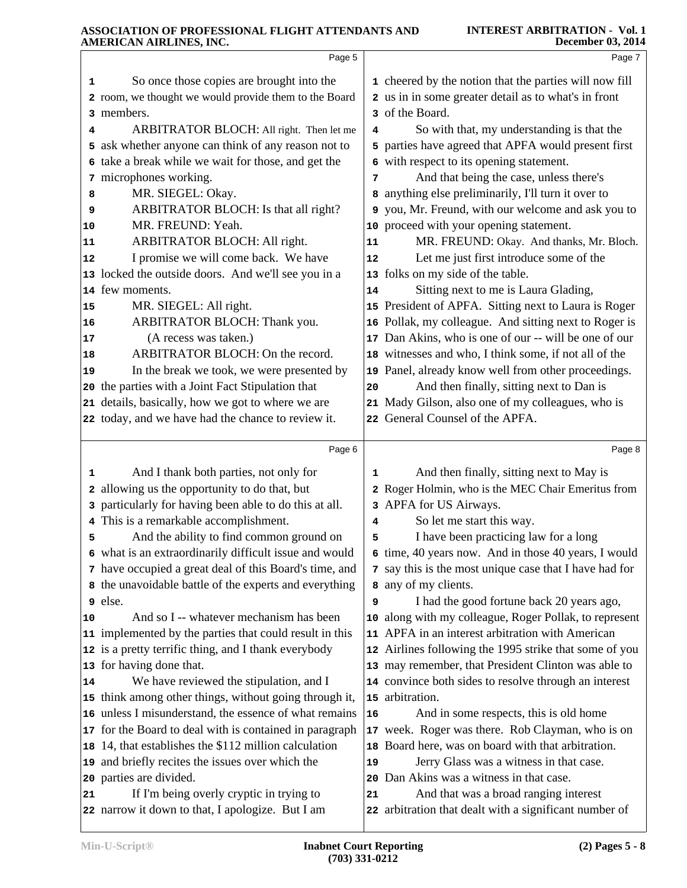Page 5

1 So once those copies are brought into the
2 room, we thought we would provide them to the Board
3 members.
4 ARBITRATOR BLOCH: All right. Then let me
5 ask whether anyone can think of any reason not to
6 take a break while we wait for those, and get the
7 microphones working.
8 MR. SIEGEL: Okay.
9 ARBITRATOR BLOCH: Is that all right?
10 MR. FREUND: Yeah.
11 ARBITRATOR BLOCH: All right.
12 I promise we will come back. We have
13 locked the outside doors. And we'll see you in a
14 few moments.
15 MR. SIEGEL: All right.
16 ARBITRATOR BLOCH: Thank you.
17 (A recess was taken.)
18 ARBITRATOR BLOCH: On the record.
19 In the break we took, we were presented by
20 the parties with a Joint Fact Stipulation that
21 details, basically, how we got to where we are
22 today, and we have had the chance to review it.

Page 6

1 And I thank both parties, not only for
2 allowing us the opportunity to do that, but
3 particularly for having been able to do this at all.
4 This is a remarkable accomplishment.
5 And the ability to find common ground on
6 what is an extraordinarily difficult issue and would
7 have occupied a great deal of this Board's time, and
8 the unavoidable battle of the experts and everything
9 else.
10 And so I -- whatever mechanism has been
11 implemented by the parties that could result in this
12 is a pretty terrific thing, and I thank everybody
13 for having done that.
14 We have reviewed the stipulation, and I
15 think among other things, without going through it,
16 unless I misunderstand, the essence of what remains
17 for the Board to deal with is contained in paragraph
18 14, that establishes the $112 million calculation
19 and briefly recites the issues over which the
20 parties are divided.
21 If I'm being overly cryptic in trying to
22 narrow it down to that, I apologize. But I am

Page 7

1 cheered by the notion that the parties will now fill
2 us in in some greater detail as to what's in front
3 of the Board.
4 So with that, my understanding is that the
5 parties have agreed that APFA would present first
6 with respect to its opening statement.
7 And that being the case, unless there's
8 anything else preliminarily, I'll turn it over to
9 you, Mr. Freund, with our welcome and ask you to
10 proceed with your opening statement.
11 MR. FREUND: Okay. And thanks, Mr. Bloch.
12 Let me just first introduce some of the
13 folks on my side of the table.
14 Sitting next to me is Laura Glading,
15 President of APFA. Sitting next to Laura is Roger
16 Pollak, my colleague. And sitting next to Roger is
17 Dan Akins, who is one of our -- will be one of our
18 witnesses and who, I think some, if not all of the
19 Panel, already know well from other proceedings.
20 And then finally, sitting next to Dan is
21 Mady Gilson, also one of my colleagues, who is
22 General Counsel of the APFA.

Page 8

1 And then finally, sitting next to May is
2 Roger Holmin, who is the MEC Chair Emeritus from
3 APFA for US Airways.
4 So let me start this way.
5 I have been practicing law for a long
6 time, 40 years now. And in those 40 years, I would
7 say this is the most unique case that I have had for
8 any of my clients.
9 I had the good fortune back 20 years ago,
10 along with my colleague, Roger Pollak, to represent
11 APFA in an interest arbitration with American
12 Airlines following the 1995 strike that some of you
13 may remember, that President Clinton was able to
14 convince both sides to resolve through an interest
15 arbitration.
16 And in some respects, this is old home
17 week. Roger was there. Rob Clayman, who is on
18 Board here, was on board with that arbitration.
19 Jerry Glass was a witness in that case.
20 Dan Akins was a witness in that case.
21 And that was a broad ranging interest
22 arbitration that dealt with a significant number of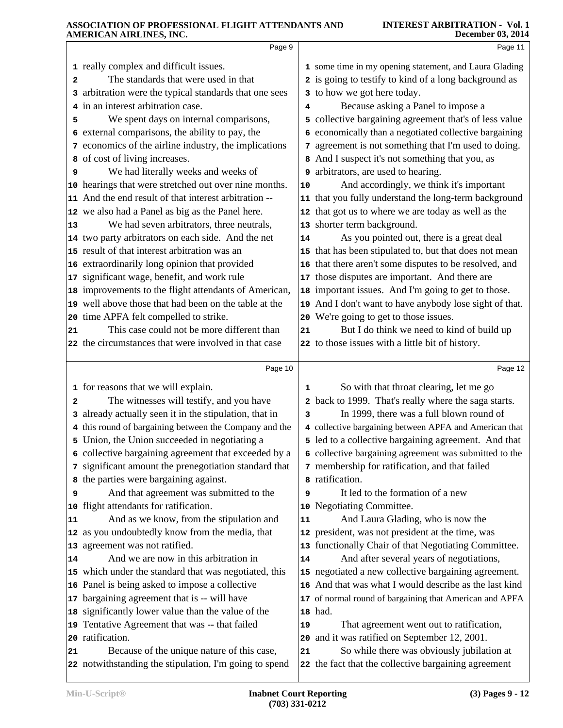Page 9

1 really complex and difficult issues.
2 The standards that were used in that
3 arbitration were the typical standards that one sees
4 in an interest arbitration case.
5 We spent days on internal comparisons,
6 external comparisons, the ability to pay, the
7 economics of the airline industry, the implications
8 of cost of living increases.
9 We had literally weeks and weeks of
10 hearings that were stretched out over nine months.
11 And the end result of that interest arbitration --
12 we also had a Panel as big as the Panel here.
13 We had seven arbitrators, three neutrals,
14 two party arbitrators on each side. And the net
15 result of that interest arbitration was an
16 extraordinarily long opinion that provided
17 significant wage, benefit, and work rule
18 improvements to the flight attendants of American,
19 well above those that had been on the table at the
20 time APFA felt compelled to strike.
21 This case could not be more different than
22 the circumstances that were involved in that case

Page 10

1 for reasons that we will explain.
2 The witnesses will testify, and you have
3 already actually seen it in the stipulation, that in
4 this round of bargaining between the Company and the
5 Union, the Union succeeded in negotiating a
6 collective bargaining agreement that exceeded by a
7 significant amount the prenegotiation standard that
8 the parties were bargaining against.
9 And that agreement was submitted to the
10 flight attendants for ratification.
11 And as we know, from the stipulation and
12 as you undoubtedly know from the media, that
13 agreement was not ratified.
14 And we are now in this arbitration in
15 which under the standard that was negotiated, this
16 Panel is being asked to impose a collective
17 bargaining agreement that is -- will have
18 significantly lower value than the value of the
19 Tentative Agreement that was -- that failed
20 ratification.
21 Because of the unique nature of this case,
22 notwithstanding the stipulation, I'm going to spend

Page 11

1 some time in my opening statement, and Laura Glading
2 is going to testify to kind of a long background as
3 to how we got here today.
4 Because asking a Panel to impose a
5 collective bargaining agreement that's of less value
6 economically than a negotiated collective bargaining
7 agreement is not something that I'm used to doing.
8 And I suspect it's not something that you, as
9 arbitrators, are used to hearing.
10 And accordingly, we think it's important
11 that you fully understand the long-term background
12 that got us to where we are today as well as the
13 shorter term background.
14 As you pointed out, there is a great deal
15 that has been stipulated to, but that does not mean
16 that there aren't some disputes to be resolved, and
17 those disputes are important. And there are
18 important issues. And I'm going to get to those.
19 And I don't want to have anybody lose sight of that.
20 We're going to get to those issues.
21 But I do think we need to kind of build up
22 to those issues with a little bit of history.

Page 12

1 So with that throat clearing, let me go
2 back to 1999. That's really where the saga starts.
3 In 1999, there was a full blown round of
4 collective bargaining between APFA and American that
5 led to a collective bargaining agreement. And that
6 collective bargaining agreement was submitted to the
7 membership for ratification, and that failed
8 ratification.
9 It led to the formation of a new
10 Negotiating Committee.
11 And Laura Glading, who is now the
12 president, was not president at the time, was
13 functionally Chair of that Negotiating Committee.
14 And after several years of negotiations,
15 negotiated a new collective bargaining agreement.
16 And that was what I would describe as the last kind
17 of normal round of bargaining that American and APFA
18 had.
19 That agreement went out to ratification,
20 and it was ratified on September 12, 2001.
21 So while there was obviously jubilation at
22 the fact that the collective bargaining agreement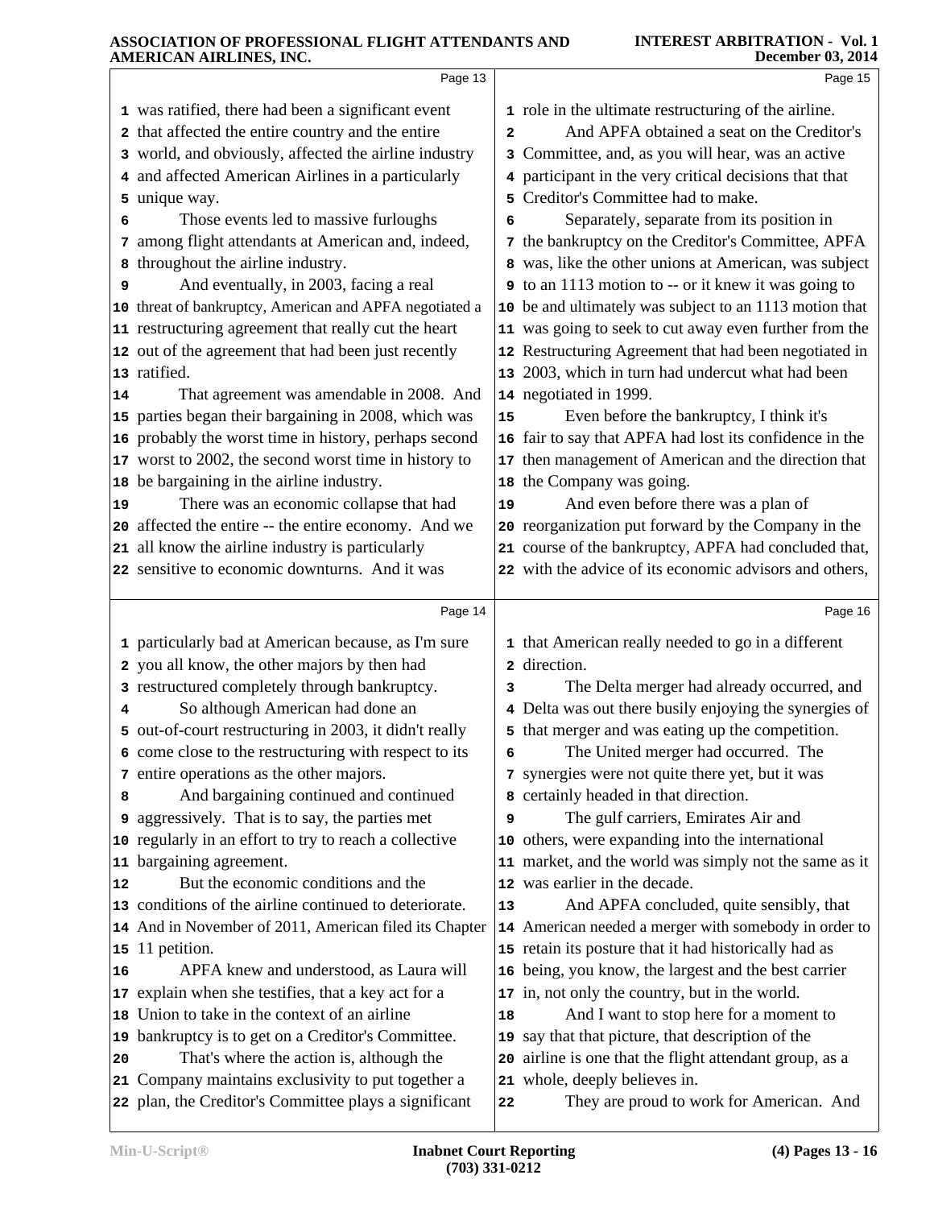was ratified, there had been a significant event that affected the entire country and the entire world, and obviously, affected the airline industry and affected American Airlines in a particularly unique way.

Those events led to massive furloughs among flight attendants at American and, indeed, throughout the airline industry.

And eventually, in 2003, facing a real threat of bankruptcy, American and APFA negotiated a restructuring agreement that really cut the heart out of the agreement that had been just recently ratified.

That agreement was amendable in 2008. And parties began their bargaining in 2008, which was probably the worst time in history, perhaps second worst to 2002, the second worst time in history to be bargaining in the airline industry.

There was an economic collapse that had affected the entire -- the entire economy. And we all know the airline industry is particularly sensitive to economic downturns. And it was particularly bad at American because, as I'm sure you all know, the other majors by then had restructured completely through bankruptcy.

So although American had done an out-of-court restructuring in 2003, it didn't really come close to the restructuring with respect to its entire operations as the other majors.

And bargaining continued and continued aggressively. That is to say, the parties met regularly in an effort to try to reach a collective bargaining agreement.

But the economic conditions and the conditions of the airline continued to deteriorate. And in November of 2011, American filed its Chapter 11 petition.

APFA knew and understood, as Laura will explain when she testifies, that a key act for a Union to take in the context of an airline bankruptcy is to get on a Creditor's Committee.

That's where the action is, although the Company maintains exclusivity to put together a plan, the Creditor's Committee plays a significant role in the ultimate restructuring of the airline.

And APFA obtained a seat on the Creditor's Committee, and, as you will hear, was an active participant in the very critical decisions that that Creditor's Committee had to make.

Separately, separate from its position in the bankruptcy on the Creditor's Committee, APFA was, like the other unions at American, was subject to an 1113 motion to -- or it knew it was going to be and ultimately was subject to an 1113 motion that was going to seek to cut away even further from the Restructuring Agreement that had been negotiated in 2003, which in turn had undercut what had been negotiated in 1999.

Even before the bankruptcy, I think it's fair to say that APFA had lost its confidence in the then management of American and the direction that the Company was going.

And even before there was a plan of reorganization put forward by the Company in the course of the bankruptcy, APFA had concluded that, with the advice of its economic advisors and others, that American really needed to go in a different direction.

The Delta merger had already occurred, and Delta was out there busily enjoying the synergies of that merger and was eating up the competition.

The United merger had occurred. The synergies were not quite there yet, but it was certainly headed in that direction.

The gulf carriers, Emirates Air and others, were expanding into the international market, and the world was simply not the same as it was earlier in the decade.

And APFA concluded, quite sensibly, that American needed a merger with somebody in order to retain its posture that it had historically had as being, you know, the largest and the best carrier in, not only the country, but in the world.

And I want to stop here for a moment to say that that picture, that description of the airline is one that the flight attendant group, as a whole, deeply believes in.

They are proud to work for American. And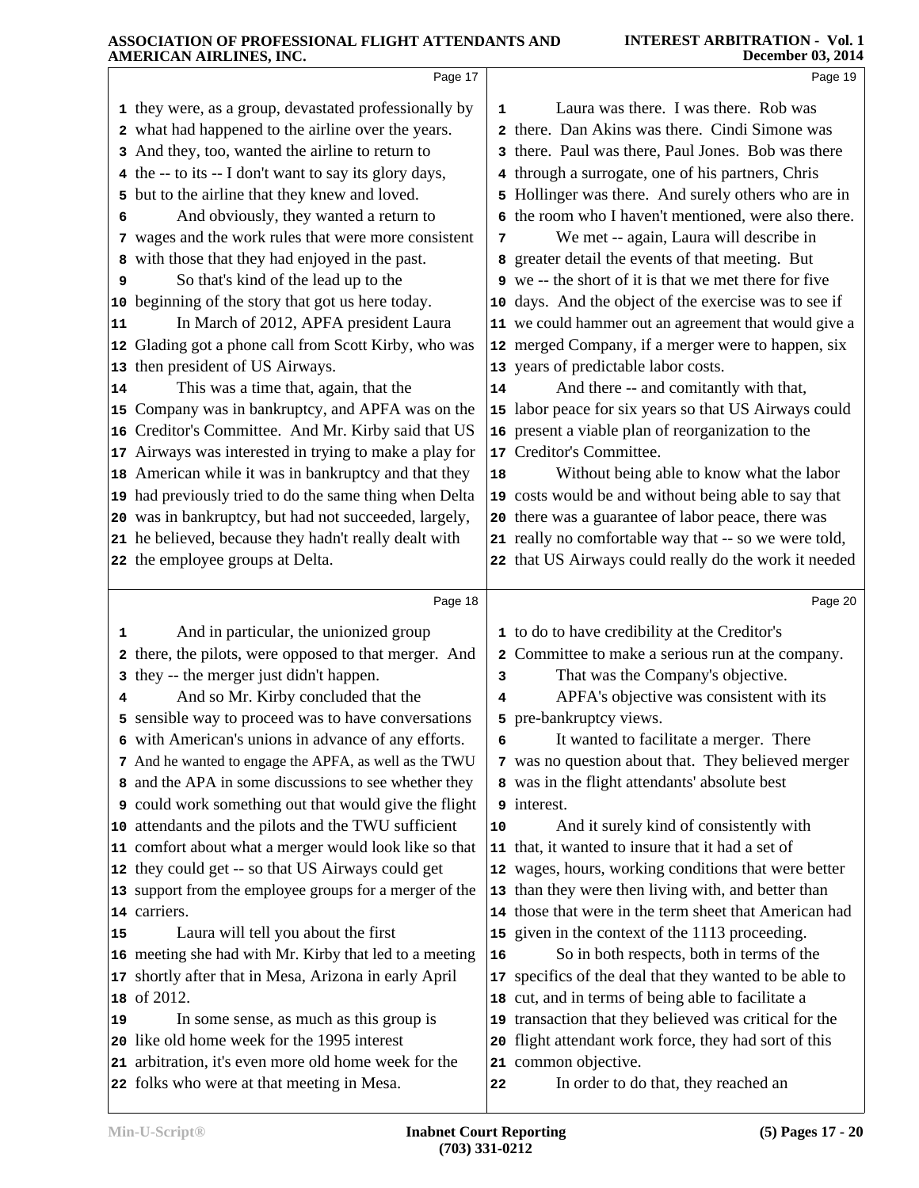Page 17

1 they were, as a group, devastated professionally by
2 what had happened to the airline over the years.
3 And they, too, wanted the airline to return to
4 the -- to its -- I don't want to say its glory days,
5 but to the airline that they knew and loved.
6 And obviously, they wanted a return to
7 wages and the work rules that were more consistent
8 with those that they had enjoyed in the past.
9 So that's kind of the lead up to the
10 beginning of the story that got us here today.
11 In March of 2012, APFA president Laura
12 Glading got a phone call from Scott Kirby, who was
13 then president of US Airways.
14 This was a time that, again, that the
15 Company was in bankruptcy, and APFA was on the
16 Creditor's Committee. And Mr. Kirby said that US
17 Airways was interested in trying to make a play for
18 American while it was in bankruptcy and that they
19 had previously tried to do the same thing when Delta
20 was in bankruptcy, but had not succeeded, largely,
21 he believed, because they hadn't really dealt with
22 the employee groups at Delta.

Page 18

1 And in particular, the unionized group
2 there, the pilots, were opposed to that merger. And
3 they -- the merger just didn't happen.
4 And so Mr. Kirby concluded that the
5 sensible way to proceed was to have conversations
6 with American's unions in advance of any efforts.
7 And he wanted to engage the APFA, as well as the TWU
8 and the APA in some discussions to see whether they
9 could work something out that would give the flight
10 attendants and the pilots and the TWU sufficient
11 comfort about what a merger would look like so that
12 they could get -- so that US Airways could get
13 support from the employee groups for a merger of the
14 carriers.
15 Laura will tell you about the first
16 meeting she had with Mr. Kirby that led to a meeting
17 shortly after that in Mesa, Arizona in early April
18 of 2012.
19 In some sense, as much as this group is
20 like old home week for the 1995 interest
21 arbitration, it's even more old home week for the
22 folks who were at that meeting in Mesa.

Page 19

1 Laura was there. I was there. Rob was
2 there. Dan Akins was there. Cindi Simone was
3 there. Paul was there, Paul Jones. Bob was there
4 through a surrogate, one of his partners, Chris
5 Hollinger was there. And surely others who are in
6 the room who I haven't mentioned, were also there.
7 We met -- again, Laura will describe in
8 greater detail the events of that meeting. But
9 we -- the short of it is that we met there for five
10 days. And the object of the exercise was to see if
11 we could hammer out an agreement that would give a
12 merged Company, if a merger were to happen, six
13 years of predictable labor costs.
14 And there -- and comitantly with that,
15 labor peace for six years so that US Airways could
16 present a viable plan of reorganization to the
17 Creditor's Committee.
18 Without being able to know what the labor
19 costs would be and without being able to say that
20 there was a guarantee of labor peace, there was
21 really no comfortable way that -- so we were told,
22 that US Airways could really do the work it needed

Page 20

1 to do to have credibility at the Creditor's
2 Committee to make a serious run at the company.
3 That was the Company's objective.
4 APFA's objective was consistent with its
5 pre-bankruptcy views.
6 It wanted to facilitate a merger. There
7 was no question about that. They believed merger
8 was in the flight attendants' absolute best
9 interest.
10 And it surely kind of consistently with
11 that, it wanted to insure that it had a set of
12 wages, hours, working conditions that were better
13 than they were then living with, and better than
14 those that were in the term sheet that American had
15 given in the context of the 1113 proceeding.
16 So in both respects, both in terms of the
17 specifics of the deal that they wanted to be able to
18 cut, and in terms of being able to facilitate a
19 transaction that they believed was critical for the
20 flight attendant work force, they had sort of this
21 common objective.
22 In order to do that, they reached an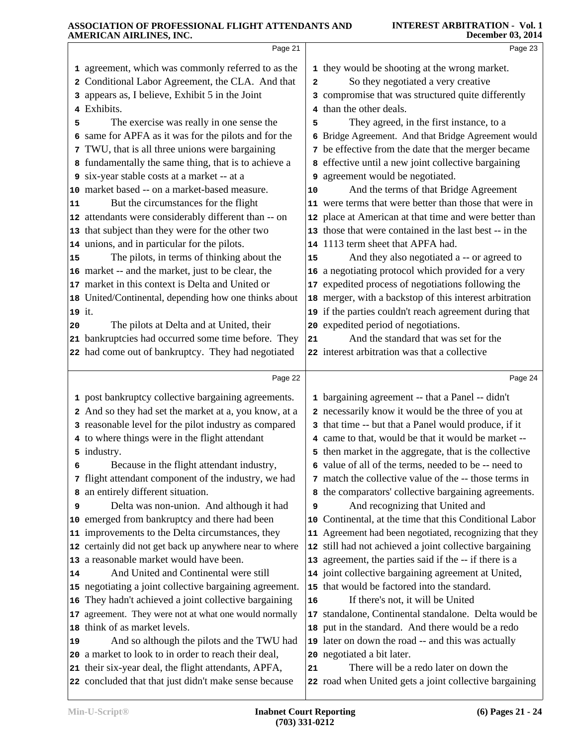Page 21

agreement, which was commonly referred to as the Conditional Labor Agreement, the CLA. And that appears as, I believe, Exhibit 5 in the Joint Exhibits.

The exercise was really in one sense the same for APFA as it was for the pilots and for the TWU, that is all three unions were bargaining fundamentally the same thing, that is to achieve a six-year stable costs at a market -- at a market based -- on a market-based measure.

But the circumstances for the flight attendants were considerably different than -- on that subject than they were for the other two unions, and in particular for the pilots.

The pilots, in terms of thinking about the market -- and the market, just to be clear, the market in this context is Delta and United or United/Continental, depending how one thinks about it.

The pilots at Delta and at United, their bankruptcies had occurred some time before. They had come out of bankruptcy. They had negotiated

Page 22

post bankruptcy collective bargaining agreements. And so they had set the market at a, you know, at a reasonable level for the pilot industry as compared to where things were in the flight attendant industry.

Because in the flight attendant industry, flight attendant component of the industry, we had an entirely different situation.

Delta was non-union. And although it had emerged from bankruptcy and there had been improvements to the Delta circumstances, they certainly did not get back up anywhere near to where a reasonable market would have been.

And United and Continental were still negotiating a joint collective bargaining agreement. They hadn't achieved a joint collective bargaining agreement. They were not at what one would normally think of as market levels.

And so although the pilots and the TWU had a market to look to in order to reach their deal, their six-year deal, the flight attendants, APFA, concluded that that just didn't make sense because

Page 23

they would be shooting at the wrong market.

So they negotiated a very creative compromise that was structured quite differently than the other deals.

They agreed, in the first instance, to a Bridge Agreement. And that Bridge Agreement would be effective from the date that the merger became effective until a new joint collective bargaining agreement would be negotiated.

And the terms of that Bridge Agreement were terms that were better than those that were in place at American at that time and were better than those that were contained in the last best -- in the 1113 term sheet that APFA had.

And they also negotiated a -- or agreed to a negotiating protocol which provided for a very expedited process of negotiations following the merger, with a backstop of this interest arbitration if the parties couldn't reach agreement during that expedited period of negotiations.

And the standard that was set for the interest arbitration was that a collective

Page 24

bargaining agreement -- that a Panel -- didn't necessarily know it would be the three of you at that time -- but that a Panel would produce, if it came to that, would be that it would be market -- then market in the aggregate, that is the collective value of all of the terms, needed to be -- need to match the collective value of the -- those terms in the comparators' collective bargaining agreements.

And recognizing that United and Continental, at the time that this Conditional Labor Agreement had been negotiated, recognizing that they still had not achieved a joint collective bargaining agreement, the parties said if the -- if there is a joint collective bargaining agreement at United, that would be factored into the standard.

If there's not, it will be United standalone, Continental standalone. Delta would be put in the standard. And there would be a redo later on down the road -- and this was actually negotiated a bit later.

There will be a redo later on down the road when United gets a joint collective bargaining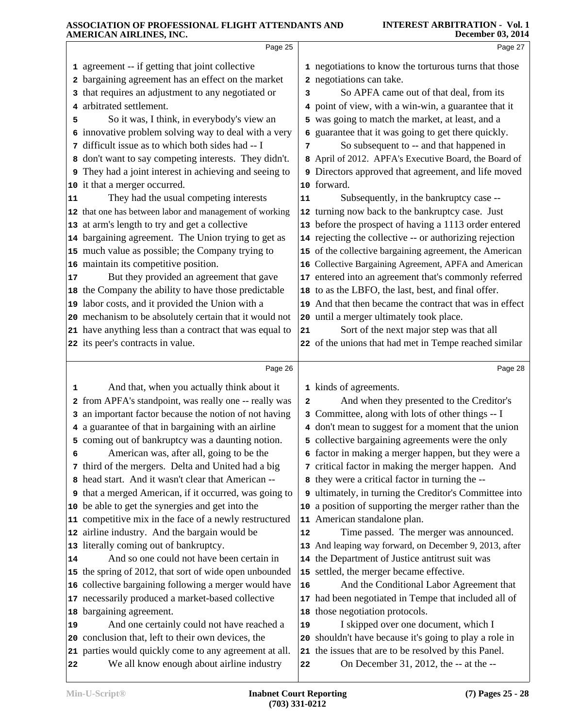Page 25

1 agreement -- if getting that joint collective
2 bargaining agreement has an effect on the market
3 that requires an adjustment to any negotiated or
4 arbitrated settlement.
5 So it was, I think, in everybody's view an
6 innovative problem solving way to deal with a very
7 difficult issue as to which both sides had -- I
8 don't want to say competing interests. They didn't.
9 They had a joint interest in achieving and seeing to
10 it that a merger occurred.
11 They had the usual competing interests
12 that one has between labor and management of working
13 at arm's length to try and get a collective
14 bargaining agreement. The Union trying to get as
15 much value as possible; the Company trying to
16 maintain its competitive position.
17 But they provided an agreement that gave
18 the Company the ability to have those predictable
19 labor costs, and it provided the Union with a
20 mechanism to be absolutely certain that it would not
21 have anything less than a contract that was equal to
22 its peer's contracts in value.

Page 26

1 And that, when you actually think about it
2 from APFA's standpoint, was really one -- really was
3 an important factor because the notion of not having
4 a guarantee of that in bargaining with an airline
5 coming out of bankruptcy was a daunting notion.
6 American was, after all, going to be the
7 third of the mergers. Delta and United had a big
8 head start. And it wasn't clear that American --
9 that a merged American, if it occurred, was going to
10 be able to get the synergies and get into the
11 competitive mix in the face of a newly restructured
12 airline industry. And the bargain would be
13 literally coming out of bankruptcy.
14 And so one could not have been certain in
15 the spring of 2012, that sort of wide open unbounded
16 collective bargaining following a merger would have
17 necessarily produced a market-based collective
18 bargaining agreement.
19 And one certainly could not have reached a
20 conclusion that, left to their own devices, the
21 parties would quickly come to any agreement at all.
22 We all know enough about airline industry

Page 27

1 negotiations to know the torturous turns that those
2 negotiations can take.
3 So APFA came out of that deal, from its
4 point of view, with a win-win, a guarantee that it
5 was going to match the market, at least, and a
6 guarantee that it was going to get there quickly.
7 So subsequent to -- and that happened in
8 April of 2012. APFA's Executive Board, the Board of
9 Directors approved that agreement, and life moved
10 forward.
11 Subsequently, in the bankruptcy case --
12 turning now back to the bankruptcy case. Just
13 before the prospect of having a 1113 order entered
14 rejecting the collective -- or authorizing rejection
15 of the collective bargaining agreement, the American
16 Collective Bargaining Agreement, APFA and American
17 entered into an agreement that's commonly referred
18 to as the LBFO, the last, best, and final offer.
19 And that then became the contract that was in effect
20 until a merger ultimately took place.
21 Sort of the next major step was that all
22 of the unions that had met in Tempe reached similar

Page 28

1 kinds of agreements.
2 And when they presented to the Creditor's
3 Committee, along with lots of other things -- I
4 don't mean to suggest for a moment that the union
5 collective bargaining agreements were the only
6 factor in making a merger happen, but they were a
7 critical factor in making the merger happen. And
8 they were a critical factor in turning the --
9 ultimately, in turning the Creditor's Committee into
10 a position of supporting the merger rather than the
11 American standalone plan.
12 Time passed. The merger was announced.
13 And leaping way forward, on December 9, 2013, after
14 the Department of Justice antitrust suit was
15 settled, the merger became effective.
16 And the Conditional Labor Agreement that
17 had been negotiated in Tempe that included all of
18 those negotiation protocols.
19 I skipped over one document, which I
20 shouldn't have because it's going to play a role in
21 the issues that are to be resolved by this Panel.
22 On December 31, 2012, the -- at the --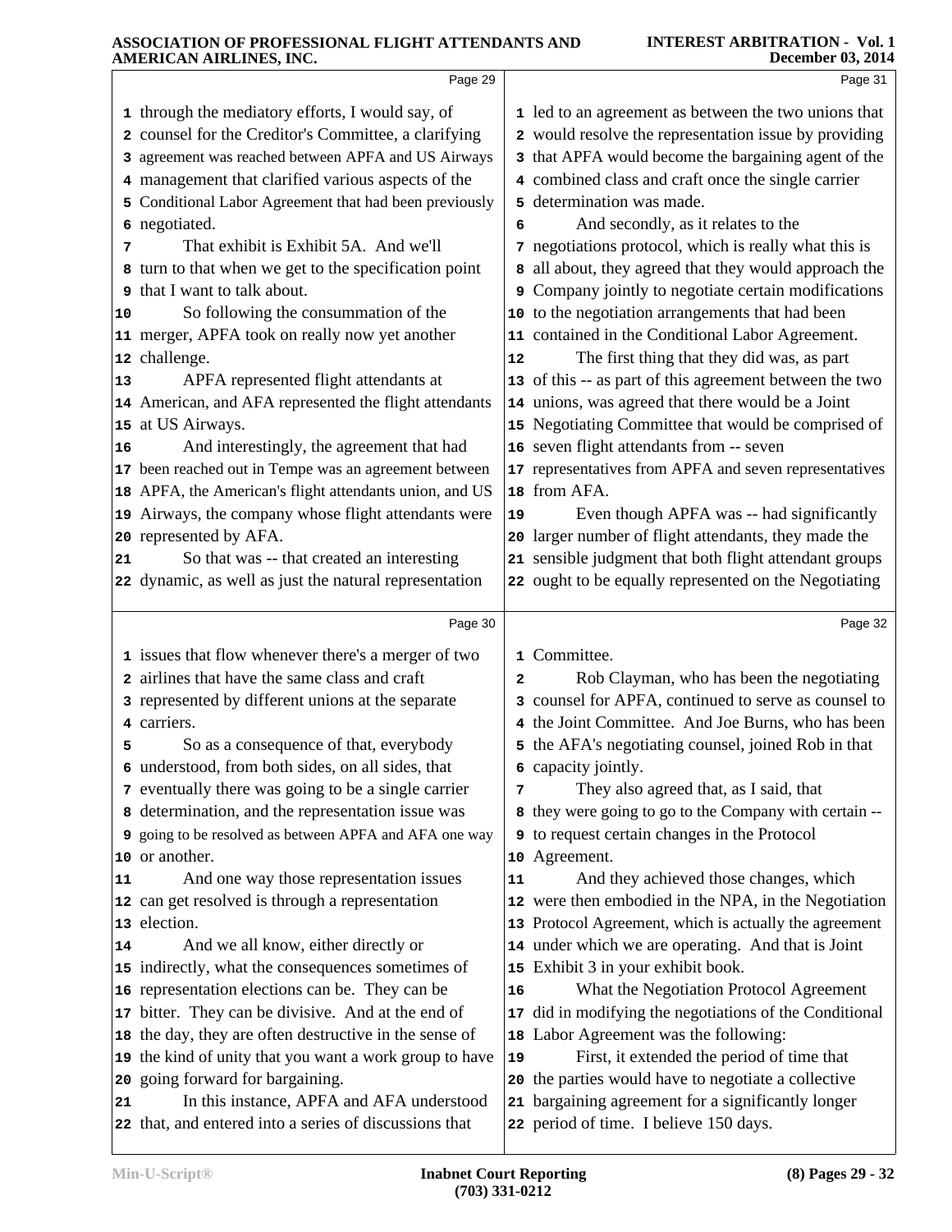Page 29

1 through the mediatory efforts, I would say, of
2 counsel for the Creditor's Committee, a clarifying
3 agreement was reached between APFA and US Airways
4 management that clarified various aspects of the
5 Conditional Labor Agreement that had been previously
6 negotiated.
7 That exhibit is Exhibit 5A. And we'll
8 turn to that when we get to the specification point
9 that I want to talk about.
10 So following the consummation of the
11 merger, APFA took on really now yet another
12 challenge.
13 APFA represented flight attendants at
14 American, and AFA represented the flight attendants
15 at US Airways.
16 And interestingly, the agreement that had
17 been reached out in Tempe was an agreement between
18 APFA, the American's flight attendants union, and US
19 Airways, the company whose flight attendants were
20 represented by AFA.
21 So that was -- that created an interesting
22 dynamic, as well as just the natural representation

Page 30

1 issues that flow whenever there's a merger of two
2 airlines that have the same class and craft
3 represented by different unions at the separate
4 carriers.
5 So as a consequence of that, everybody
6 understood, from both sides, on all sides, that
7 eventually there was going to be a single carrier
8 determination, and the representation issue was
9 going to be resolved as between APFA and AFA one way
10 or another.
11 And one way those representation issues
12 can get resolved is through a representation
13 election.
14 And we all know, either directly or
15 indirectly, what the consequences sometimes of
16 representation elections can be. They can be
17 bitter. They can be divisive. And at the end of
18 the day, they are often destructive in the sense of
19 the kind of unity that you want a work group to have
20 going forward for bargaining.
21 In this instance, APFA and AFA understood
22 that, and entered into a series of discussions that

Page 31

1 led to an agreement as between the two unions that
2 would resolve the representation issue by providing
3 that APFA would become the bargaining agent of the
4 combined class and craft once the single carrier
5 determination was made.
6 And secondly, as it relates to the
7 negotiations protocol, which is really what this is
8 all about, they agreed that they would approach the
9 Company jointly to negotiate certain modifications
10 to the negotiation arrangements that had been
11 contained in the Conditional Labor Agreement.
12 The first thing that they did was, as part
13 of this -- as part of this agreement between the two
14 unions, was agreed that there would be a Joint
15 Negotiating Committee that would be comprised of
16 seven flight attendants from -- seven
17 representatives from APFA and seven representatives
18 from AFA.
19 Even though APFA was -- had significantly
20 larger number of flight attendants, they made the
21 sensible judgment that both flight attendant groups
22 ought to be equally represented on the Negotiating

Page 32

1 Committee.
2 Rob Clayman, who has been the negotiating
3 counsel for APFA, continued to serve as counsel to
4 the Joint Committee. And Joe Burns, who has been
5 the AFA's negotiating counsel, joined Rob in that
6 capacity jointly.
7 They also agreed that, as I said, that
8 they were going to go to the Company with certain --
9 to request certain changes in the Protocol
10 Agreement.
11 And they achieved those changes, which
12 were then embodied in the NPA, in the Negotiation
13 Protocol Agreement, which is actually the agreement
14 under which we are operating. And that is Joint
15 Exhibit 3 in your exhibit book.
16 What the Negotiation Protocol Agreement
17 did in modifying the negotiations of the Conditional
18 Labor Agreement was the following:
19 First, it extended the period of time that
20 the parties would have to negotiate a collective
21 bargaining agreement for a significantly longer
22 period of time. I believe 150 days.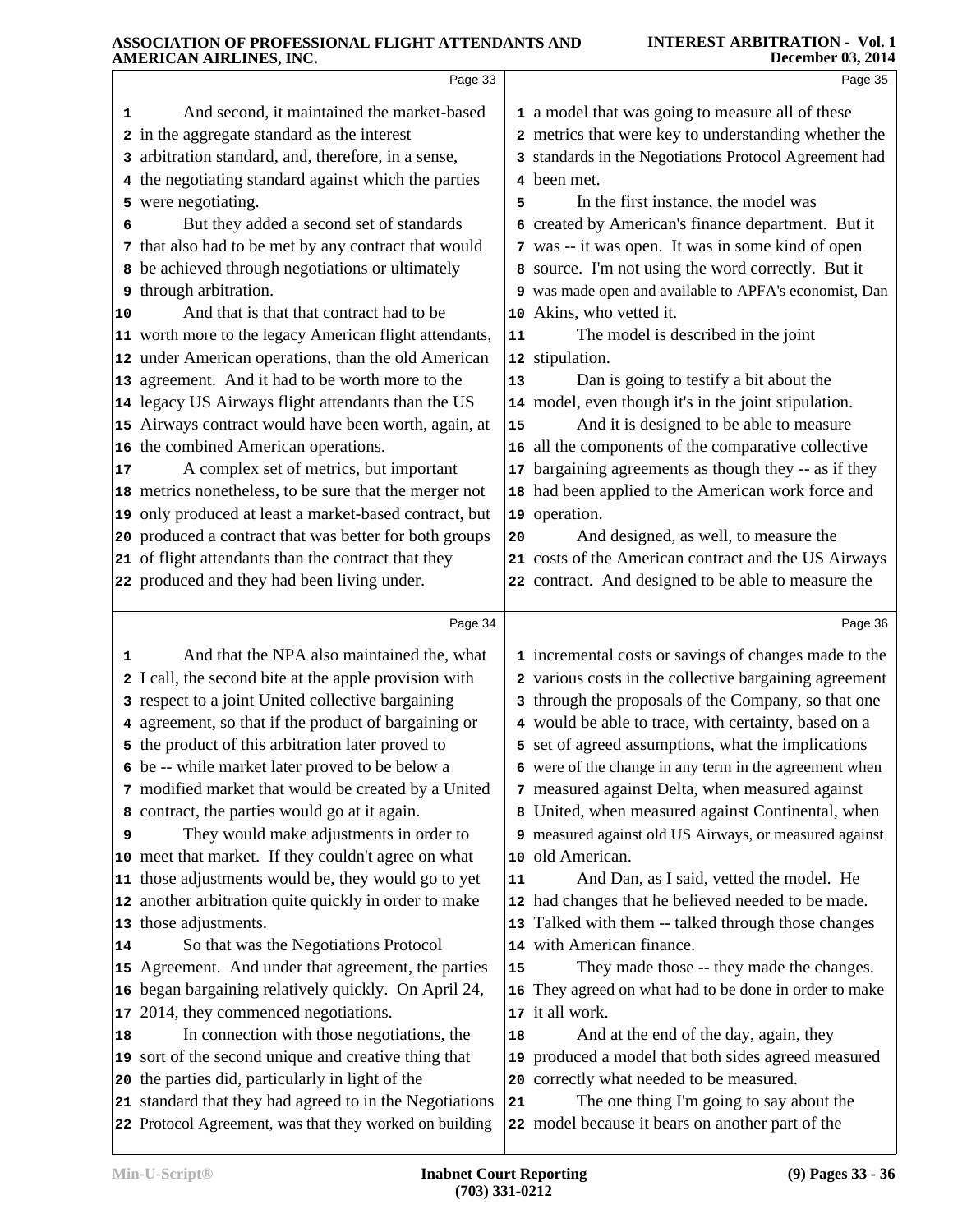Page 33

1 And second, it maintained the market-based
2 in the aggregate standard as the interest
3 arbitration standard, and, therefore, in a sense,
4 the negotiating standard against which the parties
5 were negotiating.
6 But they added a second set of standards
7 that also had to be met by any contract that would
8 be achieved through negotiations or ultimately
9 through arbitration.
10 And that is that that contract had to be
11 worth more to the legacy American flight attendants,
12 under American operations, than the old American
13 agreement. And it had to be worth more to the
14 legacy US Airways flight attendants than the US
15 Airways contract would have been worth, again, at
16 the combined American operations.
17 A complex set of metrics, but important
18 metrics nonetheless, to be sure that the merger not
19 only produced at least a market-based contract, but
20 produced a contract that was better for both groups
21 of flight attendants than the contract that they
22 produced and they had been living under.

Page 34

1 And that the NPA also maintained the, what
2 I call, the second bite at the apple provision with
3 respect to a joint United collective bargaining
4 agreement, so that if the product of bargaining or
5 the product of this arbitration later proved to
6 be -- while market later proved to be below a
7 modified market that would be created by a United
8 contract, the parties would go at it again.
9 They would make adjustments in order to
10 meet that market. If they couldn't agree on what
11 those adjustments would be, they would go to yet
12 another arbitration quite quickly in order to make
13 those adjustments.
14 So that was the Negotiations Protocol
15 Agreement. And under that agreement, the parties
16 began bargaining relatively quickly. On April 24,
17 2014, they commenced negotiations.
18 In connection with those negotiations, the
19 sort of the second unique and creative thing that
20 the parties did, particularly in light of the
21 standard that they had agreed to in the Negotiations
22 Protocol Agreement, was that they worked on building

Page 35

1 a model that was going to measure all of these
2 metrics that were key to understanding whether the
3 standards in the Negotiations Protocol Agreement had
4 been met.
5 In the first instance, the model was
6 created by American's finance department. But it
7 was -- it was open. It was in some kind of open
8 source. I'm not using the word correctly. But it
9 was made open and available to APFA's economist, Dan
10 Akins, who vetted it.
11 The model is described in the joint
12 stipulation.
13 Dan is going to testify a bit about the
14 model, even though it's in the joint stipulation.
15 And it is designed to be able to measure
16 all the components of the comparative collective
17 bargaining agreements as though they -- as if they
18 had been applied to the American work force and
19 operation.
20 And designed, as well, to measure the
21 costs of the American contract and the US Airways
22 contract. And designed to be able to measure the

Page 36

1 incremental costs or savings of changes made to the
2 various costs in the collective bargaining agreement
3 through the proposals of the Company, so that one
4 would be able to trace, with certainty, based on a
5 set of agreed assumptions, what the implications
6 were of the change in any term in the agreement when
7 measured against Delta, when measured against
8 United, when measured against Continental, when
9 measured against old US Airways, or measured against
10 old American.
11 And Dan, as I said, vetted the model. He
12 had changes that he believed needed to be made.
13 Talked with them -- talked through those changes
14 with American finance.
15 They made those -- they made the changes.
16 They agreed on what had to be done in order to make
17 it all work.
18 And at the end of the day, again, they
19 produced a model that both sides agreed measured
20 correctly what needed to be measured.
21 The one thing I'm going to say about the
22 model because it bears on another part of the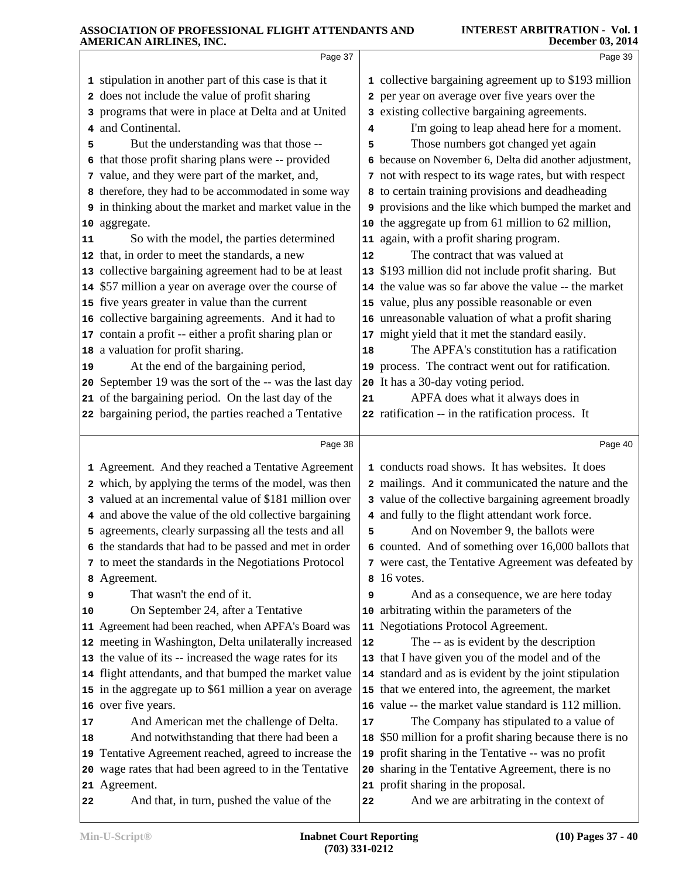stipulation in another part of this case is that it does not include the value of profit sharing programs that were in place at Delta and at United and Continental.

But the understanding was that those -- that those profit sharing plans were -- provided value, and they were part of the market, and, therefore, they had to be accommodated in some way in thinking about the market and market value in the aggregate.

So with the model, the parties determined that, in order to meet the standards, a new collective bargaining agreement had to be at least $57 million a year on average over the course of five years greater in value than the current collective bargaining agreements. And it had to contain a profit -- either a profit sharing plan or a valuation for profit sharing.

At the end of the bargaining period, September 19 was the sort of the -- was the last day of the bargaining period. On the last day of the bargaining period, the parties reached a Tentative Agreement. And they reached a Tentative Agreement which, by applying the terms of the model, was then valued at an incremental value of $181 million over and above the value of the old collective bargaining agreements, clearly surpassing all the tests and all the standards that had to be passed and met in order to meet the standards in the Negotiations Protocol Agreement.

That wasn't the end of it.

On September 24, after a Tentative Agreement had been reached, when APFA's Board was meeting in Washington, Delta unilaterally increased the value of its -- increased the wage rates for its flight attendants, and that bumped the market value in the aggregate up to $61 million a year on average over five years.

And American met the challenge of Delta.

And notwithstanding that there had been a Tentative Agreement reached, agreed to increase the wage rates that had been agreed to in the Tentative Agreement.

And that, in turn, pushed the value of the collective bargaining agreement up to $193 million per year on average over five years over the existing collective bargaining agreements.

I'm going to leap ahead here for a moment.

Those numbers got changed yet again because on November 6, Delta did another adjustment, not with respect to its wage rates, but with respect to certain training provisions and deadheading provisions and the like which bumped the market and the aggregate up from 61 million to 62 million, again, with a profit sharing program.

The contract that was valued at $193 million did not include profit sharing. But the value was so far above the value -- the market value, plus any possible reasonable or even unreasonable valuation of what a profit sharing might yield that it met the standard easily.

The APFA's constitution has a ratification process. The contract went out for ratification. It has a 30-day voting period.

APFA does what it always does in ratification -- in the ratification process. It conducts road shows. It has websites. It does mailings. And it communicated the nature and the value of the collective bargaining agreement broadly and fully to the flight attendant work force.

And on November 9, the ballots were counted. And of something over 16,000 ballots that were cast, the Tentative Agreement was defeated by 16 votes.

And as a consequence, we are here today arbitrating within the parameters of the Negotiations Protocol Agreement.

The -- as is evident by the description that I have given you of the model and of the standard and as is evident by the joint stipulation that we entered into, the agreement, the market value -- the market value standard is 112 million.

The Company has stipulated to a value of $50 million for a profit sharing because there is no profit sharing in the Tentative -- was no profit sharing in the Tentative Agreement, there is no profit sharing in the proposal.

And we are arbitrating in the context of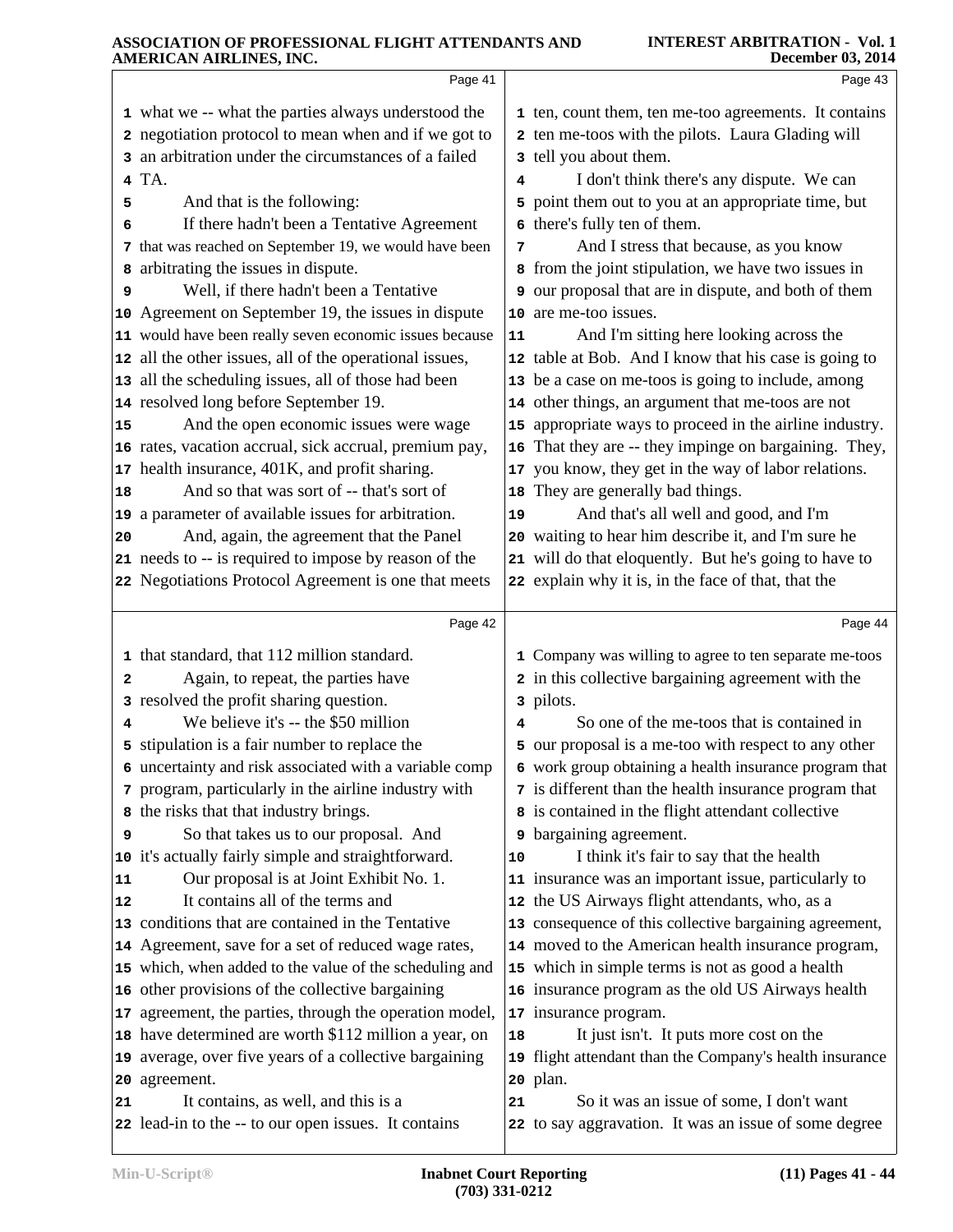what we -- what the parties always understood the negotiation protocol to mean when and if we got to an arbitration under the circumstances of a failed TA.

And that is the following:

If there hadn't been a Tentative Agreement that was reached on September 19, we would have been arbitrating the issues in dispute.

Well, if there hadn't been a Tentative Agreement on September 19, the issues in dispute would have been really seven economic issues because all the other issues, all of the operational issues, all the scheduling issues, all of those had been resolved long before September 19.

And the open economic issues were wage rates, vacation accrual, sick accrual, premium pay, health insurance, 401K, and profit sharing.

And so that was sort of -- that's sort of a parameter of available issues for arbitration.

And, again, the agreement that the Panel needs to -- is required to impose by reason of the Negotiations Protocol Agreement is one that meets that standard, that 112 million standard.

Again, to repeat, the parties have resolved the profit sharing question.

We believe it's -- the $50 million stipulation is a fair number to replace the uncertainty and risk associated with a variable comp program, particularly in the airline industry with the risks that that industry brings.

So that takes us to our proposal. And it's actually fairly simple and straightforward.

Our proposal is at Joint Exhibit No. 1.

It contains all of the terms and conditions that are contained in the Tentative Agreement, save for a set of reduced wage rates, which, when added to the value of the scheduling and other provisions of the collective bargaining agreement, the parties, through the operation model, have determined are worth $112 million a year, on average, over five years of a collective bargaining agreement.

It contains, as well, and this is a lead-in to the -- to our open issues. It contains ten, count them, ten me-too agreements. It contains ten me-toos with the pilots. Laura Glading will tell you about them.

I don't think there's any dispute. We can point them out to you at an appropriate time, but there's fully ten of them.

And I stress that because, as you know from the joint stipulation, we have two issues in our proposal that are in dispute, and both of them are me-too issues.

And I'm sitting here looking across the table at Bob. And I know that his case is going to be a case on me-toos is going to include, among other things, an argument that me-toos are not appropriate ways to proceed in the airline industry. That they are -- they impinge on bargaining. They, you know, they get in the way of labor relations. They are generally bad things.

And that's all well and good, and I'm waiting to hear him describe it, and I'm sure he will do that eloquently. But he's going to have to explain why it is, in the face of that, that the Company was willing to agree to ten separate me-toos in this collective bargaining agreement with the pilots.

So one of the me-toos that is contained in our proposal is a me-too with respect to any other work group obtaining a health insurance program that is different than the health insurance program that is contained in the flight attendant collective bargaining agreement.

I think it's fair to say that the health insurance was an important issue, particularly to the US Airways flight attendants, who, as a consequence of this collective bargaining agreement, moved to the American health insurance program, which in simple terms is not as good a health insurance program as the old US Airways health insurance program.

It just isn't. It puts more cost on the flight attendant than the Company's health insurance plan.

So it was an issue of some, I don't want to say aggravation. It was an issue of some degree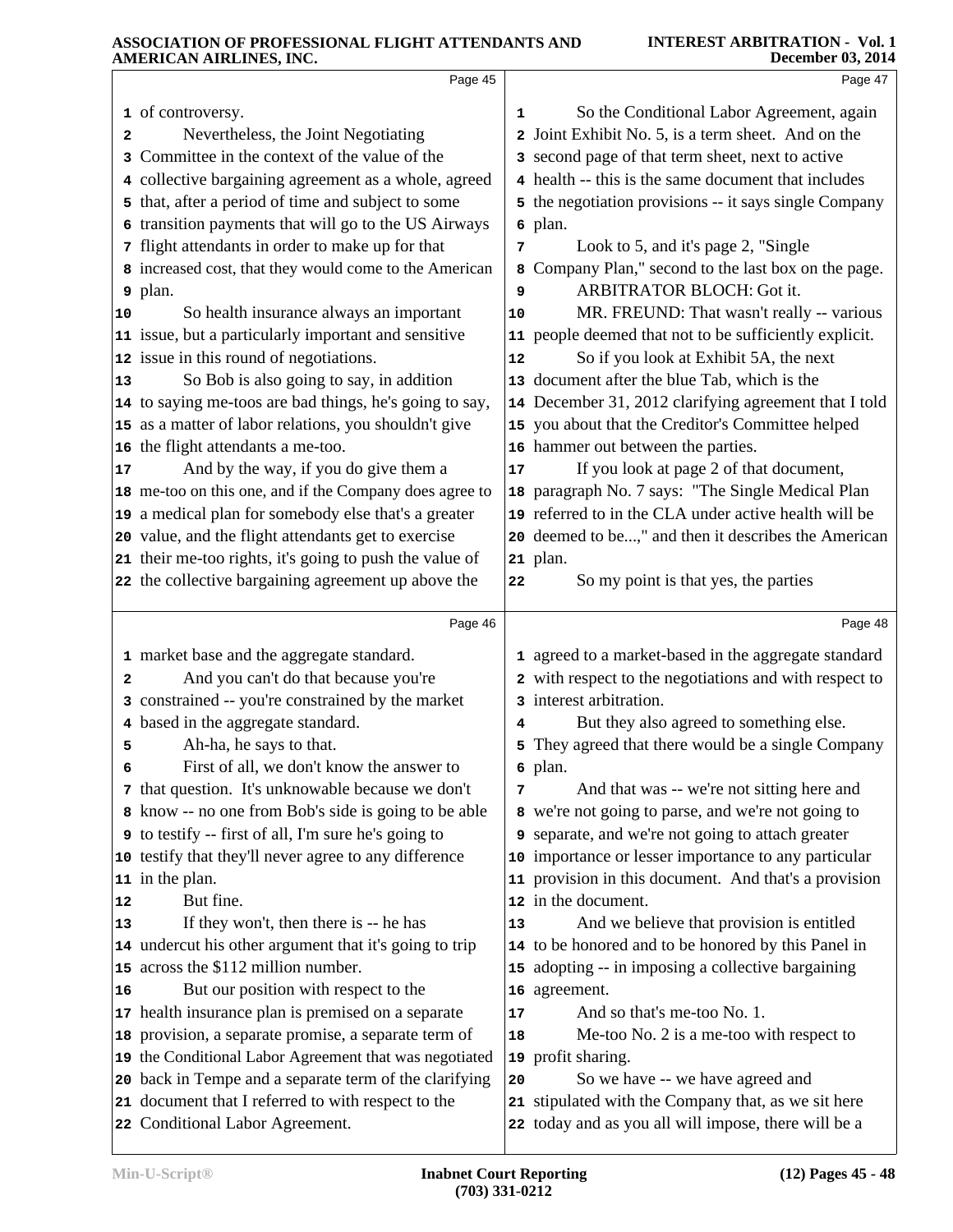Page 45

1 of controversy.
2 Nevertheless, the Joint Negotiating
3 Committee in the context of the value of the
4 collective bargaining agreement as a whole, agreed
5 that, after a period of time and subject to some
6 transition payments that will go to the US Airways
7 flight attendants in order to make up for that
8 increased cost, that they would come to the American
9 plan.
10 So health insurance always an important
11 issue, but a particularly important and sensitive
12 issue in this round of negotiations.
13 So Bob is also going to say, in addition
14 to saying me-toos are bad things, he's going to say,
15 as a matter of labor relations, you shouldn't give
16 the flight attendants a me-too.
17 And by the way, if you do give them a
18 me-too on this one, and if the Company does agree to
19 a medical plan for somebody else that's a greater
20 value, and the flight attendants get to exercise
21 their me-too rights, it's going to push the value of
22 the collective bargaining agreement up above the

Page 46

1 market base and the aggregate standard.
2 And you can't do that because you're
3 constrained -- you're constrained by the market
4 based in the aggregate standard.
5 Ah-ha, he says to that.
6 First of all, we don't know the answer to
7 that question. It's unknowable because we don't
8 know -- no one from Bob's side is going to be able
9 to testify -- first of all, I'm sure he's going to
10 testify that they'll never agree to any difference
11 in the plan.
12 But fine.
13 If they won't, then there is -- he has
14 undercut his other argument that it's going to trip
15 across the $112 million number.
16 But our position with respect to the
17 health insurance plan is premised on a separate
18 provision, a separate promise, a separate term of
19 the Conditional Labor Agreement that was negotiated
20 back in Tempe and a separate term of the clarifying
21 document that I referred to with respect to the
22 Conditional Labor Agreement.

Page 47

1 So the Conditional Labor Agreement, again
2 Joint Exhibit No. 5, is a term sheet. And on the
3 second page of that term sheet, next to active
4 health -- this is the same document that includes
5 the negotiation provisions -- it says single Company
6 plan.
7 Look to 5, and it's page 2, "Single
8 Company Plan," second to the last box on the page.
9 ARBITRATOR BLOCH: Got it.
10 MR. FREUND: That wasn't really -- various
11 people deemed that not to be sufficiently explicit.
12 So if you look at Exhibit 5A, the next
13 document after the blue Tab, which is the
14 December 31, 2012 clarifying agreement that I told
15 you about that the Creditor's Committee helped
16 hammer out between the parties.
17 If you look at page 2 of that document,
18 paragraph No. 7 says: "The Single Medical Plan
19 referred to in the CLA under active health will be
20 deemed to be...," and then it describes the American
21 plan.
22 So my point is that yes, the parties

Page 48

1 agreed to a market-based in the aggregate standard
2 with respect to the negotiations and with respect to
3 interest arbitration.
4 But they also agreed to something else.
5 They agreed that there would be a single Company
6 plan.
7 And that was -- we're not sitting here and
8 we're not going to parse, and we're not going to
9 separate, and we're not going to attach greater
10 importance or lesser importance to any particular
11 provision in this document. And that's a provision
12 in the document.
13 And we believe that provision is entitled
14 to be honored and to be honored by this Panel in
15 adopting -- in imposing a collective bargaining
16 agreement.
17 And so that's me-too No. 1.
18 Me-too No. 2 is a me-too with respect to
19 profit sharing.
20 So we have -- we have agreed and
21 stipulated with the Company that, as we sit here
22 today and as you all will impose, there will be a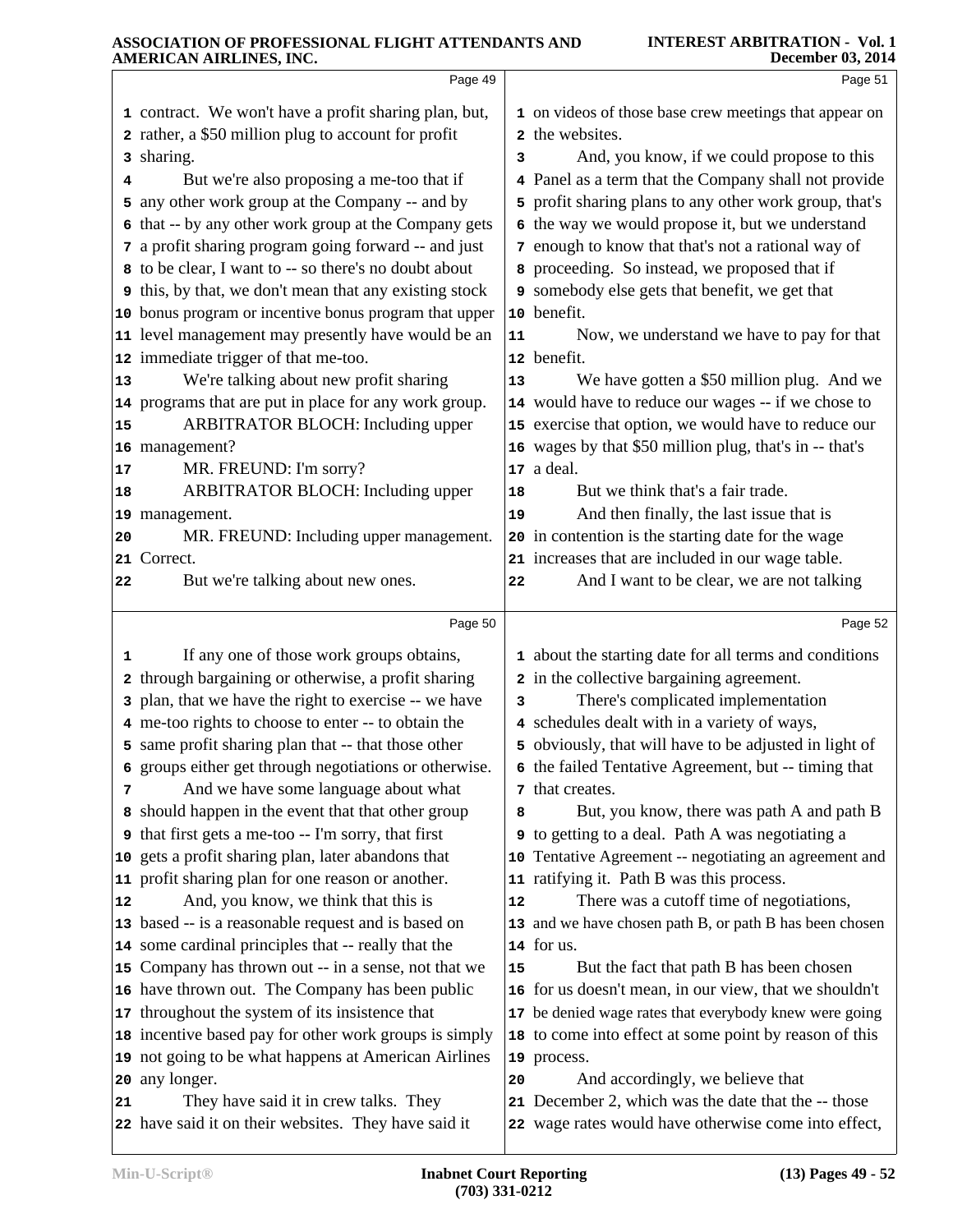Page 49

1 contract. We won't have a profit sharing plan, but,
2 rather, a $50 million plug to account for profit
3 sharing.
4 But we're also proposing a me-too that if
5 any other work group at the Company -- and by
6 that -- by any other work group at the Company gets
7 a profit sharing program going forward -- and just
8 to be clear, I want to -- so there's no doubt about
9 this, by that, we don't mean that any existing stock
10 bonus program or incentive bonus program that upper
11 level management may presently have would be an
12 immediate trigger of that me-too.
13 We're talking about new profit sharing
14 programs that are put in place for any work group.
15 ARBITRATOR BLOCH: Including upper
16 management?
17 MR. FREUND: I'm sorry?
18 ARBITRATOR BLOCH: Including upper
19 management.
20 MR. FREUND: Including upper management.
21 Correct.
22 But we're talking about new ones.

Page 50

1 If any one of those work groups obtains,
2 through bargaining or otherwise, a profit sharing
3 plan, that we have the right to exercise -- we have
4 me-too rights to choose to enter -- to obtain the
5 same profit sharing plan that -- that those other
6 groups either get through negotiations or otherwise.
7 And we have some language about what
8 should happen in the event that that other group
9 that first gets a me-too -- I'm sorry, that first
10 gets a profit sharing plan, later abandons that
11 profit sharing plan for one reason or another.
12 And, you know, we think that this is
13 based -- is a reasonable request and is based on
14 some cardinal principles that -- really that the
15 Company has thrown out -- in a sense, not that we
16 have thrown out. The Company has been public
17 throughout the system of its insistence that
18 incentive based pay for other work groups is simply
19 not going to be what happens at American Airlines
20 any longer.
21 They have said it in crew talks. They
22 have said it on their websites. They have said it

Page 51

1 on videos of those base crew meetings that appear on
2 the websites.
3 And, you know, if we could propose to this
4 Panel as a term that the Company shall not provide
5 profit sharing plans to any other work group, that's
6 the way we would propose it, but we understand
7 enough to know that that's not a rational way of
8 proceeding. So instead, we proposed that if
9 somebody else gets that benefit, we get that
10 benefit.
11 Now, we understand we have to pay for that
12 benefit.
13 We have gotten a $50 million plug. And we
14 would have to reduce our wages -- if we chose to
15 exercise that option, we would have to reduce our
16 wages by that $50 million plug, that's in -- that's
17 a deal.
18 But we think that's a fair trade.
19 And then finally, the last issue that is
20 in contention is the starting date for the wage
21 increases that are included in our wage table.
22 And I want to be clear, we are not talking

Page 52

1 about the starting date for all terms and conditions
2 in the collective bargaining agreement.
3 There's complicated implementation
4 schedules dealt with in a variety of ways,
5 obviously, that will have to be adjusted in light of
6 the failed Tentative Agreement, but -- timing that
7 that creates.
8 But, you know, there was path A and path B
9 to getting to a deal. Path A was negotiating a
10 Tentative Agreement -- negotiating an agreement and
11 ratifying it. Path B was this process.
12 There was a cutoff time of negotiations,
13 and we have chosen path B, or path B has been chosen
14 for us.
15 But the fact that path B has been chosen
16 for us doesn't mean, in our view, that we shouldn't
17 be denied wage rates that everybody knew were going
18 to come into effect at some point by reason of this
19 process.
20 And accordingly, we believe that
21 December 2, which was the date that the -- those
22 wage rates would have otherwise come into effect,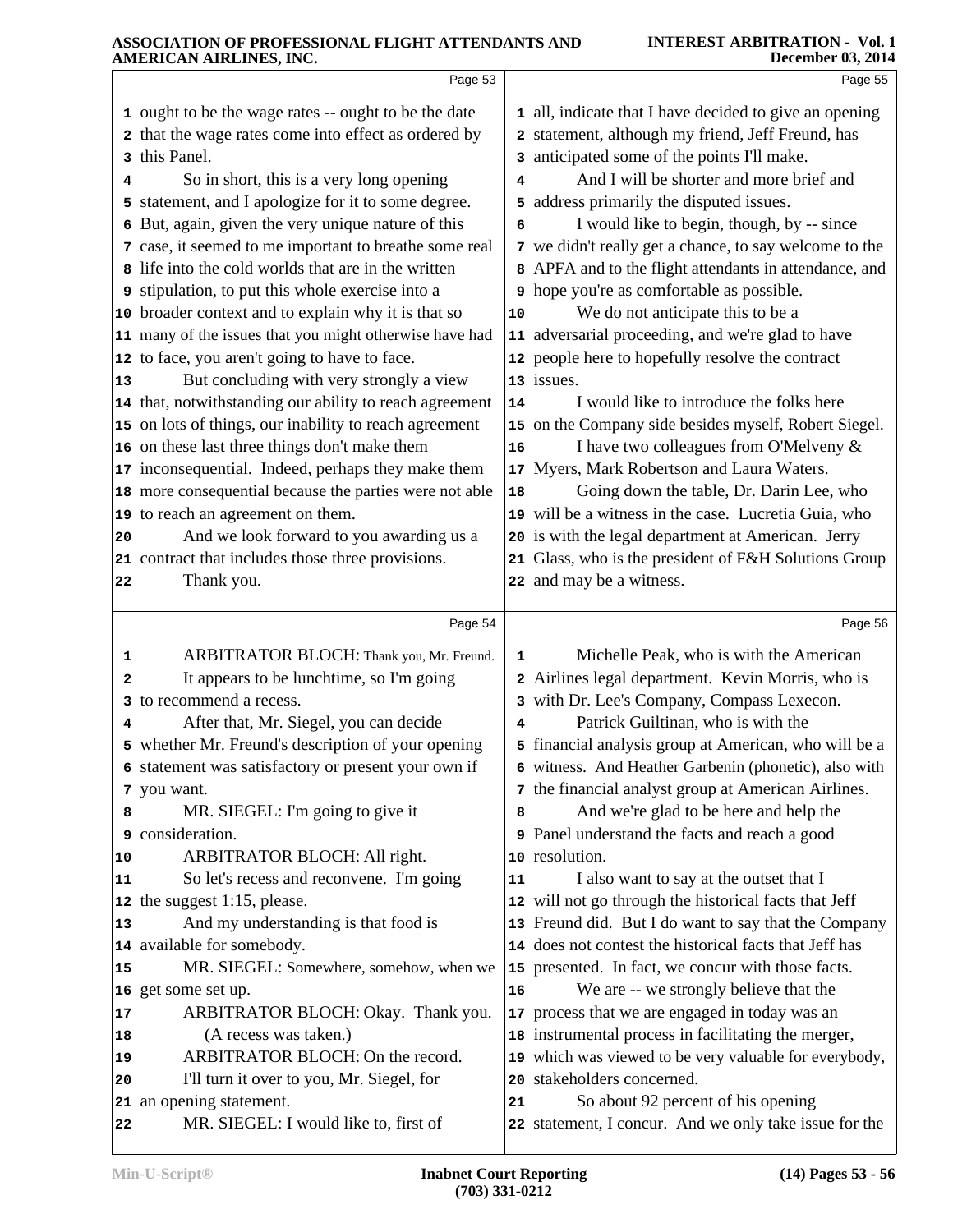Page 53

1 ought to be the wage rates -- ought to be the date
2 that the wage rates come into effect as ordered by
3 this Panel.
4 So in short, this is a very long opening
5 statement, and I apologize for it to some degree.
6 But, again, given the very unique nature of this
7 case, it seemed to me important to breathe some real
8 life into the cold worlds that are in the written
9 stipulation, to put this whole exercise into a
10 broader context and to explain why it is that so
11 many of the issues that you might otherwise have had
12 to face, you aren't going to have to face.
13 But concluding with very strongly a view
14 that, notwithstanding our ability to reach agreement
15 on lots of things, our inability to reach agreement
16 on these last three things don't make them
17 inconsequential. Indeed, perhaps they make them
18 more consequential because the parties were not able
19 to reach an agreement on them.
20 And we look forward to you awarding us a
21 contract that includes those three provisions.
22 Thank you.

Page 54

1 ARBITRATOR BLOCH: Thank you, Mr. Freund.
2 It appears to be lunchtime, so I'm going
3 to recommend a recess.
4 After that, Mr. Siegel, you can decide
5 whether Mr. Freund's description of your opening
6 statement was satisfactory or present your own if
7 you want.
8 MR. SIEGEL: I'm going to give it
9 consideration.
10 ARBITRATOR BLOCH: All right.
11 So let's recess and reconvene. I'm going
12 the suggest 1:15, please.
13 And my understanding is that food is
14 available for somebody.
15 MR. SIEGEL: Somewhere, somehow, when we
16 get some set up.
17 ARBITRATOR BLOCH: Okay. Thank you.
18 (A recess was taken.)
19 ARBITRATOR BLOCH: On the record.
20 I'll turn it over to you, Mr. Siegel, for
21 an opening statement.
22 MR. SIEGEL: I would like to, first of

Page 55

1 all, indicate that I have decided to give an opening
2 statement, although my friend, Jeff Freund, has
3 anticipated some of the points I'll make.
4 And I will be shorter and more brief and
5 address primarily the disputed issues.
6 I would like to begin, though, by -- since
7 we didn't really get a chance, to say welcome to the
8 APFA and to the flight attendants in attendance, and
9 hope you're as comfortable as possible.
10 We do not anticipate this to be a
11 adversarial proceeding, and we're glad to have
12 people here to hopefully resolve the contract
13 issues.
14 I would like to introduce the folks here
15 on the Company side besides myself, Robert Siegel.
16 I have two colleagues from O'Melveny &
17 Myers, Mark Robertson and Laura Waters.
18 Going down the table, Dr. Darin Lee, who
19 will be a witness in the case. Lucretia Guia, who
20 is with the legal department at American. Jerry
21 Glass, who is the president of F&H Solutions Group
22 and may be a witness.

Page 56

1 Michelle Peak, who is with the American
2 Airlines legal department. Kevin Morris, who is
3 with Dr. Lee's Company, Compass Lexecon.
4 Patrick Guiltinan, who is with the
5 financial analysis group at American, who will be a
6 witness. And Heather Garbenin (phonetic), also with
7 the financial analyst group at American Airlines.
8 And we're glad to be here and help the
9 Panel understand the facts and reach a good
10 resolution.
11 I also want to say at the outset that I
12 will not go through the historical facts that Jeff
13 Freund did. But I do want to say that the Company
14 does not contest the historical facts that Jeff has
15 presented. In fact, we concur with those facts.
16 We are -- we strongly believe that the
17 process that we are engaged in today was an
18 instrumental process in facilitating the merger,
19 which was viewed to be very valuable for everybody,
20 stakeholders concerned.
21 So about 92 percent of his opening
22 statement, I concur. And we only take issue for the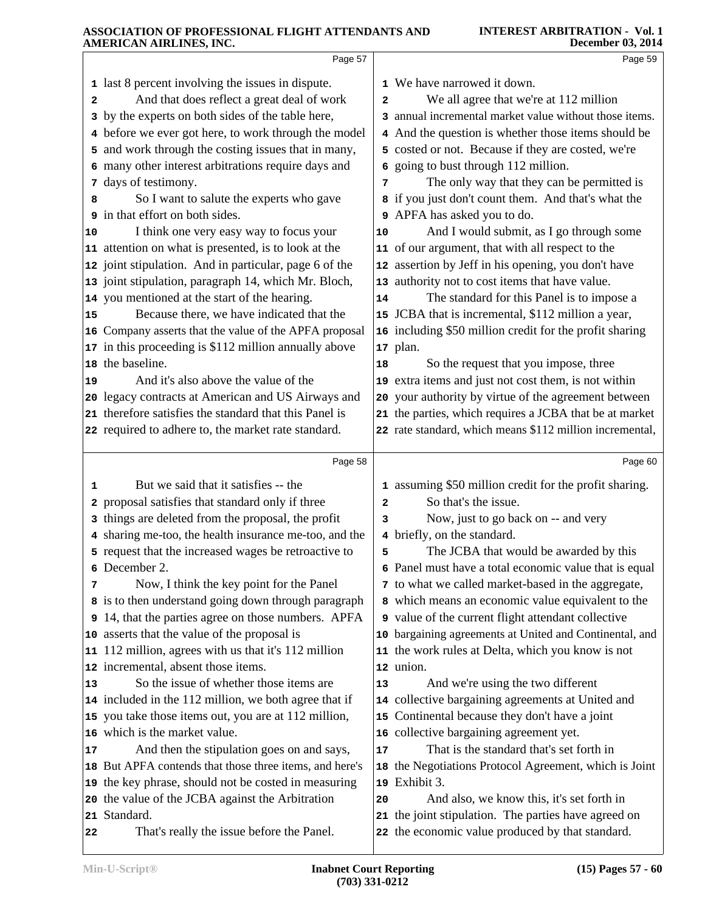Page 57

last 8 percent involving the issues in dispute.

And that does reflect a great deal of work by the experts on both sides of the table here, before we ever got here, to work through the model and work through the costing issues that in many, many other interest arbitrations require days and days of testimony.

So I want to salute the experts who gave in that effort on both sides.

I think one very easy way to focus your attention on what is presented, is to look at the joint stipulation. And in particular, page 6 of the joint stipulation, paragraph 14, which Mr. Bloch, you mentioned at the start of the hearing.

Because there, we have indicated that the Company asserts that the value of the APFA proposal in this proceeding is $112 million annually above the baseline.

And it's also above the value of the legacy contracts at American and US Airways and therefore satisfies the standard that this Panel is required to adhere to, the market rate standard.

Page 58

But we said that it satisfies -- the proposal satisfies that standard only if three things are deleted from the proposal, the profit sharing me-too, the health insurance me-too, and the request that the increased wages be retroactive to December 2.

Now, I think the key point for the Panel is to then understand going down through paragraph 14, that the parties agree on those numbers. APFA asserts that the value of the proposal is 112 million, agrees with us that it's 112 million incremental, absent those items.

So the issue of whether those items are included in the 112 million, we both agree that if you take those items out, you are at 112 million, which is the market value.

And then the stipulation goes on and says, But APFA contends that those three items, and here's the key phrase, should not be costed in measuring the value of the JCBA against the Arbitration Standard.

That's really the issue before the Panel.

Page 59

We have narrowed it down.

We all agree that we're at 112 million annual incremental market value without those items. And the question is whether those items should be costed or not. Because if they are costed, we're going to bust through 112 million.

The only way that they can be permitted is if you just don't count them. And that's what the APFA has asked you to do.

And I would submit, as I go through some of our argument, that with all respect to the assertion by Jeff in his opening, you don't have authority not to cost items that have value.

The standard for this Panel is to impose a JCBA that is incremental, $112 million a year, including $50 million credit for the profit sharing plan.

So the request that you impose, three extra items and just not cost them, is not within your authority by virtue of the agreement between the parties, which requires a JCBA that be at market rate standard, which means $112 million incremental,

Page 60

assuming $50 million credit for the profit sharing.

So that's the issue.

Now, just to go back on -- and very briefly, on the standard.

The JCBA that would be awarded by this Panel must have a total economic value that is equal to what we called market-based in the aggregate, which means an economic value equivalent to the value of the current flight attendant collective bargaining agreements at United and Continental, and the work rules at Delta, which you know is not union.

And we're using the two different collective bargaining agreements at United and Continental because they don't have a joint collective bargaining agreement yet.

That is the standard that's set forth in the Negotiations Protocol Agreement, which is Joint Exhibit 3.

And also, we know this, it's set forth in the joint stipulation. The parties have agreed on the economic value produced by that standard.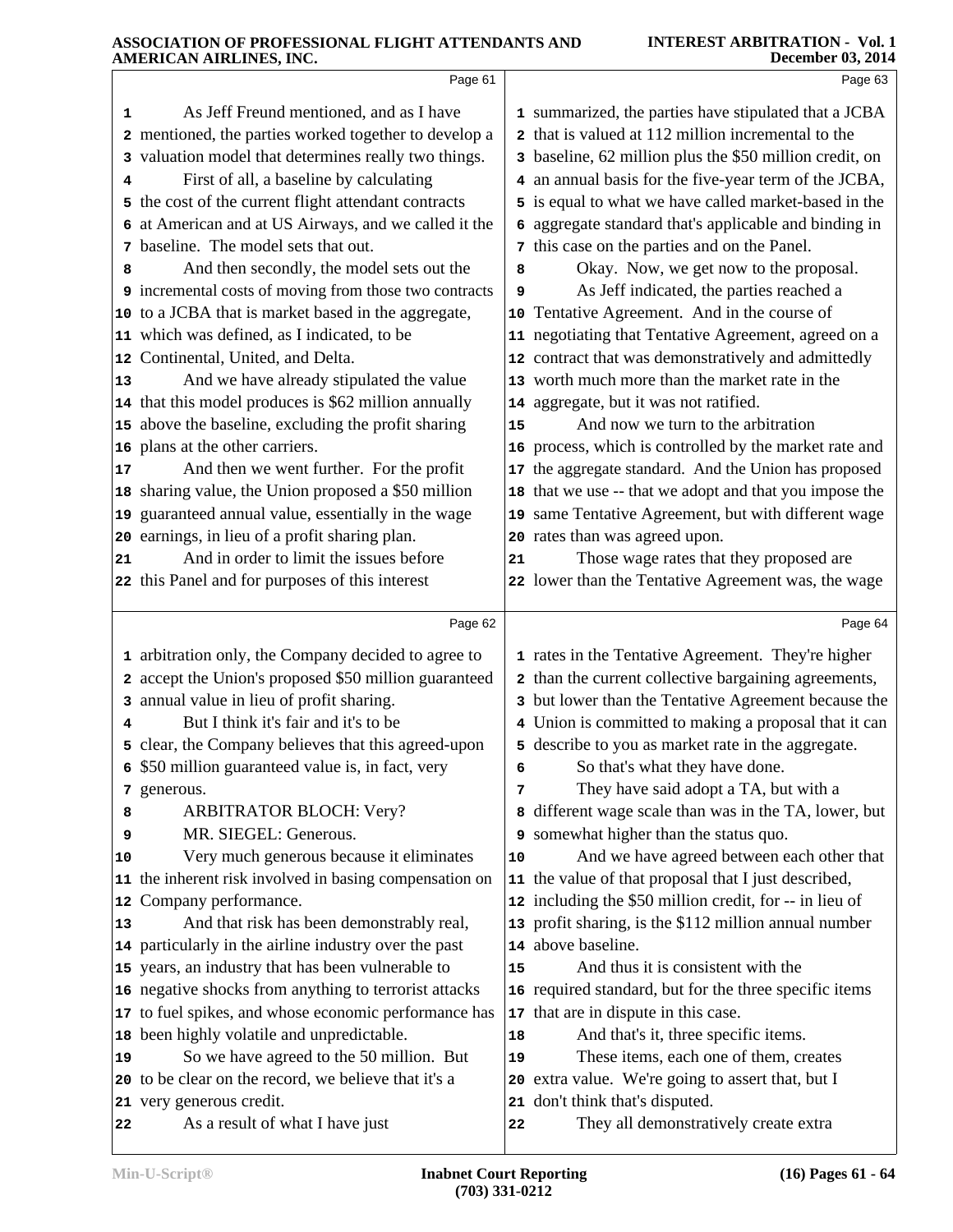Page 61

1 As Jeff Freund mentioned, and as I have
2 mentioned, the parties worked together to develop a
3 valuation model that determines really two things.
4 First of all, a baseline by calculating
5 the cost of the current flight attendant contracts
6 at American and at US Airways, and we called it the
7 baseline. The model sets that out.
8 And then secondly, the model sets out the
9 incremental costs of moving from those two contracts
10 to a JCBA that is market based in the aggregate,
11 which was defined, as I indicated, to be
12 Continental, United, and Delta.
13 And we have already stipulated the value
14 that this model produces is $62 million annually
15 above the baseline, excluding the profit sharing
16 plans at the other carriers.
17 And then we went further. For the profit
18 sharing value, the Union proposed a $50 million
19 guaranteed annual value, essentially in the wage
20 earnings, in lieu of a profit sharing plan.
21 And in order to limit the issues before
22 this Panel and for purposes of this interest

Page 62

1 arbitration only, the Company decided to agree to
2 accept the Union's proposed $50 million guaranteed
3 annual value in lieu of profit sharing.
4 But I think it's fair and it's to be
5 clear, the Company believes that this agreed-upon
6 $50 million guaranteed value is, in fact, very
7 generous.
8 ARBITRATOR BLOCH: Very?
9 MR. SIEGEL: Generous.
10 Very much generous because it eliminates
11 the inherent risk involved in basing compensation on
12 Company performance.
13 And that risk has been demonstrably real,
14 particularly in the airline industry over the past
15 years, an industry that has been vulnerable to
16 negative shocks from anything to terrorist attacks
17 to fuel spikes, and whose economic performance has
18 been highly volatile and unpredictable.
19 So we have agreed to the 50 million. But
20 to be clear on the record, we believe that it's a
21 very generous credit.
22 As a result of what I have just

Page 63

1 summarized, the parties have stipulated that a JCBA
2 that is valued at 112 million incremental to the
3 baseline, 62 million plus the $50 million credit, on
4 an annual basis for the five-year term of the JCBA,
5 is equal to what we have called market-based in the
6 aggregate standard that's applicable and binding in
7 this case on the parties and on the Panel.
8 Okay. Now, we get now to the proposal.
9 As Jeff indicated, the parties reached a
10 Tentative Agreement. And in the course of
11 negotiating that Tentative Agreement, agreed on a
12 contract that was demonstratively and admittedly
13 worth much more than the market rate in the
14 aggregate, but it was not ratified.
15 And now we turn to the arbitration
16 process, which is controlled by the market rate and
17 the aggregate standard. And the Union has proposed
18 that we use -- that we adopt and that you impose the
19 same Tentative Agreement, but with different wage
20 rates than was agreed upon.
21 Those wage rates that they proposed are
22 lower than the Tentative Agreement was, the wage

Page 64

1 rates in the Tentative Agreement. They're higher
2 than the current collective bargaining agreements,
3 but lower than the Tentative Agreement because the
4 Union is committed to making a proposal that it can
5 describe to you as market rate in the aggregate.
6 So that's what they have done.
7 They have said adopt a TA, but with a
8 different wage scale than was in the TA, lower, but
9 somewhat higher than the status quo.
10 And we have agreed between each other that
11 the value of that proposal that I just described,
12 including the $50 million credit, for -- in lieu of
13 profit sharing, is the $112 million annual number
14 above baseline.
15 And thus it is consistent with the
16 required standard, but for the three specific items
17 that are in dispute in this case.
18 And that's it, three specific items.
19 These items, each one of them, creates
20 extra value. We're going to assert that, but I
21 don't think that's disputed.
22 They all demonstratively create extra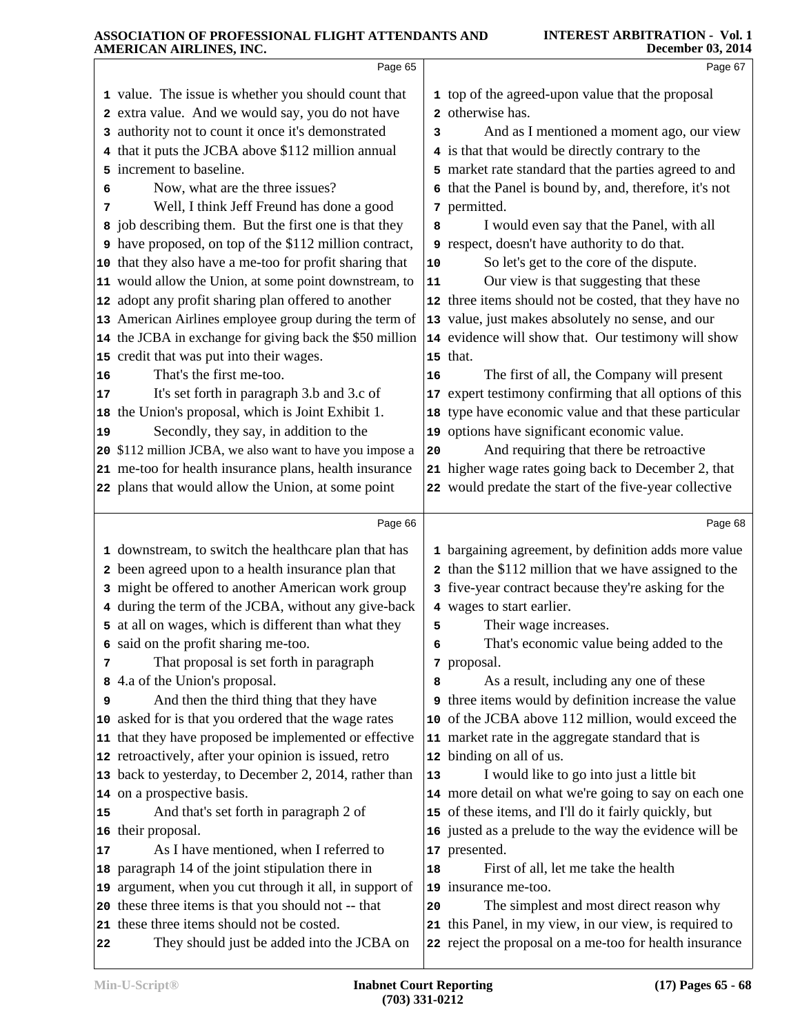Page 65

1 value. The issue is whether you should count that
2 extra value. And we would say, you do not have
3 authority not to count it once it's demonstrated
4 that it puts the JCBA above $112 million annual
5 increment to baseline.
6 Now, what are the three issues?
7 Well, I think Jeff Freund has done a good
8 job describing them. But the first one is that they
9 have proposed, on top of the $112 million contract,
10 that they also have a me-too for profit sharing that
11 would allow the Union, at some point downstream, to
12 adopt any profit sharing plan offered to another
13 American Airlines employee group during the term of
14 the JCBA in exchange for giving back the $50 million
15 credit that was put into their wages.
16 That's the first me-too.
17 It's set forth in paragraph 3.b and 3.c of
18 the Union's proposal, which is Joint Exhibit 1.
19 Secondly, they say, in addition to the
20 $112 million JCBA, we also want to have you impose a
21 me-too for health insurance plans, health insurance
22 plans that would allow the Union, at some point

Page 66

1 downstream, to switch the healthcare plan that has
2 been agreed upon to a health insurance plan that
3 might be offered to another American work group
4 during the term of the JCBA, without any give-back
5 at all on wages, which is different than what they
6 said on the profit sharing me-too.
7 That proposal is set forth in paragraph
8 4.a of the Union's proposal.
9 And then the third thing that they have
10 asked for is that you ordered that the wage rates
11 that they have proposed be implemented or effective
12 retroactively, after your opinion is issued, retro
13 back to yesterday, to December 2, 2014, rather than
14 on a prospective basis.
15 And that's set forth in paragraph 2 of
16 their proposal.
17 As I have mentioned, when I referred to
18 paragraph 14 of the joint stipulation there in
19 argument, when you cut through it all, in support of
20 these three items is that you should not -- that
21 these three items should not be costed.
22 They should just be added into the JCBA on

Page 67

1 top of the agreed-upon value that the proposal
2 otherwise has.
3 And as I mentioned a moment ago, our view
4 is that that would be directly contrary to the
5 market rate standard that the parties agreed to and
6 that the Panel is bound by, and, therefore, it's not
7 permitted.
8 I would even say that the Panel, with all
9 respect, doesn't have authority to do that.
10 So let's get to the core of the dispute.
11 Our view is that suggesting that these
12 three items should not be costed, that they have no
13 value, just makes absolutely no sense, and our
14 evidence will show that. Our testimony will show
15 that.
16 The first of all, the Company will present
17 expert testimony confirming that all options of this
18 type have economic value and that these particular
19 options have significant economic value.
20 And requiring that there be retroactive
21 higher wage rates going back to December 2, that
22 would predate the start of the five-year collective

Page 68

1 bargaining agreement, by definition adds more value
2 than the $112 million that we have assigned to the
3 five-year contract because they're asking for the
4 wages to start earlier.
5 Their wage increases.
6 That's economic value being added to the
7 proposal.
8 As a result, including any one of these
9 three items would by definition increase the value
10 of the JCBA above 112 million, would exceed the
11 market rate in the aggregate standard that is
12 binding on all of us.
13 I would like to go into just a little bit
14 more detail on what we're going to say on each one
15 of these items, and I'll do it fairly quickly, but
16 justed as a prelude to the way the evidence will be
17 presented.
18 First of all, let me take the health
19 insurance me-too.
20 The simplest and most direct reason why
21 this Panel, in my view, in our view, is required to
22 reject the proposal on a me-too for health insurance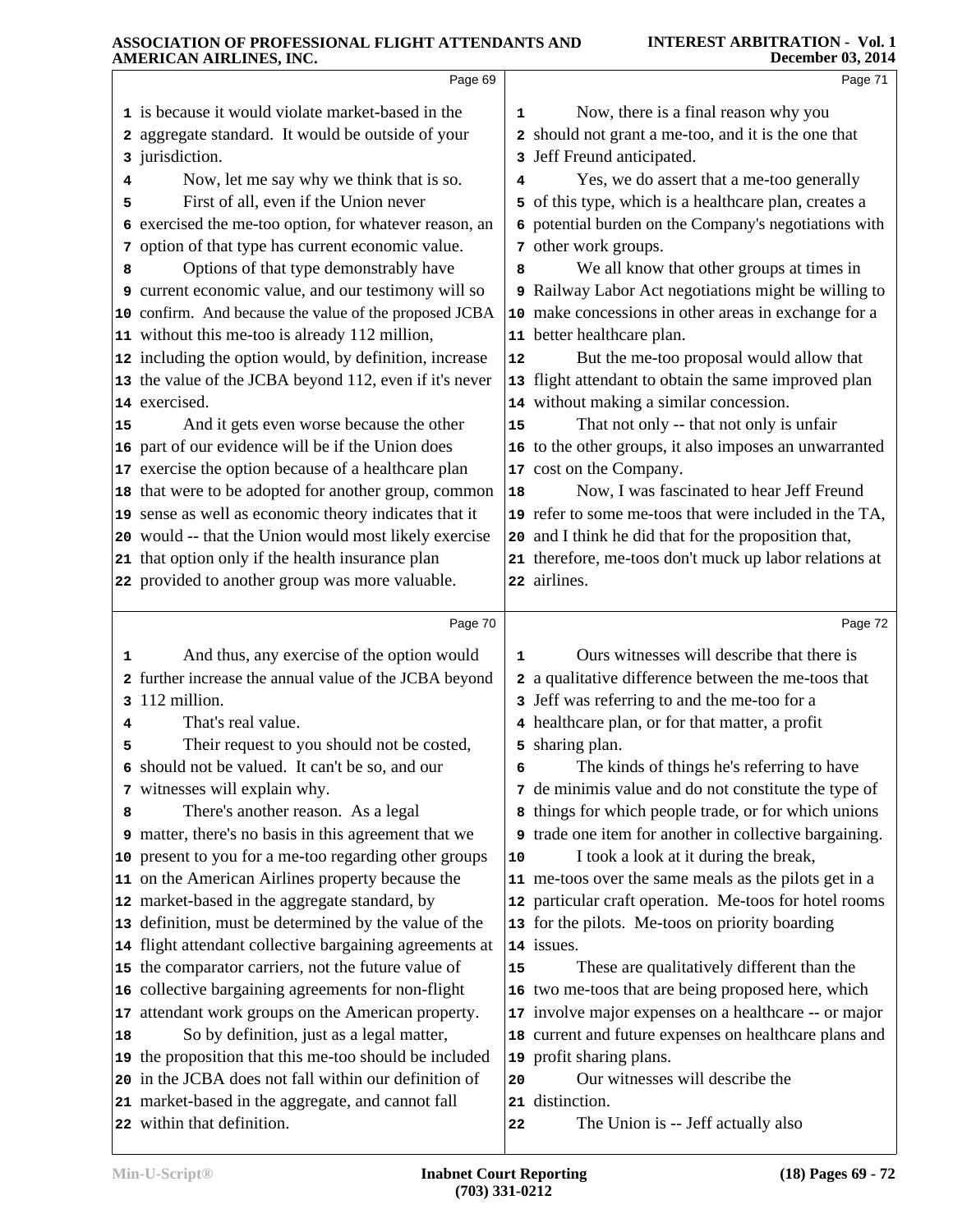is because it would violate market-based in the aggregate standard. It would be outside of your jurisdiction.

Now, let me say why we think that is so.

First of all, even if the Union never exercised the me-too option, for whatever reason, an option of that type has current economic value.

Options of that type demonstrably have current economic value, and our testimony will so confirm. And because the value of the proposed JCBA without this me-too is already 112 million, including the option would, by definition, increase the value of the JCBA beyond 112, even if it's never exercised.

And it gets even worse because the other part of our evidence will be if the Union does exercise the option because of a healthcare plan that were to be adopted for another group, common sense as well as economic theory indicates that it would -- that the Union would most likely exercise that option only if the health insurance plan provided to another group was more valuable.

And thus, any exercise of the option would further increase the annual value of the JCBA beyond 112 million.

That's real value.

Their request to you should not be costed, should not be valued. It can't be so, and our witnesses will explain why.

There's another reason. As a legal matter, there's no basis in this agreement that we present to you for a me-too regarding other groups on the American Airlines property because the market-based in the aggregate standard, by definition, must be determined by the value of the flight attendant collective bargaining agreements at the comparator carriers, not the future value of collective bargaining agreements for non-flight attendant work groups on the American property.

So by definition, just as a legal matter, the proposition that this me-too should be included in the JCBA does not fall within our definition of market-based in the aggregate, and cannot fall within that definition.

Now, there is a final reason why you should not grant a me-too, and it is the one that Jeff Freund anticipated.

Yes, we do assert that a me-too generally of this type, which is a healthcare plan, creates a potential burden on the Company's negotiations with other work groups.

We all know that other groups at times in Railway Labor Act negotiations might be willing to make concessions in other areas in exchange for a better healthcare plan.

But the me-too proposal would allow that flight attendant to obtain the same improved plan without making a similar concession.

That not only -- that not only is unfair to the other groups, it also imposes an unwarranted cost on the Company.

Now, I was fascinated to hear Jeff Freund refer to some me-toos that were included in the TA, and I think he did that for the proposition that, therefore, me-toos don't muck up labor relations at airlines.

Ours witnesses will describe that there is a qualitative difference between the me-toos that Jeff was referring to and the me-too for a healthcare plan, or for that matter, a profit sharing plan.

The kinds of things he's referring to have de minimis value and do not constitute the type of things for which people trade, or for which unions trade one item for another in collective bargaining.

I took a look at it during the break, me-toos over the same meals as the pilots get in a particular craft operation. Me-toos for hotel rooms for the pilots. Me-toos on priority boarding issues.

These are qualitatively different than the two me-toos that are being proposed here, which involve major expenses on a healthcare -- or major current and future expenses on healthcare plans and profit sharing plans.

Our witnesses will describe the distinction.

The Union is -- Jeff actually also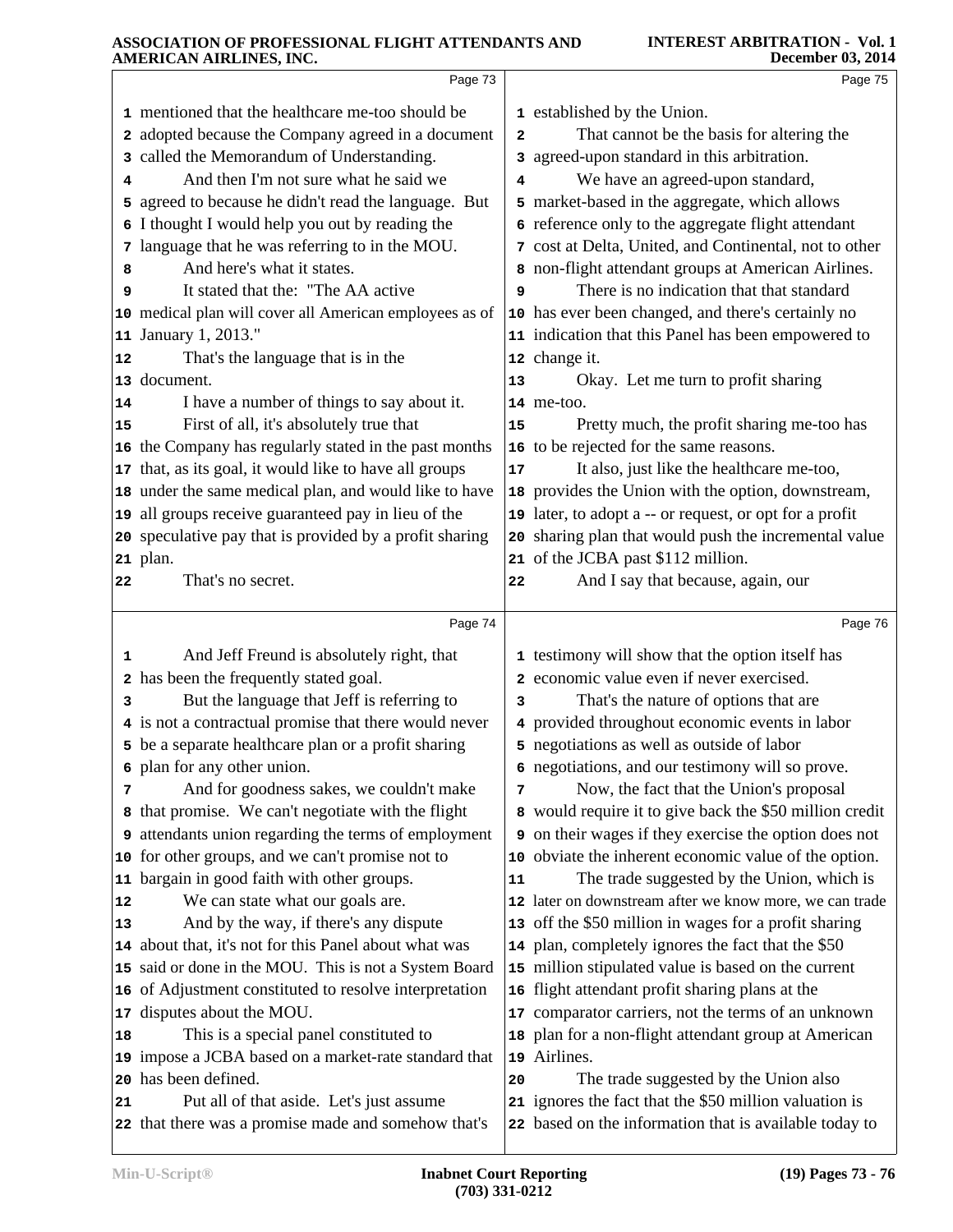Page 73

mentioned that the healthcare me-too should be adopted because the Company agreed in a document called the Memorandum of Understanding.

And then I'm not sure what he said we agreed to because he didn't read the language. But I thought I would help you out by reading the language that he was referring to in the MOU.

And here's what it states.

It stated that the: "The AA active medical plan will cover all American employees as of January 1, 2013."

That's the language that is in the document.

I have a number of things to say about it.

First of all, it's absolutely true that the Company has regularly stated in the past months that, as its goal, it would like to have all groups under the same medical plan, and would like to have all groups receive guaranteed pay in lieu of the speculative pay that is provided by a profit sharing plan.

That's no secret.

Page 74

And Jeff Freund is absolutely right, that has been the frequently stated goal.

But the language that Jeff is referring to is not a contractual promise that there would never be a separate healthcare plan or a profit sharing plan for any other union.

And for goodness sakes, we couldn't make that promise. We can't negotiate with the flight attendants union regarding the terms of employment for other groups, and we can't promise not to bargain in good faith with other groups.

We can state what our goals are.

And by the way, if there's any dispute about that, it's not for this Panel about what was said or done in the MOU. This is not a System Board of Adjustment constituted to resolve interpretation disputes about the MOU.

This is a special panel constituted to impose a JCBA based on a market-rate standard that has been defined.

Put all of that aside. Let's just assume that there was a promise made and somehow that's

Page 75

established by the Union.

That cannot be the basis for altering the agreed-upon standard in this arbitration.

We have an agreed-upon standard, market-based in the aggregate, which allows reference only to the aggregate flight attendant cost at Delta, United, and Continental, not to other non-flight attendant groups at American Airlines.

There is no indication that that standard has ever been changed, and there's certainly no indication that this Panel has been empowered to change it.

Okay. Let me turn to profit sharing me-too.

Pretty much, the profit sharing me-too has to be rejected for the same reasons.

It also, just like the healthcare me-too, provides the Union with the option, downstream, later, to adopt a -- or request, or opt for a profit sharing plan that would push the incremental value of the JCBA past $112 million.

And I say that because, again, our

Page 76

testimony will show that the option itself has economic value even if never exercised.

That's the nature of options that are provided throughout economic events in labor negotiations as well as outside of labor negotiations, and our testimony will so prove.

Now, the fact that the Union's proposal would require it to give back the $50 million credit on their wages if they exercise the option does not obviate the inherent economic value of the option.

The trade suggested by the Union, which is later on downstream after we know more, we can trade off the $50 million in wages for a profit sharing plan, completely ignores the fact that the $50 million stipulated value is based on the current flight attendant profit sharing plans at the comparator carriers, not the terms of an unknown plan for a non-flight attendant group at American Airlines.

The trade suggested by the Union also ignores the fact that the $50 million valuation is based on the information that is available today to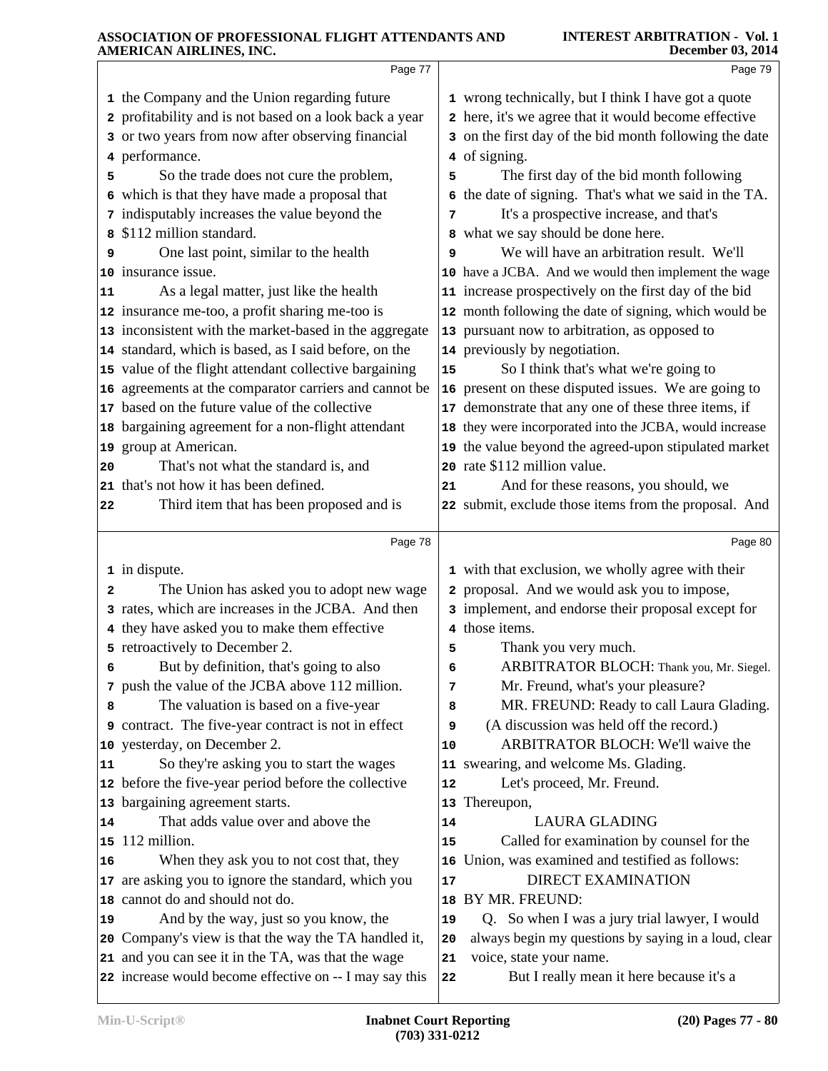Page 77

1 the Company and the Union regarding future
2 profitability and is not based on a look back a year
3 or two years from now after observing financial
4 performance.
5 So the trade does not cure the problem,
6 which is that they have made a proposal that
7 indisputably increases the value beyond the
8 $112 million standard.
9 One last point, similar to the health
10 insurance issue.
11 As a legal matter, just like the health
12 insurance me-too, a profit sharing me-too is
13 inconsistent with the market-based in the aggregate
14 standard, which is based, as I said before, on the
15 value of the flight attendant collective bargaining
16 agreements at the comparator carriers and cannot be
17 based on the future value of the collective
18 bargaining agreement for a non-flight attendant
19 group at American.
20 That's not what the standard is, and
21 that's not how it has been defined.
22 Third item that has been proposed and is

Page 78

1 in dispute.
2 The Union has asked you to adopt new wage
3 rates, which are increases in the JCBA. And then
4 they have asked you to make them effective
5 retroactively to December 2.
6 But by definition, that's going to also
7 push the value of the JCBA above 112 million.
8 The valuation is based on a five-year
9 contract. The five-year contract is not in effect
10 yesterday, on December 2.
11 So they're asking you to start the wages
12 before the five-year period before the collective
13 bargaining agreement starts.
14 That adds value over and above the
15 112 million.
16 When they ask you to not cost that, they
17 are asking you to ignore the standard, which you
18 cannot do and should not do.
19 And by the way, just so you know, the
20 Company's view is that the way the TA handled it,
21 and you can see it in the TA, was that the wage
22 increase would become effective on -- I may say this

Page 79

1 wrong technically, but I think I have got a quote
2 here, it's we agree that it would become effective
3 on the first day of the bid month following the date
4 of signing.
5 The first day of the bid month following
6 the date of signing. That's what we said in the TA.
7 It's a prospective increase, and that's
8 what we say should be done here.
9 We will have an arbitration result. We'll
10 have a JCBA. And we would then implement the wage
11 increase prospectively on the first day of the bid
12 month following the date of signing, which would be
13 pursuant now to arbitration, as opposed to
14 previously by negotiation.
15 So I think that's what we're going to
16 present on these disputed issues. We are going to
17 demonstrate that any one of these three items, if
18 they were incorporated into the JCBA, would increase
19 the value beyond the agreed-upon stipulated market
20 rate $112 million value.
21 And for these reasons, you should, we
22 submit, exclude those items from the proposal. And

Page 80

1 with that exclusion, we wholly agree with their
2 proposal. And we would ask you to impose,
3 implement, and endorse their proposal except for
4 those items.
5 Thank you very much.
6 ARBITRATOR BLOCH: Thank you, Mr. Siegel.
7 Mr. Freund, what's your pleasure?
8 MR. FREUND: Ready to call Laura Glading.
9 (A discussion was held off the record.)
10 ARBITRATOR BLOCH: We'll waive the
11 swearing, and welcome Ms. Glading.
12 Let's proceed, Mr. Freund.
13 Thereupon,
14 LAURA GLADING
15 Called for examination by counsel for the
16 Union, was examined and testified as follows:
17 DIRECT EXAMINATION
18 BY MR. FREUND:
19 Q. So when I was a jury trial lawyer, I would
20 always begin my questions by saying in a loud, clear
21 voice, state your name.
22 But I really mean it here because it's a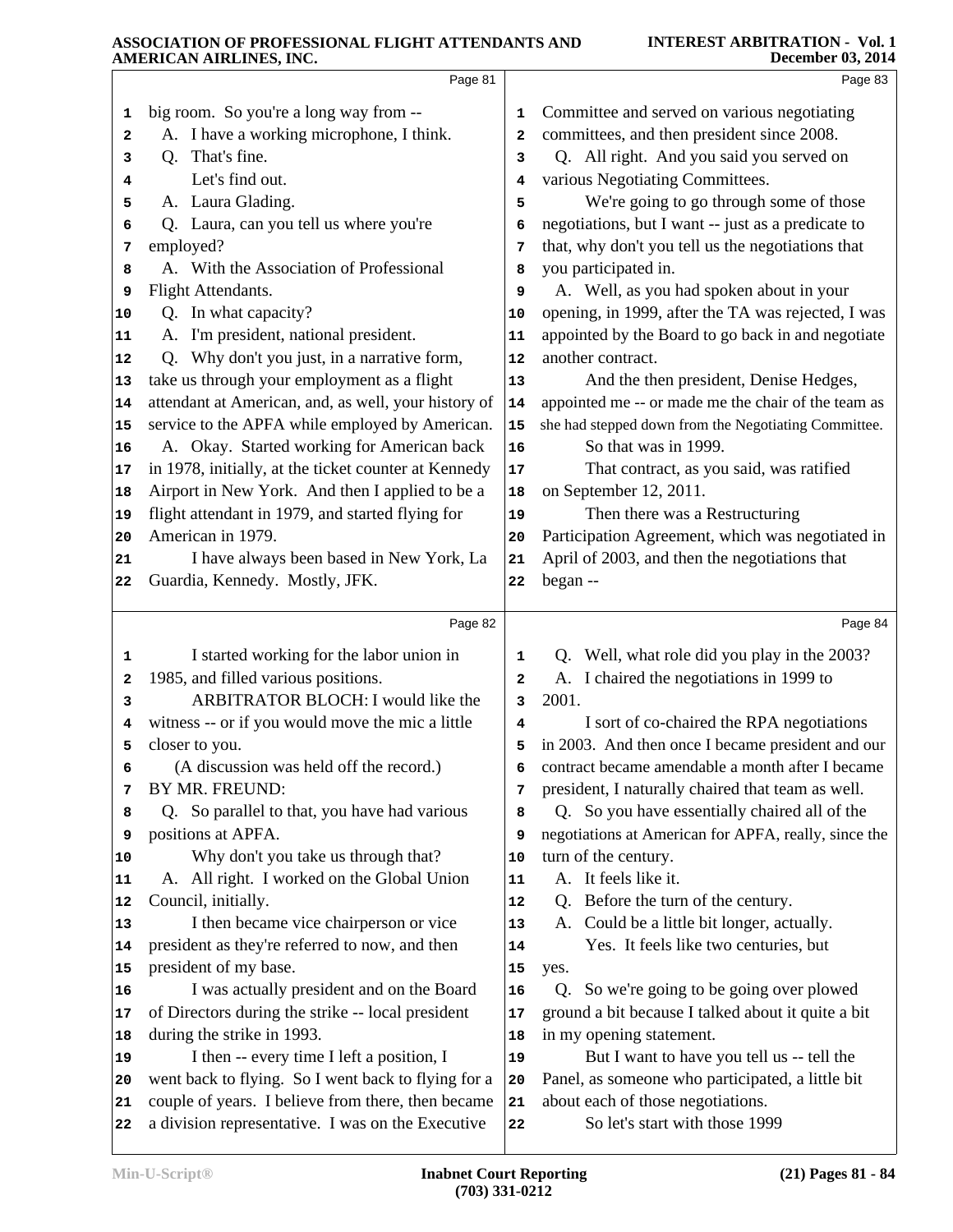Page 81

1 big room. So you're a long way from --
2 A. I have a working microphone, I think.
3 Q. That's fine.
4 Let's find out.
5 A. Laura Glading.
6 Q. Laura, can you tell us where you're
7 employed?
8 A. With the Association of Professional
9 Flight Attendants.
10 Q. In what capacity?
11 A. I'm president, national president.
12 Q. Why don't you just, in a narrative form,
13 take us through your employment as a flight
14 attendant at American, and, as well, your history of
15 service to the APFA while employed by American.
16 A. Okay. Started working for American back
17 in 1978, initially, at the ticket counter at Kennedy
18 Airport in New York. And then I applied to be a
19 flight attendant in 1979, and started flying for
20 American in 1979.
21 I have always been based in New York, La
22 Guardia, Kennedy. Mostly, JFK.

Page 82

1 I started working for the labor union in
2 1985, and filled various positions.
3 ARBITRATOR BLOCH: I would like the
4 witness -- or if you would move the mic a little
5 closer to you.
6 (A discussion was held off the record.)
7 BY MR. FREUND:
8 Q. So parallel to that, you have had various
9 positions at APFA.
10 Why don't you take us through that?
11 A. All right. I worked on the Global Union
12 Council, initially.
13 I then became vice chairperson or vice
14 president as they're referred to now, and then
15 president of my base.
16 I was actually president and on the Board
17 of Directors during the strike -- local president
18 during the strike in 1993.
19 I then -- every time I left a position, I
20 went back to flying. So I went back to flying for a
21 couple of years. I believe from there, then became
22 a division representative. I was on the Executive

Page 83

1 Committee and served on various negotiating
2 committees, and then president since 2008.
3 Q. All right. And you said you served on
4 various Negotiating Committees.
5 We're going to go through some of those
6 negotiations, but I want -- just as a predicate to
7 that, why don't you tell us the negotiations that
8 you participated in.
9 A. Well, as you had spoken about in your
10 opening, in 1999, after the TA was rejected, I was
11 appointed by the Board to go back in and negotiate
12 another contract.
13 And the then president, Denise Hedges,
14 appointed me -- or made me the chair of the team as
15 she had stepped down from the Negotiating Committee.
16 So that was in 1999.
17 That contract, as you said, was ratified
18 on September 12, 2011.
19 Then there was a Restructuring
20 Participation Agreement, which was negotiated in
21 April of 2003, and then the negotiations that
22 began --

Page 84

1 Q. Well, what role did you play in the 2003?
2 A. I chaired the negotiations in 1999 to
3 2001.
4 I sort of co-chaired the RPA negotiations
5 in 2003. And then once I became president and our
6 contract became amendable a month after I became
7 president, I naturally chaired that team as well.
8 Q. So you have essentially chaired all of the
9 negotiations at American for APFA, really, since the
10 turn of the century.
11 A. It feels like it.
12 Q. Before the turn of the century.
13 A. Could be a little bit longer, actually.
14 Yes. It feels like two centuries, but
15 yes.
16 Q. So we're going to be going over plowed
17 ground a bit because I talked about it quite a bit
18 in my opening statement.
19 But I want to have you tell us -- tell the
20 Panel, as someone who participated, a little bit
21 about each of those negotiations.
22 So let's start with those 1999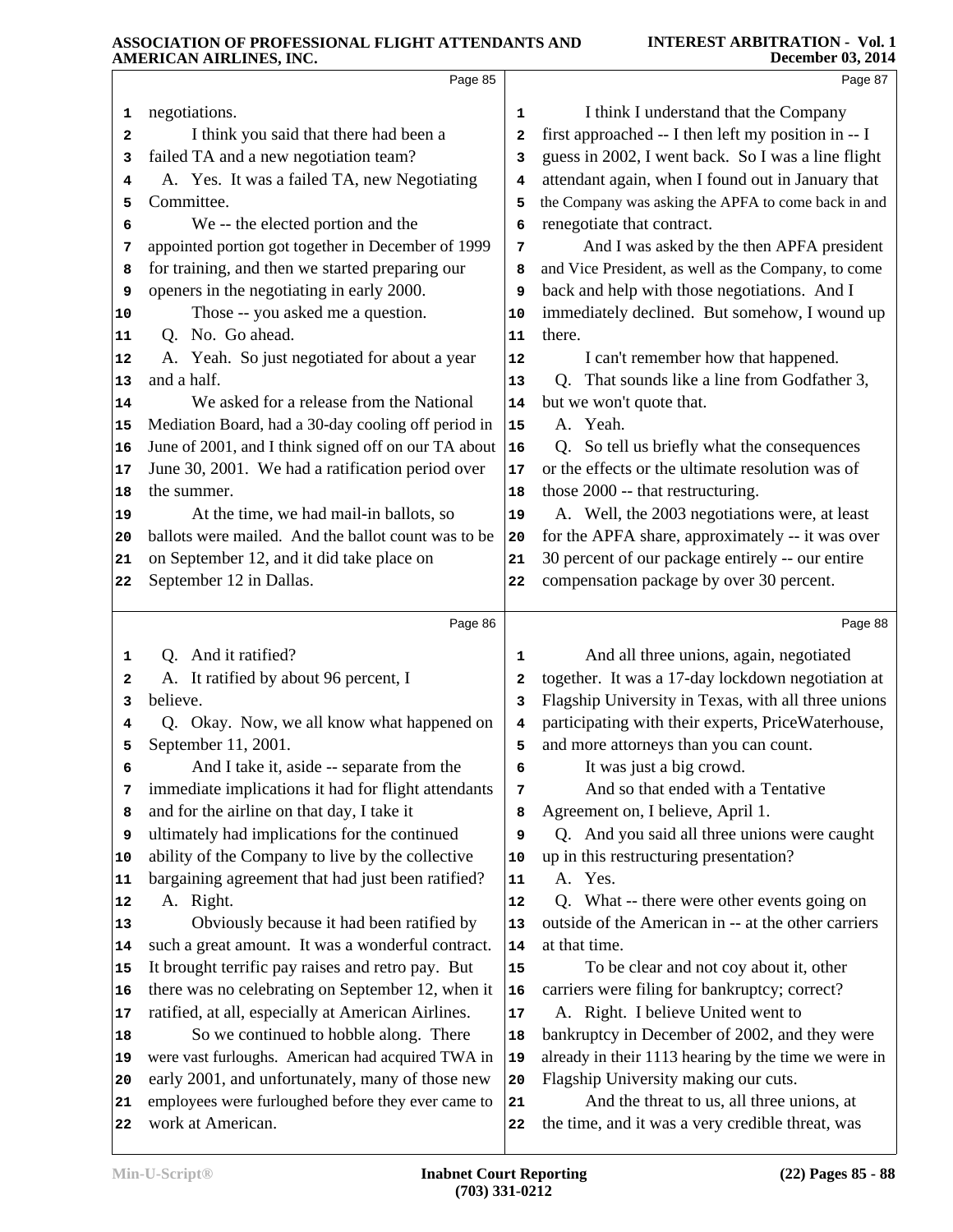Page 85

1 negotiations.
2 I think you said that there had been a
3 failed TA and a new negotiation team?
4 A. Yes. It was a failed TA, new Negotiating
5 Committee.
6 We -- the elected portion and the
7 appointed portion got together in December of 1999
8 for training, and then we started preparing our
9 openers in the negotiating in early 2000.
10 Those -- you asked me a question.
11 Q. No. Go ahead.
12 A. Yeah. So just negotiated for about a year
13 and a half.
14 We asked for a release from the National
15 Mediation Board, had a 30-day cooling off period in
16 June of 2001, and I think signed off on our TA about
17 June 30, 2001. We had a ratification period over
18 the summer.
19 At the time, we had mail-in ballots, so
20 ballots were mailed. And the ballot count was to be
21 on September 12, and it did take place on
22 September 12 in Dallas.

Page 86

1 Q. And it ratified?
2 A. It ratified by about 96 percent, I
3 believe.
4 Q. Okay. Now, we all know what happened on
5 September 11, 2001.
6 And I take it, aside -- separate from the
7 immediate implications it had for flight attendants
8 and for the airline on that day, I take it
9 ultimately had implications for the continued
10 ability of the Company to live by the collective
11 bargaining agreement that had just been ratified?
12 A. Right.
13 Obviously because it had been ratified by
14 such a great amount. It was a wonderful contract.
15 It brought terrific pay raises and retro pay. But
16 there was no celebrating on September 12, when it
17 ratified, at all, especially at American Airlines.
18 So we continued to hobble along. There
19 were vast furloughs. American had acquired TWA in
20 early 2001, and unfortunately, many of those new
21 employees were furloughed before they ever came to
22 work at American.

Page 87

1 I think I understand that the Company
2 first approached -- I then left my position in -- I
3 guess in 2002, I went back. So I was a line flight
4 attendant again, when I found out in January that
5 the Company was asking the APFA to come back in and
6 renegotiate that contract.
7 And I was asked by the then APFA president
8 and Vice President, as well as the Company, to come
9 back and help with those negotiations. And I
10 immediately declined. But somehow, I wound up
11 there.
12 I can't remember how that happened.
13 Q. That sounds like a line from Godfather 3,
14 but we won't quote that.
15 A. Yeah.
16 Q. So tell us briefly what the consequences
17 or the effects or the ultimate resolution was of
18 those 2000 -- that restructuring.
19 A. Well, the 2003 negotiations were, at least
20 for the APFA share, approximately -- it was over
21 30 percent of our package entirely -- our entire
22 compensation package by over 30 percent.

Page 88

1 And all three unions, again, negotiated
2 together. It was a 17-day lockdown negotiation at
3 Flagship University in Texas, with all three unions
4 participating with their experts, PriceWaterhouse,
5 and more attorneys than you can count.
6 It was just a big crowd.
7 And so that ended with a Tentative
8 Agreement on, I believe, April 1.
9 Q. And you said all three unions were caught
10 up in this restructuring presentation?
11 A. Yes.
12 Q. What -- there were other events going on
13 outside of the American in -- at the other carriers
14 at that time.
15 To be clear and not coy about it, other
16 carriers were filing for bankruptcy; correct?
17 A. Right. I believe United went to
18 bankruptcy in December of 2002, and they were
19 already in their 1113 hearing by the time we were in
20 Flagship University making our cuts.
21 And the threat to us, all three unions, at
22 the time, and it was a very credible threat, was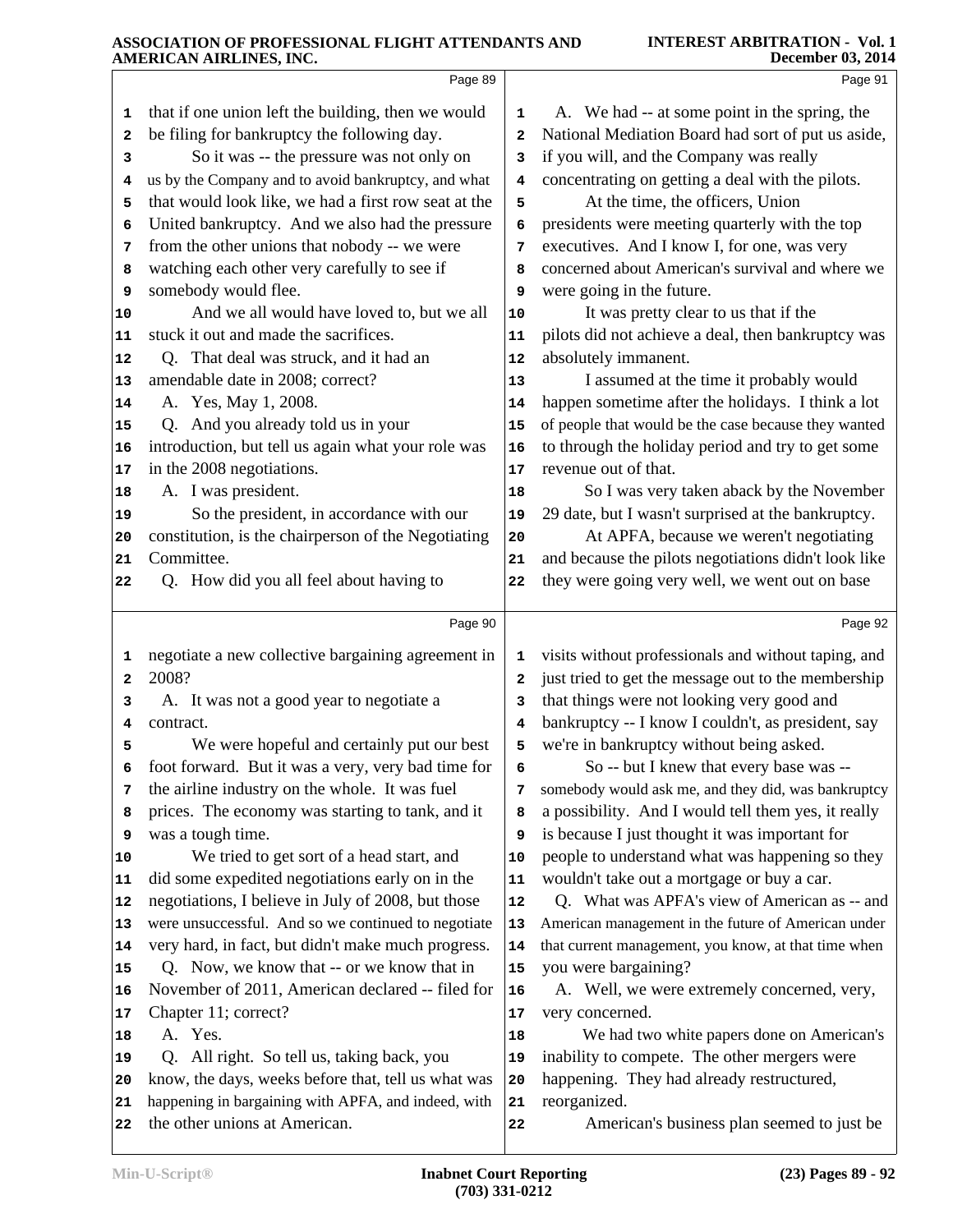Page 89

that if one union left the building, then we would be filing for bankruptcy the following day.

So it was -- the pressure was not only on us by the Company and to avoid bankruptcy, and what that would look like, we had a first row seat at the United bankruptcy. And we also had the pressure from the other unions that nobody -- we were watching each other very carefully to see if somebody would flee.

And we all would have loved to, but we all stuck it out and made the sacrifices.

Q. That deal was struck, and it had an amendable date in 2008; correct?

A. Yes, May 1, 2008.

Q. And you already told us in your introduction, but tell us again what your role was in the 2008 negotiations.

A. I was president.

So the president, in accordance with our constitution, is the chairperson of the Negotiating Committee.

Q. How did you all feel about having to

Page 90

negotiate a new collective bargaining agreement in 2008?

A. It was not a good year to negotiate a contract.

We were hopeful and certainly put our best foot forward. But it was a very, very bad time for the airline industry on the whole. It was fuel prices. The economy was starting to tank, and it was a tough time.

We tried to get sort of a head start, and did some expedited negotiations early on in the negotiations, I believe in July of 2008, but those were unsuccessful. And so we continued to negotiate very hard, in fact, but didn't make much progress.

Q. Now, we know that -- or we know that in November of 2011, American declared -- filed for Chapter 11; correct?

A. Yes.

Q. All right. So tell us, taking back, you know, the days, weeks before that, tell us what was happening in bargaining with APFA, and indeed, with the other unions at American.

Page 91

A. We had -- at some point in the spring, the National Mediation Board had sort of put us aside, if you will, and the Company was really concentrating on getting a deal with the pilots.

At the time, the officers, Union presidents were meeting quarterly with the top executives. And I know I, for one, was very concerned about American's survival and where we were going in the future.

It was pretty clear to us that if the pilots did not achieve a deal, then bankruptcy was absolutely immanent.

I assumed at the time it probably would happen sometime after the holidays. I think a lot of people that would be the case because they wanted to through the holiday period and try to get some revenue out of that.

So I was very taken aback by the November 29 date, but I wasn't surprised at the bankruptcy.

At APFA, because we weren't negotiating and because the pilots negotiations didn't look like they were going very well, we went out on base

Page 92

visits without professionals and without taping, and just tried to get the message out to the membership that things were not looking very good and bankruptcy -- I know I couldn't, as president, say we're in bankruptcy without being asked.

So -- but I knew that every base was -- somebody would ask me, and they did, was bankruptcy a possibility. And I would tell them yes, it really is because I just thought it was important for people to understand what was happening so they wouldn't take out a mortgage or buy a car.

Q. What was APFA's view of American as -- and American management in the future of American under that current management, you know, at that time when you were bargaining?

A. Well, we were extremely concerned, very, very concerned.

We had two white papers done on American's inability to compete. The other mergers were happening. They had already restructured, reorganized.

American's business plan seemed to just be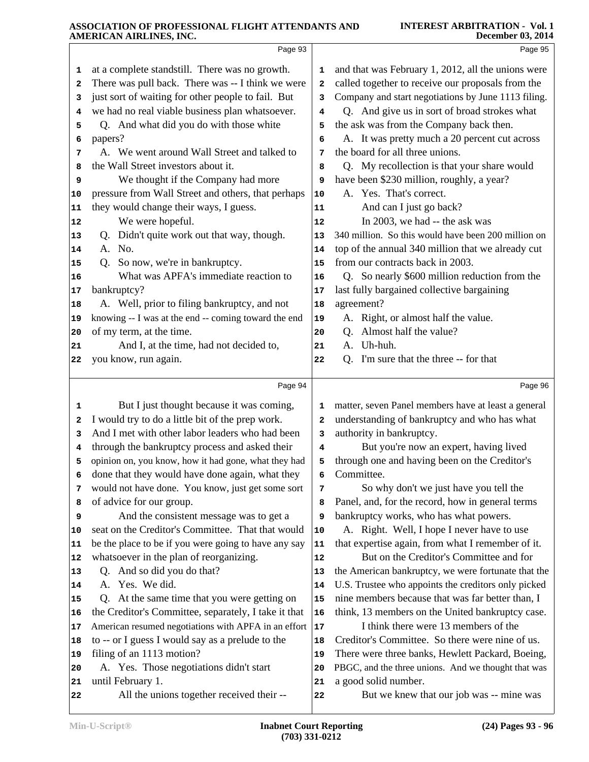Page 93

at a complete standstill. There was no growth. There was pull back. There was -- I think we were just sort of waiting for other people to fail. But we had no real viable business plan whatsoever.

Q. And what did you do with those white papers?

A. We went around Wall Street and talked to the Wall Street investors about it.

We thought if the Company had more pressure from Wall Street and others, that perhaps they would change their ways, I guess.

We were hopeful.

Q. Didn't quite work out that way, though.

A. No.

Q. So now, we're in bankruptcy.

What was APFA's immediate reaction to bankruptcy?

A. Well, prior to filing bankruptcy, and not knowing -- I was at the end -- coming toward the end of my term, at the time.

And I, at the time, had not decided to, you know, run again.

Page 94

But I just thought because it was coming, I would try to do a little bit of the prep work. And I met with other labor leaders who had been through the bankruptcy process and asked their opinion on, you know, how it had gone, what they had done that they would have done again, what they would not have done. You know, just get some sort of advice for our group.

And the consistent message was to get a seat on the Creditor's Committee. That that would be the place to be if you were going to have any say whatsoever in the plan of reorganizing.

Q. And so did you do that?

A. Yes. We did.

Q. At the same time that you were getting on the Creditor's Committee, separately, I take it that American resumed negotiations with APFA in an effort to -- or I guess I would say as a prelude to the filing of an 1113 motion?

A. Yes. Those negotiations didn't start until February 1.

All the unions together received their --

Page 95

and that was February 1, 2012, all the unions were called together to receive our proposals from the Company and start negotiations by June 1113 filing.

Q. And give us in sort of broad strokes what the ask was from the Company back then.

A. It was pretty much a 20 percent cut across the board for all three unions.

Q. My recollection is that your share would have been $230 million, roughly, a year?

A. Yes. That's correct.

And can I just go back?

In 2003, we had -- the ask was 340 million. So this would have been 200 million on top of the annual 340 million that we already cut from our contracts back in 2003.

Q. So nearly $600 million reduction from the last fully bargained collective bargaining agreement?

A. Right, or almost half the value.

Q. Almost half the value?

A. Uh-huh.

Q. I'm sure that the three -- for that

Page 96

matter, seven Panel members have at least a general understanding of bankruptcy and who has what authority in bankruptcy.

But you're now an expert, having lived through one and having been on the Creditor's Committee.

So why don't we just have you tell the Panel, and, for the record, how in general terms bankruptcy works, who has what powers.

A. Right. Well, I hope I never have to use that expertise again, from what I remember of it.

But on the Creditor's Committee and for the American bankruptcy, we were fortunate that the U.S. Trustee who appoints the creditors only picked nine members because that was far better than, I think, 13 members on the United bankruptcy case.

I think there were 13 members of the Creditor's Committee. So there were nine of us. There were three banks, Hewlett Packard, Boeing, PBGC, and the three unions. And we thought that was a good solid number.

But we knew that our job was -- mine was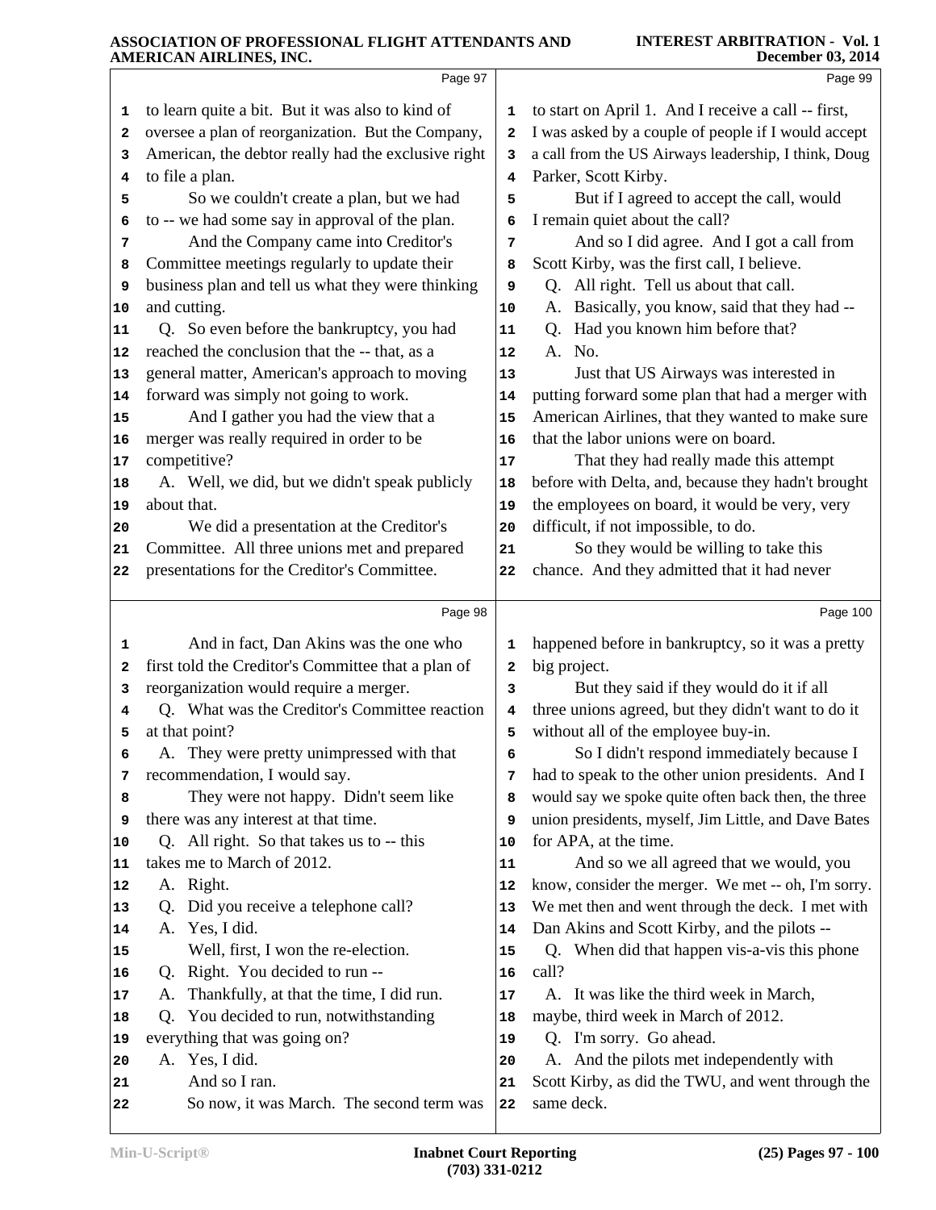Page 97

to learn quite a bit. But it was also to kind of oversee a plan of reorganization. But the Company, American, the debtor really had the exclusive right to file a plan.

So we couldn't create a plan, but we had to -- we had some say in approval of the plan.

And the Company came into Creditor's Committee meetings regularly to update their business plan and tell us what they were thinking and cutting.

Q. So even before the bankruptcy, you had reached the conclusion that the -- that, as a general matter, American's approach to moving forward was simply not going to work.

And I gather you had the view that a merger was really required in order to be competitive?

A. Well, we did, but we didn't speak publicly about that.

We did a presentation at the Creditor's Committee. All three unions met and prepared presentations for the Creditor's Committee.

Page 98

And in fact, Dan Akins was the one who first told the Creditor's Committee that a plan of reorganization would require a merger.

Q. What was the Creditor's Committee reaction at that point?

A. They were pretty unimpressed with that recommendation, I would say.

They were not happy. Didn't seem like there was any interest at that time.

Q. All right. So that takes us to -- this takes me to March of 2012.

A. Right.

Q. Did you receive a telephone call?

A. Yes, I did.

Well, first, I won the re-election.

Q. Right. You decided to run --

A. Thankfully, at that the time, I did run.

Q. You decided to run, notwithstanding everything that was going on?

A. Yes, I did.

And so I ran.

So now, it was March. The second term was

Page 99

to start on April 1. And I receive a call -- first, I was asked by a couple of people if I would accept a call from the US Airways leadership, I think, Doug Parker, Scott Kirby.

But if I agreed to accept the call, would I remain quiet about the call?

And so I did agree. And I got a call from Scott Kirby, was the first call, I believe.

Q. All right. Tell us about that call.

A. Basically, you know, said that they had --

Q. Had you known him before that?

A. No.

Just that US Airways was interested in putting forward some plan that had a merger with American Airlines, that they wanted to make sure that the labor unions were on board.

That they had really made this attempt before with Delta, and, because they hadn't brought the employees on board, it would be very, very difficult, if not impossible, to do.

So they would be willing to take this chance. And they admitted that it had never

Page 100

happened before in bankruptcy, so it was a pretty big project.

But they said if they would do it if all three unions agreed, but they didn't want to do it without all of the employee buy-in.

So I didn't respond immediately because I had to speak to the other union presidents. And I would say we spoke quite often back then, the three union presidents, myself, Jim Little, and Dave Bates for APA, at the time.

And so we all agreed that we would, you know, consider the merger. We met -- oh, I'm sorry. We met then and went through the deck. I met with Dan Akins and Scott Kirby, and the pilots --

Q. When did that happen vis-a-vis this phone call?

A. It was like the third week in March, maybe, third week in March of 2012.

Q. I'm sorry. Go ahead.

A. And the pilots met independently with Scott Kirby, as did the TWU, and went through the same deck.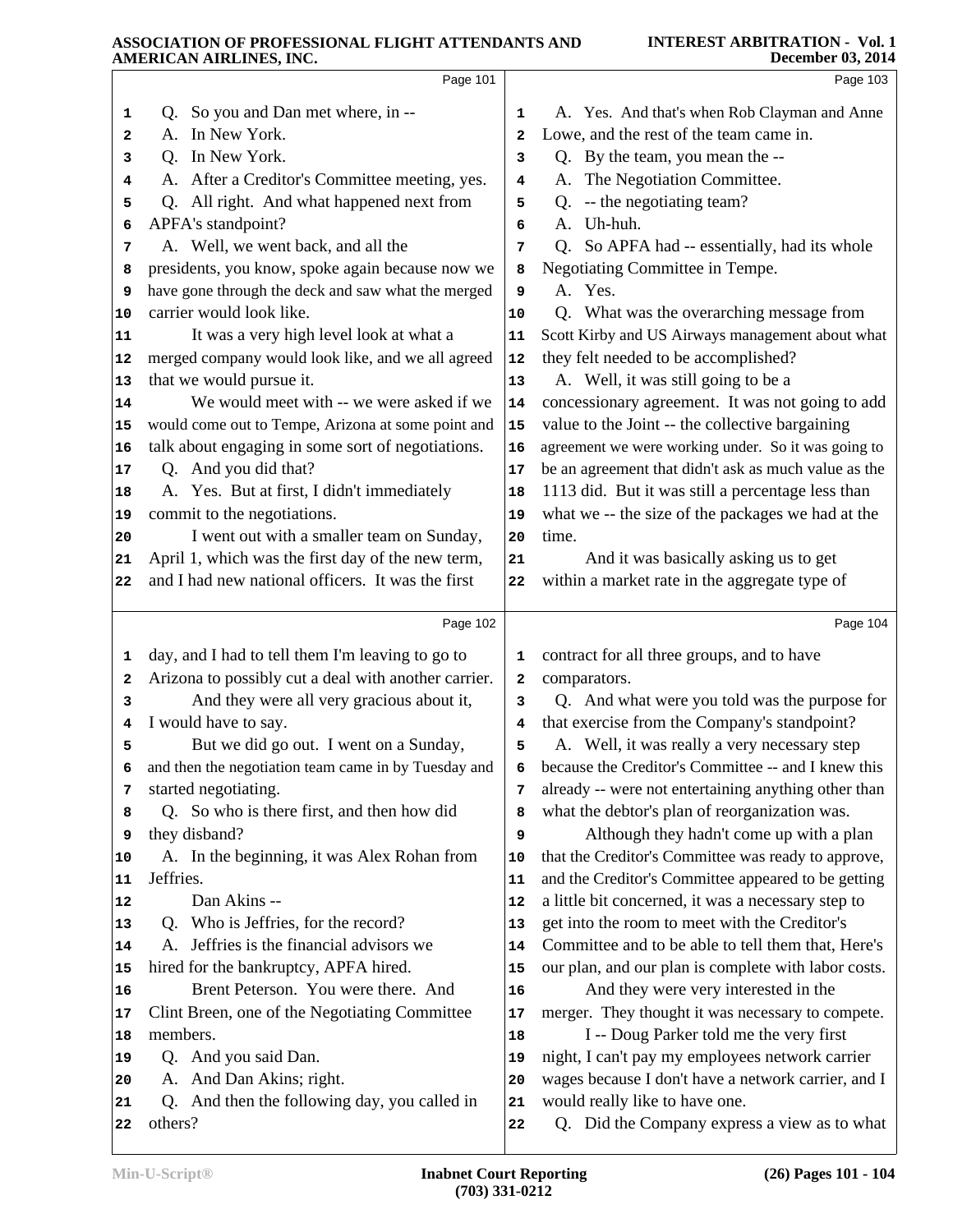Page 101

1 Q. So you and Dan met where, in --
2 A. In New York.
3 Q. In New York.
4 A. After a Creditor's Committee meeting, yes.
5 Q. All right. And what happened next from
6 APFA's standpoint?
7 A. Well, we went back, and all the
8 presidents, you know, spoke again because now we
9 have gone through the deck and saw what the merged
10 carrier would look like.
11 It was a very high level look at what a
12 merged company would look like, and we all agreed
13 that we would pursue it.
14 We would meet with -- we were asked if we
15 would come out to Tempe, Arizona at some point and
16 talk about engaging in some sort of negotiations.
17 Q. And you did that?
18 A. Yes. But at first, I didn't immediately
19 commit to the negotiations.
20 I went out with a smaller team on Sunday,
21 April 1, which was the first day of the new term,
22 and I had new national officers. It was the first

Page 102

1 day, and I had to tell them I'm leaving to go to
2 Arizona to possibly cut a deal with another carrier.
3 And they were all very gracious about it,
4 I would have to say.
5 But we did go out. I went on a Sunday,
6 and then the negotiation team came in by Tuesday and
7 started negotiating.
8 Q. So who is there first, and then how did
9 they disband?
10 A. In the beginning, it was Alex Rohan from
11 Jeffries.
12 Dan Akins --
13 Q. Who is Jeffries, for the record?
14 A. Jeffries is the financial advisors we
15 hired for the bankruptcy, APFA hired.
16 Brent Peterson. You were there. And
17 Clint Breen, one of the Negotiating Committee
18 members.
19 Q. And you said Dan.
20 A. And Dan Akins; right.
21 Q. And then the following day, you called in
22 others?

Page 103

1 A. Yes. And that's when Rob Clayman and Anne
2 Lowe, and the rest of the team came in.
3 Q. By the team, you mean the --
4 A. The Negotiation Committee.
5 Q. -- the negotiating team?
6 A. Uh-huh.
7 Q. So APFA had -- essentially, had its whole
8 Negotiating Committee in Tempe.
9 A. Yes.
10 Q. What was the overarching message from
11 Scott Kirby and US Airways management about what
12 they felt needed to be accomplished?
13 A. Well, it was still going to be a
14 concessionary agreement. It was not going to add
15 value to the Joint -- the collective bargaining
16 agreement we were working under. So it was going to
17 be an agreement that didn't ask as much value as the
18 1113 did. But it was still a percentage less than
19 what we -- the size of the packages we had at the
20 time.
21 And it was basically asking us to get
22 within a market rate in the aggregate type of

Page 104

1 contract for all three groups, and to have
2 comparators.
3 Q. And what were you told was the purpose for
4 that exercise from the Company's standpoint?
5 A. Well, it was really a very necessary step
6 because the Creditor's Committee -- and I knew this
7 already -- were not entertaining anything other than
8 what the debtor's plan of reorganization was.
9 Although they hadn't come up with a plan
10 that the Creditor's Committee was ready to approve,
11 and the Creditor's Committee appeared to be getting
12 a little bit concerned, it was a necessary step to
13 get into the room to meet with the Creditor's
14 Committee and to be able to tell them that, Here's
15 our plan, and our plan is complete with labor costs.
16 And they were very interested in the
17 merger. They thought it was necessary to compete.
18 I -- Doug Parker told me the very first
19 night, I can't pay my employees network carrier
20 wages because I don't have a network carrier, and I
21 would really like to have one.
22 Q. Did the Company express a view as to what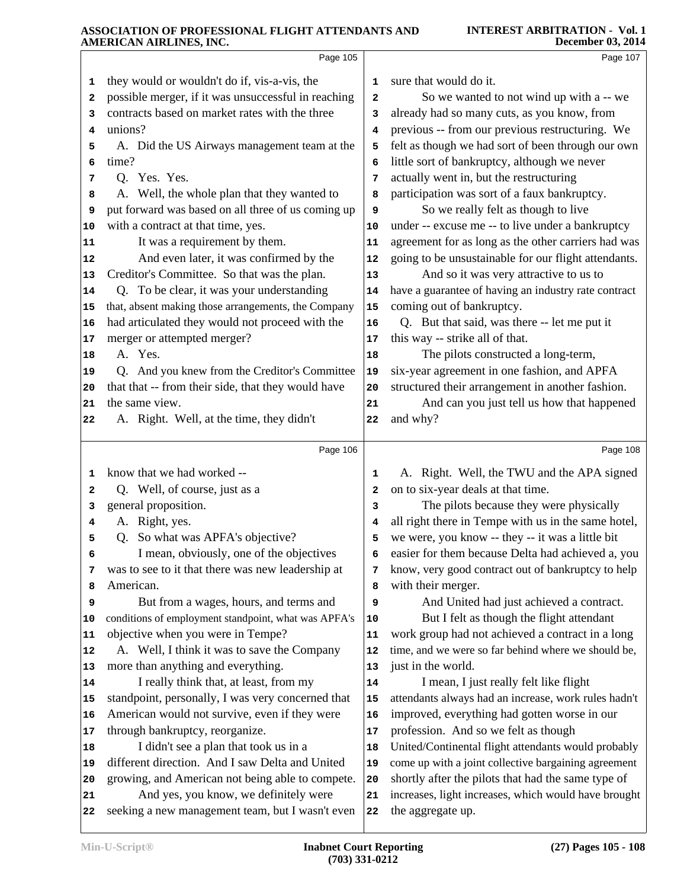they would or wouldn't do if, vis-a-vis, the possible merger, if it was unsuccessful in reaching contracts based on market rates with the three unions?

A. Did the US Airways management team at the time?

Q. Yes. Yes.

A. Well, the whole plan that they wanted to put forward was based on all three of us coming up with a contract at that time, yes.

It was a requirement by them.

And even later, it was confirmed by the Creditor's Committee. So that was the plan.

Q. To be clear, it was your understanding that, absent making those arrangements, the Company had articulated they would not proceed with the merger or attempted merger?

A. Yes.

Q. And you knew from the Creditor's Committee that that -- from their side, that they would have the same view.

A. Right. Well, at the time, they didn't know that we had worked --

Q. Well, of course, just as a general proposition.

A. Right, yes.

Q. So what was APFA's objective?

I mean, obviously, one of the objectives was to see to it that there was new leadership at American.

But from a wages, hours, and terms and conditions of employment standpoint, what was APFA's objective when you were in Tempe?

A. Well, I think it was to save the Company more than anything and everything.

I really think that, at least, from my standpoint, personally, I was very concerned that American would not survive, even if they were through bankruptcy, reorganize.

I didn't see a plan that took us in a different direction. And I saw Delta and United growing, and American not being able to compete.

And yes, you know, we definitely were seeking a new management team, but I wasn't even sure that would do it.

So we wanted to not wind up with a -- we already had so many cuts, as you know, from previous -- from our previous restructuring. We felt as though we had sort of been through our own little sort of bankruptcy, although we never actually went in, but the restructuring participation was sort of a faux bankruptcy.

So we really felt as though to live under -- excuse me -- to live under a bankruptcy agreement for as long as the other carriers had was going to be unsustainable for our flight attendants.

And so it was very attractive to us to have a guarantee of having an industry rate contract coming out of bankruptcy.

Q. But that said, was there -- let me put it this way -- strike all of that.

The pilots constructed a long-term, six-year agreement in one fashion, and APFA structured their arrangement in another fashion.

And can you just tell us how that happened and why?

A. Right. Well, the TWU and the APA signed on to six-year deals at that time.

The pilots because they were physically all right there in Tempe with us in the same hotel, we were, you know -- they -- it was a little bit easier for them because Delta had achieved a, you know, very good contract out of bankruptcy to help with their merger.

And United had just achieved a contract.

But I felt as though the flight attendant work group had not achieved a contract in a long time, and we were so far behind where we should be, just in the world.

I mean, I just really felt like flight attendants always had an increase, work rules hadn't improved, everything had gotten worse in our profession. And so we felt as though United/Continental flight attendants would probably come up with a joint collective bargaining agreement shortly after the pilots that had the same type of increases, light increases, which would have brought the aggregate up.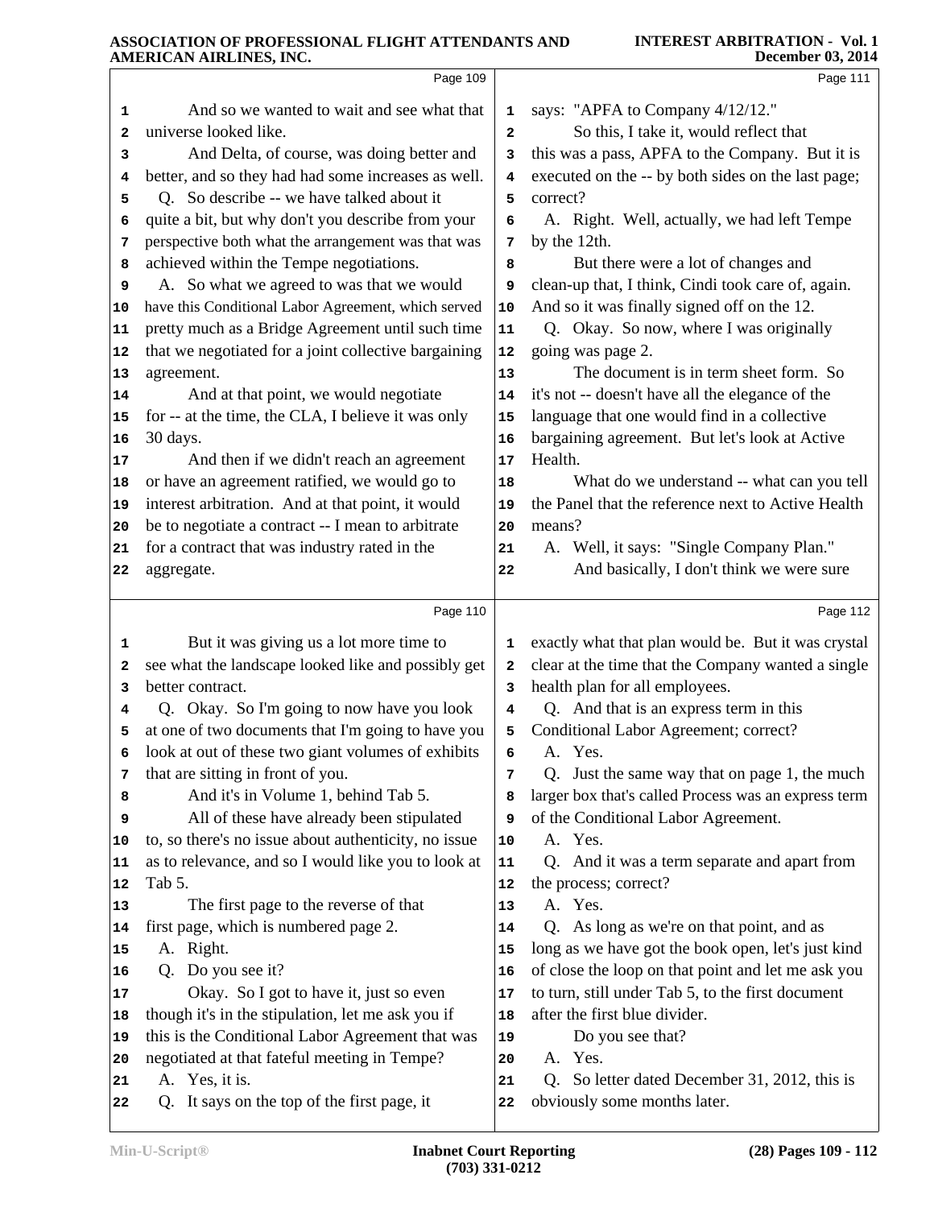Page 109

1 And so we wanted to wait and see what that
2 universe looked like.
3 And Delta, of course, was doing better and
4 better, and so they had had some increases as well.
5 Q. So describe -- we have talked about it
6 quite a bit, but why don't you describe from your
7 perspective both what the arrangement was that was
8 achieved within the Tempe negotiations.
9 A. So what we agreed to was that we would
10 have this Conditional Labor Agreement, which served
11 pretty much as a Bridge Agreement until such time
12 that we negotiated for a joint collective bargaining
13 agreement.
14 And at that point, we would negotiate
15 for -- at the time, the CLA, I believe it was only
16 30 days.
17 And then if we didn't reach an agreement
18 or have an agreement ratified, we would go to
19 interest arbitration. And at that point, it would
20 be to negotiate a contract -- I mean to arbitrate
21 for a contract that was industry rated in the
22 aggregate.

Page 110

1 But it was giving us a lot more time to
2 see what the landscape looked like and possibly get
3 better contract.
4 Q. Okay. So I'm going to now have you look
5 at one of two documents that I'm going to have you
6 look at out of these two giant volumes of exhibits
7 that are sitting in front of you.
8 And it's in Volume 1, behind Tab 5.
9 All of these have already been stipulated
10 to, so there's no issue about authenticity, no issue
11 as to relevance, and so I would like you to look at
12 Tab 5.
13 The first page to the reverse of that
14 first page, which is numbered page 2.
15 A. Right.
16 Q. Do you see it?
17 Okay. So I got to have it, just so even
18 though it's in the stipulation, let me ask you if
19 this is the Conditional Labor Agreement that was
20 negotiated at that fateful meeting in Tempe?
21 A. Yes, it is.
22 Q. It says on the top of the first page, it

Page 111

1 says: "APFA to Company 4/12/12."
2 So this, I take it, would reflect that
3 this was a pass, APFA to the Company. But it is
4 executed on the -- by both sides on the last page;
5 correct?
6 A. Right. Well, actually, we had left Tempe
7 by the 12th.
8 But there were a lot of changes and
9 clean-up that, I think, Cindi took care of, again.
10 And so it was finally signed off on the 12.
11 Q. Okay. So now, where I was originally
12 going was page 2.
13 The document is in term sheet form. So
14 it's not -- doesn't have all the elegance of the
15 language that one would find in a collective
16 bargaining agreement. But let's look at Active
17 Health.
18 What do we understand -- what can you tell
19 the Panel that the reference next to Active Health
20 means?
21 A. Well, it says: "Single Company Plan."
22 And basically, I don't think we were sure

Page 112

1 exactly what that plan would be. But it was crystal
2 clear at the time that the Company wanted a single
3 health plan for all employees.
4 Q. And that is an express term in this
5 Conditional Labor Agreement; correct?
6 A. Yes.
7 Q. Just the same way that on page 1, the much
8 larger box that's called Process was an express term
9 of the Conditional Labor Agreement.
10 A. Yes.
11 Q. And it was a term separate and apart from
12 the process; correct?
13 A. Yes.
14 Q. As long as we're on that point, and as
15 long as we have got the book open, let's just kind
16 of close the loop on that point and let me ask you
17 to turn, still under Tab 5, to the first document
18 after the first blue divider.
19 Do you see that?
20 A. Yes.
21 Q. So letter dated December 31, 2012, this is
22 obviously some months later.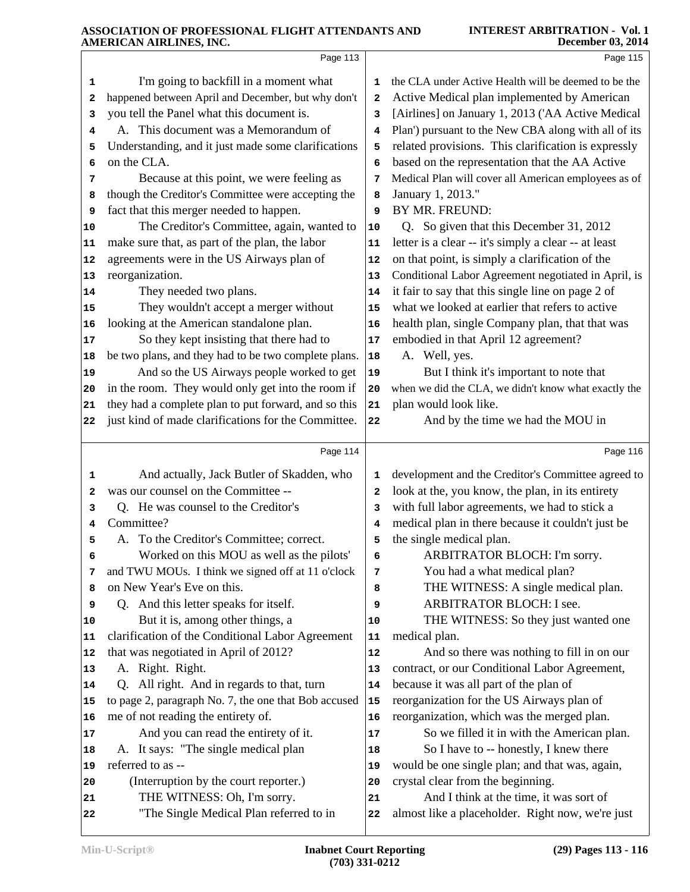Page 113

1 I'm going to backfill in a moment what
2 happened between April and December, but why don't
3 you tell the Panel what this document is.
4 A. This document was a Memorandum of
5 Understanding, and it just made some clarifications
6 on the CLA.
7 Because at this point, we were feeling as
8 though the Creditor's Committee were accepting the
9 fact that this merger needed to happen.
10 The Creditor's Committee, again, wanted to
11 make sure that, as part of the plan, the labor
12 agreements were in the US Airways plan of
13 reorganization.
14 They needed two plans.
15 They wouldn't accept a merger without
16 looking at the American standalone plan.
17 So they kept insisting that there had to
18 be two plans, and they had to be two complete plans.
19 And so the US Airways people worked to get
20 in the room. They would only get into the room if
21 they had a complete plan to put forward, and so this
22 just kind of made clarifications for the Committee.

Page 114

1 And actually, Jack Butler of Skadden, who
2 was our counsel on the Committee --
3 Q. He was counsel to the Creditor's
4 Committee?
5 A. To the Creditor's Committee; correct.
6 Worked on this MOU as well as the pilots'
7 and TWU MOUs. I think we signed off at 11 o'clock
8 on New Year's Eve on this.
9 Q. And this letter speaks for itself.
10 But it is, among other things, a
11 clarification of the Conditional Labor Agreement
12 that was negotiated in April of 2012?
13 A. Right. Right.
14 Q. All right. And in regards to that, turn
15 to page 2, paragraph No. 7, the one that Bob accused
16 me of not reading the entirety of.
17 And you can read the entirety of it.
18 A. It says: "The single medical plan
19 referred to as --
20 (Interruption by the court reporter.)
21 THE WITNESS: Oh, I'm sorry.
22 "The Single Medical Plan referred to in

Page 115

1 the CLA under Active Health will be deemed to be the
2 Active Medical plan implemented by American
3 [Airlines] on January 1, 2013 ('AA Active Medical
4 Plan') pursuant to the New CBA along with all of its
5 related provisions. This clarification is expressly
6 based on the representation that the AA Active
7 Medical Plan will cover all American employees as of
8 January 1, 2013."
9 BY MR. FREUND:
10 Q. So given that this December 31, 2012
11 letter is a clear -- it's simply a clear -- at least
12 on that point, is simply a clarification of the
13 Conditional Labor Agreement negotiated in April, is
14 it fair to say that this single line on page 2 of
15 what we looked at earlier that refers to active
16 health plan, single Company plan, that that was
17 embodied in that April 12 agreement?
18 A. Well, yes.
19 But I think it's important to note that
20 when we did the CLA, we didn't know what exactly the
21 plan would look like.
22 And by the time we had the MOU in

Page 116

1 development and the Creditor's Committee agreed to
2 look at the, you know, the plan, in its entirety
3 with full labor agreements, we had to stick a
4 medical plan in there because it couldn't just be
5 the single medical plan.
6 ARBITRATOR BLOCH: I'm sorry.
7 You had a what medical plan?
8 THE WITNESS: A single medical plan.
9 ARBITRATOR BLOCH: I see.
10 THE WITNESS: So they just wanted one
11 medical plan.
12 And so there was nothing to fill in on our
13 contract, or our Conditional Labor Agreement,
14 because it was all part of the plan of
15 reorganization for the US Airways plan of
16 reorganization, which was the merged plan.
17 So we filled it in with the American plan.
18 So I have to -- honestly, I knew there
19 would be one single plan; and that was, again,
20 crystal clear from the beginning.
21 And I think at the time, it was sort of
22 almost like a placeholder. Right now, we're just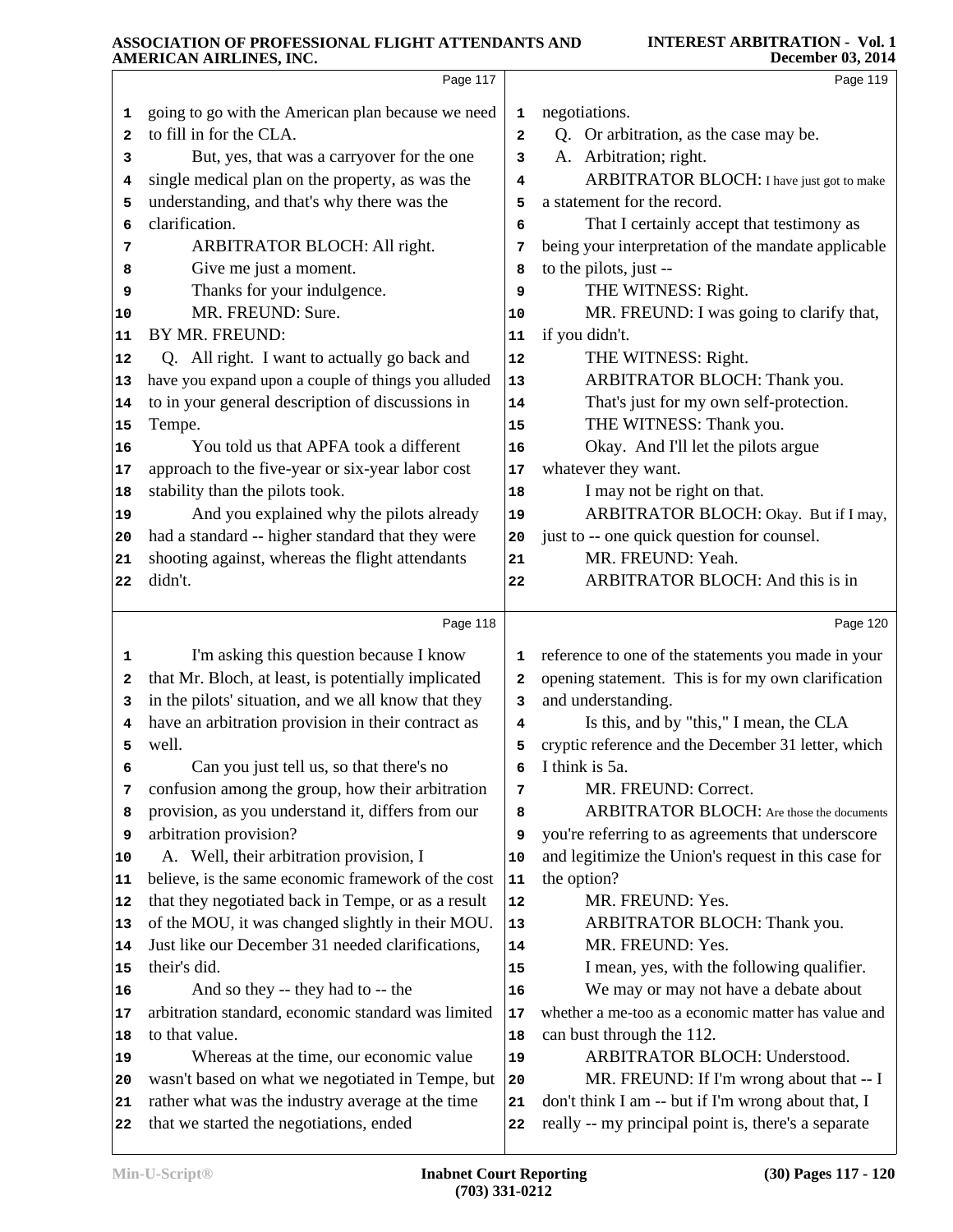Page 117

1 going to go with the American plan because we need
2 to fill in for the CLA.
3 But, yes, that was a carryover for the one
4 single medical plan on the property, as was the
5 understanding, and that's why there was the
6 clarification.
7 ARBITRATOR BLOCH: All right.
8 Give me just a moment.
9 Thanks for your indulgence.
10 MR. FREUND: Sure.
11 BY MR. FREUND:
12 Q. All right. I want to actually go back and
13 have you expand upon a couple of things you alluded
14 to in your general description of discussions in
15 Tempe.
16 You told us that APFA took a different
17 approach to the five-year or six-year labor cost
18 stability than the pilots took.
19 And you explained why the pilots already
20 had a standard -- higher standard that they were
21 shooting against, whereas the flight attendants
22 didn't.

Page 118

1 I'm asking this question because I know
2 that Mr. Bloch, at least, is potentially implicated
3 in the pilots' situation, and we all know that they
4 have an arbitration provision in their contract as
5 well.
6 Can you just tell us, so that there's no
7 confusion among the group, how their arbitration
8 provision, as you understand it, differs from our
9 arbitration provision?
10 A. Well, their arbitration provision, I
11 believe, is the same economic framework of the cost
12 that they negotiated back in Tempe, or as a result
13 of the MOU, it was changed slightly in their MOU.
14 Just like our December 31 needed clarifications,
15 their's did.
16 And so they -- they had to -- the
17 arbitration standard, economic standard was limited
18 to that value.
19 Whereas at the time, our economic value
20 wasn't based on what we negotiated in Tempe, but
21 rather what was the industry average at the time
22 that we started the negotiations, ended

Page 119

1 negotiations.
2 Q. Or arbitration, as the case may be.
3 A. Arbitration; right.
4 ARBITRATOR BLOCH: I have just got to make
5 a statement for the record.
6 That I certainly accept that testimony as
7 being your interpretation of the mandate applicable
8 to the pilots, just --
9 THE WITNESS: Right.
10 MR. FREUND: I was going to clarify that,
11 if you didn't.
12 THE WITNESS: Right.
13 ARBITRATOR BLOCH: Thank you.
14 That's just for my own self-protection.
15 THE WITNESS: Thank you.
16 Okay. And I'll let the pilots argue
17 whatever they want.
18 I may not be right on that.
19 ARBITRATOR BLOCH: Okay. But if I may,
20 just to -- one quick question for counsel.
21 MR. FREUND: Yeah.
22 ARBITRATOR BLOCH: And this is in

Page 120

1 reference to one of the statements you made in your
2 opening statement. This is for my own clarification
3 and understanding.
4 Is this, and by "this," I mean, the CLA
5 cryptic reference and the December 31 letter, which
6 I think is 5a.
7 MR. FREUND: Correct.
8 ARBITRATOR BLOCH: Are those the documents
9 you're referring to as agreements that underscore
10 and legitimize the Union's request in this case for
11 the option?
12 MR. FREUND: Yes.
13 ARBITRATOR BLOCH: Thank you.
14 MR. FREUND: Yes.
15 I mean, yes, with the following qualifier.
16 We may or may not have a debate about
17 whether a me-too as a economic matter has value and
18 can bust through the 112.
19 ARBITRATOR BLOCH: Understood.
20 MR. FREUND: If I'm wrong about that -- I
21 don't think I am -- but if I'm wrong about that, I
22 really -- my principal point is, there's a separate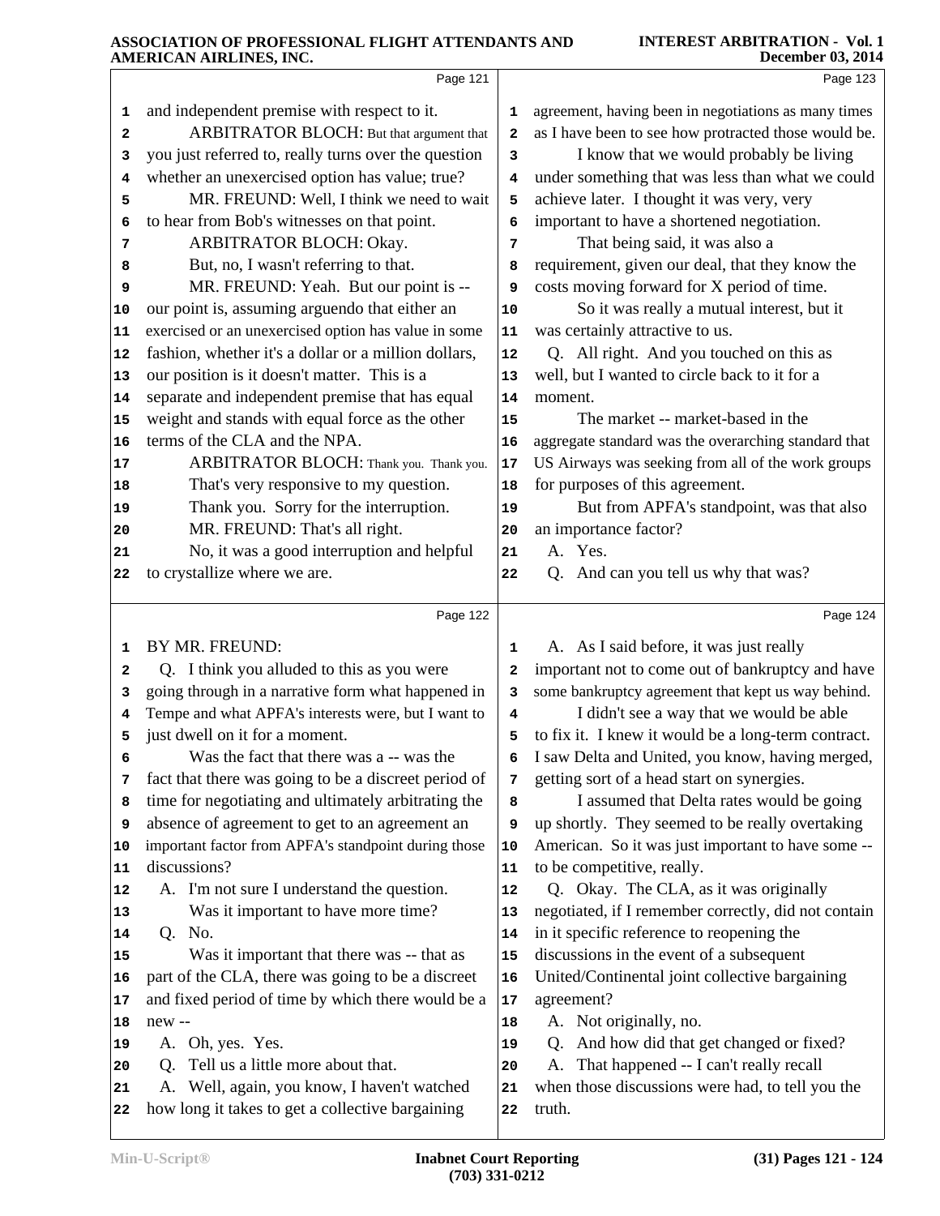Page 121

1 and independent premise with respect to it.
2 ARBITRATOR BLOCH: But that argument that
3 you just referred to, really turns over the question
4 whether an unexercised option has value; true?
5 MR. FREUND: Well, I think we need to wait
6 to hear from Bob's witnesses on that point.
7 ARBITRATOR BLOCH: Okay.
8 But, no, I wasn't referring to that.
9 MR. FREUND: Yeah. But our point is --
10 our point is, assuming arguendo that either an
11 exercised or an unexercised option has value in some
12 fashion, whether it's a dollar or a million dollars,
13 our position is it doesn't matter. This is a
14 separate and independent premise that has equal
15 weight and stands with equal force as the other
16 terms of the CLA and the NPA.
17 ARBITRATOR BLOCH: Thank you. Thank you.
18 That's very responsive to my question.
19 Thank you. Sorry for the interruption.
20 MR. FREUND: That's all right.
21 No, it was a good interruption and helpful
22 to crystallize where we are.

Page 122

1 BY MR. FREUND:
2 Q. I think you alluded to this as you were
3 going through in a narrative form what happened in
4 Tempe and what APFA's interests were, but I want to
5 just dwell on it for a moment.
6 Was the fact that there was a -- was the
7 fact that there was going to be a discreet period of
8 time for negotiating and ultimately arbitrating the
9 absence of agreement to get to an agreement an
10 important factor from APFA's standpoint during those
11 discussions?
12 A. I'm not sure I understand the question.
13 Was it important to have more time?
14 Q. No.
15 Was it important that there was -- that as
16 part of the CLA, there was going to be a discreet
17 and fixed period of time by which there would be a
18 new --
19 A. Oh, yes. Yes.
20 Q. Tell us a little more about that.
21 A. Well, again, you know, I haven't watched
22 how long it takes to get a collective bargaining

Page 123

1 agreement, having been in negotiations as many times
2 as I have been to see how protracted those would be.
3 I know that we would probably be living
4 under something that was less than what we could
5 achieve later. I thought it was very, very
6 important to have a shortened negotiation.
7 That being said, it was also a
8 requirement, given our deal, that they know the
9 costs moving forward for X period of time.
10 So it was really a mutual interest, but it
11 was certainly attractive to us.
12 Q. All right. And you touched on this as
13 well, but I wanted to circle back to it for a
14 moment.
15 The market -- market-based in the
16 aggregate standard was the overarching standard that
17 US Airways was seeking from all of the work groups
18 for purposes of this agreement.
19 But from APFA's standpoint, was that also
20 an importance factor?
21 A. Yes.
22 Q. And can you tell us why that was?

Page 124

1 A. As I said before, it was just really
2 important not to come out of bankruptcy and have
3 some bankruptcy agreement that kept us way behind.
4 I didn't see a way that we would be able
5 to fix it. I knew it would be a long-term contract.
6 I saw Delta and United, you know, having merged,
7 getting sort of a head start on synergies.
8 I assumed that Delta rates would be going
9 up shortly. They seemed to be really overtaking
10 American. So it was just important to have some --
11 to be competitive, really.
12 Q. Okay. The CLA, as it was originally
13 negotiated, if I remember correctly, did not contain
14 in it specific reference to reopening the
15 discussions in the event of a subsequent
16 United/Continental joint collective bargaining
17 agreement?
18 A. Not originally, no.
19 Q. And how did that get changed or fixed?
20 A. That happened -- I can't really recall
21 when those discussions were had, to tell you the
22 truth.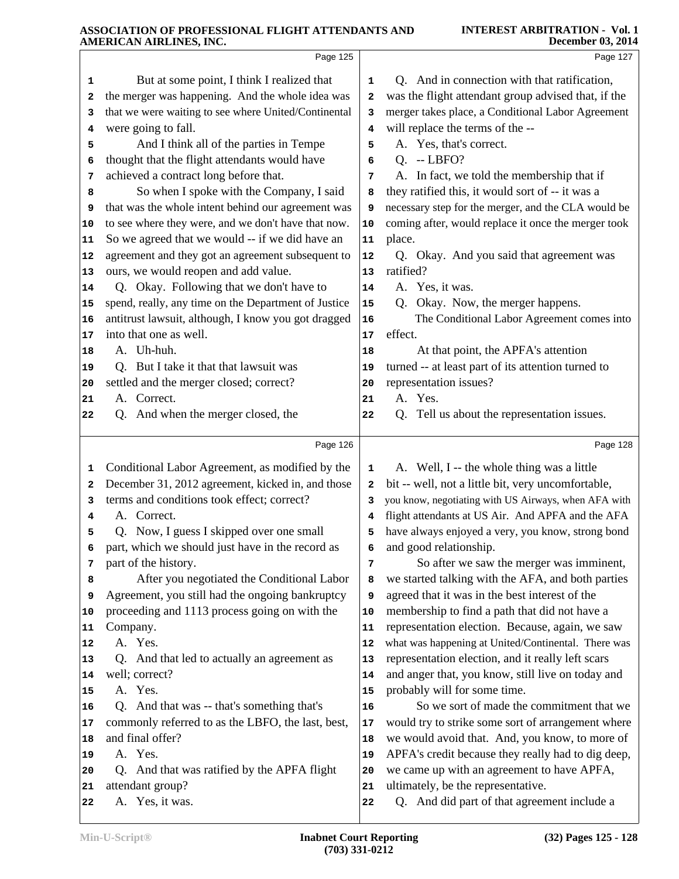Page 125

1 But at some point, I think I realized that
2 the merger was happening. And the whole idea was
3 that we were waiting to see where United/Continental
4 were going to fall.
5 And I think all of the parties in Tempe
6 thought that the flight attendants would have
7 achieved a contract long before that.
8 So when I spoke with the Company, I said
9 that was the whole intent behind our agreement was
10 to see where they were, and we don't have that now.
11 So we agreed that we would -- if we did have an
12 agreement and they got an agreement subsequent to
13 ours, we would reopen and add value.
14 Q. Okay. Following that we don't have to
15 spend, really, any time on the Department of Justice
16 antitrust lawsuit, although, I know you got dragged
17 into that one as well.
18 A. Uh-huh.
19 Q. But I take it that that lawsuit was
20 settled and the merger closed; correct?
21 A. Correct.
22 Q. And when the merger closed, the

Page 126

1 Conditional Labor Agreement, as modified by the
2 December 31, 2012 agreement, kicked in, and those
3 terms and conditions took effect; correct?
4 A. Correct.
5 Q. Now, I guess I skipped over one small
6 part, which we should just have in the record as
7 part of the history.
8 After you negotiated the Conditional Labor
9 Agreement, you still had the ongoing bankruptcy
10 proceeding and 1113 process going on with the
11 Company.
12 A. Yes.
13 Q. And that led to actually an agreement as
14 well; correct?
15 A. Yes.
16 Q. And that was -- that's something that's
17 commonly referred to as the LBFO, the last, best,
18 and final offer?
19 A. Yes.
20 Q. And that was ratified by the APFA flight
21 attendant group?
22 A. Yes, it was.

Page 127

1 Q. And in connection with that ratification,
2 was the flight attendant group advised that, if the
3 merger takes place, a Conditional Labor Agreement
4 will replace the terms of the --
5 A. Yes, that's correct.
6 Q. -- LBFO?
7 A. In fact, we told the membership that if
8 they ratified this, it would sort of -- it was a
9 necessary step for the merger, and the CLA would be
10 coming after, would replace it once the merger took
11 place.
12 Q. Okay. And you said that agreement was
13 ratified?
14 A. Yes, it was.
15 Q. Okay. Now, the merger happens.
16 The Conditional Labor Agreement comes into
17 effect.
18 At that point, the APFA's attention
19 turned -- at least part of its attention turned to
20 representation issues?
21 A. Yes.
22 Q. Tell us about the representation issues.

Page 128

1 A. Well, I -- the whole thing was a little
2 bit -- well, not a little bit, very uncomfortable,
3 you know, negotiating with US Airways, when AFA with
4 flight attendants at US Air. And APFA and the AFA
5 have always enjoyed a very, you know, strong bond
6 and good relationship.
7 So after we saw the merger was imminent,
8 we started talking with the AFA, and both parties
9 agreed that it was in the best interest of the
10 membership to find a path that did not have a
11 representation election. Because, again, we saw
12 what was happening at United/Continental. There was
13 representation election, and it really left scars
14 and anger that, you know, still live on today and
15 probably will for some time.
16 So we sort of made the commitment that we
17 would try to strike some sort of arrangement where
18 we would avoid that. And, you know, to more of
19 APFA's credit because they really had to dig deep,
20 we came up with an agreement to have APFA,
21 ultimately, be the representative.
22 Q. And did part of that agreement include a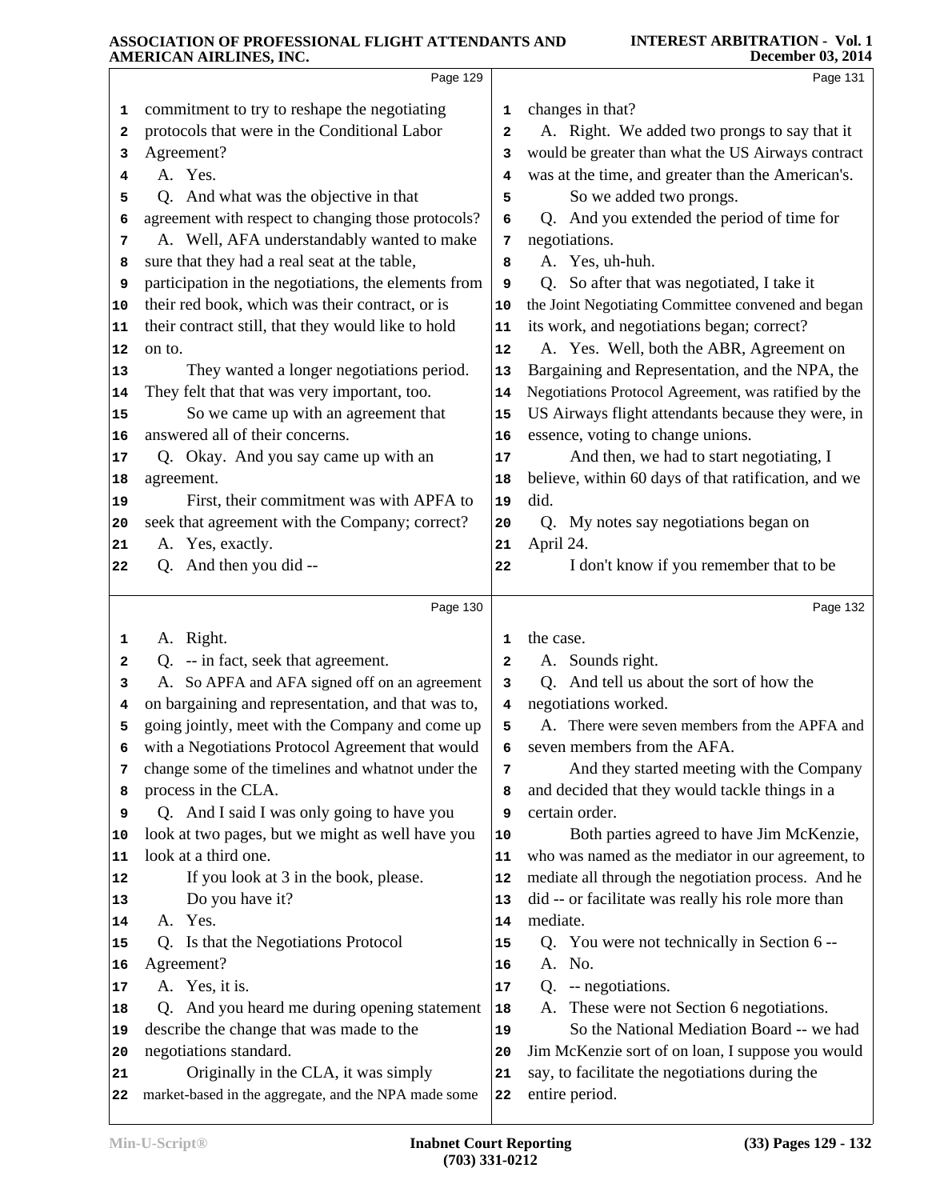Page 129

1 commitment to try to reshape the negotiating
2 protocols that were in the Conditional Labor
3 Agreement?
4 A. Yes.
5 Q. And what was the objective in that
6 agreement with respect to changing those protocols?
7 A. Well, AFA understandably wanted to make
8 sure that they had a real seat at the table,
9 participation in the negotiations, the elements from
10 their red book, which was their contract, or is
11 their contract still, that they would like to hold
12 on to.
13 They wanted a longer negotiations period.
14 They felt that that was very important, too.
15 So we came up with an agreement that
16 answered all of their concerns.
17 Q. Okay. And you say came up with an
18 agreement.
19 First, their commitment was with APFA to
20 seek that agreement with the Company; correct?
21 A. Yes, exactly.
22 Q. And then you did --

Page 130

1 A. Right.
2 Q. -- in fact, seek that agreement.
3 A. So APFA and AFA signed off on an agreement
4 on bargaining and representation, and that was to,
5 going jointly, meet with the Company and come up
6 with a Negotiations Protocol Agreement that would
7 change some of the timelines and whatnot under the
8 process in the CLA.
9 Q. And I said I was only going to have you
10 look at two pages, but we might as well have you
11 look at a third one.
12 If you look at 3 in the book, please.
13 Do you have it?
14 A. Yes.
15 Q. Is that the Negotiations Protocol
16 Agreement?
17 A. Yes, it is.
18 Q. And you heard me during opening statement
19 describe the change that was made to the
20 negotiations standard.
21 Originally in the CLA, it was simply
22 market-based in the aggregate, and the NPA made some

Page 131

1 changes in that?
2 A. Right. We added two prongs to say that it
3 would be greater than what the US Airways contract
4 was at the time, and greater than the American's.
5 So we added two prongs.
6 Q. And you extended the period of time for
7 negotiations.
8 A. Yes, uh-huh.
9 Q. So after that was negotiated, I take it
10 the Joint Negotiating Committee convened and began
11 its work, and negotiations began; correct?
12 A. Yes. Well, both the ABR, Agreement on
13 Bargaining and Representation, and the NPA, the
14 Negotiations Protocol Agreement, was ratified by the
15 US Airways flight attendants because they were, in
16 essence, voting to change unions.
17 And then, we had to start negotiating, I
18 believe, within 60 days of that ratification, and we
19 did.
20 Q. My notes say negotiations began on
21 April 24.
22 I don't know if you remember that to be

Page 132

1 the case.
2 A. Sounds right.
3 Q. And tell us about the sort of how the
4 negotiations worked.
5 A. There were seven members from the APFA and
6 seven members from the AFA.
7 And they started meeting with the Company
8 and decided that they would tackle things in a
9 certain order.
10 Both parties agreed to have Jim McKenzie,
11 who was named as the mediator in our agreement, to
12 mediate all through the negotiation process. And he
13 did -- or facilitate was really his role more than
14 mediate.
15 Q. You were not technically in Section 6 --
16 A. No.
17 Q. -- negotiations.
18 A. These were not Section 6 negotiations.
19 So the National Mediation Board -- we had
20 Jim McKenzie sort of on loan, I suppose you would
21 say, to facilitate the negotiations during the
22 entire period.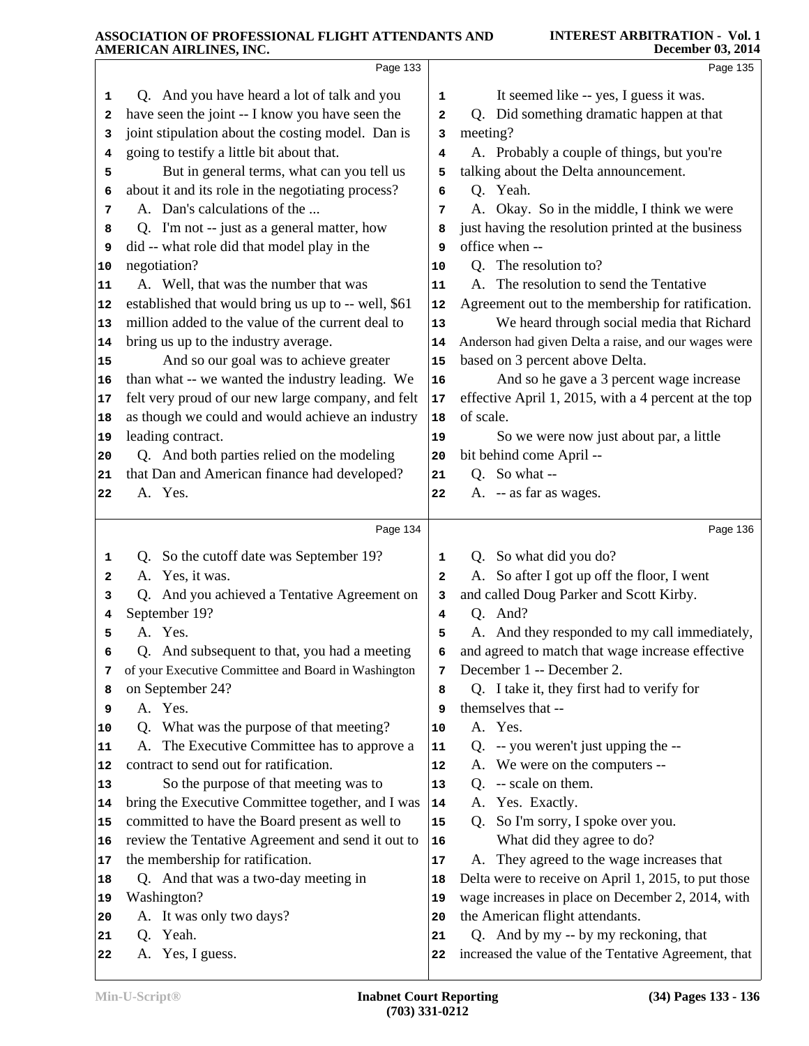Page 133

1 Q. And you have heard a lot of talk and you
2 have seen the joint -- I know you have seen the
3 joint stipulation about the costing model. Dan is
4 going to testify a little bit about that.
5 But in general terms, what can you tell us
6 about it and its role in the negotiating process?
7 A. Dan's calculations of the ...
8 Q. I'm not -- just as a general matter, how
9 did -- what role did that model play in the
10 negotiation?
11 A. Well, that was the number that was
12 established that would bring us up to -- well, $61
13 million added to the value of the current deal to
14 bring us up to the industry average.
15 And so our goal was to achieve greater
16 than what -- we wanted the industry leading. We
17 felt very proud of our new large company, and felt
18 as though we could and would achieve an industry
19 leading contract.
20 Q. And both parties relied on the modeling
21 that Dan and American finance had developed?
22 A. Yes.

Page 134

1 Q. So the cutoff date was September 19?
2 A. Yes, it was.
3 Q. And you achieved a Tentative Agreement on
4 September 19?
5 A. Yes.
6 Q. And subsequent to that, you had a meeting
7 of your Executive Committee and Board in Washington
8 on September 24?
9 A. Yes.
10 Q. What was the purpose of that meeting?
11 A. The Executive Committee has to approve a
12 contract to send out for ratification.
13 So the purpose of that meeting was to
14 bring the Executive Committee together, and I was
15 committed to have the Board present as well to
16 review the Tentative Agreement and send it out to
17 the membership for ratification.
18 Q. And that was a two-day meeting in
19 Washington?
20 A. It was only two days?
21 Q. Yeah.
22 A. Yes, I guess.

Page 135

1 It seemed like -- yes, I guess it was.
2 Q. Did something dramatic happen at that
3 meeting?
4 A. Probably a couple of things, but you're
5 talking about the Delta announcement.
6 Q. Yeah.
7 A. Okay. So in the middle, I think we were
8 just having the resolution printed at the business
9 office when --
10 Q. The resolution to?
11 A. The resolution to send the Tentative
12 Agreement out to the membership for ratification.
13 We heard through social media that Richard
14 Anderson had given Delta a raise, and our wages were
15 based on 3 percent above Delta.
16 And so he gave a 3 percent wage increase
17 effective April 1, 2015, with a 4 percent at the top
18 of scale.
19 So we were now just about par, a little
20 bit behind come April --
21 Q. So what --
22 A. -- as far as wages.

Page 136

1 Q. So what did you do?
2 A. So after I got up off the floor, I went
3 and called Doug Parker and Scott Kirby.
4 Q. And?
5 A. And they responded to my call immediately,
6 and agreed to match that wage increase effective
7 December 1 -- December 2.
8 Q. I take it, they first had to verify for
9 themselves that --
10 A. Yes.
11 Q. -- you weren't just upping the --
12 A. We were on the computers --
13 Q. -- scale on them.
14 A. Yes. Exactly.
15 Q. So I'm sorry, I spoke over you.
16 What did they agree to do?
17 A. They agreed to the wage increases that
18 Delta were to receive on April 1, 2015, to put those
19 wage increases in place on December 2, 2014, with
20 the American flight attendants.
21 Q. And by my -- by my reckoning, that
22 increased the value of the Tentative Agreement, that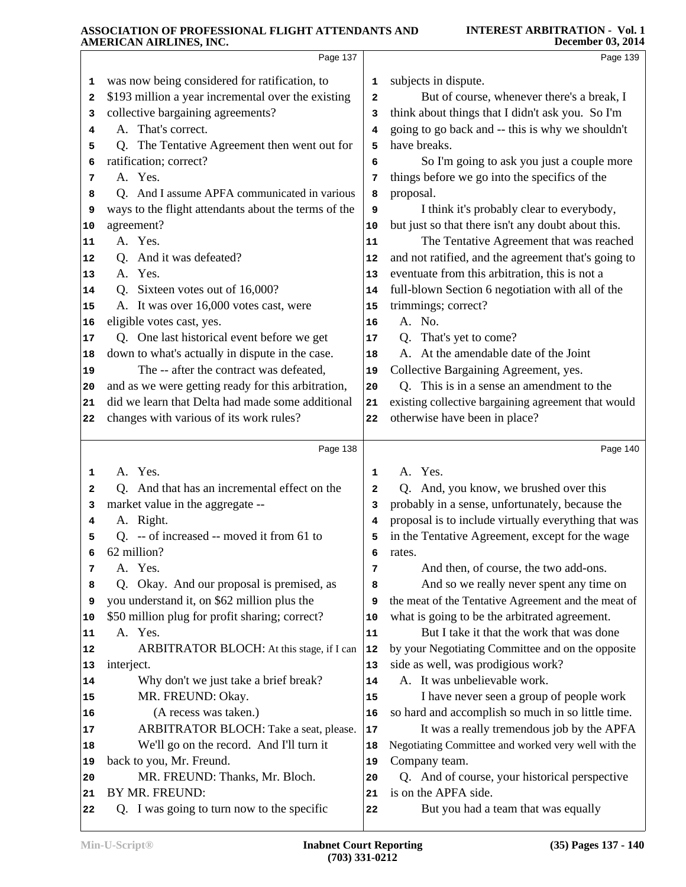was now being considered for ratification, to $193 million a year incremental over the existing collective bargaining agreements?

A. That's correct.

Q. The Tentative Agreement then went out for ratification; correct?

A. Yes.

Q. And I assume APFA communicated in various ways to the flight attendants about the terms of the agreement?

A. Yes.

Q. And it was defeated?

A. Yes.

Q. Sixteen votes out of 16,000?

A. It was over 16,000 votes cast, were eligible votes cast, yes.

Q. One last historical event before we get down to what's actually in dispute in the case.

The -- after the contract was defeated, and as we were getting ready for this arbitration, did we learn that Delta had made some additional changes with various of its work rules?

A. Yes.

Q. And that has an incremental effect on the market value in the aggregate --

A. Right.

Q. -- of increased -- moved it from 61 to 62 million?

A. Yes.

Q. Okay. And our proposal is premised, as you understand it, on $62 million plus the $50 million plug for profit sharing; correct?

A. Yes.

ARBITRATOR BLOCH: At this stage, if I can interject.

Why don't we just take a brief break?

MR. FREUND: Okay.

(A recess was taken.)

ARBITRATOR BLOCH: Take a seat, please.

We'll go on the record. And I'll turn it back to you, Mr. Freund.

MR. FREUND: Thanks, Mr. Bloch.

BY MR. FREUND:

Q. I was going to turn now to the specific subjects in dispute.

But of course, whenever there's a break, I think about things that I didn't ask you. So I'm going to go back and -- this is why we shouldn't have breaks.

So I'm going to ask you just a couple more things before we go into the specifics of the proposal.

I think it's probably clear to everybody, but just so that there isn't any doubt about this.

The Tentative Agreement that was reached and not ratified, and the agreement that's going to eventuate from this arbitration, this is not a full-blown Section 6 negotiation with all of the trimmings; correct?

A. No.

Q. That's yet to come?

A. At the amendable date of the Joint Collective Bargaining Agreement, yes.

Q. This is in a sense an amendment to the existing collective bargaining agreement that would otherwise have been in place?

A. Yes.

Q. And, you know, we brushed over this probably in a sense, unfortunately, because the proposal is to include virtually everything that was in the Tentative Agreement, except for the wage rates.

And then, of course, the two add-ons.

And so we really never spent any time on the meat of the Tentative Agreement and the meat of what is going to be the arbitrated agreement.

But I take it that the work that was done by your Negotiating Committee and on the opposite side as well, was prodigious work?

A. It was unbelievable work.

I have never seen a group of people work so hard and accomplish so much in so little time.

It was a really tremendous job by the APFA Negotiating Committee and worked very well with the Company team.

Q. And of course, your historical perspective is on the APFA side.

But you had a team that was equally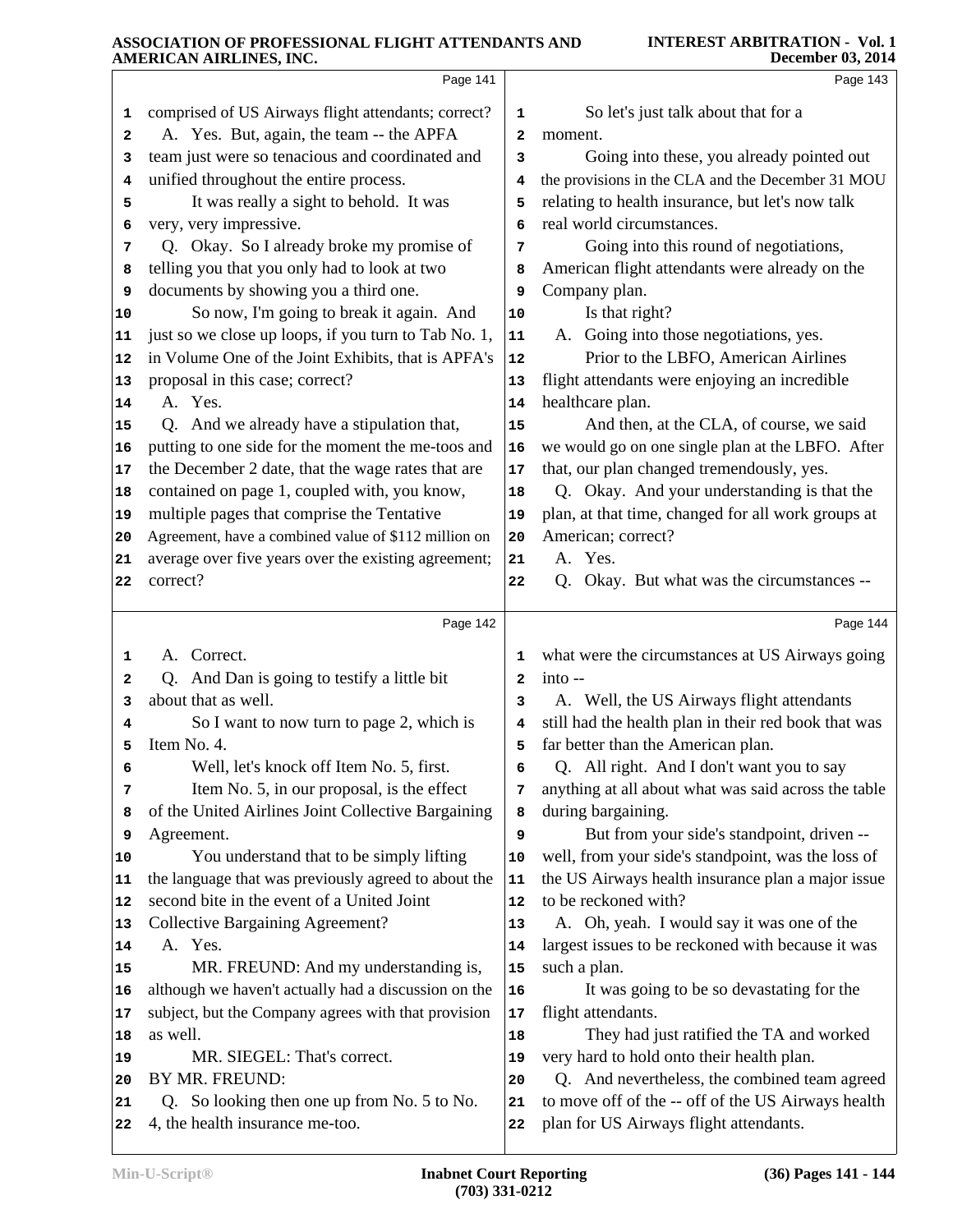Page 141

1 comprised of US Airways flight attendants; correct?
2 A. Yes. But, again, the team -- the APFA
3 team just were so tenacious and coordinated and
4 unified throughout the entire process.
5 It was really a sight to behold. It was
6 very, very impressive.
7 Q. Okay. So I already broke my promise of
8 telling you that you only had to look at two
9 documents by showing you a third one.
10 So now, I'm going to break it again. And
11 just so we close up loops, if you turn to Tab No. 1,
12 in Volume One of the Joint Exhibits, that is APFA's
13 proposal in this case; correct?
14 A. Yes.
15 Q. And we already have a stipulation that,
16 putting to one side for the moment the me-toos and
17 the December 2 date, that the wage rates that are
18 contained on page 1, coupled with, you know,
19 multiple pages that comprise the Tentative
20 Agreement, have a combined value of $112 million on
21 average over five years over the existing agreement;
22 correct?

Page 142

1 A. Correct.
2 Q. And Dan is going to testify a little bit
3 about that as well.
4 So I want to now turn to page 2, which is
5 Item No. 4.
6 Well, let's knock off Item No. 5, first.
7 Item No. 5, in our proposal, is the effect
8 of the United Airlines Joint Collective Bargaining
9 Agreement.
10 You understand that to be simply lifting
11 the language that was previously agreed to about the
12 second bite in the event of a United Joint
13 Collective Bargaining Agreement?
14 A. Yes.
15 MR. FREUND: And my understanding is,
16 although we haven't actually had a discussion on the
17 subject, but the Company agrees with that provision
18 as well.
19 MR. SIEGEL: That's correct.
20 BY MR. FREUND:
21 Q. So looking then one up from No. 5 to No.
22 4, the health insurance me-too.

Page 143

1 So let's just talk about that for a
2 moment.
3 Going into these, you already pointed out
4 the provisions in the CLA and the December 31 MOU
5 relating to health insurance, but let's now talk
6 real world circumstances.
7 Going into this round of negotiations,
8 American flight attendants were already on the
9 Company plan.
10 Is that right?
11 A. Going into those negotiations, yes.
12 Prior to the LBFO, American Airlines
13 flight attendants were enjoying an incredible
14 healthcare plan.
15 And then, at the CLA, of course, we said
16 we would go on one single plan at the LBFO. After
17 that, our plan changed tremendously, yes.
18 Q. Okay. And your understanding is that the
19 plan, at that time, changed for all work groups at
20 American; correct?
21 A. Yes.
22 Q. Okay. But what was the circumstances --

Page 144

1 what were the circumstances at US Airways going
2 into --
3 A. Well, the US Airways flight attendants
4 still had the health plan in their red book that was
5 far better than the American plan.
6 Q. All right. And I don't want you to say
7 anything at all about what was said across the table
8 during bargaining.
9 But from your side's standpoint, driven --
10 well, from your side's standpoint, was the loss of
11 the US Airways health insurance plan a major issue
12 to be reckoned with?
13 A. Oh, yeah. I would say it was one of the
14 largest issues to be reckoned with because it was
15 such a plan.
16 It was going to be so devastating for the
17 flight attendants.
18 They had just ratified the TA and worked
19 very hard to hold onto their health plan.
20 Q. And nevertheless, the combined team agreed
21 to move off of the -- off of the US Airways health
22 plan for US Airways flight attendants.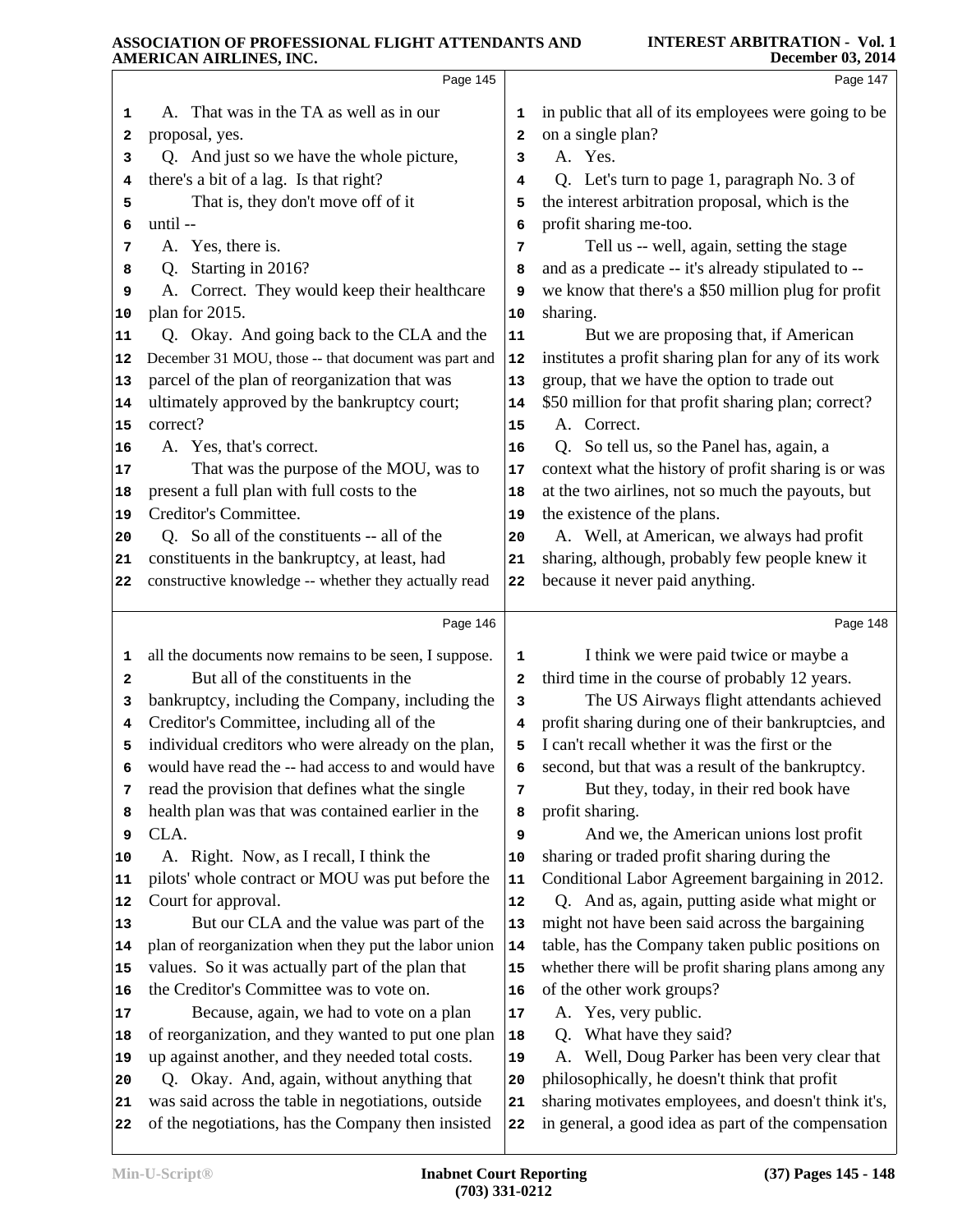Page 145

1 A. That was in the TA as well as in our
2 proposal, yes.
3 Q. And just so we have the whole picture,
4 there's a bit of a lag. Is that right?
5 That is, they don't move off of it
6 until --
7 A. Yes, there is.
8 Q. Starting in 2016?
9 A. Correct. They would keep their healthcare
10 plan for 2015.
11 Q. Okay. And going back to the CLA and the
12 December 31 MOU, those -- that document was part and
13 parcel of the plan of reorganization that was
14 ultimately approved by the bankruptcy court;
15 correct?
16 A. Yes, that's correct.
17 That was the purpose of the MOU, was to
18 present a full plan with full costs to the
19 Creditor's Committee.
20 Q. So all of the constituents -- all of the
21 constituents in the bankruptcy, at least, had
22 constructive knowledge -- whether they actually read

Page 146

1 all the documents now remains to be seen, I suppose.
2 But all of the constituents in the
3 bankruptcy, including the Company, including the
4 Creditor's Committee, including all of the
5 individual creditors who were already on the plan,
6 would have read the -- had access to and would have
7 read the provision that defines what the single
8 health plan was that was contained earlier in the
9 CLA.
10 A. Right. Now, as I recall, I think the
11 pilots' whole contract or MOU was put before the
12 Court for approval.
13 But our CLA and the value was part of the
14 plan of reorganization when they put the labor union
15 values. So it was actually part of the plan that
16 the Creditor's Committee was to vote on.
17 Because, again, we had to vote on a plan
18 of reorganization, and they wanted to put one plan
19 up against another, and they needed total costs.
20 Q. Okay. And, again, without anything that
21 was said across the table in negotiations, outside
22 of the negotiations, has the Company then insisted

Page 147

1 in public that all of its employees were going to be
2 on a single plan?
3 A. Yes.
4 Q. Let's turn to page 1, paragraph No. 3 of
5 the interest arbitration proposal, which is the
6 profit sharing me-too.
7 Tell us -- well, again, setting the stage
8 and as a predicate -- it's already stipulated to --
9 we know that there's a $50 million plug for profit
10 sharing.
11 But we are proposing that, if American
12 institutes a profit sharing plan for any of its work
13 group, that we have the option to trade out
14 $50 million for that profit sharing plan; correct?
15 A. Correct.
16 Q. So tell us, so the Panel has, again, a
17 context what the history of profit sharing is or was
18 at the two airlines, not so much the payouts, but
19 the existence of the plans.
20 A. Well, at American, we always had profit
21 sharing, although, probably few people knew it
22 because it never paid anything.

Page 148

1 I think we were paid twice or maybe a
2 third time in the course of probably 12 years.
3 The US Airways flight attendants achieved
4 profit sharing during one of their bankruptcies, and
5 I can't recall whether it was the first or the
6 second, but that was a result of the bankruptcy.
7 But they, today, in their red book have
8 profit sharing.
9 And we, the American unions lost profit
10 sharing or traded profit sharing during the
11 Conditional Labor Agreement bargaining in 2012.
12 Q. And as, again, putting aside what might or
13 might not have been said across the bargaining
14 table, has the Company taken public positions on
15 whether there will be profit sharing plans among any
16 of the other work groups?
17 A. Yes, very public.
18 Q. What have they said?
19 A. Well, Doug Parker has been very clear that
20 philosophically, he doesn't think that profit
21 sharing motivates employees, and doesn't think it's,
22 in general, a good idea as part of the compensation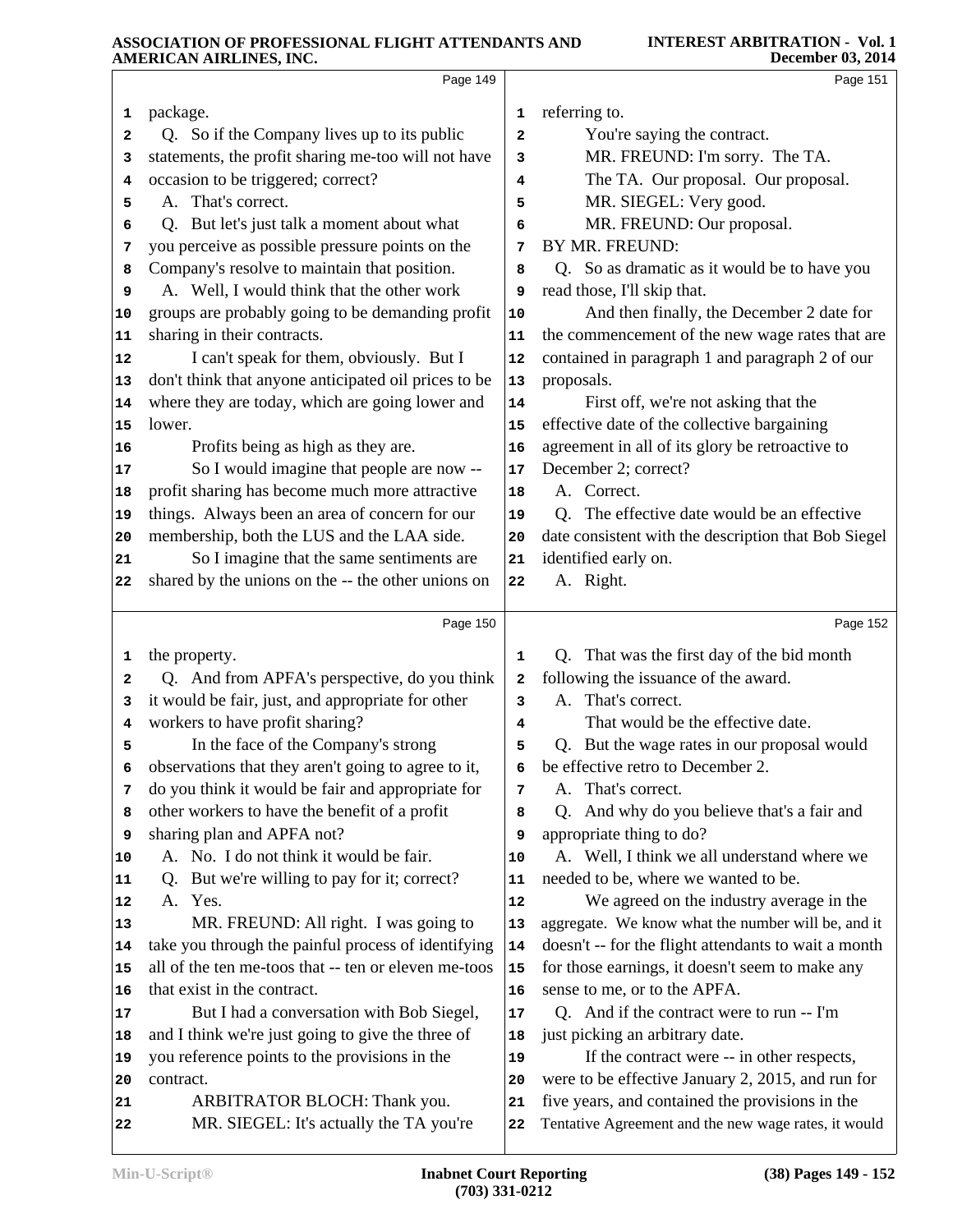Page 149

1 package.
2 Q. So if the Company lives up to its public
3 statements, the profit sharing me-too will not have
4 occasion to be triggered; correct?
5 A. That's correct.
6 Q. But let's just talk a moment about what
7 you perceive as possible pressure points on the
8 Company's resolve to maintain that position.
9 A. Well, I would think that the other work
10 groups are probably going to be demanding profit
11 sharing in their contracts.
12 I can't speak for them, obviously. But I
13 don't think that anyone anticipated oil prices to be
14 where they are today, which are going lower and
15 lower.
16 Profits being as high as they are.
17 So I would imagine that people are now --
18 profit sharing has become much more attractive
19 things. Always been an area of concern for our
20 membership, both the LUS and the LAA side.
21 So I imagine that the same sentiments are
22 shared by the unions on the -- the other unions on

Page 150

1 the property.
2 Q. And from APFA's perspective, do you think
3 it would be fair, just, and appropriate for other
4 workers to have profit sharing?
5 In the face of the Company's strong
6 observations that they aren't going to agree to it,
7 do you think it would be fair and appropriate for
8 other workers to have the benefit of a profit
9 sharing plan and APFA not?
10 A. No. I do not think it would be fair.
11 Q. But we're willing to pay for it; correct?
12 A. Yes.
13 MR. FREUND: All right. I was going to
14 take you through the painful process of identifying
15 all of the ten me-toos that -- ten or eleven me-toos
16 that exist in the contract.
17 But I had a conversation with Bob Siegel,
18 and I think we're just going to give the three of
19 you reference points to the provisions in the
20 contract.
21 ARBITRATOR BLOCH: Thank you.
22 MR. SIEGEL: It's actually the TA you're

Page 151

1 referring to.
2 You're saying the contract.
3 MR. FREUND: I'm sorry. The TA.
4 The TA. Our proposal. Our proposal.
5 MR. SIEGEL: Very good.
6 MR. FREUND: Our proposal.
7 BY MR. FREUND:
8 Q. So as dramatic as it would be to have you
9 read those, I'll skip that.
10 And then finally, the December 2 date for
11 the commencement of the new wage rates that are
12 contained in paragraph 1 and paragraph 2 of our
13 proposals.
14 First off, we're not asking that the
15 effective date of the collective bargaining
16 agreement in all of its glory be retroactive to
17 December 2; correct?
18 A. Correct.
19 Q. The effective date would be an effective
20 date consistent with the description that Bob Siegel
21 identified early on.
22 A. Right.

Page 152

1 Q. That was the first day of the bid month
2 following the issuance of the award.
3 A. That's correct.
4 That would be the effective date.
5 Q. But the wage rates in our proposal would
6 be effective retro to December 2.
7 A. That's correct.
8 Q. And why do you believe that's a fair and
9 appropriate thing to do?
10 A. Well, I think we all understand where we
11 needed to be, where we wanted to be.
12 We agreed on the industry average in the
13 aggregate. We know what the number will be, and it
14 doesn't -- for the flight attendants to wait a month
15 for those earnings, it doesn't seem to make any
16 sense to me, or to the APFA.
17 Q. And if the contract were to run -- I'm
18 just picking an arbitrary date.
19 If the contract were -- in other respects,
20 were to be effective January 2, 2015, and run for
21 five years, and contained the provisions in the
22 Tentative Agreement and the new wage rates, it would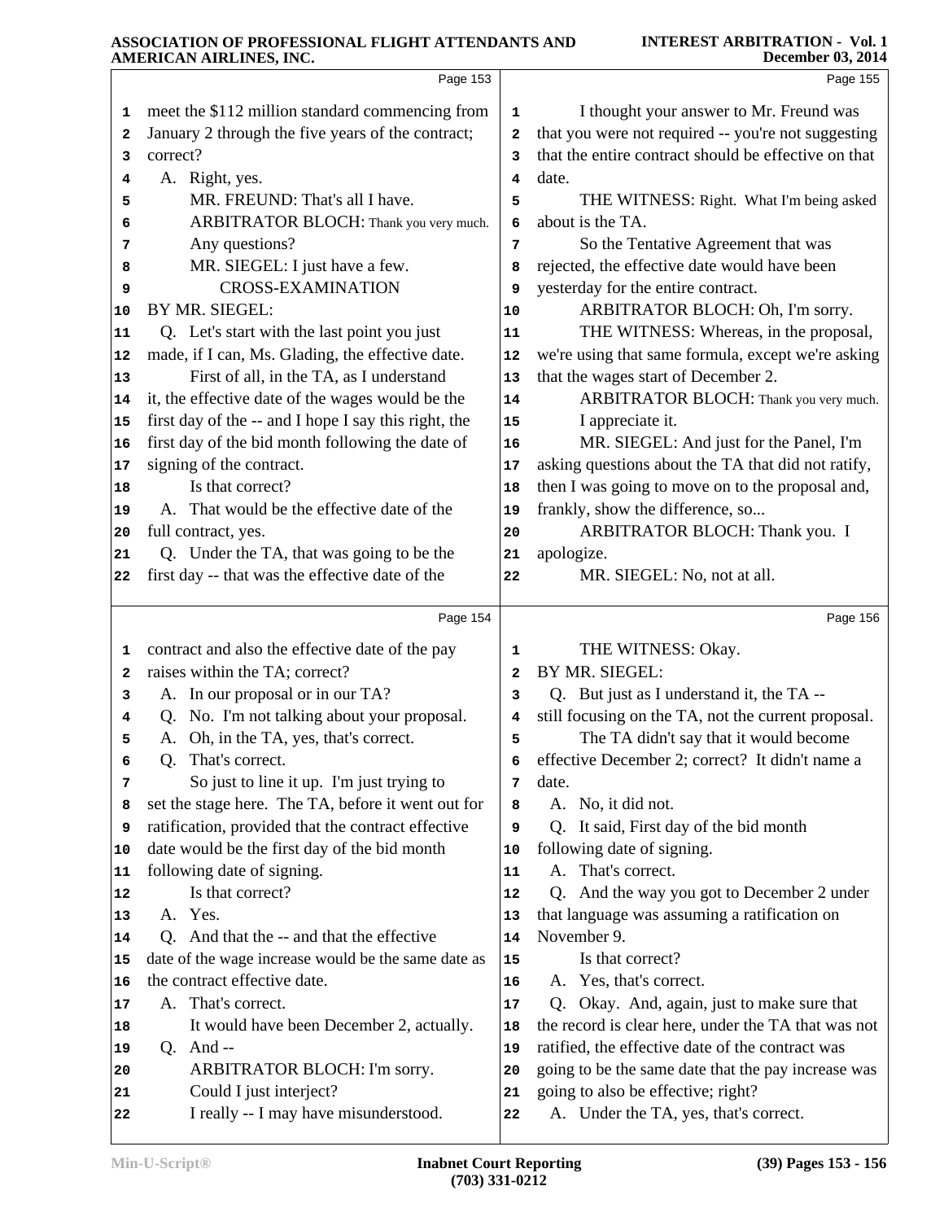Page 153

1 meet the $112 million standard commencing from
2 January 2 through the five years of the contract;
3 correct?
4 A. Right, yes.
5 MR. FREUND: That's all I have.
6 ARBITRATOR BLOCH: Thank you very much.
7 Any questions?
8 MR. SIEGEL: I just have a few.
9 CROSS-EXAMINATION
10 BY MR. SIEGEL:
11 Q. Let's start with the last point you just
12 made, if I can, Ms. Glading, the effective date.
13 First of all, in the TA, as I understand
14 it, the effective date of the wages would be the
15 first day of the -- and I hope I say this right, the
16 first day of the bid month following the date of
17 signing of the contract.
18 Is that correct?
19 A. That would be the effective date of the
20 full contract, yes.
21 Q. Under the TA, that was going to be the
22 first day -- that was the effective date of the

Page 154

1 contract and also the effective date of the pay
2 raises within the TA; correct?
3 A. In our proposal or in our TA?
4 Q. No. I'm not talking about your proposal.
5 A. Oh, in the TA, yes, that's correct.
6 Q. That's correct.
7 So just to line it up. I'm just trying to
8 set the stage here. The TA, before it went out for
9 ratification, provided that the contract effective
10 date would be the first day of the bid month
11 following date of signing.
12 Is that correct?
13 A. Yes.
14 Q. And that the -- and that the effective
15 date of the wage increase would be the same date as
16 the contract effective date.
17 A. That's correct.
18 It would have been December 2, actually.
19 Q. And --
20 ARBITRATOR BLOCH: I'm sorry.
21 Could I just interject?
22 I really -- I may have misunderstood.

Page 155

1 I thought your answer to Mr. Freund was
2 that you were not required -- you're not suggesting
3 that the entire contract should be effective on that
4 date.
5 THE WITNESS: Right. What I'm being asked
6 about is the TA.
7 So the Tentative Agreement that was
8 rejected, the effective date would have been
9 yesterday for the entire contract.
10 ARBITRATOR BLOCH: Oh, I'm sorry.
11 THE WITNESS: Whereas, in the proposal,
12 we're using that same formula, except we're asking
13 that the wages start of December 2.
14 ARBITRATOR BLOCH: Thank you very much.
15 I appreciate it.
16 MR. SIEGEL: And just for the Panel, I'm
17 asking questions about the TA that did not ratify,
18 then I was going to move on to the proposal and,
19 frankly, show the difference, so...
20 ARBITRATOR BLOCH: Thank you. I
21 apologize.
22 MR. SIEGEL: No, not at all.

Page 156

1 THE WITNESS: Okay.
2 BY MR. SIEGEL:
3 Q. But just as I understand it, the TA --
4 still focusing on the TA, not the current proposal.
5 The TA didn't say that it would become
6 effective December 2; correct? It didn't name a
7 date.
8 A. No, it did not.
9 Q. It said, First day of the bid month
10 following date of signing.
11 A. That's correct.
12 Q. And the way you got to December 2 under
13 that language was assuming a ratification on
14 November 9.
15 Is that correct?
16 A. Yes, that's correct.
17 Q. Okay. And, again, just to make sure that
18 the record is clear here, under the TA that was not
19 ratified, the effective date of the contract was
20 going to be the same date that the pay increase was
21 going to also be effective; right?
22 A. Under the TA, yes, that's correct.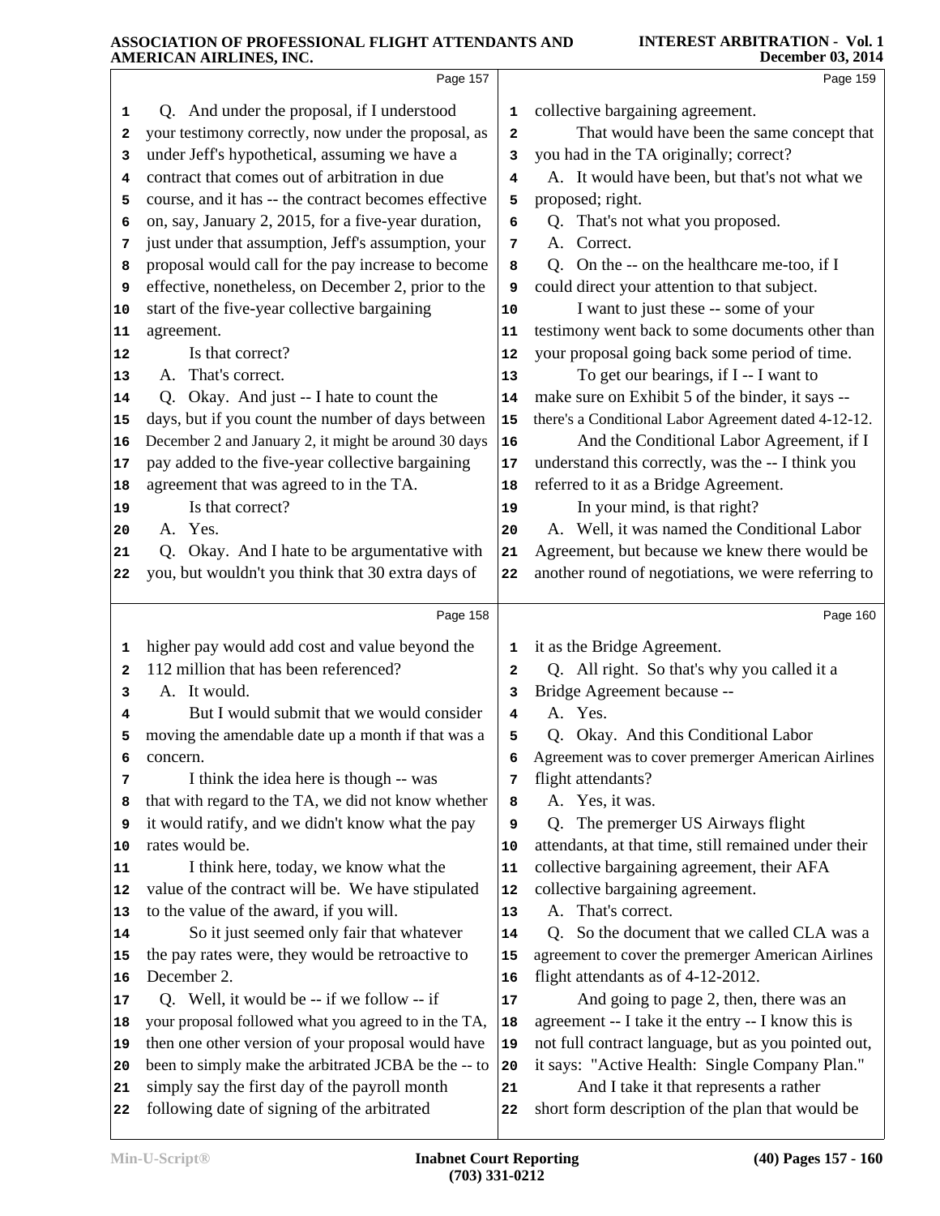Page 157

Q. And under the proposal, if I understood your testimony correctly, now under the proposal, as under Jeff's hypothetical, assuming we have a contract that comes out of arbitration in due course, and it has -- the contract becomes effective on, say, January 2, 2015, for a five-year duration, just under that assumption, Jeff's assumption, your proposal would call for the pay increase to become effective, nonetheless, on December 2, prior to the start of the five-year collective bargaining agreement.

Is that correct?

A. That's correct.

Q. Okay. And just -- I hate to count the days, but if you count the number of days between December 2 and January 2, it might be around 30 days pay added to the five-year collective bargaining agreement that was agreed to in the TA.

Is that correct?

A. Yes.

Q. Okay. And I hate to be argumentative with you, but wouldn't you think that 30 extra days of

Page 158

higher pay would add cost and value beyond the 112 million that has been referenced?

A. It would.

But I would submit that we would consider moving the amendable date up a month if that was a concern.

I think the idea here is though -- was that with regard to the TA, we did not know whether it would ratify, and we didn't know what the pay rates would be.

I think here, today, we know what the value of the contract will be. We have stipulated to the value of the award, if you will.

So it just seemed only fair that whatever the pay rates were, they would be retroactive to December 2.

Q. Well, it would be -- if we follow -- if your proposal followed what you agreed to in the TA, then one other version of your proposal would have been to simply make the arbitrated JCBA be the -- to simply say the first day of the payroll month following date of signing of the arbitrated

Page 159

collective bargaining agreement.

That would have been the same concept that you had in the TA originally; correct?

A. It would have been, but that's not what we proposed; right.

Q. That's not what you proposed.

A. Correct.

Q. On the -- on the healthcare me-too, if I could direct your attention to that subject.

I want to just these -- some of your testimony went back to some documents other than your proposal going back some period of time.

To get our bearings, if I -- I want to make sure on Exhibit 5 of the binder, it says -- there's a Conditional Labor Agreement dated 4-12-12.

And the Conditional Labor Agreement, if I understand this correctly, was the -- I think you referred to it as a Bridge Agreement.

In your mind, is that right?

A. Well, it was named the Conditional Labor Agreement, but because we knew there would be another round of negotiations, we were referring to

Page 160

it as the Bridge Agreement.

Q. All right. So that's why you called it a Bridge Agreement because --

A. Yes.

Q. Okay. And this Conditional Labor Agreement was to cover premerger American Airlines flight attendants?

A. Yes, it was.

Q. The premerger US Airways flight attendants, at that time, still remained under their collective bargaining agreement, their AFA collective bargaining agreement.

A. That's correct.

Q. So the document that we called CLA was a agreement to cover the premerger American Airlines flight attendants as of 4-12-2012.

And going to page 2, then, there was an agreement -- I take it the entry -- I know this is not full contract language, but as you pointed out, it says: "Active Health: Single Company Plan."

And I take it that represents a rather short form description of the plan that would be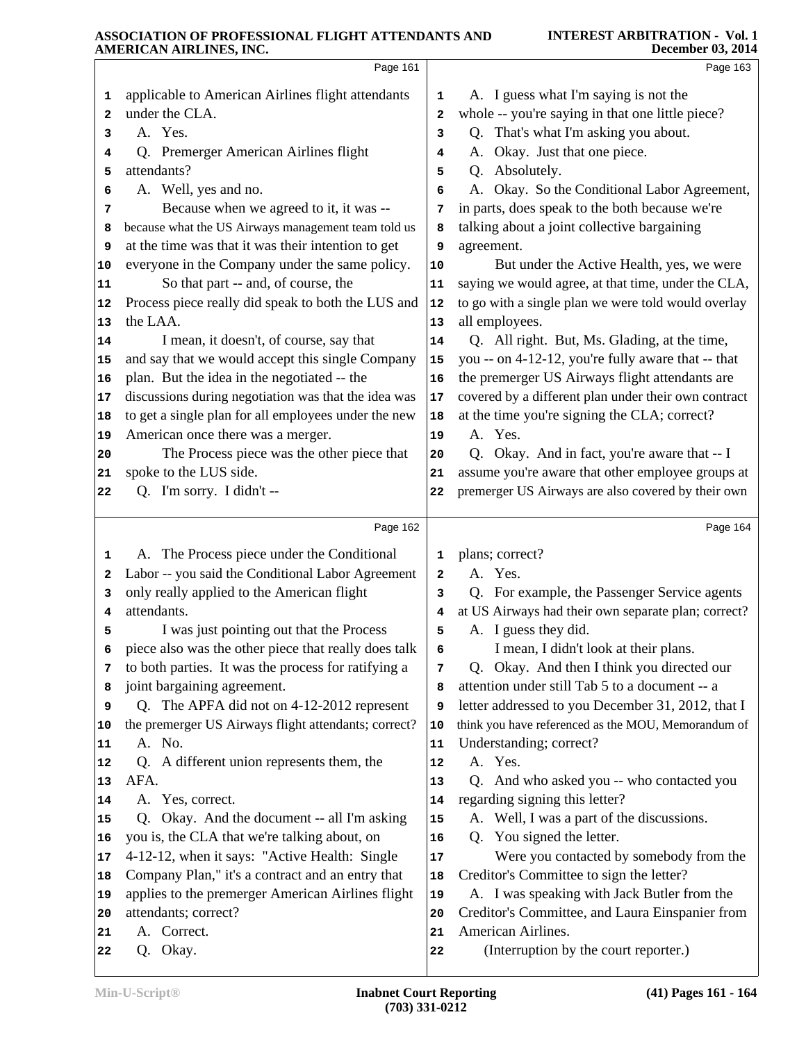Page 161

1 applicable to American Airlines flight attendants
2 under the CLA.
3 A. Yes.
4 Q. Premerger American Airlines flight
5 attendants?
6 A. Well, yes and no.
7 Because when we agreed to it, it was --
8 because what the US Airways management team told us
9 at the time was that it was their intention to get
10 everyone in the Company under the same policy.
11 So that part -- and, of course, the
12 Process piece really did speak to both the LUS and
13 the LAA.
14 I mean, it doesn't, of course, say that
15 and say that we would accept this single Company
16 plan. But the idea in the negotiated -- the
17 discussions during negotiation was that the idea was
18 to get a single plan for all employees under the new
19 American once there was a merger.
20 The Process piece was the other piece that
21 spoke to the LUS side.
22 Q. I'm sorry. I didn't --

Page 162

1 A. The Process piece under the Conditional
2 Labor -- you said the Conditional Labor Agreement
3 only really applied to the American flight
4 attendants.
5 I was just pointing out that the Process
6 piece also was the other piece that really does talk
7 to both parties. It was the process for ratifying a
8 joint bargaining agreement.
9 Q. The APFA did not on 4-12-2012 represent
10 the premerger US Airways flight attendants; correct?
11 A. No.
12 Q. A different union represents them, the
13 AFA.
14 A. Yes, correct.
15 Q. Okay. And the document -- all I'm asking
16 you is, the CLA that we're talking about, on
17 4-12-12, when it says: "Active Health: Single
18 Company Plan," it's a contract and an entry that
19 applies to the premerger American Airlines flight
20 attendants; correct?
21 A. Correct.
22 Q. Okay.

Page 163

1 A. I guess what I'm saying is not the
2 whole -- you're saying in that one little piece?
3 Q. That's what I'm asking you about.
4 A. Okay. Just that one piece.
5 Q. Absolutely.
6 A. Okay. So the Conditional Labor Agreement,
7 in parts, does speak to the both because we're
8 talking about a joint collective bargaining
9 agreement.
10 But under the Active Health, yes, we were
11 saying we would agree, at that time, under the CLA,
12 to go with a single plan we were told would overlay
13 all employees.
14 Q. All right. But, Ms. Glading, at the time,
15 you -- on 4-12-12, you're fully aware that -- that
16 the premerger US Airways flight attendants are
17 covered by a different plan under their own contract
18 at the time you're signing the CLA; correct?
19 A. Yes.
20 Q. Okay. And in fact, you're aware that -- I
21 assume you're aware that other employee groups at
22 premerger US Airways are also covered by their own

Page 164

1 plans; correct?
2 A. Yes.
3 Q. For example, the Passenger Service agents
4 at US Airways had their own separate plan; correct?
5 A. I guess they did.
6 I mean, I didn't look at their plans.
7 Q. Okay. And then I think you directed our
8 attention under still Tab 5 to a document -- a
9 letter addressed to you December 31, 2012, that I
10 think you have referenced as the MOU, Memorandum of
11 Understanding; correct?
12 A. Yes.
13 Q. And who asked you -- who contacted you
14 regarding signing this letter?
15 A. Well, I was a part of the discussions.
16 Q. You signed the letter.
17 Were you contacted by somebody from the
18 Creditor's Committee to sign the letter?
19 A. I was speaking with Jack Butler from the
20 Creditor's Committee, and Laura Einspanier from
21 American Airlines.
22 (Interruption by the court reporter.)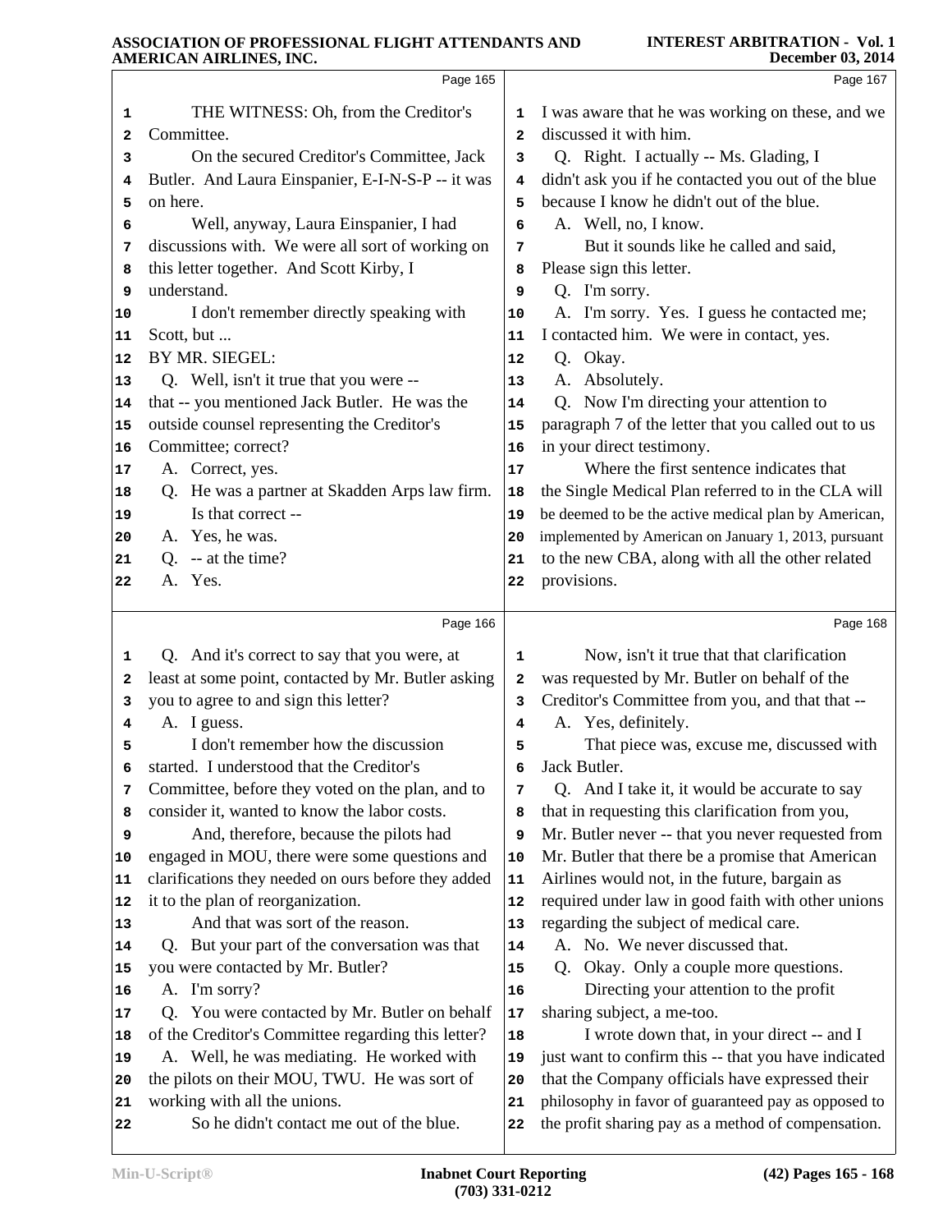Page 165

1 THE WITNESS: Oh, from the Creditor's
2 Committee.
3 On the secured Creditor's Committee, Jack
4 Butler. And Laura Einspanier, E-I-N-S-P -- it was
5 on here.
6 Well, anyway, Laura Einspanier, I had
7 discussions with. We were all sort of working on
8 this letter together. And Scott Kirby, I
9 understand.
10 I don't remember directly speaking with
11 Scott, but ...
12 BY MR. SIEGEL:
13 Q. Well, isn't it true that you were --
14 that -- you mentioned Jack Butler. He was the
15 outside counsel representing the Creditor's
16 Committee; correct?
17 A. Correct, yes.
18 Q. He was a partner at Skadden Arps law firm.
19 Is that correct --
20 A. Yes, he was.
21 Q. -- at the time?
22 A. Yes.

Page 166

1 Q. And it's correct to say that you were, at
2 least at some point, contacted by Mr. Butler asking
3 you to agree to and sign this letter?
4 A. I guess.
5 I don't remember how the discussion
6 started. I understood that the Creditor's
7 Committee, before they voted on the plan, and to
8 consider it, wanted to know the labor costs.
9 And, therefore, because the pilots had
10 engaged in MOU, there were some questions and
11 clarifications they needed on ours before they added
12 it to the plan of reorganization.
13 And that was sort of the reason.
14 Q. But your part of the conversation was that
15 you were contacted by Mr. Butler?
16 A. I'm sorry?
17 Q. You were contacted by Mr. Butler on behalf
18 of the Creditor's Committee regarding this letter?
19 A. Well, he was mediating. He worked with
20 the pilots on their MOU, TWU. He was sort of
21 working with all the unions.
22 So he didn't contact me out of the blue.

Page 167

1 I was aware that he was working on these, and we
2 discussed it with him.
3 Q. Right. I actually -- Ms. Glading, I
4 didn't ask you if he contacted you out of the blue
5 because I know he didn't out of the blue.
6 A. Well, no, I know.
7 But it sounds like he called and said,
8 Please sign this letter.
9 Q. I'm sorry.
10 A. I'm sorry. Yes. I guess he contacted me;
11 I contacted him. We were in contact, yes.
12 Q. Okay.
13 A. Absolutely.
14 Q. Now I'm directing your attention to
15 paragraph 7 of the letter that you called out to us
16 in your direct testimony.
17 Where the first sentence indicates that
18 the Single Medical Plan referred to in the CLA will
19 be deemed to be the active medical plan by American,
20 implemented by American on January 1, 2013, pursuant
21 to the new CBA, along with all the other related
22 provisions.

Page 168

1 Now, isn't it true that that clarification
2 was requested by Mr. Butler on behalf of the
3 Creditor's Committee from you, and that that --
4 A. Yes, definitely.
5 That piece was, excuse me, discussed with
6 Jack Butler.
7 Q. And I take it, it would be accurate to say
8 that in requesting this clarification from you,
9 Mr. Butler never -- that you never requested from
10 Mr. Butler that there be a promise that American
11 Airlines would not, in the future, bargain as
12 required under law in good faith with other unions
13 regarding the subject of medical care.
14 A. No. We never discussed that.
15 Q. Okay. Only a couple more questions.
16 Directing your attention to the profit
17 sharing subject, a me-too.
18 I wrote down that, in your direct -- and I
19 just want to confirm this -- that you have indicated
20 that the Company officials have expressed their
21 philosophy in favor of guaranteed pay as opposed to
22 the profit sharing pay as a method of compensation.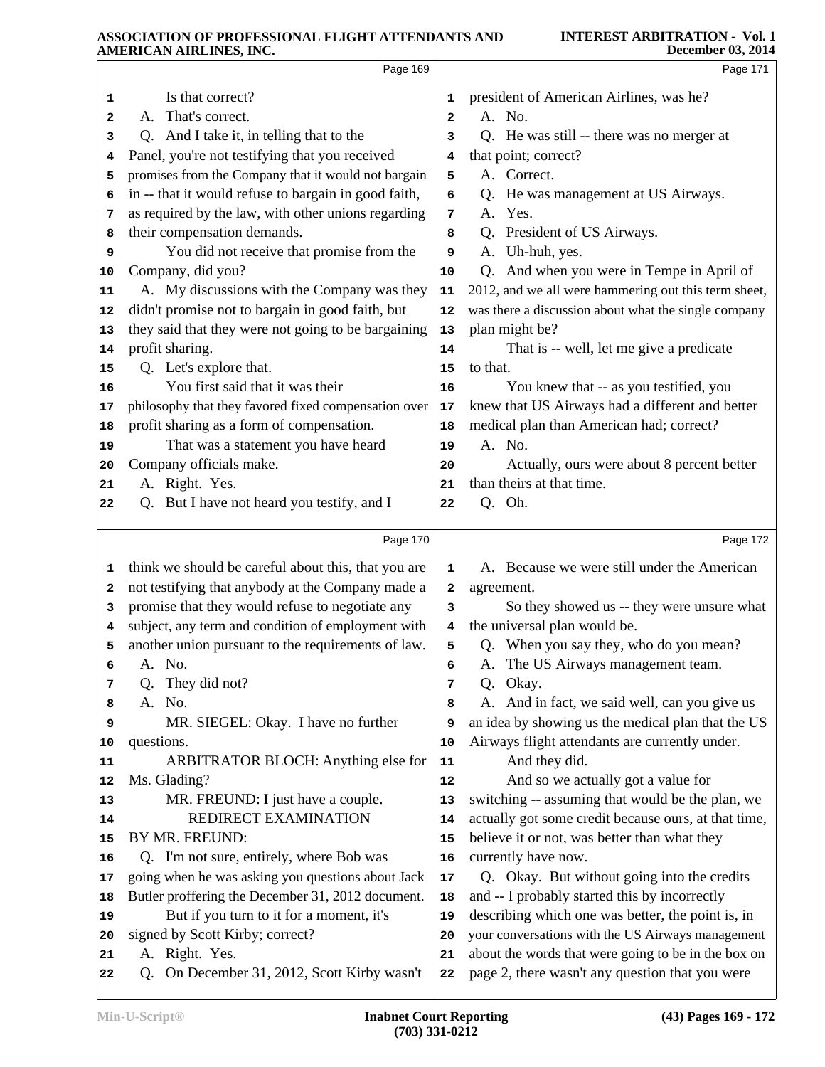Page 169

1 Is that correct?
2 A. That's correct.
3 Q. And I take it, in telling that to the
4 Panel, you're not testifying that you received
5 promises from the Company that it would not bargain
6 in -- that it would refuse to bargain in good faith,
7 as required by the law, with other unions regarding
8 their compensation demands.
9 You did not receive that promise from the
10 Company, did you?
11 A. My discussions with the Company was they
12 didn't promise not to bargain in good faith, but
13 they said that they were not going to be bargaining
14 profit sharing.
15 Q. Let's explore that.
16 You first said that it was their
17 philosophy that they favored fixed compensation over
18 profit sharing as a form of compensation.
19 That was a statement you have heard
20 Company officials make.
21 A. Right. Yes.
22 Q. But I have not heard you testify, and I

Page 170

1 think we should be careful about this, that you are
2 not testifying that anybody at the Company made a
3 promise that they would refuse to negotiate any
4 subject, any term and condition of employment with
5 another union pursuant to the requirements of law.
6 A. No.
7 Q. They did not?
8 A. No.
9 MR. SIEGEL: Okay. I have no further
10 questions.
11 ARBITRATOR BLOCH: Anything else for
12 Ms. Glading?
13 MR. FREUND: I just have a couple.
14 REDIRECT EXAMINATION
15 BY MR. FREUND:
16 Q. I'm not sure, entirely, where Bob was
17 going when he was asking you questions about Jack
18 Butler proffering the December 31, 2012 document.
19 But if you turn to it for a moment, it's
20 signed by Scott Kirby; correct?
21 A. Right. Yes.
22 Q. On December 31, 2012, Scott Kirby wasn't

Page 171

1 president of American Airlines, was he?
2 A. No.
3 Q. He was still -- there was no merger at
4 that point; correct?
5 A. Correct.
6 Q. He was management at US Airways.
7 A. Yes.
8 Q. President of US Airways.
9 A. Uh-huh, yes.
10 Q. And when you were in Tempe in April of
11 2012, and we all were hammering out this term sheet,
12 was there a discussion about what the single company
13 plan might be?
14 That is -- well, let me give a predicate
15 to that.
16 You knew that -- as you testified, you
17 knew that US Airways had a different and better
18 medical plan than American had; correct?
19 A. No.
20 Actually, ours were about 8 percent better
21 than theirs at that time.
22 Q. Oh.

Page 172

1 A. Because we were still under the American
2 agreement.
3 So they showed us -- they were unsure what
4 the universal plan would be.
5 Q. When you say they, who do you mean?
6 A. The US Airways management team.
7 Q. Okay.
8 A. And in fact, we said well, can you give us
9 an idea by showing us the medical plan that the US
10 Airways flight attendants are currently under.
11 And they did.
12 And so we actually got a value for
13 switching -- assuming that would be the plan, we
14 actually got some credit because ours, at that time,
15 believe it or not, was better than what they
16 currently have now.
17 Q. Okay. But without going into the credits
18 and -- I probably started this by incorrectly
19 describing which one was better, the point is, in
20 your conversations with the US Airways management
21 about the words that were going to be in the box on
22 page 2, there wasn't any question that you were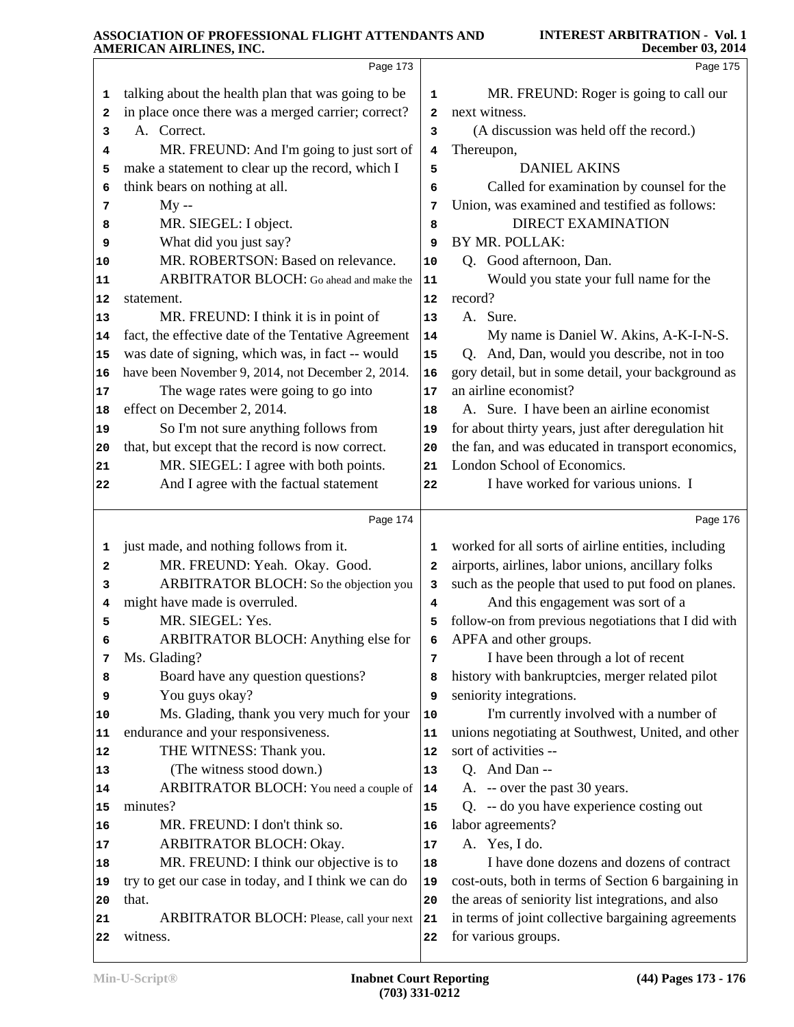talking about the health plan that was going to be in place once there was a merged carrier; correct?

A. Correct.

MR. FREUND: And I'm going to just sort of make a statement to clear up the record, which I think bears on nothing at all.

My --

MR. SIEGEL: I object.

What did you just say?

MR. ROBERTSON: Based on relevance.

ARBITRATOR BLOCH: Go ahead and make the statement.

MR. FREUND: I think it is in point of fact, the effective date of the Tentative Agreement was date of signing, which was, in fact -- would have been November 9, 2014, not December 2, 2014.

The wage rates were going to go into effect on December 2, 2014.

So I'm not sure anything follows from that, but except that the record is now correct.

MR. SIEGEL: I agree with both points.

And I agree with the factual statement just made, and nothing follows from it.

MR. FREUND: Yeah. Okay. Good.

ARBITRATOR BLOCH: So the objection you might have made is overruled.

MR. SIEGEL: Yes.

ARBITRATOR BLOCH: Anything else for Ms. Glading?

Board have any question questions?

You guys okay?

Ms. Glading, thank you very much for your endurance and your responsiveness.

THE WITNESS: Thank you.

(The witness stood down.)

ARBITRATOR BLOCH: You need a couple of minutes?

MR. FREUND: I don't think so.

ARBITRATOR BLOCH: Okay.

MR. FREUND: I think our objective is to try to get our case in today, and I think we can do that.

ARBITRATOR BLOCH: Please, call your next witness.

MR. FREUND: Roger is going to call our next witness.

(A discussion was held off the record.)

Thereupon,

DANIEL AKINS

Called for examination by counsel for the Union, was examined and testified as follows:

DIRECT EXAMINATION

BY MR. POLLAK:

Q. Good afternoon, Dan.

Would you state your full name for the record?

A. Sure.

My name is Daniel W. Akins, A-K-I-N-S.

Q. And, Dan, would you describe, not in too gory detail, but in some detail, your background as an airline economist?

A. Sure. I have been an airline economist for about thirty years, just after deregulation hit the fan, and was educated in transport economics, London School of Economics.

I have worked for various unions. I worked for all sorts of airline entities, including airports, airlines, labor unions, ancillary folks such as the people that used to put food on planes.

And this engagement was sort of a follow-on from previous negotiations that I did with APFA and other groups.

I have been through a lot of recent history with bankruptcies, merger related pilot seniority integrations.

I'm currently involved with a number of unions negotiating at Southwest, United, and other sort of activities --

Q. And Dan --

A. -- over the past 30 years.

Q. -- do you have experience costing out labor agreements?

A. Yes, I do.

I have done dozens and dozens of contract cost-outs, both in terms of Section 6 bargaining in the areas of seniority list integrations, and also in terms of joint collective bargaining agreements for various groups.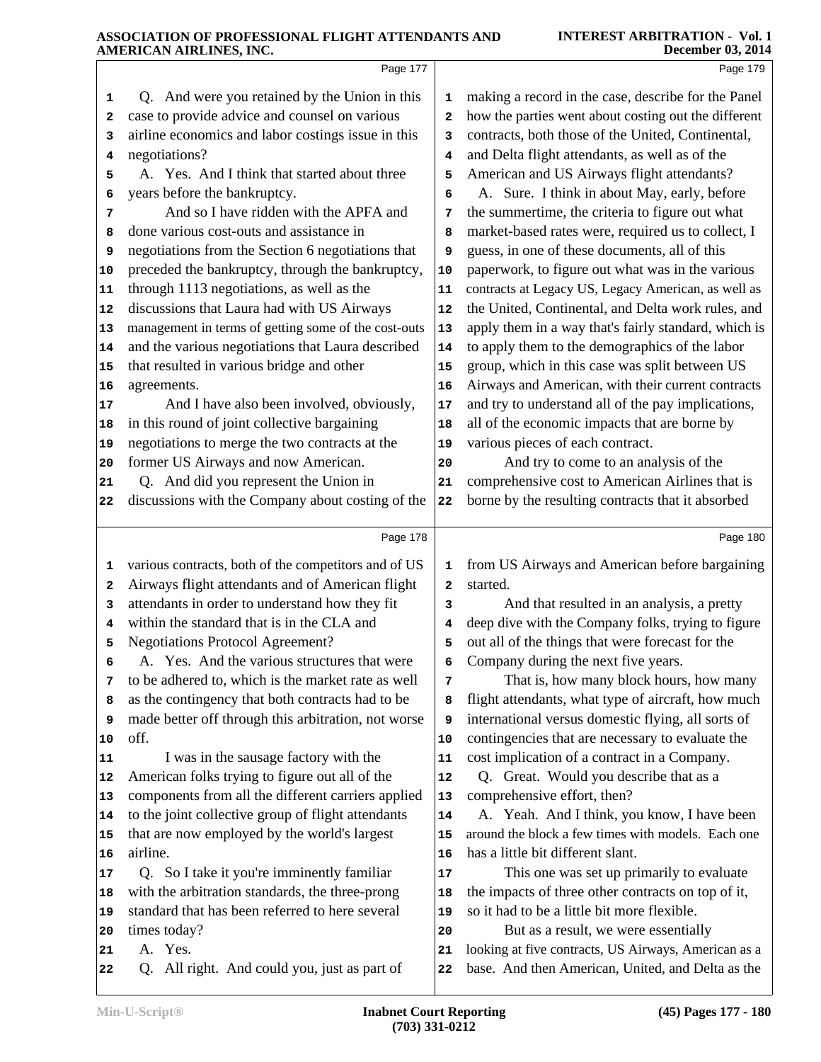Page 177

1 Q. And were you retained by the Union in this
2 case to provide advice and counsel on various
3 airline economics and labor costings issue in this
4 negotiations?
5 A. Yes. And I think that started about three
6 years before the bankruptcy.
7 And so I have ridden with the APFA and
8 done various cost-outs and assistance in
9 negotiations from the Section 6 negotiations that
10 preceded the bankruptcy, through the bankruptcy,
11 through 1113 negotiations, as well as the
12 discussions that Laura had with US Airways
13 management in terms of getting some of the cost-outs
14 and the various negotiations that Laura described
15 that resulted in various bridge and other
16 agreements.
17 And I have also been involved, obviously,
18 in this round of joint collective bargaining
19 negotiations to merge the two contracts at the
20 former US Airways and now American.
21 Q. And did you represent the Union in
22 discussions with the Company about costing of the

Page 178

1 various contracts, both of the competitors and of US
2 Airways flight attendants and of American flight
3 attendants in order to understand how they fit
4 within the standard that is in the CLA and
5 Negotiations Protocol Agreement?
6 A. Yes. And the various structures that were
7 to be adhered to, which is the market rate as well
8 as the contingency that both contracts had to be
9 made better off through this arbitration, not worse
10 off.
11 I was in the sausage factory with the
12 American folks trying to figure out all of the
13 components from all the different carriers applied
14 to the joint collective group of flight attendants
15 that are now employed by the world's largest
16 airline.
17 Q. So I take it you're imminently familiar
18 with the arbitration standards, the three-prong
19 standard that has been referred to here several
20 times today?
21 A. Yes.
22 Q. All right. And could you, just as part of

Page 179

1 making a record in the case, describe for the Panel
2 how the parties went about costing out the different
3 contracts, both those of the United, Continental,
4 and Delta flight attendants, as well as of the
5 American and US Airways flight attendants?
6 A. Sure. I think in about May, early, before
7 the summertime, the criteria to figure out what
8 market-based rates were, required us to collect, I
9 guess, in one of these documents, all of this
10 paperwork, to figure out what was in the various
11 contracts at Legacy US, Legacy American, as well as
12 the United, Continental, and Delta work rules, and
13 apply them in a way that's fairly standard, which is
14 to apply them to the demographics of the labor
15 group, which in this case was split between US
16 Airways and American, with their current contracts
17 and try to understand all of the pay implications,
18 all of the economic impacts that are borne by
19 various pieces of each contract.
20 And try to come to an analysis of the
21 comprehensive cost to American Airlines that is
22 borne by the resulting contracts that it absorbed

Page 180

1 from US Airways and American before bargaining
2 started.
3 And that resulted in an analysis, a pretty
4 deep dive with the Company folks, trying to figure
5 out all of the things that were forecast for the
6 Company during the next five years.
7 That is, how many block hours, how many
8 flight attendants, what type of aircraft, how much
9 international versus domestic flying, all sorts of
10 contingencies that are necessary to evaluate the
11 cost implication of a contract in a Company.
12 Q. Great. Would you describe that as a
13 comprehensive effort, then?
14 A. Yeah. And I think, you know, I have been
15 around the block a few times with models. Each one
16 has a little bit different slant.
17 This one was set up primarily to evaluate
18 the impacts of three other contracts on top of it,
19 so it had to be a little bit more flexible.
20 But as a result, we were essentially
21 looking at five contracts, US Airways, American as a
22 base. And then American, United, and Delta as the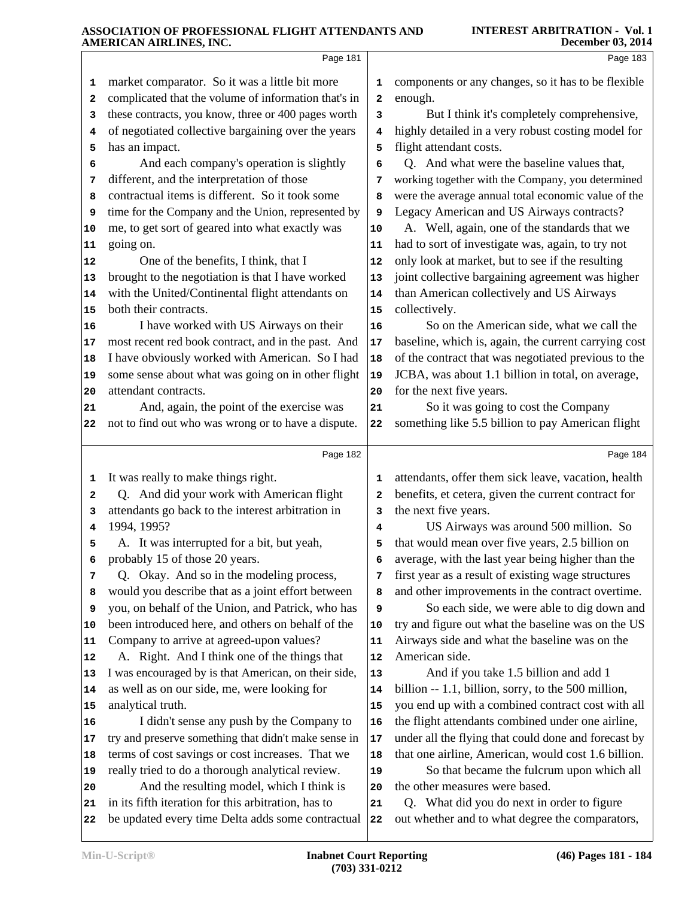market comparator. So it was a little bit more complicated that the volume of information that's in these contracts, you know, three or 400 pages worth of negotiated collective bargaining over the years has an impact.

And each company's operation is slightly different, and the interpretation of those contractual items is different. So it took some time for the Company and the Union, represented by me, to get sort of geared into what exactly was going on.

One of the benefits, I think, that I brought to the negotiation is that I have worked with the United/Continental flight attendants on both their contracts.

I have worked with US Airways on their most recent red book contract, and in the past. And I have obviously worked with American. So I had some sense about what was going on in other flight attendant contracts.

And, again, the point of the exercise was not to find out who was wrong or to have a dispute. It was really to make things right.

Q. And did your work with American flight attendants go back to the interest arbitration in 1994, 1995?

A. It was interrupted for a bit, but yeah, probably 15 of those 20 years.

Q. Okay. And so in the modeling process, would you describe that as a joint effort between you, on behalf of the Union, and Patrick, who has been introduced here, and others on behalf of the Company to arrive at agreed-upon values?

A. Right. And I think one of the things that I was encouraged by is that American, on their side, as well as on our side, me, were looking for analytical truth.

I didn't sense any push by the Company to try and preserve something that didn't make sense in terms of cost savings or cost increases. That we really tried to do a thorough analytical review.

And the resulting model, which I think is in its fifth iteration for this arbitration, has to be updated every time Delta adds some contractual components or any changes, so it has to be flexible enough.

But I think it's completely comprehensive, highly detailed in a very robust costing model for flight attendant costs.

Q. And what were the baseline values that, working together with the Company, you determined were the average annual total economic value of the Legacy American and US Airways contracts?

A. Well, again, one of the standards that we had to sort of investigate was, again, to try not only look at market, but to see if the resulting joint collective bargaining agreement was higher than American collectively and US Airways collectively.

So on the American side, what we call the baseline, which is, again, the current carrying cost of the contract that was negotiated previous to the JCBA, was about 1.1 billion in total, on average, for the next five years.

So it was going to cost the Company something like 5.5 billion to pay American flight attendants, offer them sick leave, vacation, health benefits, et cetera, given the current contract for the next five years.

US Airways was around 500 million. So that would mean over five years, 2.5 billion on average, with the last year being higher than the first year as a result of existing wage structures and other improvements in the contract overtime.

So each side, we were able to dig down and try and figure out what the baseline was on the US Airways side and what the baseline was on the American side.

And if you take 1.5 billion and add 1 billion -- 1.1, billion, sorry, to the 500 million, you end up with a combined contract cost with all the flight attendants combined under one airline, under all the flying that could done and forecast by that one airline, American, would cost 1.6 billion.

So that became the fulcrum upon which all the other measures were based.

Q. What did you do next in order to figure out whether and to what degree the comparators,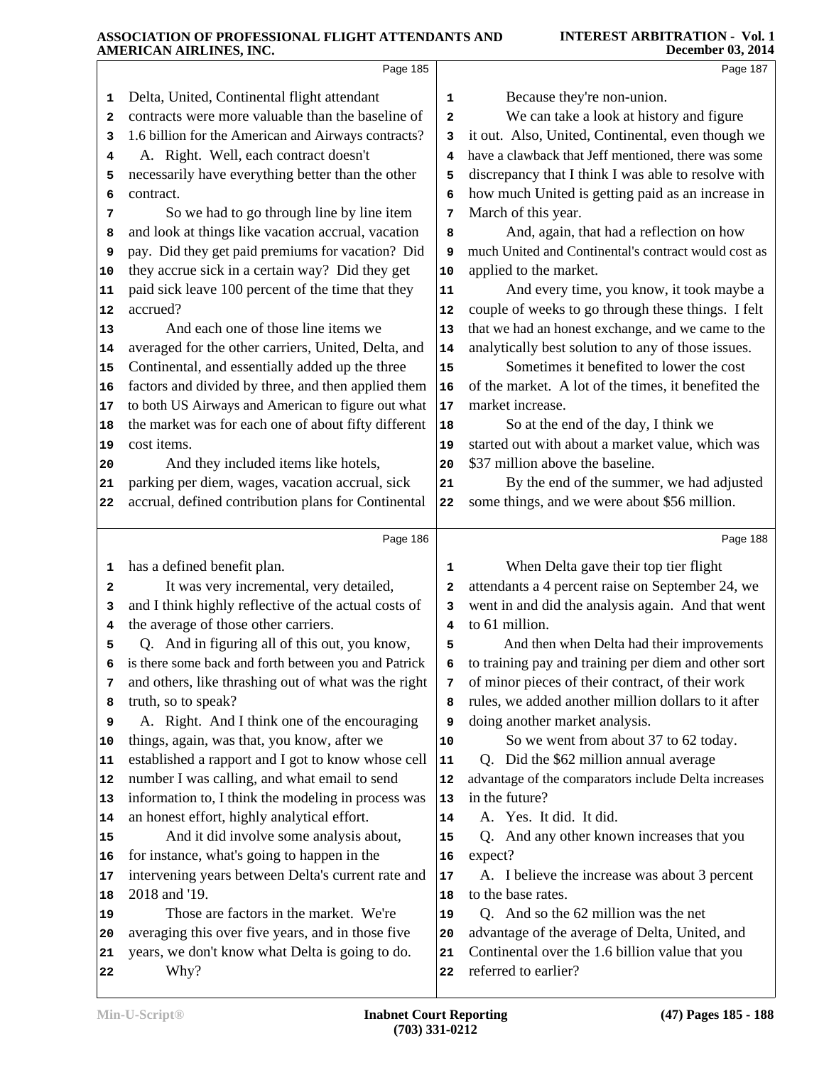Page 185

Delta, United, Continental flight attendant contracts were more valuable than the baseline of 1.6 billion for the American and Airways contracts?

A. Right. Well, each contract doesn't necessarily have everything better than the other contract.

So we had to go through line by line item and look at things like vacation accrual, vacation pay. Did they get paid premiums for vacation? Did they accrue sick in a certain way? Did they get paid sick leave 100 percent of the time that they accrued?

And each one of those line items we averaged for the other carriers, United, Delta, and Continental, and essentially added up the three factors and divided by three, and then applied them to both US Airways and American to figure out what the market was for each one of about fifty different cost items.

And they included items like hotels, parking per diem, wages, vacation accrual, sick accrual, defined contribution plans for Continental

Page 186

has a defined benefit plan.

It was very incremental, very detailed, and I think highly reflective of the actual costs of the average of those other carriers.

Q. And in figuring all of this out, you know, is there some back and forth between you and Patrick and others, like thrashing out of what was the right truth, so to speak?

A. Right. And I think one of the encouraging things, again, was that, you know, after we established a rapport and I got to know whose cell number I was calling, and what email to send information to, I think the modeling in process was an honest effort, highly analytical effort.

And it did involve some analysis about, for instance, what's going to happen in the intervening years between Delta's current rate and 2018 and '19.

Those are factors in the market. We're averaging this over five years, and in those five years, we don't know what Delta is going to do.

Why?

Page 187

Because they're non-union.

We can take a look at history and figure it out. Also, United, Continental, even though we have a clawback that Jeff mentioned, there was some discrepancy that I think I was able to resolve with how much United is getting paid as an increase in March of this year.

And, again, that had a reflection on how much United and Continental's contract would cost as applied to the market.

And every time, you know, it took maybe a couple of weeks to go through these things. I felt that we had an honest exchange, and we came to the analytically best solution to any of those issues.

Sometimes it benefited to lower the cost of the market. A lot of the times, it benefited the market increase.

So at the end of the day, I think we started out with about a market value, which was $37 million above the baseline.

By the end of the summer, we had adjusted some things, and we were about $56 million.

Page 188

When Delta gave their top tier flight attendants a 4 percent raise on September 24, we went in and did the analysis again. And that went to 61 million.

And then when Delta had their improvements to training pay and training per diem and other sort of minor pieces of their contract, of their work rules, we added another million dollars to it after doing another market analysis.

So we went from about 37 to 62 today.

Q. Did the $62 million annual average advantage of the comparators include Delta increases in the future?

A. Yes. It did. It did.

Q. And any other known increases that you expect?

A. I believe the increase was about 3 percent to the base rates.

Q. And so the 62 million was the net advantage of the average of Delta, United, and Continental over the 1.6 billion value that you referred to earlier?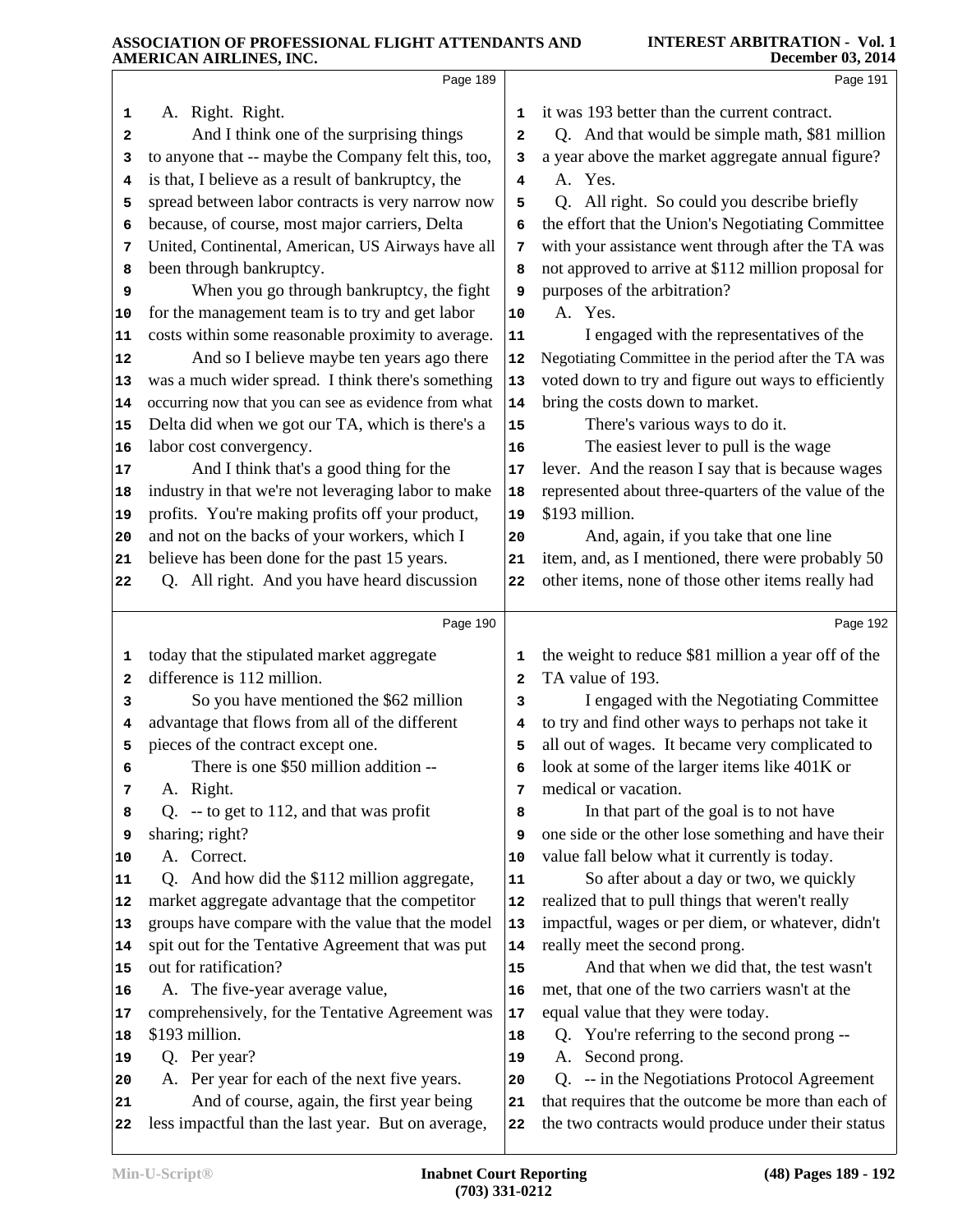Page 189

A. Right. Right.

And I think one of the surprising things to anyone that -- maybe the Company felt this, too, is that, I believe as a result of bankruptcy, the spread between labor contracts is very narrow now because, of course, most major carriers, Delta United, Continental, American, US Airways have all been through bankruptcy.

When you go through bankruptcy, the fight for the management team is to try and get labor costs within some reasonable proximity to average.

And so I believe maybe ten years ago there was a much wider spread. I think there's something occurring now that you can see as evidence from what Delta did when we got our TA, which is there's a labor cost convergency.

And I think that's a good thing for the industry in that we're not leveraging labor to make profits. You're making profits off your product, and not on the backs of your workers, which I believe has been done for the past 15 years.

Q. All right. And you have heard discussion

Page 190

today that the stipulated market aggregate difference is 112 million.

So you have mentioned the $62 million advantage that flows from all of the different pieces of the contract except one.

There is one $50 million addition --

A. Right.

Q. -- to get to 112, and that was profit sharing; right?

A. Correct.

Q. And how did the $112 million aggregate, market aggregate advantage that the competitor groups have compare with the value that the model spit out for the Tentative Agreement that was put out for ratification?

A. The five-year average value, comprehensively, for the Tentative Agreement was $193 million.

Q. Per year?

A. Per year for each of the next five years.

And of course, again, the first year being less impactful than the last year. But on average,

Page 191

it was 193 better than the current contract.

Q. And that would be simple math, $81 million a year above the market aggregate annual figure?

A. Yes.

Q. All right. So could you describe briefly the effort that the Union's Negotiating Committee with your assistance went through after the TA was not approved to arrive at $112 million proposal for purposes of the arbitration?

A. Yes.

I engaged with the representatives of the Negotiating Committee in the period after the TA was voted down to try and figure out ways to efficiently bring the costs down to market.

There's various ways to do it.

The easiest lever to pull is the wage lever. And the reason I say that is because wages represented about three-quarters of the value of the $193 million.

And, again, if you take that one line item, and, as I mentioned, there were probably 50 other items, none of those other items really had

Page 192

the weight to reduce $81 million a year off of the TA value of 193.

I engaged with the Negotiating Committee to try and find other ways to perhaps not take it all out of wages. It became very complicated to look at some of the larger items like 401K or medical or vacation.

In that part of the goal is to not have one side or the other lose something and have their value fall below what it currently is today.

So after about a day or two, we quickly realized that to pull things that weren't really impactful, wages or per diem, or whatever, didn't really meet the second prong.

And that when we did that, the test wasn't met, that one of the two carriers wasn't at the equal value that they were today.

Q. You're referring to the second prong --

A. Second prong.

Q. -- in the Negotiations Protocol Agreement that requires that the outcome be more than each of the two contracts would produce under their status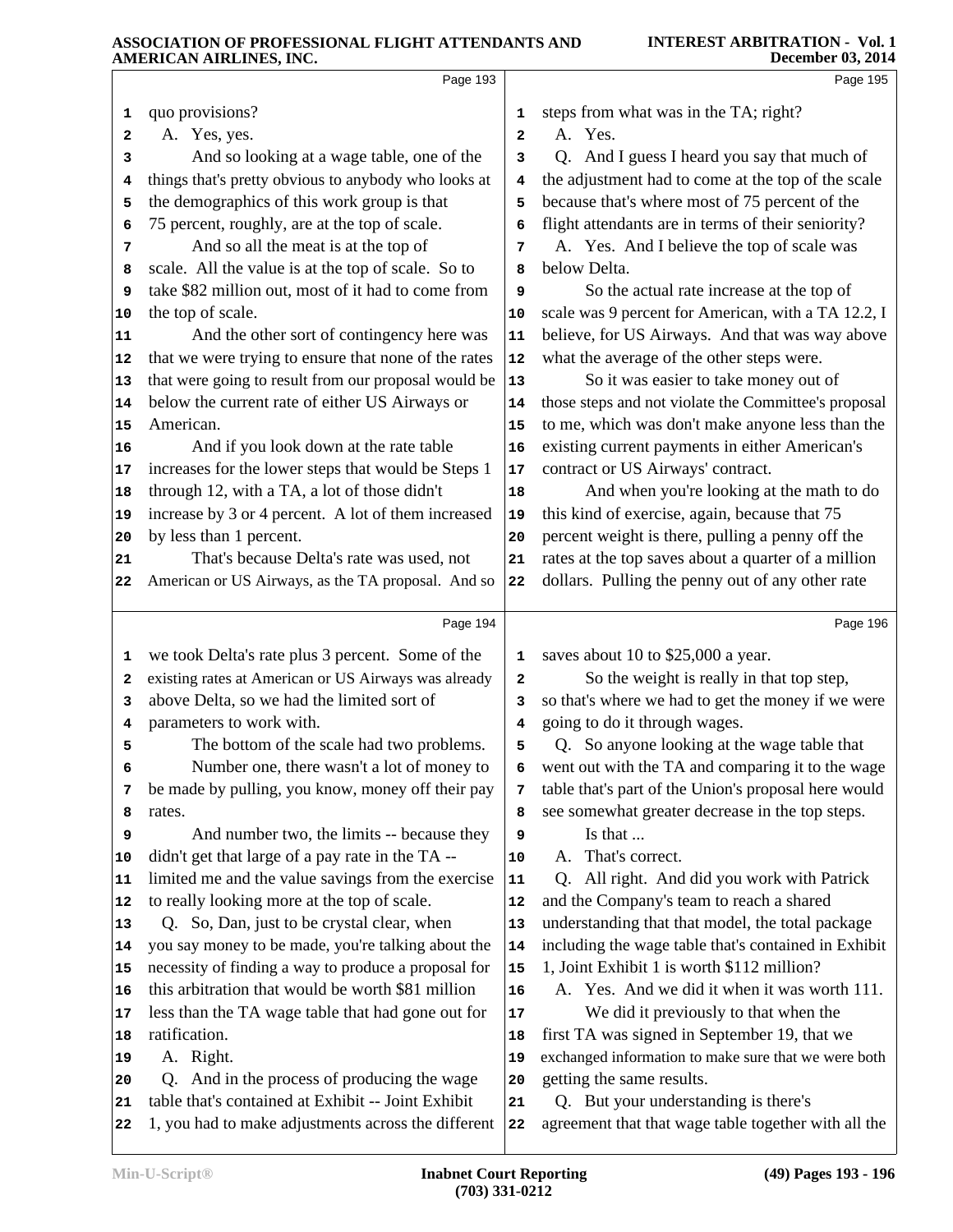Page 193

1 quo provisions?
2 A. Yes, yes.
3 And so looking at a wage table, one of the
4 things that's pretty obvious to anybody who looks at
5 the demographics of this work group is that
6 75 percent, roughly, are at the top of scale.
7 And so all the meat is at the top of
8 scale. All the value is at the top of scale. So to
9 take $82 million out, most of it had to come from
10 the top of scale.
11 And the other sort of contingency here was
12 that we were trying to ensure that none of the rates
13 that were going to result from our proposal would be
14 below the current rate of either US Airways or
15 American.
16 And if you look down at the rate table
17 increases for the lower steps that would be Steps 1
18 through 12, with a TA, a lot of those didn't
19 increase by 3 or 4 percent. A lot of them increased
20 by less than 1 percent.
21 That's because Delta's rate was used, not
22 American or US Airways, as the TA proposal. And so

Page 194

1 we took Delta's rate plus 3 percent. Some of the
2 existing rates at American or US Airways was already
3 above Delta, so we had the limited sort of
4 parameters to work with.
5 The bottom of the scale had two problems.
6 Number one, there wasn't a lot of money to
7 be made by pulling, you know, money off their pay
8 rates.
9 And number two, the limits -- because they
10 didn't get that large of a pay rate in the TA --
11 limited me and the value savings from the exercise
12 to really looking more at the top of scale.
13 Q. So, Dan, just to be crystal clear, when
14 you say money to be made, you're talking about the
15 necessity of finding a way to produce a proposal for
16 this arbitration that would be worth $81 million
17 less than the TA wage table that had gone out for
18 ratification.
19 A. Right.
20 Q. And in the process of producing the wage
21 table that's contained at Exhibit -- Joint Exhibit
22 1, you had to make adjustments across the different

Page 195

1 steps from what was in the TA; right?
2 A. Yes.
3 Q. And I guess I heard you say that much of
4 the adjustment had to come at the top of the scale
5 because that's where most of 75 percent of the
6 flight attendants are in terms of their seniority?
7 A. Yes. And I believe the top of scale was
8 below Delta.
9 So the actual rate increase at the top of
10 scale was 9 percent for American, with a TA 12.2, I
11 believe, for US Airways. And that was way above
12 what the average of the other steps were.
13 So it was easier to take money out of
14 those steps and not violate the Committee's proposal
15 to me, which was don't make anyone less than the
16 existing current payments in either American's
17 contract or US Airways' contract.
18 And when you're looking at the math to do
19 this kind of exercise, again, because that 75
20 percent weight is there, pulling a penny off the
21 rates at the top saves about a quarter of a million
22 dollars. Pulling the penny out of any other rate

Page 196

1 saves about 10 to $25,000 a year.
2 So the weight is really in that top step,
3 so that's where we had to get the money if we were
4 going to do it through wages.
5 Q. So anyone looking at the wage table that
6 went out with the TA and comparing it to the wage
7 table that's part of the Union's proposal here would
8 see somewhat greater decrease in the top steps.
9 Is that ...
10 A. That's correct.
11 Q. All right. And did you work with Patrick
12 and the Company's team to reach a shared
13 understanding that that model, the total package
14 including the wage table that's contained in Exhibit
15 1, Joint Exhibit 1 is worth $112 million?
16 A. Yes. And we did it when it was worth 111.
17 We did it previously to that when the
18 first TA was signed in September 19, that we
19 exchanged information to make sure that we were both
20 getting the same results.
21 Q. But your understanding is there's
22 agreement that that wage table together with all the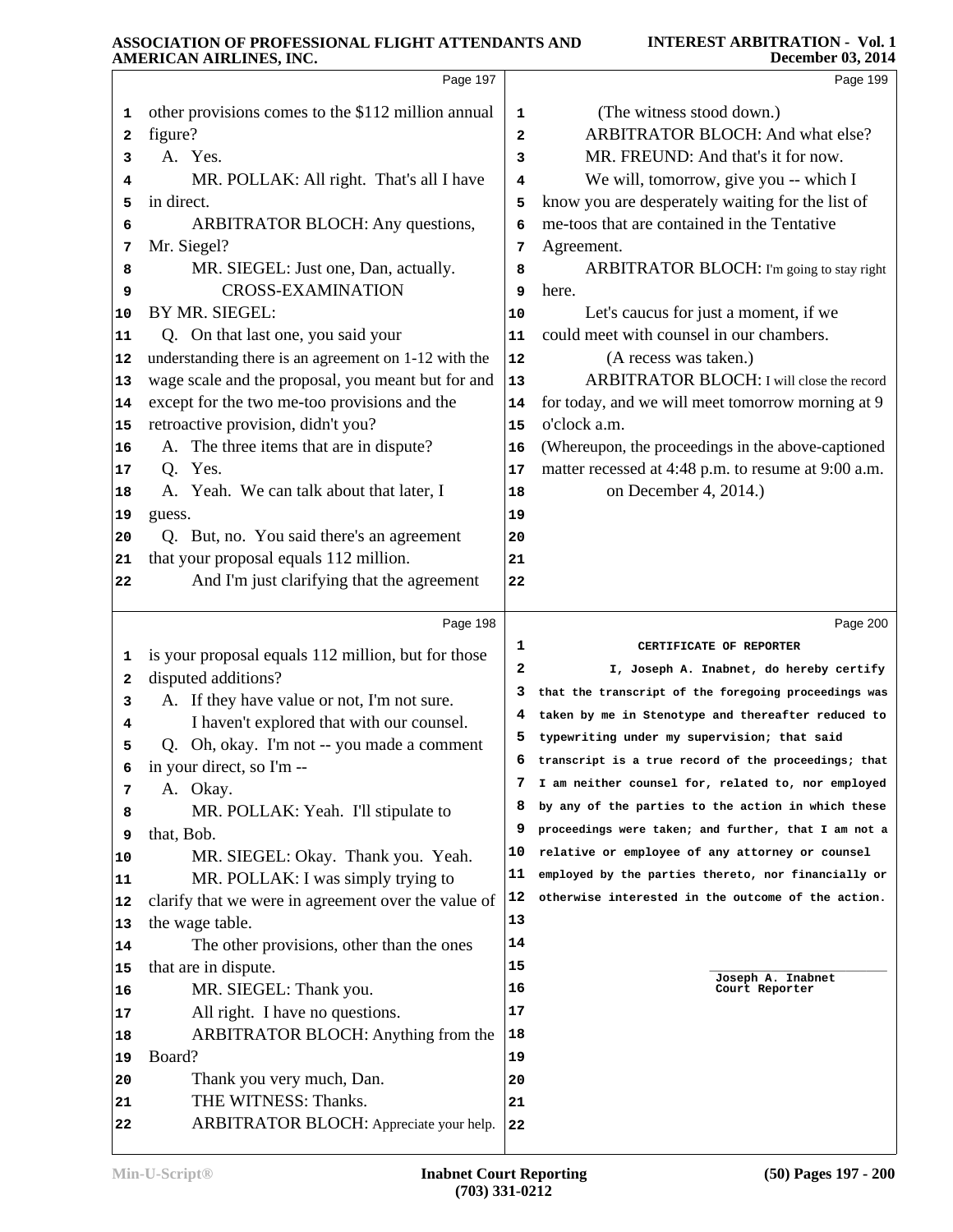Page 197

other provisions comes to the $112 million annual figure?

A. Yes.

MR. POLLAK: All right. That's all I have in direct.

ARBITRATOR BLOCH: Any questions, Mr. Siegel?

MR. SIEGEL: Just one, Dan, actually.

CROSS-EXAMINATION

BY MR. SIEGEL:

Q. On that last one, you said your understanding there is an agreement on 1-12 with the wage scale and the proposal, you meant but for and except for the two me-too provisions and the retroactive provision, didn't you?

A. The three items that are in dispute?

Q. Yes.

A. Yeah. We can talk about that later, I guess.

Q. But, no. You said there's an agreement that your proposal equals 112 million.

And I'm just clarifying that the agreement

Page 198

is your proposal equals 112 million, but for those disputed additions?

A. If they have value or not, I'm not sure.

I haven't explored that with our counsel.

Q. Oh, okay. I'm not -- you made a comment in your direct, so I'm --

A. Okay.

MR. POLLAK: Yeah. I'll stipulate to that, Bob.

MR. SIEGEL: Okay. Thank you. Yeah.

MR. POLLAK: I was simply trying to clarify that we were in agreement over the value of the wage table.

The other provisions, other than the ones that are in dispute.

MR. SIEGEL: Thank you.

All right. I have no questions.

ARBITRATOR BLOCH: Anything from the Board?

Thank you very much, Dan.

THE WITNESS: Thanks.

ARBITRATOR BLOCH: Appreciate your help.

Page 199

(The witness stood down.)

ARBITRATOR BLOCH: And what else?

MR. FREUND: And that's it for now.

We will, tomorrow, give you -- which I know you are desperately waiting for the list of me-toos that are contained in the Tentative Agreement.

ARBITRATOR BLOCH: I'm going to stay right here.

Let's caucus for just a moment, if we could meet with counsel in our chambers.

(A recess was taken.)

ARBITRATOR BLOCH: I will close the record for today, and we will meet tomorrow morning at 9 o'clock a.m.

(Whereupon, the proceedings in the above-captioned matter recessed at 4:48 p.m. to resume at 9:00 a.m. on December 4, 2014.)

Page 200

CERTIFICATE OF REPORTER

I, Joseph A. Inabnet, do hereby certify that the transcript of the foregoing proceedings was taken by me in Stenotype and thereafter reduced to typewriting under my supervision; that said transcript is a true record of the proceedings; that I am neither counsel for, related to, nor employed by any of the parties to the action in which these proceedings were taken; and further, that I am not a relative or employee of any attorney or counsel employed by the parties thereto, nor financially or otherwise interested in the outcome of the action.

Joseph A. Inabnet
Court Reporter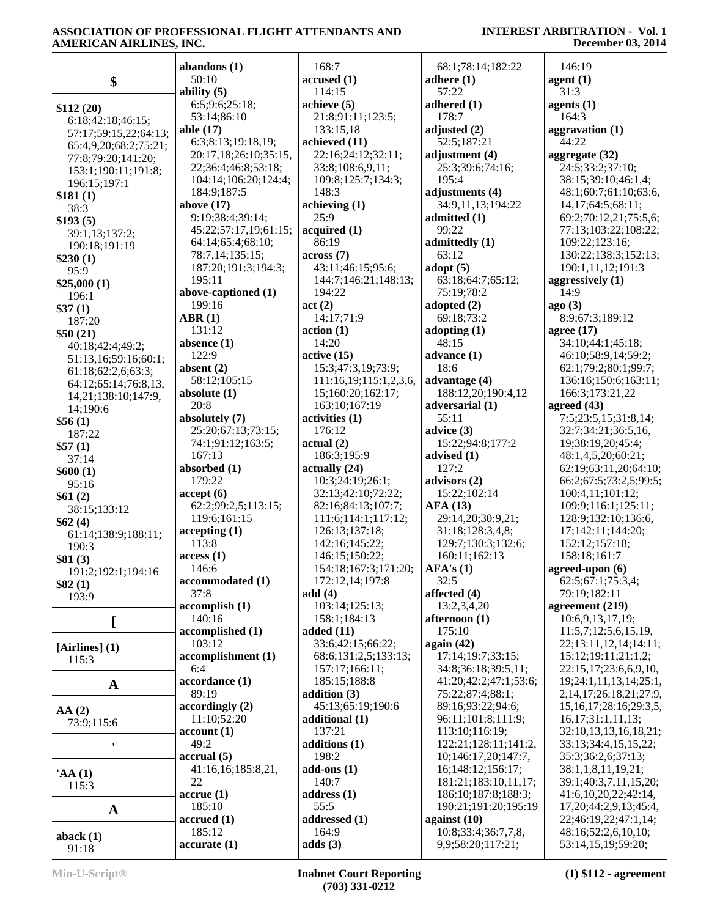**$**

**$112 (20)**
6:18;42:18;46:15;57:17;59:15,22;64:13;65:4,9,20;68:2;75:21;77:8;79:20;141:20;153:1;190:11;191:8;196:15;197:1

**$181 (1)**
38:3

**$193 (5)**
39:1,13;137:2;190:18;191:19

**$230 (1)**
95:9

**$25,000 (1)**
196:1

**$37 (1)**
187:20

**$50 (21)**
40:18;42:4;49:2;51:13,16;59:16;60:1;61:18;62:2,6;63:3;64:12;65:14;76:8,13,14,21;138:10;147:9,14;190:6

**$56 (1)**
187:22

**$57 (1)**
37:14

**$600 (1)**
95:16

**$61 (2)**
38:15;133:12

**$62 (4)**
61:14;138:9;188:11;190:3

**$81 (3)**
191:2;192:1;194:16

**$82 (1)**
193:9

**[**

**[Airlines] (1)**
115:3

**A**

**AA (2)**
73:9;115:6

**'**

**'AA (1)**
115:3

**A**

**aback (1)**
91:18

**abandons (1)**
50:10

**ability (5)**
6:5;9:6;25:18;53:14;86:10

**able (17)**
6:3;8:13;19:18,19;20:17,18;26:10;35:15,22;36:4;46:8;53:18;104:14;106:20;124:4;184:9;187:5

**above (17)**
9:19;38:4;39:14;45:22;57:17,19;61:15;64:14;65:4;68:10;78:7,14;135:15;187:20;191:3;194:3;195:11

**above-captioned (1)**
199:16

**ABR (1)**
131:12

**absence (1)**
122:9

**absent (2)**
58:12;105:15

**absolute (1)**
20:8

**absolutely (7)**
25:20;67:13;73:15;74:1;91:12;163:5;167:13

**absorbed (1)**
179:22

**accept (6)**
62:2;99:2,5;113:15;119:6;161:15

**accepting (1)**
113:8

**access (1)**
146:6

**accommodated (1)**
37:8

**accomplish (1)**
140:16

**accomplished (1)**
103:12

**accomplishment (1)**
6:4

**accordance (1)**
89:19

**accordingly (2)**
11:10;52:20

**account (1)**
49:2

**accrual (5)**
41:16,16;185:8,21,22

**accrue (1)**
185:10

**accrued (1)**
185:12

**accurate (1)**
168:7

**accused (1)**
114:15

**achieve (5)**
21:8;91:11;123:5;133:15,18

**achieved (11)**
22:16;24:12;32:11;33:8;108:6,9,11;109:8;125:7;134:3;148:3

**achieving (1)**
25:9

**acquired (1)**
86:19

**across (7)**
43:11;46:15;95:6;144:7;146:21;148:13;194:22

**act (2)**
14:17;71:9

**action (1)**
14:20

**active (15)**
15:3;47:3,19;73:9;111:16,19;115:1,2,3,6,15;160:20;162:17;163:10;167:19

**activities (1)**
176:12

**actual (2)**
186:3;195:9

**actually (24)**
10:3;24:19;26:1;32:13;42:10;72:22;82:16;84:13;107:7;111:6;114:1;117:12;126:13;137:18;142:16;145:22;146:15;150:22;154:18;167:3;171:20;172:12,14;197:8

**add (4)**
103:14;125:13;158:1;184:13

**added (11)**
33:6;42:15;66:22;68:6;131:2,5;133:13;157:17;166:11;185:15;188:8

**addition (3)**
45:13;65:19;190:6

**additional (1)**
137:21

**additions (1)**
198:2

**add-ons (1)**
140:7

**address (1)**
55:5

**addressed (1)**
164:9

**adds (3)**
68:1;78:14;182:22

**adhere (1)**
57:22

**adhered (1)**
178:7

**adjusted (2)**
52:5;187:21

**adjustment (4)**
25:3;39:6;74:16;195:4

**adjustments (4)**
34:9,11,13;194:22

**admitted (1)**
99:22

**admittedly (1)**
63:12

**adopt (5)**
63:18;64:7;65:12;75:19;78:2

**adopted (2)**
69:18;73:2

**adopting (1)**
48:15

**advance (1)**
18:6

**advantage (4)**
188:12,20;190:4,12

**adversarial (1)**
55:11

**advice (3)**
15:22;94:8;177:2

**advised (1)**
127:2

**advisors (2)**
15:22;102:14

**AFA (13)**
29:14,20;30:9,21;31:18;128:3,4,8;129:7;130:3;132:6;160:11;162:13

**AFA's (1)**
32:5

**affected (4)**
13:2,3,4,20

**afternoon (1)**
175:10

**again (42)**
17:14;19:7;33:15;34:8;36:18;39:5,11;41:20;42:2;47:1;53:6;75:22;87:4;88:1;89:16;93:22;94:6;96:11;101:8;111:9;113:10;116:19;122:21;128:11;141:2,10;146:17,20;147:7,16;148:12;156:17;181:21;183:10,11,17;186:10;187:8;188:3;190:21;191:20;195:19

**against (10)**
10:8;33:4;36:7,7,8,9,9;58:20;117:21;146:19

**agent (1)**
31:3

**agents (1)**
164:3

**aggravation (1)**
44:22

**aggregate (32)**
24:5;33:2;37:10;38:15;39:10;46:1,4;48:1;60:7;61:10;63:6,14,17;64:5;68:11;69:2;70:12,21;75:5,6;77:13;103:22;108:22;109:22;123:16;130:22;138:3;152:13;190:1,11,12;191:3

**aggressively (1)**
14:9

**ago (3)**
8:9;67:3;189:12

**agree (17)**
34:10;44:1;45:18;46:10;58:9,14;59:2;62:1;79:2;80:1;99:7;136:16;150:6;163:11;166:3;173:21,22

**agreed (43)**
7:5;23:5,15;31:8,14;32:7;34:21;36:5,16,19;38:19,20;45:4;48:1,4,5,20;60:21;62:19;63:11,20;64:10;66:2;67:5;73:2,5;99:5;100:4,11;101:12;109:9;116:1;125:11;128:9;132:10;136:6,17;142:11;144:20;152:12;157:18;158:18;161:7

**agreed-upon (6)**
62:5;67:1;75:3,4;79:19;182:11

**agreement (219)**
10:6,9,13,17,19;11:5,7;12:5,6,15,19,22;13:11,12,14;14:11;15:12;19:11;21:1,2;22:15,17;23:6,6,9,10,19;24:1,11,13,14;25:1,2,14,17;26:18,21;27:9,15,16,17;28:16;29:3,5,16,17;31:1,11,13;32:10,13,13,16,18,21;33:13;34:4,15,15,22;35:3;36:2,6;37:13;38:1,1,8,11,19,21;39:1;40:3,7,11,15,20;41:6,10,20,22;42:14,17,20;44:2,9,13;45:4,22;46:19,22;47:1,14;48:16;52:2,6,10,10;53:14,15,19;59:20;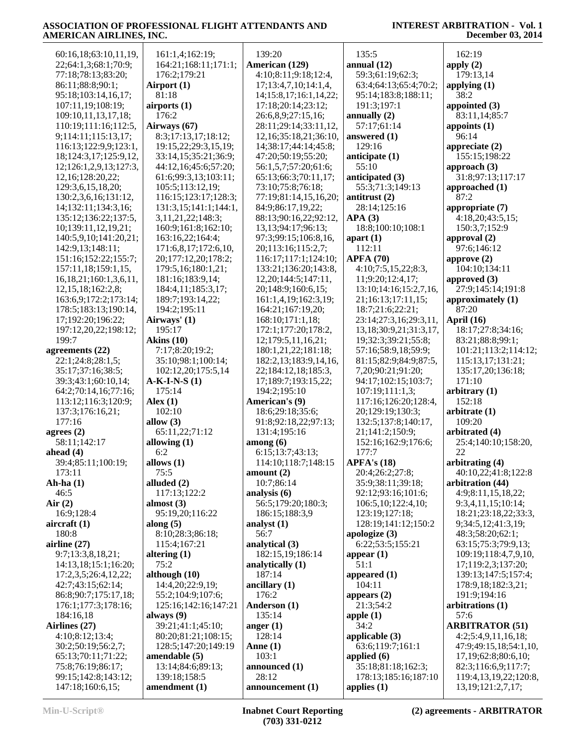60:16,18;63:10,11,19,
22;64:1,3;68:1;70:9;
77:18;78:13;83:20;
86:11;88:8;90:1;
95:18;103:14,16,17;
107:11,19;108:19;
109:10,11,13,17,18;
110:19;111:16;112:5,
9;114:11;115:13,17;
116:13;122:9,9;123:1,
18;124:3,17;125:9,12,
12;126:1,2,9,13;127:3,
12,16;128:20,22;
129:3,6,15,18,20;
130:2,3,6,16;131:12,
14;132:11;134:3,16;
135:12;136:22;137:5,
10;139:11,12,19,21;
140:5,9,10;141:20,21;
142:9,13;148:11;
151:16;152:22;155:7;
157:11,18;159:1,15,
16,18,21;160:1,3,6,11,
12,15,18;162:2,8;
163:6,9;172:2;173:14;
178:5;183:13;190:14,
17;192:20;196:22;
197:12,20,22;198:12;
199:7

**agreements (22)**
22:1;24:8;28:1,5;
35:17;37:16;38:5;
39:3;43:1;60:10,14;
64:2;70:14,16;77:16;
113:12;116:3;120:9;
137:3;176:16,21;
177:16

**agrees (2)**
58:11;142:17

**ahead (4)**
39:4;85:11;100:19;
173:11

**Ah-ha (1)**
46:5

**Air (2)**
16:9;128:4

**aircraft (1)**
180:8

**airline (27)**
9:7;13:3,8,18,21;
14:13,18;15:1;16:20;
17:2,3,5;26:4,12,22;
42:7;43:15;62:14;
86:8;90:7;175:17,18;
176:1;177:3;178:16;
184:16,18

**Airlines (27)**
4:10;8:12;13:4;
30:2;50:19;56:2,7;
65:13;70:11;71:22;
75:8;76:19;86:17;
99:15;142:8;143:12;
147:18;160:6,15;
161:1,4;162:19;
164:21;168:11;171:1;
176:2;179:21

**Airport (1)**
81:18

**airports (1)**
176:2

**Airways (67)**
8:3;17:13,17;18:12;
19:15,22;29:3,15,19;
33:14,15;35:21;36:9;
44:12,16;45:6;57:20;
61:6;99:3,13;103:11;
105:5;113:12,19;
116:15;123:17;128:3;
131:3,15;141:1;144:1,
3,11,21,22;148:3;
160:9;161:8;162:10;
163:16,22;164:4;
171:6,8,17;172:6,10,
20;177:12,20;178:2;
179:5,16;180:1,21;
181:16;183:9,14;
184:4,11;185:3,17;
189:7;193:14,22;
194:2;195:11

**Airways' (1)**
195:17

**Akins (10)**
7:17;8:20;19:2;
35:10;98:1;100:14;
102:12,20;175:5,14

**A-K-I-N-S (1)**
175:14

**Alex (1)**
102:10

**allow (3)**
65:11,22;71:12

**allowing (1)**
6:2

**allows (1)**
75:5

**alluded (2)**
117:13;122:2

**almost (3)**
95:19,20;116:22

**along (5)**
8:10;28:3;86:18;
115:4;167:21

**altering (1)**
75:2

**although (10)**
14:4,20;22:9,19;
55:2;104:9;107:6;
125:16;142:16;147:21

**always (9)**
39:21;41:1;45:10;
80:20;81:21;108:15;
128:5;147:20;149:19

**amendable (5)**
13:14;84:6;89:13;
139:18;158:5

**amendment (1)**
139:20

**American (129)**
4:10;8:11;9:18;12:4,
17;13:4,7,10;14:1,4,
14;15:8,17;16:1,14,22;
17:18;20:14;23:12;
26:6,8,9;27:15,16;
28:11;29:14;33:11,12,
12,16;35:18,21;36:10,
14;38:17;44:14;45:8;
47:20;50:19;55:20;
56:1,5,7;57:20;61:6;
65:13;66:3;70:11,17;
73:10;75:8;76:18;
77:19;81:14,15,16,20;
84:9;86:17,19,22;
88:13;90:16,22;92:12,
13,13;94:17;96:13;
97:3;99:15;106:8,16,
20;113:16;115:2,7;
116:17;117:1;124:10;
133:21;136:20;143:8,
12,20;144:5;147:11,
20;148:9;160:6,15;
161:1,4,19;162:3,19;
164:21;167:19,20;
168:10;171:1,18;
172:1;177:20;178:2,
12;179:5,11,16,21;
180:1,21,22;181:18;
182:2,13;183:9,14,16,
22;184:12,18;185:3,
17;189:7;193:15,22;
194:2;195:10

**American's (9)**
18:6;29:18;35:6;
91:8;92:18,22;97:13;
131:4;195:16

**among (6)**
6:15;13:7;43:13;
114:10;118:7;148:15

**amount (2)**
10:7;86:14

**analysis (6)**
56:5;179:20;180:3;
186:15;188:3,9

**analyst (1)**
56:7

**analytical (3)**
182:15,19;186:14

**analytically (1)**
187:14

**ancillary (1)**
176:2

**Anderson (1)**
135:14

**anger (1)**
128:14

**Anne (1)**
103:1

**announced (1)**
28:12

**announcement (1)**
135:5

**annual (12)**
59:3;61:19;62:3;
63:4;64:13;65:4;70:2;
95:14;183:8;188:11;
191:3;197:1

**annually (2)**
57:17;61:14

**answered (1)**
129:16

**anticipate (1)**
55:10

**anticipated (3)**
55:3;71:3;149:13

**antitrust (2)**
28:14;125:16

**APA (3)**
18:8;100:10;108:1

**apart (1)**
112:11

**APFA (70)**
4:10;7:5,15,22;8:3,
11;9:20;12:4,17;
13:10;14:16;15:2,7,16,
21;16:13;17:11,15;
18:7;21:6;22:21;
23:14;27:3,16;29:3,11,
13,18;30:9,21;31:3,17,
19;32:3;39:21;55:8;
57:16;58:9,18;59:9;
81:15;82:9;84:9;87:5,
7,20;90:21;91:20;
94:17;102:15;103:7;
107:19;111:1,3;
117:16;126:20;128:4,
20;129:19;130:3;
132:5;137:8;140:17,
21;141:2;150:9;
152:16;162:9;176:6;
177:7

**APFA's (18)**
20:4;26:2;27:8;
35:9;38:11;39:18;
92:12;93:16;101:6;
106:5,10;122:4,10;
123:19;127:18;
128:19;141:12;150:2

**apologize (3)**
6:22;53:5;155:21

**appear (1)**
51:1

**appeared (1)**
104:11

**appears (2)**
21:3;54:2

**apple (1)**
34:2

**applicable (3)**
63:6;119:7;161:1

**applied (6)**
35:18;81:18;162:3;
178:13;185:16;187:10

**applies (1)**
162:19

**apply (2)**
179:13,14

**applying (1)**
38:2

**appointed (3)**
83:11,14;85:7

**appoints (1)**
96:14

**appreciate (2)**
155:15;198:22

**approach (3)**
31:8;97:13;117:17

**approached (1)**
87:2

**appropriate (7)**
4:18,20;43:5,15;
150:3,7;152:9

**approval (2)**
97:6;146:12

**approve (2)**
104:10;134:11

**approved (3)**
27:9;145:14;191:8

**approximately (1)**
87:20

**April (16)**
18:17;27:8;34:16;
83:21;88:8;99:1;
101:21;113:2;114:12;
115:13,17;131:21;
135:17,20;136:18;
171:10

**arbitrary (1)**
152:18

**arbitrate (1)**
109:20

**arbitrated (4)**
25:4;140:10;158:20,
22

**arbitrating (4)**
40:10,22;41:8;122:8

**arbitration (44)**
4:9;8:11,15,18,22;
9:3,4,11,15;10:14;
18:21;23:18,22;33:3,
9;34:5,12;41:3,19;
48:3;58:20;62:1;
63:15;75:3;79:9,13;
109:19;118:4,7,9,10,
17;119:2,3;137:20;
139:13;147:5;157:4;
178:9,18;182:3,21;
191:9;194:16

**arbitrations (1)**
57:6

**ARBITRATOR (51)**
4:2;5:4,9,11,16,18;
47:9;49:15,18;54:1,10,
17,19;62:8;80:6,10;
82:3;116:6,9;117:7;
119:4,13,19,22;120:8,
13,19;121:2,7,17;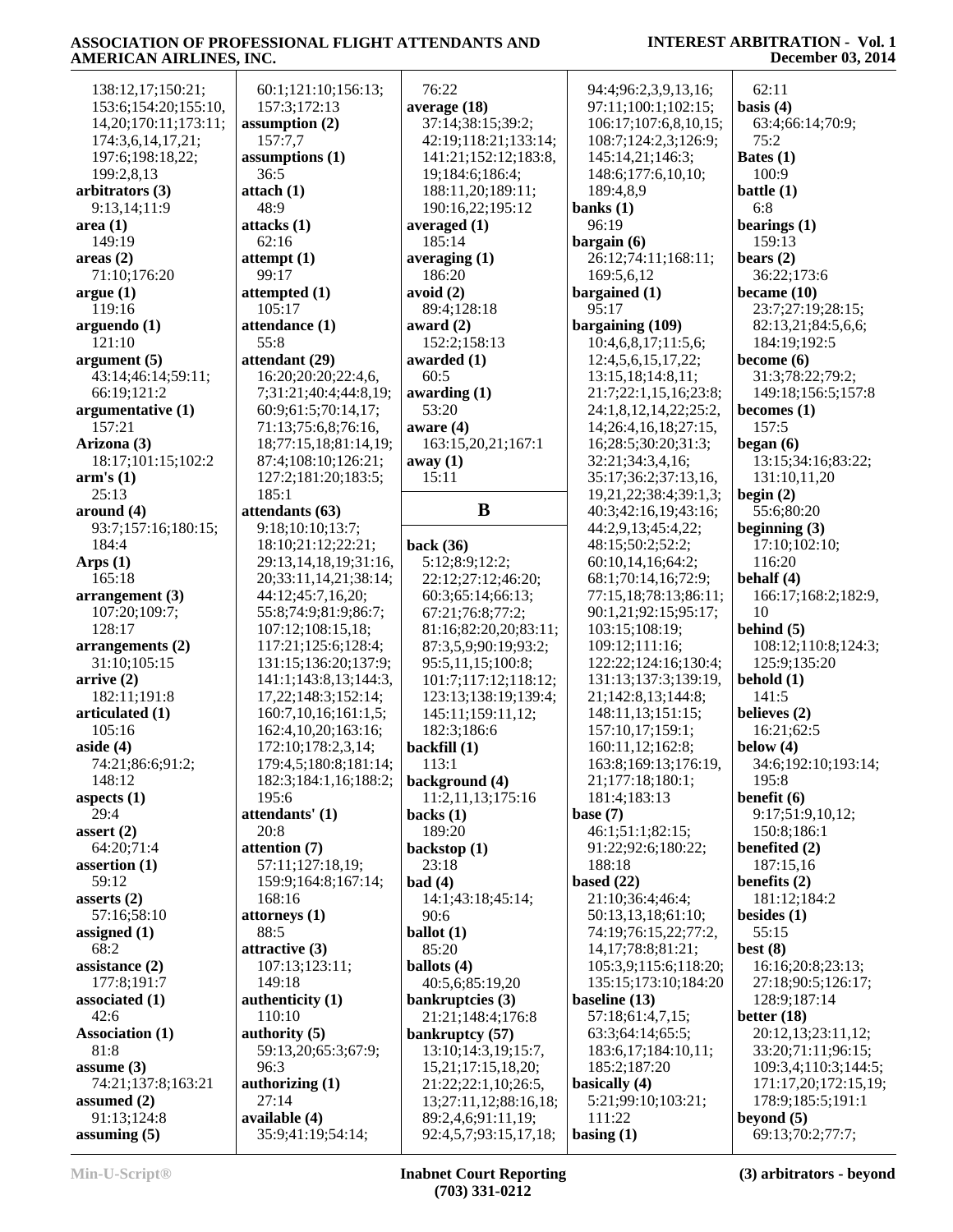138:12,17;150:21;
153:6;154:20;155:10,
14,20;170:11;173:11;
174:3,6,14,17,21;
197:6;198:18,22;
199:2,8,13

**arbitrators (3)**
9:13,14;11:9

**area (1)**
149:19

**areas (2)**
71:10;176:20

**argue (1)**
119:16

**arguendo (1)**
121:10

**argument (5)**
43:14;46:14;59:11;
66:19;121:2

**argumentative (1)**
157:21

**Arizona (3)**
18:17;101:15;102:2

**arm's (1)**
25:13

**around (4)**
93:7;157:16;180:15;
184:4

**Arps (1)**
165:18

**arrangement (3)**
107:20;109:7;
128:17

**arrangements (2)**
31:10;105:15

**arrive (2)**
182:11;191:8

**articulated (1)**
105:16

**aside (4)**
74:21;86:6;91:2;
148:12

**aspects (1)**
29:4

**assert (2)**
64:20;71:4

**assertion (1)**
59:12

**asserts (2)**
57:16;58:10

**assigned (1)**
68:2

**assistance (2)**
177:8;191:7

**associated (1)**
42:6

**Association (1)**
81:8

**assume (3)**
74:21;137:8;163:21

**assumed (2)**
91:13;124:8

**assuming (5)**
60:1;121:10;156:13;
157:3;172:13

**assumption (2)**
157:7,7

**assumptions (1)**
36:5

**attach (1)**
48:9

**attacks (1)**
62:16

**attempt (1)**
99:17

**attempted (1)**
105:17

**attendance (1)**
55:8

**attendant (29)**
16:20;20:20;22:4,6,
7;31:21;40:4;44:8,19;
60:9;61:5;70:14,17;
71:13;75:6,8;76:16,
18;77:15,18;81:14,19;
87:4;108:10;126:21;
127:2;181:20;183:5;
185:1

**attendants (63)**
9:18;10:10;13:7;
18:10;21:12;22:21;
29:13,14,18,19;31:16,
20;33:11,14,21;38:14;
44:12;45:7,16,20;
55:8;74:9;81:9;86:7;
107:12;108:15,18;
117:21;125:6;128:4;
131:15;136:20;137:9;
141:1;143:8,13;144:3,
17,22;148:3;152:14;
160:7,10,16;161:1,5;
162:4,10,20;163:16;
172:10;178:2,3,14;
179:4,5;180:8;181:14;
182:3;184:1,16;188:2;
195:6

**attendants' (1)**
20:8

**attention (7)**
57:11;127:18,19;
159:9;164:8;167:14;
168:16

**attorneys (1)**
88:5

**attractive (3)**
107:13;123:11;
149:18

**authenticity (1)**
110:10

**authority (5)**
59:13,20;65:3;67:9;
96:3

**authorizing (1)**
27:14

**available (4)**
35:9;41:19;54:14;
76:22

**average (18)**
37:14;38:15;39:2;
42:19;118:21;133:14;
141:21;152:12;183:8,
19;184:6;186:4;
188:11,20;189:11;
190:16,22;195:12

**averaged (1)**
185:14

**averaging (1)**
186:20

**avoid (2)**
89:4;128:18

**award (2)**
152:2;158:13

**awarded (1)**
60:5

**awarding (1)**
53:20

**aware (4)**
163:15,20,21;167:1

**away (1)**
15:11

## B

**back (36)**
5:12;8:9;12:2;
22:12;27:12;46:20;
60:3;65:14;66:13;
67:21;76:8;77:2;
81:16;82:20,20;83:11;
87:3,5,9;90:19;93:2;
95:5,11,15;100:8;
101:7;117:12;118:12;
123:13;138:19;139:4;
145:11;159:11,12;
182:3;186:6

**backfill (1)**
113:1

**background (4)**
11:2,11,13;175:16

**backs (1)**
189:20

**backstop (1)**
23:18

**bad (4)**
14:1;43:18;45:14;
90:6

**ballot (1)**
85:20

**ballots (4)**
40:5,6;85:19,20

**bankruptcies (3)**
21:21;148:4;176:8

**bankruptcy (57)**
13:10;14:3,19;15:7,
15,21;17:15,18,20;
21:22;22:1,10;26:5,
13;27:11,12;88:16,18;
89:2,4,6;91:11,19;
92:4,5,7;93:15,17,18;
94:4;96:2,3,9,13,16;
97:11;100:1;102:15;
106:17;107:6,8,10,15;
108:7;124:2,3;126:9;
145:14,21;146:3;
148:6;177:6,10,10;
189:4,8,9

**banks (1)**
96:19

**bargain (6)**
26:12;74:11;168:11;
169:5,6,12

**bargained (1)**
95:17

**bargaining (109)**
10:4,6,8,17;11:5,6;
12:4,5,6,15,17,22;
13:15,18;14:8,11;
21:7;22:1,15,16;23:8;
24:1,8,12,14,22;25:2,
14;26:4,16,18;27:15,
16;28:5;30:20;31:3;
32:21;34:3,4,16;
35:17;36:2;37:13,16,
19,21,22;38:4;39:1,3;
40:3;42:16,19;43:16;
44:2,9,13;45:4,22;
48:15;50:2;52:2;
60:10,14,16;64:2;
68:1;70:14,16;72:9;
77:15,18;78:13;86:11;
90:1,21;92:15;95:17;
103:15;108:19;
109:12;111:16;
122:22;124:16;130:4;
131:13;137:3;139:19,
21;142:8,13;144:8;
148:11,13;151:15;
157:10,17;159:1;
160:11,12;162:8;
163:8;169:13;176:19,
21;177:18;180:1;
181:4;183:13

**base (7)**
46:1;51:1;82:15;
91:22;92:6;180:22;
188:18

**based (22)**
21:10;36:4;46:4;
50:13,13,18;61:10;
74:19;76:15,22;77:2,
14,17;78:8;81:21;
105:3,9;115:6;118:20;
135:15;173:10;184:20

**baseline (13)**
57:18;61:4,7,15;
63:3;64:14;65:5;
183:6,17;184:10,11;
185:2;187:20

**basically (4)**
5:21;99:10;103:21;
111:22

**basing (1)**
62:11

**basis (4)**
63:4;66:14;70:9;
75:2

**Bates (1)**
100:9

**battle (1)**
6:8

**bearings (1)**
159:13

**bears (2)**
36:22;173:6

**became (10)**
23:7;27:19;28:15;
82:13,21;84:5,6,6;
184:19;192:5

**become (6)**
31:3;78:22;79:2;
149:18;156:5;157:8

**becomes (1)**
157:5

**began (6)**
13:15;34:16;83:22;
131:10,11,20

**begin (2)**
55:6;80:20

**beginning (3)**
17:10;102:10;
116:20

**behalf (4)**
166:17;168:2;182:9,
10

**behind (5)**
108:12;110:8;124:3;
125:9;135:20

**behold (1)**
141:5

**believes (2)**
16:21;62:5

**below (4)**
34:6;192:10;193:14;
195:8

**benefit (6)**
9:17;51:9,10,12;
150:8;186:1

**benefited (2)**
187:15,16

**benefits (2)**
181:12;184:2

**besides (1)**
55:15

**best (8)**
16:16;20:8;23:13;
27:18;90:5;126:17;
128:9;187:14

**better (18)**
20:12,13;23:11,12;
33:20;71:11;96:15;
109:3,4;110:3;144:5;
171:17,20;172:15,19;
178:9;185:5;191:1

**beyond (5)**
69:13;70:2;77:7;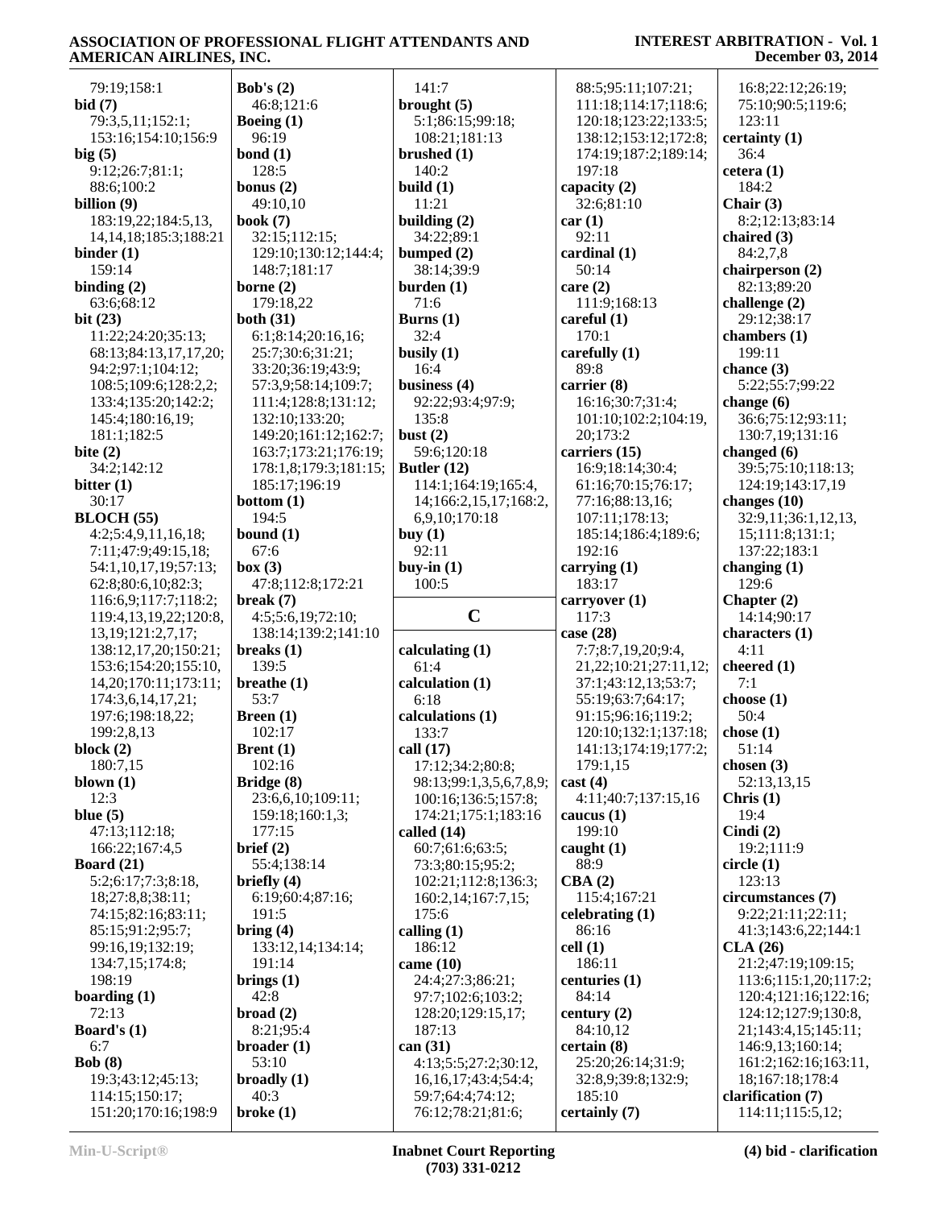79:19;158:1
**bid (7)**
79:3,5,11;152:1;
153:16;154:10;156:9
**big (5)**
9:12;26:7;81:1;
88:6;100:2
**billion (9)**
183:19,22;184:5,13,
14,14,18;185:3;188:21
**binder (1)**
159:14
**binding (2)**
63:6;68:12
**bit (23)**
11:22;24:20;35:13;
68:13;84:13,17,17,20;
94:2;97:1;104:12;
108:5;109:6;128:2,2;
133:4;135:20;142:2;
145:4;180:16,19;
181:1;182:5
**bite (2)**
34:2;142:12
**bitter (1)**
30:17
**BLOCH (55)**
4:2;5:4,9,11,16,18;
7:11;47:9;49:15,18;
54:1,10,17,19;57:13;
62:8;80:6,10;82:3;
116:6,9;117:7;118:2;
119:4,13,19,22;120:8,
13,19;121:2,7,17;
138:12,17,20;150:21;
153:6;154:20;155:10,
14,20;170:11;173:11;
174:3,6,14,17,21;
197:6;198:18,22;
199:2,8,13
**block (2)**
180:7,15
**blown (1)**
12:3
**blue (5)**
47:13;112:18;
166:22;167:4,5
**Board (21)**
5:2;6:17;7:3;8:18,
18;27:8,8;38:11;
74:15;82:16;83:11;
85:15;91:2;95:7;
99:16,19;132:19;
134:7,15;174:8;
198:19
**boarding (1)**
72:13
**Board's (1)**
6:7
**Bob (8)**
19:3;43:12;45:13;
114:15;150:17;
151:20;170:16;198:9
**Bob's (2)**
46:8;121:6
**Boeing (1)**
96:19
**bond (1)**
128:5
**bonus (2)**
49:10,10
**book (7)**
32:15;112:15;
129:10;130:12;144:4;
148:7;181:17
**borne (2)**
179:18,22
**both (31)**
6:1;8:14;20:16,16;
25:7;30:6;31:21;
33:20;36:19;43:9;
57:3,9;58:14;109:7;
111:4;128:8;131:12;
132:10;133:20;
149:20;161:12;162:7;
163:7;173:21;176:19;
178:1,8;179:3;181:15;
185:17;196:19
**bottom (1)**
194:5
**bound (1)**
67:6
**box (3)**
47:8;112:8;172:21
**break (7)**
4:5;5:6,19;72:10;
138:14;139:2;141:10
**breaks (1)**
139:5
**breathe (1)**
53:7
**Breen (1)**
102:17
**Brent (1)**
102:16
**Bridge (8)**
23:6,10;109:11;
159:18;160:1,3;
177:15
**brief (2)**
55:4;138:14
**briefly (4)**
6:19;60:4;87:16;
191:5
**bring (4)**
133:12,14;134:14;
191:14
**brings (1)**
42:8
**broad (2)**
8:21;95:4
**broader (1)**
53:10
**broadly (1)**
40:3
**broke (1)**
141:7
**brought (5)**
5:1;86:15;99:18;
108:21;181:13
**brushed (1)**
140:2
**build (1)**
11:21
**building (2)**
34:22;89:1
**bumped (2)**
38:14;39:9
**burden (1)**
71:6
**Burns (1)**
32:4
**busily (1)**
16:4
**business (4)**
92:22;93:4;97:9;
135:8
**bust (2)**
59:6;120:18
**Butler (12)**
114:1;164:19;165:4,
14;166:2,15,17;168:2,
6,9,10;170:18
**buy (1)**
92:11
**buy-in (1)**
100:5

## C

**calculating (1)**
61:4
**calculation (1)**
6:18
**calculations (1)**
133:7
**call (17)**
17:12;34:2;80:8;
98:13;99:1,3,5,6,7,8,9;
100:16;136:5;157:8;
174:21;175:1;183:16
**called (14)**
60:7;61:6;63:5;
73:3;80:15;95:2;
102:21;112:8;136:3;
160:2,14;167:7,15;
175:6
**calling (1)**
186:12
**came (10)**
24:4;27:3;86:21;
97:7;102:6;103:2;
128:20;129:15,17;
187:13
**can (31)**
4:13;5:5;27:2;30:12,
16,16,17;43:4;54:4;
59:7;64:4;74:12;
76:12;78:21;81:6;
88:5;95:11;107:21;
111:18;114:17;118:6;
120:18;123:22;133:5;
138:12;153:12;172:8;
174:19;187:2;189:14;
197:18
**capacity (2)**
32:6;81:10
**car (1)**
92:11
**cardinal (1)**
50:14
**care (2)**
111:9;168:13
**careful (1)**
170:1
**carefully (1)**
89:8
**carrier (8)**
16:16;30:7;31:4;
101:10;102:2;104:19,
20;173:2
**carriers (15)**
16:9;18:14;30:4;
61:16;70:15;76:17;
77:16;88:13,16;
107:11;178:13;
185:14;186:4;189:6;
192:16
**carrying (1)**
183:17
**carryover (1)**
117:3
**case (28)**
7:7;8:7,19,20;9:4,
21,22;10:21;27:11,12;
37:1;43:12,13;53:7;
55:19;63:7;64:17;
91:15;96:16;119:2;
120:10;132:1;137:18;
141:13;174:19;177:2;
179:1,15
**cast (4)**
4:11;40:7;137:15,16
**caucus (1)**
199:10
**caught (1)**
88:9
**CBA (2)**
115:4;167:21
**celebrating (1)**
86:16
**cell (1)**
186:11
**centuries (1)**
84:14
**century (2)**
84:10,12
**certain (8)**
25:20;26:14;31:9;
32:8,9;39:8;132:9;
185:10
**certainly (7)**
16:8;22:12;26:19;
75:10;90:5;119:6;
123:11
**certainty (1)**
36:4
**cetera (1)**
184:2
**Chair (3)**
8:2;12:13;83:14
**chaired (3)**
84:2,7,8
**chairperson (2)**
82:13;89:20
**challenge (2)**
29:12;38:17
**chambers (1)**
199:11
**chance (3)**
5:22;55:7;99:22
**change (6)**
36:6;75:12;93:11;
130:7,19;131:16
**changed (6)**
39:5;75:10;118:13;
124:19;143:17,19
**changes (10)**
32:9,11;36:1,12,13,
15;111:8;131:1;
137:22;183:1
**changing (1)**
129:6
**Chapter (2)**
14:14;90:17
**characters (1)**
4:11
**cheered (1)**
7:1
**choose (1)**
50:4
**chose (1)**
51:14
**chosen (3)**
52:13,13,15
**Chris (1)**
19:4
**Cindi (2)**
19:2;111:9
**circle (1)**
123:13
**circumstances (7)**
9:22;21:11;22:11;
41:3;143:6,22;144:1
**CLA (26)**
21:2;47:19;109:15;
113:6;115:1,20;117:2;
120:4;121:16;122:16;
124:12;127:9;130:8,
21;143:4,15;145:11;
146:9,13;160:14;
161:2;162:16;163:11,
18;167:18;178:4
**clarification (7)**
114:11;115:5,12;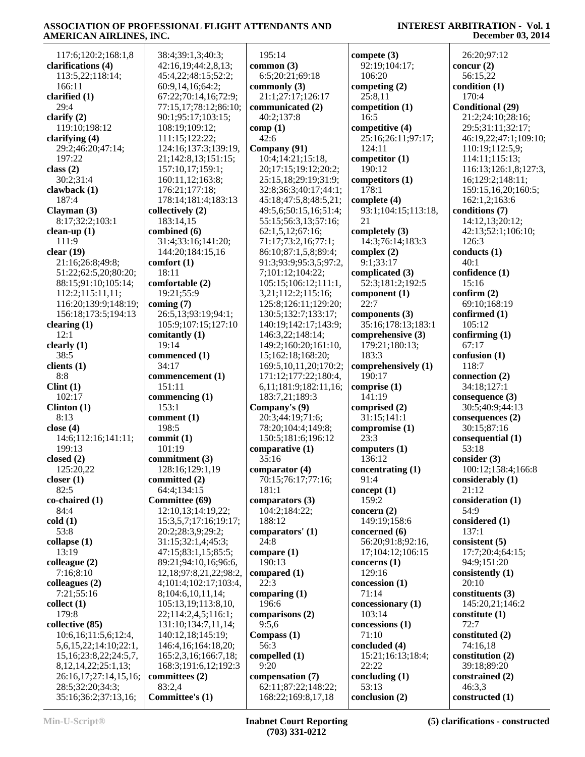117:6;120:2;168:1,8
**clarifications (4)**
113:5,22;118:14;
166:11
**clarified (1)**
29:4
**clarify (2)**
119:10;198:12
**clarifying (4)**
29:2;46:20;47:14;
197:22
**class (2)**
30:2;31:4
**clawback (1)**
187:4
**Clayman (3)**
8:17;32:2;103:1
**clean-up (1)**
111:9
**clear (19)**
21:16;26:8;49:8;
51:22;62:5,20;80:20;
88:15;91:10;105:14;
112:2;115:11,11;
116:20;139:9;148:19;
156:18;173:5;194:13
**clearing (1)**
12:1
**clearly (1)**
38:5
**clients (1)**
8:8
**Clint (1)**
102:17
**Clinton (1)**
8:13
**close (4)**
14:6;112:16;141:11;
199:13
**closed (2)**
125:20,22
**closer (1)**
82:5
**co-chaired (1)**
84:4
**cold (1)**
53:8
**collapse (1)**
13:19
**colleague (2)**
7:16;8:10
**colleagues (2)**
7:21;55:16
**collect (1)**
179:8
**collective (85)**
10:6,16;11:5,6;12:4,
5,6,15,22;14:10;22:1,
15,16;23:8,22;24:5,7,
8,12,14,22;25:1,13;
26:16,17;27:14,15,16;
28:5;32:20;34:3;
35:16;36:2;37:13,16;
38:4;39:1,3;40:3;
42:16,19;44:2,8,13;
45:4,22;48:15;52:2;
60:9,14,16;64:2;
67:22;70:14,16;72:9;
77:15,17;78:12;86:10;
90:1;95:17;103:15;
108:19;109:12;
111:15;122:22;
124:16;137:3;139:19,
21;142:8,13;151:15;
157:10,17;159:1;
160:11,12;163:8;
176:21;177:18;
178:14;181:4;183:13
**collectively (2)**
183:14,15
**combined (6)**
31:4;33:16;141:20;
144:20;184:15,16
**comfort (1)**
18:11
**comfortable (2)**
19:21;55:9
**coming (7)**
26:5,13;93:19;94:1;
105:9;107:15;127:10
**comitantly (1)**
19:14
**commenced (1)**
34:17
**commencement (1)**
151:11
**commencing (1)**
153:1
**comment (1)**
198:5
**commit (1)**
101:19
**commitment (3)**
128:16;129:1,19
**committed (2)**
64:4;134:15
**Committee (69)**
12:10,13;14:19,22;
15:3,5,7;17:16;19:17;
20:2;28:3,9;29:2;
31:15;32:1,4;45:3;
47:15;83:1,15;85:5;
89:21;94:10,16;96:6,
12,18;97:8,21,22;98:2,
4;101:4;102:17;103:4,
8;104:6,10,11,14;
105:13,19;113:8,10,
22;114:2,4,5;116:1;
131:10;134:7,11,14;
140:12,18;145:19;
146:4,16;164:18,20;
165:2,3,16;166:7,18;
168:3;191:6,12;192:3
**committees (2)**
83:2,4
**Committee's (1)**
195:14
**common (3)**
6:5;20:21;69:18
**commonly (3)**
21:1;27:17;126:17
**communicated (2)**
40:2;137:8
**comp (1)**
42:6
**Company (91)**
10:4;14:21;15:18,
20;17:15;19:12;20:2;
25:15,18;29:19;31:9;
32:8;36:3;40:17;44:1;
45:18;47:5,8;48:5,21;
49:5,6;50:15,16;51:4;
55:15;56:3,13;57:16;
62:1,5,12;67:16;
71:17;73:2,16;77:1;
86:10;87:1,5,8;89:4;
91:3;93:9;95:3,5;97:2,
7;101:12;104:22;
105:15;106:12;111:1,
3,21;112:2;115:16;
125:8;126:11;129:20;
130:5;132:7;133:17;
140:19;142:17;143:9;
146:3,22;148:14;
149:2;160:20;161:10,
15;162:18;168:20;
169:5,10,11,20;170:2;
171:12;177:22;180:4,
6,11;181:9;182:11,16;
183:7,21;189:3
**Company's (9)**
20:3;44:19;71:6;
78:20;104:4;149:8;
150:5;181:6;196:12
**comparative (1)**
35:16
**comparator (4)**
70:15;76:17;77:16;
181:1
**comparators (3)**
104:2;184:22;
188:12
**comparators' (1)**
24:8
**compare (1)**
190:13
**compared (1)**
22:3
**comparing (1)**
196:6
**comparisons (2)**
9:5,6
**Compass (1)**
56:3
**compelled (1)**
9:20
**compensation (7)**
62:11;87:22;148:22;
168:22;169:8,17,18
**compete (3)**
92:19;104:17;
106:20
**competing (2)**
25:8,11
**competition (1)**
16:5
**competitive (4)**
25:16;26:11;97:17;
124:11
**competitor (1)**
190:12
**competitors (1)**
178:1
**complete (4)**
93:1;104:15;113:18,
21
**completely (3)**
14:3;76:14;183:3
**complex (2)**
9:1;33:17
**complicated (3)**
52:3;181:2;192:5
**component (1)**
22:7
**components (3)**
35:16;178:13;183:1
**comprehensive (3)**
179:21;180:13;
183:3
**comprehensively (1)**
190:17
**comprise (1)**
141:19
**comprised (2)**
31:15;141:1
**compromise (1)**
23:3
**computers (1)**
136:12
**concentrating (1)**
91:4
**concept (1)**
159:2
**concern (2)**
149:19;158:6
**concerned (6)**
56:20;91:8;92:16,
17;104:12;106:15
**concerns (1)**
129:16
**concession (1)**
71:14
**concessionary (1)**
103:14
**concessions (1)**
71:10
**concluded (4)**
15:21;16:13;18:4;
22:22
**concluding (1)**
53:13
**conclusion (2)**
26:20;97:12
**concur (2)**
56:15,22
**condition (1)**
170:4
**Conditional (29)**
21:2;24:10;28:16;
29:5;31:11;32:17;
46:19,22;47:1;109:10;
110:19;112:5,9;
114:11;115:13;
116:13;126:1,8;127:3,
16;129:2;148:11;
159:15,16,20;160:5;
162:1,2;163:6
**conditions (7)**
14:12,13;20:12;
42:13;52:1;106:10;
126:3
**conducts (1)**
40:1
**confidence (1)**
15:16
**confirm (2)**
69:10;168:19
**confirmed (1)**
105:12
**confirming (1)**
67:17
**confusion (1)**
118:7
**connection (2)**
34:18;127:1
**consequence (3)**
30:5;40:9;44:13
**consequences (2)**
30:15;87:16
**consequential (1)**
53:18
**consider (3)**
100:12;158:4;166:8
**considerably (1)**
21:12
**consideration (1)**
54:9
**considered (1)**
137:1
**consistent (5)**
17:7;20:4;64:15;
94:9;151:20
**consistently (1)**
20:10
**constituents (3)**
145:20,21;146:2
**constitute (1)**
72:7
**constituted (2)**
74:16,18
**constitution (2)**
39:18;89:20
**constrained (2)**
46:3,3
**constructed (1)**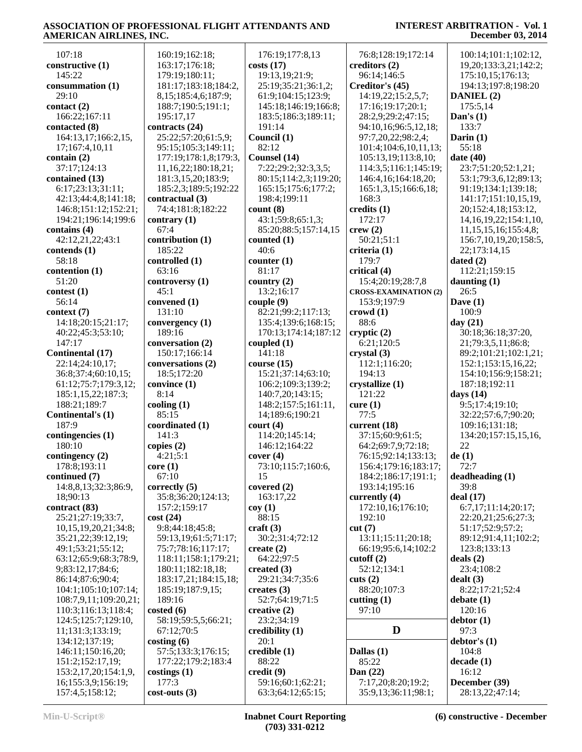107:18
**constructive (1)**
145:22
**consummation (1)**
29:10
**contact (2)**
166:22;167:11
**contacted (8)**
164:13,17;166:2,15, 17;167:4,10,11
**contain (2)**
37:17;124:13
**contained (13)**
6:17;23:13;31:11; 42:13;44:4,8;141:18; 146:8;151:12;152:21; 194:21;196:14;199:6
**contains (4)**
42:12,21,22;43:1
**contends (1)**
58:18
**contention (1)**
51:20
**contest (1)**
56:14
**context (7)**
14:18;20:15;21:17; 40:22;45:3;53:10; 147:17
**Continental (17)**
22:14;24:10,17; 36:8;37:4;60:10,15; 61:12;75:7;179:3,12; 185:1,15,22;187:3; 188:21;189:7
**Continental's (1)**
187:9
**contingencies (1)**
180:10
**contingency (2)**
178:8;193:11
**continued (7)**
14:8,8,13;32:3;86:9, 18;90:13
**contract (83)**
25:21;27:19;33:7, 10,15,19,20,21;34:8; 35:21,22;39:12,19; 49:1;53:21;55:12; 63:12;65:9;68:3;78:9, 9;83:12,17;84:6; 86:14;87:6;90:4; 104:1;105:10;107:14; 108:7,9,11;109:20,21; 110:3;116:13;118:4; 124:5;125:7;129:10, 11;131:3;133:19; 134:12;137:19; 146:11;150:16,20; 151:2;152:17,19; 153:2,17,20;154:1,9, 16;155:3,9;156:19; 157:4,5;158:12; 160:19;162:18; 163:17;176:18; 179:19;180:11; 181:17;183:18;184:2, 8,15;185:4,6;187:9; 188:7;190:5;191:1; 195:17,17
**contracts (24)**
25:22;57:20;61:5,9; 95:15;105:3;149:11; 177:19;178:1,8;179:3, 11,16,22;180:18,21; 181:3,15,20;183:9; 185:2,3;189:5;192:22
**contractual (3)**
74:4;181:8;182:22
**contrary (1)**
67:4
**contribution (1)**
185:22
**controlled (1)**
63:16
**controversy (1)**
45:1
**convened (1)**
131:10
**convergency (1)**
189:16
**conversation (2)**
150:17;166:14
**conversations (2)**
18:5;172:20
**convince (1)**
8:14
**cooling (1)**
85:15
**coordinated (1)**
141:3
**copies (2)**
4:21;5:1
**core (1)**
67:10
**correctly (5)**
35:8;36:20;124:13; 157:2;159:17
**cost (24)**
9:8;44:18;45:8; 59:13,19;61:5;71:17; 75:7;78:16;117:17; 118:11;158:1;179:21; 180:11;182:18,18; 183:17,21;184:15,18; 185:19;187:9,15; 189:16
**costed (6)**
58:19;59:5,5;66:21; 67:12;70:5
**costing (6)**
57:5;133:3;176:15; 177:22;179:2;183:4
**costings (1)**
177:3
**cost-outs (3)**
176:19;177:8,13
**costs (17)**
19:13,19;21:9; 25:19;35:21;36:1,2; 61:9;104:15;123:9; 145:18;146:19;166:8; 183:5;186:3;189:11; 191:14
**Council (1)**
82:12
**Counsel (14)**
7:22;29:2;32:3,3,5; 80:15;114:2,3;119:20; 165:15;175:6;177:2; 198:4;199:11
**count (8)**
43:1;59:8;65:1,3; 85:20;88:5;157:14,15
**counted (1)**
40:6
**counter (1)**
81:17
**country (2)**
13:2;16:17
**couple (9)**
82:21;99:2;117:13; 135:4;139:6;168:15; 170:13;174:14;187:12
**coupled (1)**
141:18
**course (15)**
15:21;37:14;63:10; 106:2;109:3;139:2; 140:7,20;143:15; 148:2;157:5;161:11, 14;189:6;190:21
**court (4)**
114:20;145:14; 146:12;164:22
**cover (4)**
73:10;115:7;160:6, 15
**covered (2)**
163:17,22
**coy (1)**
88:15
**craft (3)**
30:2;31:4;72:12
**create (2)**
64:22;97:5
**created (3)**
29:21;34:7;35:6
**creates (3)**
52:7;64:19;71:5
**creative (2)**
23:2;34:19
**credibility (1)**
20:1
**credible (1)**
88:22
**credit (9)**
59:16;60:1;62:21; 63:3;64:12;65:15; 76:8;128:19;172:14
**creditors (2)**
96:14;146:5
**Creditor's (45)**
14:19,22;15:2,5,7; 17:16;19:17;20:1; 28:2,9;29:2;47:15; 94:10,16;96:5,12,18; 97:7,20,22;98:2,4; 101:4;104:6,10,11,13; 105:13,19;113:8,10; 114:3,5;116:1;145:19; 146:4,16;164:18,20; 165:1,3,15;166:6,18; 168:3
**credits (1)**
172:17
**crew (2)**
50:21;51:1
**criteria (1)**
179:7
**critical (4)**
15:4;20:19;28:7,8
**CROSS-EXAMINATION (2)**
153:9;197:9
**crowd (1)**
88:6
**cryptic (2)**
6:21;120:5
**crystal (3)**
112:1;116:20; 194:13
**crystallize (1)**
121:22
**cure (1)**
77:5
**current (18)**
37:15;60:9;61:5; 64:2;69:7,9;72:18; 76:15;92:14;133:13; 156:4;179:16;183:17; 184:2;186:17;191:1; 193:14;195:16
**currently (4)**
172:10,16;176:10; 192:10
**cut (7)**
13:11;15:11;20:18; 66:19;95:6,14;102:2
**cutoff (2)**
52:12;134:1
**cuts (2)**
88:20;107:3
**cutting (1)**
97:10

## D

**Dallas (1)**
85:22
**Dan (22)**
7:17,20;8:20;19:2; 35:9,13;36:11;98:1; 100:14;101:1;102:12, 19,20;133:3,21;142:2; 175:10,15;176:13; 194:13;197:8;198:20
**DANIEL (2)**
175:5,14
**Dan's (1)**
133:7
**Darin (1)**
55:18
**date (40)**
23:7;51:20;52:1,21; 53:1;79:3,6,12;89:13; 91:19;134:1;139:18; 141:17;151:10,15,19, 20;152:4,18;153:12, 14,16,19,22;154:1,10, 11,15,15,16;155:4,8; 156:7,10,19,20;158:5, 22;173:14,15
**dated (2)**
112:21;159:15
**daunting (1)**
26:5
**Dave (1)**
100:9
**day (21)**
30:18;36:18;37:20, 21;79:3,5,11;86:8; 89:2;101:21;102:1,21; 152:1;153:15,16,22; 154:10;156:9;158:21; 187:18;192:11
**days (14)**
9:5;17:4;19:10; 32:22;57:6,7;90:20; 109:16;131:18; 134:20;157:15,15,16, 22
**de (1)**
72:7
**deadheading (1)**
39:8
**deal (17)**
6:7,17;11:14;20:17; 22:20,21;25:6;27:3; 51:17;52:9;57:2; 89:12;91:4,11;102:2; 123:8;133:13
**deals (2)**
23:4;108:2
**dealt (3)**
8:22;17:21;52:4
**debate (1)**
120:16
**debtor (1)**
97:3
**debtor's (1)**
104:8
**decade (1)**
16:12
**December (39)**
28:13,22;47:14;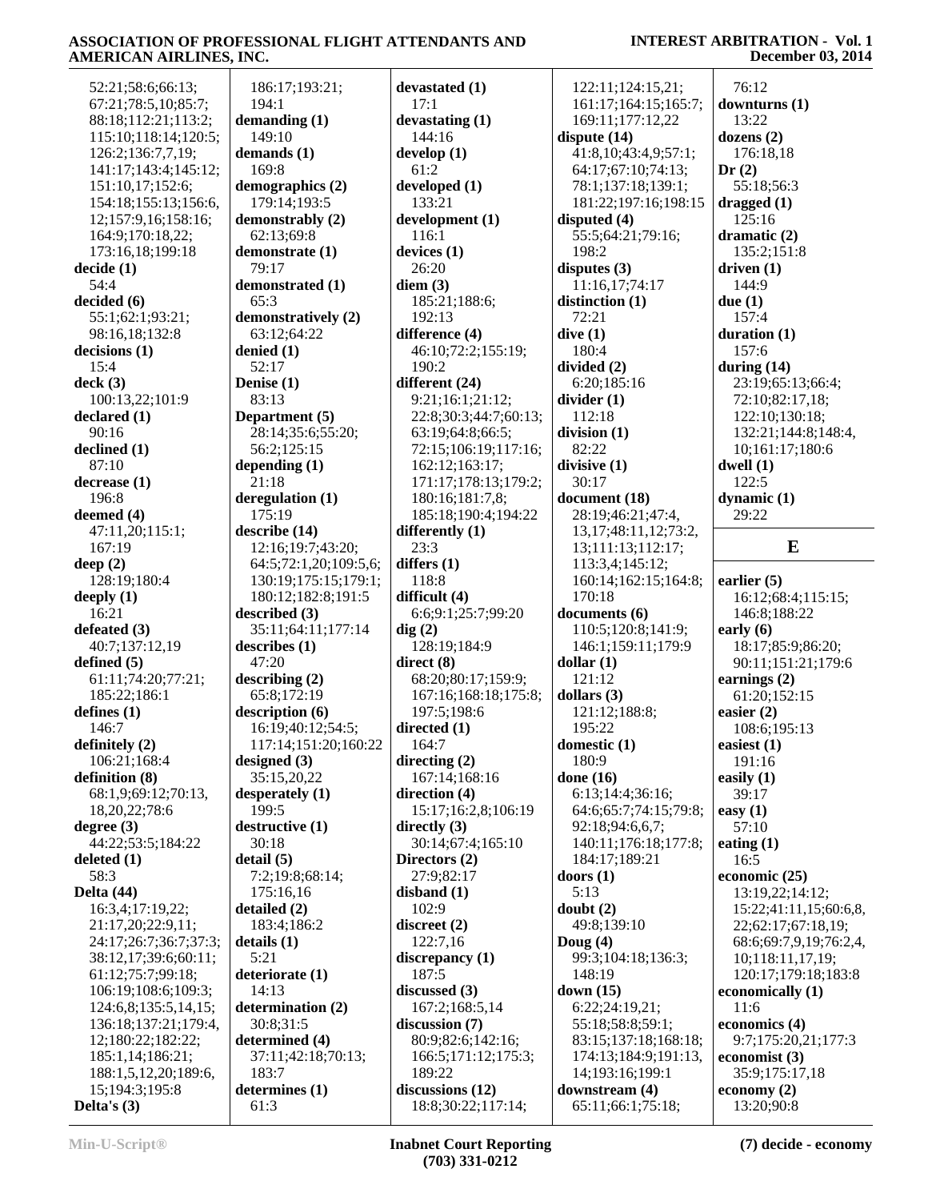52:21;58:6;66:13;
67:21;78:5,10;85:7;
88:18;112:21;113:2;
115:10;118:14;120:5;
126:2;136:7,7,19;
141:17;143:4;145:12;
151:10,17;152:6;
154:18;155:13;156:6,
12;157:9,16;158:16;
164:9;170:18,22;
173:16,18;199:18

**decide (1)**
54:4

**decided (6)**
55:1;62:1;93:21;
98:16,18;132:8

**decisions (1)**
15:4

**deck (3)**
100:13,22;101:9

**declared (1)**
90:16

**declined (1)**
87:10

**decrease (1)**
196:8

**deemed (4)**
47:11,20;115:1;
167:19

**deep (2)**
128:19;180:4

**deeply (1)**
16:21

**defeated (3)**
40:7;137:12,19

**defined (5)**
61:11;74:20;77:21;
185:22;186:1

**defines (1)**
146:7

**definitely (2)**
106:21;168:4

**definition (8)**
68:1,9;69:12;70:13,
18,20,22;78:6

**degree (3)**
44:22;53:5;184:22

**deleted (1)**
58:3

**Delta (44)**
16:3,4;17:19,22;
21:17,20;22:9,11;
24:17;26:7;36:7;37:3;
38:12,17;39:6;60:11;
61:12;75:7;99:18;
106:19;108:6;109:3;
124:6,8;135:5,14,15;
136:18;137:21;179:4,
12;180:22;182:22;
185:1,14;186:21;
188:1,5,12,20;189:6,
15;194:3;195:8

**Delta's (3)**
186:17;193:21;
194:1

**demanding (1)**
149:10

**demands (1)**
169:8

**demographics (2)**
179:14;193:5

**demonstrably (2)**
62:13;69:8

**demonstrate (1)**
79:17

**demonstrated (1)**
65:3

**demonstratively (2)**
63:12;64:22

**denied (1)**
52:17

**Denise (1)**
83:13

**Department (5)**
28:14;35:6;55:20;
56:2;125:15

**depending (1)**
21:18

**deregulation (1)**
175:19

**describe (14)**
12:16;19:7;43:20;
64:5;72:1,20;109:5,6;
130:19;175:15;179:1;
180:12;182:8;191:5

**described (3)**
35:11;64:11;177:14

**describes (1)**
47:20

**describing (2)**
65:8;172:19

**description (6)**
16:19;40:12;54:5;
117:14;151:20;160:22

**designed (3)**
35:15,20,22

**desperately (1)**
199:5

**destructive (1)**
30:18

**detail (5)**
7:2;19:8;68:14;
175:16,16

**detailed (2)**
183:4;186:2

**details (1)**
5:21

**deteriorate (1)**
14:13

**determination (2)**
30:8;31:5

**determined (4)**
37:11;42:18;70:13;
183:7

**determines (1)**
61:3

**devastated (1)**
17:1

**devastating (1)**
144:16

**develop (1)**
61:2

**developed (1)**
133:21

**development (1)**
116:1

**devices (1)**
26:20

**diem (3)**
185:21;188:6;
192:13

**difference (4)**
46:10;72:2;155:19;
190:2

**different (24)**
9:21;16:1;21:12;
22:8;30:3;44:7;60:13;
63:19;64:8;66:5;
72:15;106:19;117:16;
162:12;163:17;
171:17;178:13;179:2;
180:16;181:7,8;
185:18;190:4;194:22

**differently (1)**
23:3

**differs (1)**
118:8

**difficult (4)**
6:6;9:1;25:7;99:20

**dig (2)**
128:19;184:9

**direct (8)**
68:20;80:17;159:9;
167:16;168:18;175:8;
197:5;198:6

**directed (1)**
164:7

**directing (2)**
167:14;168:16

**direction (4)**
15:17;16:2,8;106:19

**directly (3)**
30:14;67:4;165:10

**Directors (2)**
27:9;82:17

**disband (1)**
102:9

**discreet (2)**
122:7,16

**discrepancy (1)**
187:5

**discussed (3)**
167:2;168:5,14

**discussion (7)**
80:9;82:6;142:16;
166:5;171:12;175:3;
189:22

**discussions (12)**
18:8;30:22;117:14;
122:11;124:15,21;
161:17;164:15;165:7;
169:11;177:12,22

**dispute (14)**
41:8,10;43:4,9;57:1;
64:17;67:10;74:13;
78:1;137:18;139:1;
181:22;197:16;198:15

**disputed (4)**
55:5;64:21;79:16;
198:2

**disputes (3)**
11:16,17;74:17

**distinction (1)**
72:21

**dive (1)**
180:4

**divided (2)**
6:20;185:16

**divider (1)**
112:18

**division (1)**
82:22

**divisive (1)**
30:17

**document (18)**
28:19;46:21;47:4,
13,17;48:11,12;73:2,
13;111:13;112:17;
113:3,4;145:12;
160:14;162:15;164:8;
170:18

**documents (6)**
110:5;120:8;141:9;
146:1;159:11;179:9

**dollar (1)**
121:12

**dollars (3)**
121:12;188:8;
195:22

**domestic (1)**
180:9

**done (16)**
6:13;14:4;36:16;
64:6;65:7;74:15;79:8;
92:18;94:6,6,7;
140:11;176:18;177:8;
184:17;189:21

**doors (1)**
5:13

**doubt (2)**
49:8;139:10

**Doug (4)**
99:3;104:18;136:3;
148:19

**down (15)**
6:22;24:19,21;
55:18;58:8;59:1;
83:15;137:18;168:18;
174:13;184:9;191:13,
14;193:16;199:1

**downstream (4)**
65:11;66:1;75:18;
76:12

**downturns (1)**
13:22

**dozens (2)**
176:18,18

**Dr (2)**
55:18;56:3

**dragged (1)**
125:16

**dramatic (2)**
135:2;151:8

**driven (1)**
144:9

**due (1)**
157:4

**duration (1)**
157:6

**during (14)**
23:19;65:13;66:4;
72:10;82:17,18;
122:10;130:18;
132:21;144:8;148:4,
10;161:17;180:6

**dwell (1)**
122:5

**dynamic (1)**
29:22

## E

**earlier (5)**
16:12;68:4;115:15;
146:8;188:22

**early (6)**
18:17;85:9;86:20;
90:11;151:21;179:6

**earnings (2)**
61:20;152:15

**easier (2)**
108:6;195:13

**easiest (1)**
191:16

**easily (1)**
39:17

**easy (1)**
57:10

**eating (1)**
16:5

**economic (25)**
13:19,22;14:12;
15:22;41:11,15;60:6,8,
22;62:17;67:18,19;
68:6;69:7,9,19;76:2,4,
10;118:11,17,19;
120:17;179:18;183:8

**economically (1)**
11:6

**economics (4)**
9:7;175:20,21;177:3

**economist (3)**
35:9;175:17,18

**economy (2)**
13:20;90:8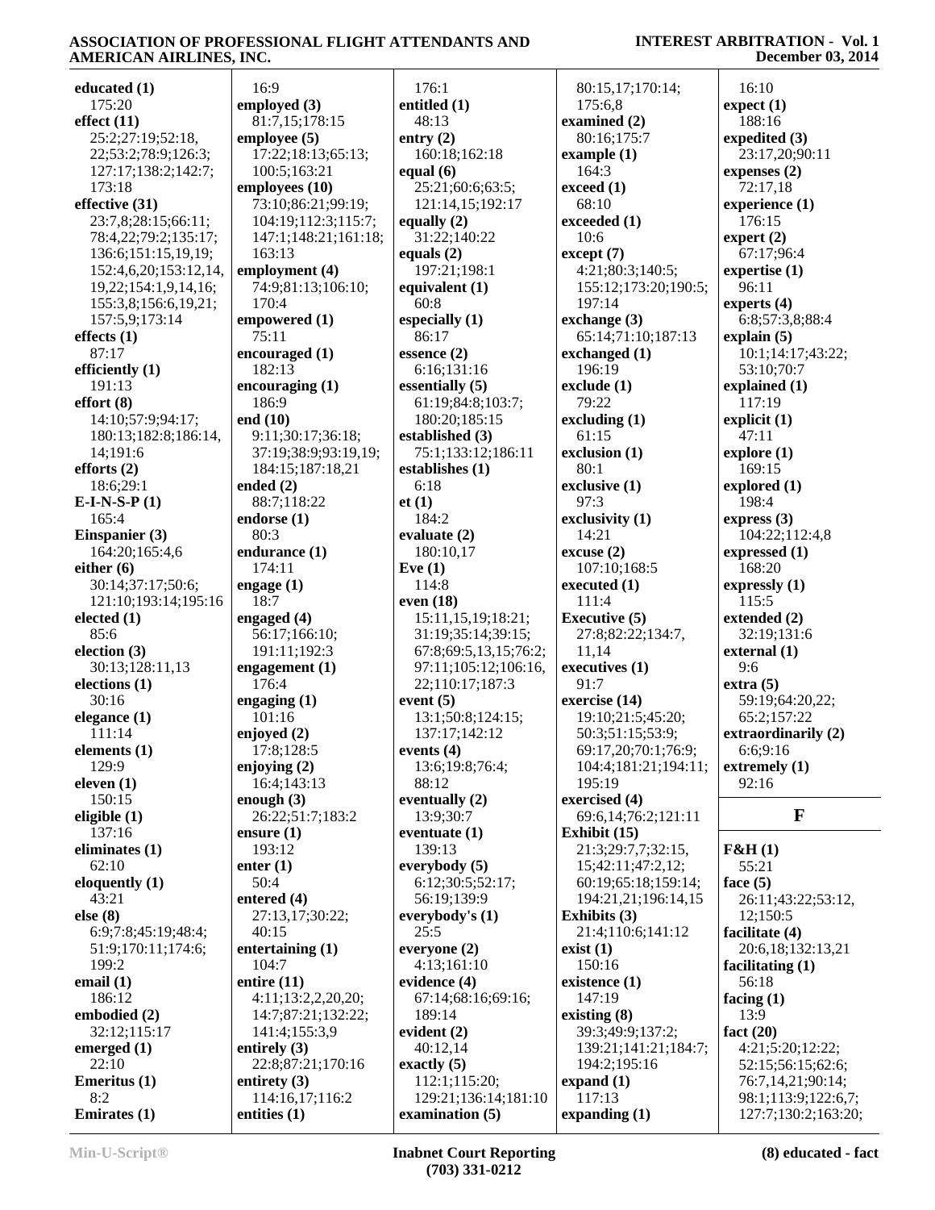**educated (1)**
175:20
**effect (11)**
25:2;27:19;52:18,22;53:2;78:9;126:3;127:17;138:2;142:7;173:18
**effective (31)**
23:7,8;28:15;66:11;78:4,22;79:2;135:17;136:6;151:15,19,19;152:4,6,20;153:12,14,19,22;154:1,9,14,16;155:3,8;156:6,19,21;157:5,9;173:14
**effects (1)**
87:17
**efficiently (1)**
191:13
**effort (8)**
14:10;57:9;94:17;180:13;182:8;186:14,14;191:6
**efforts (2)**
18:6;29:1
**E-I-N-S-P (1)**
165:4
**Einspanier (3)**
164:20;165:4,6
**either (6)**
30:14;37:17;50:6;121:10;193:14;195:16
**elected (1)**
85:6
**election (3)**
30:13;128:11,13
**elections (1)**
30:16
**elegance (1)**
111:14
**elements (1)**
129:9
**eleven (1)**
150:15
**eligible (1)**
137:16
**eliminates (1)**
62:10
**eloquently (1)**
43:21
**else (8)**
6:9;7:8;45:19;48:4;51:9;170:11;174:6;199:2
**email (1)**
186:12
**embodied (2)**
32:12;115:17
**emerged (1)**
22:10
**Emeritus (1)**
8:2
**Emirates (1)**
16:9
**employed (3)**
81:7,15;178:15
**employee (5)**
17:22;18:13;65:13;100:5;163:21
**employees (10)**
73:10;86:21;99:19;104:19;112:3;115:7;147:1;148:21;161:18;163:13
**employment (4)**
74:9;81:13;106:10;170:4
**empowered (1)**
75:11
**encouraged (1)**
182:13
**encouraging (1)**
186:9
**end (10)**
9:11;30:17;36:18;37:19;38:9;93:19,19;184:15;187:18,21
**ended (2)**
88:7;118:22
**endorse (1)**
80:3
**endurance (1)**
174:11
**engage (1)**
18:7
**engaged (4)**
56:17;166:10;191:11;192:3
**engagement (1)**
176:4
**engaging (1)**
101:16
**enjoyed (2)**
17:8;128:5
**enjoying (2)**
16:4;143:13
**enough (3)**
26:22;51:7;183:2
**ensure (1)**
193:12
**enter (1)**
50:4
**entered (4)**
27:13,17;30:22;40:15
**entertaining (1)**
104:7
**entire (11)**
4:11;13:2,2,20,20;14:7;87:21;132:22;141:4;155:3,9
**entirely (3)**
22:8;87:21;170:16
**entirety (3)**
114:16,17;116:2
**entities (1)**
176:1
**entitled (1)**
48:13
**entry (2)**
160:18;162:18
**equal (6)**
25:21;60:6;63:5;121:14,15;192:17
**equally (2)**
31:22;140:22
**equals (2)**
197:21;198:1
**equivalent (1)**
60:8
**especially (1)**
86:17
**essence (2)**
6:16;131:16
**essentially (5)**
61:19;84:8;103:7;180:20;185:15
**established (3)**
75:1;133:12;186:11
**establishes (1)**
6:18
**et (1)**
184:2
**evaluate (2)**
180:10,17
**Eve (1)**
114:8
**even (18)**
15:11,15,19;18:21;31:19;35:14;39:15;67:8;69:5,13,15;76:2;97:11;105:12;106:16,22;110:17;187:3
**event (5)**
13:1;50:8;124:15;137:17;142:12
**events (4)**
13:6;19:8;76:4;88:12
**eventually (2)**
13:9;30:7
**eventuate (1)**
139:13
**everybody (5)**
6:12;30:5;52:17;56:19;139:9
**everybody's (1)**
25:5
**everyone (2)**
4:13;161:10
**evidence (4)**
67:14;68:16;69:16;189:14
**evident (2)**
40:12,14
**exactly (5)**
112:1;115:20;129:21;136:14;181:10
**examination (5)**
80:15,17;170:14;175:6,8
**examined (2)**
80:16;175:7
**example (1)**
164:3
**exceed (1)**
68:10
**exceeded (1)**
10:6
**except (7)**
4:21;80:3;140:5;155:12;173:20;190:5;197:14
**exchange (3)**
65:14;71:10;187:13
**exchanged (1)**
196:19
**exclude (1)**
79:22
**excluding (1)**
61:15
**exclusion (1)**
80:1
**exclusive (1)**
97:3
**exclusivity (1)**
14:21
**excuse (2)**
107:10;168:5
**executed (1)**
111:4
**Executive (5)**
27:8;82:22;134:7,11,14
**executives (1)**
91:7
**exercise (14)**
19:10;21:5;45:20;50:3;51:15;53:9;69:17,20;70:1;76:9;104:4;181:21;194:11;195:19
**exercised (4)**
69:6,14;76:2;121:11
**Exhibit (15)**
21:3;29:7,7;32:15,15;42:11;47:2,12;60:19;65:18;159:14;194:21,21;196:14,15
**Exhibits (3)**
21:4;110:6;141:12
**exist (1)**
150:16
**existence (1)**
147:19
**existing (8)**
39:3;49:9;137:2;139:21;141:21;184:7;194:2;195:16
**expand (1)**
117:13
**expanding (1)**
16:10
**expect (1)**
188:16
**expedited (3)**
23:17,20;90:11
**expenses (2)**
72:17,18
**experience (1)**
176:15
**expert (2)**
67:17;96:4
**expertise (1)**
96:11
**experts (4)**
6:8;57:3,8;88:4
**explain (5)**
10:1;14:17;43:22;53:10;70:7
**explained (1)**
117:19
**explicit (1)**
47:11
**explore (1)**
169:15
**explored (1)**
198:4
**express (3)**
104:22;112:4,8
**expressed (1)**
168:20
**expressly (1)**
115:5
**extended (2)**
32:19;131:6
**external (1)**
9:6
**extra (5)**
59:19;64:20,22;65:2;157:22
**extraordinarily (2)**
6:6;9:16
**extremely (1)**
92:16

## F

**F&H (1)**
55:21
**face (5)**
26:11;43:22;53:12,12;150:5
**facilitate (4)**
20:6,18;132:13,21
**facilitating (1)**
56:18
**facing (1)**
13:9
**fact (20)**
4:21;5:20;12:22;52:15;56:15;62:6;76:7,14,21;90:14;98:1;113:9;122:6,7;127:7;130:2;163:20;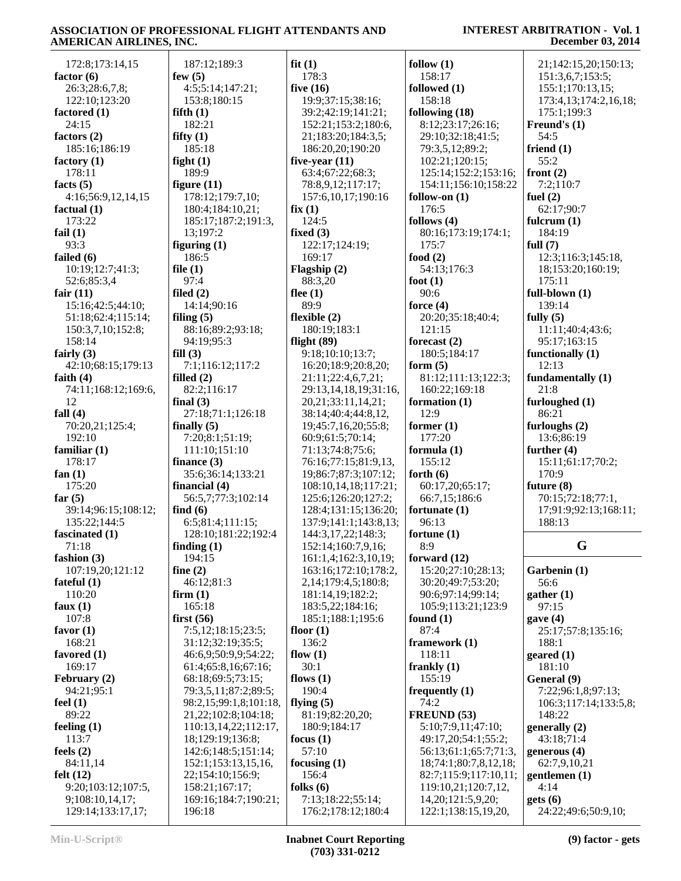172:8;173:14,15
**factor (6)**
26:3;28:6,7,8;
122:10;123:20
**factored (1)**
24:15
**factors (2)**
185:16;186:19
**factory (1)**
178:11
**facts (5)**
4:16;56:9,12,14,15
**factual (1)**
173:22
**fail (1)**
93:3
**failed (6)**
10:19;12:7;41:3;
52:6;85:3,4
**fair (11)**
15:16;42:5;44:10;
51:18;62:4;115:14;
150:3,7,10;152:8;
158:14
**fairly (3)**
42:10;68:15;179:13
**faith (4)**
74:11;168:12;169:6,
12
**fall (4)**
70:20,21;125:4;
192:10
**familiar (1)**
178:17
**fan (1)**
175:20
**far (5)**
39:14;96:15;108:12;
135:22;144:5
**fascinated (1)**
71:18
**fashion (3)**
107:19,20;121:12
**fateful (1)**
110:20
**faux (1)**
107:8
**favor (1)**
168:21
**favored (1)**
169:17
**February (2)**
94:21;95:1
**feel (1)**
89:22
**feeling (1)**
113:7
**feels (2)**
84:11,14
**felt (12)**
9:20;103:12;107:5,
9;108:10,14,17;
129:14;133:17,17;

187:12;189:3
**few (5)**
4:5;5:14;147:21;
153:8;180:15
**fifth (1)**
182:21
**fifty (1)**
185:18
**fight (1)**
189:9
**figure (11)**
178:12;179:7,10;
180:4;184:10,21;
185:17;187:2;191:3,
13;197:2
**figuring (1)**
186:5
**file (1)**
97:4
**filed (2)**
14:14;90:16
**filing (5)**
88:16;89:2;93:18;
94:19;95:3
**fill (3)**
7:1;116:12;117:2
**filled (2)**
82:2;116:17
**final (3)**
27:18;71:1;126:18
**finally (5)**
7:20;8:1;51:19;
111:10;151:10
**finance (3)**
35:6;36:14;133:21
**financial (4)**
56:5,7;77:3;102:14
**find (6)**
6:5;81:4;111:15;
128:10;181:22;192:4
**finding (1)**
194:15
**fine (2)**
46:12;81:3
**firm (1)**
165:18
**first (56)**
7:5,12;18:15;23:5;
31:12;32:19;35:5;
46:6,9;50:9,9;54:22;
61:4;65:8,16;67:16;
68:18;69:5;73:15;
79:3,5,11;87:2;89:5;
98:2,15;99:1,8;101:18,
21,22;102:8;104:18;
110:13,14,22;112:17,
18;129:19;136:8;
142:6;148:5;151:14;
152:1;153:13,15,16,
22;154:10;156:9;
158:21;167:17;
169:16;184:7;190:21;
196:18

**fit (1)**
178:3
**five (16)**
19:9;37:15;38:16;
39:2;42:19;141:21;
152:21;153:2;180:6,
21;183:20;184:3,5;
186:20,20;190:20
**five-year (11)**
63:4;67:22;68:3;
78:8,9,12;117:17;
157:6,10,17;190:16
**fix (1)**
124:5
**fixed (3)**
122:17;124:19;
169:17
**Flagship (2)**
88:3,20
**flee (1)**
89:9
**flexible (2)**
180:19;183:1
**flight (89)**
9:18;10:10;13:7;
16:20;18:9;20:8,20;
21:11;22:4,6,7,21;
29:13,14,18,19;31:16,
20,21;33:11,14,21;
38:14;40:4;44:8,12,
19;45:7,16,20;55:8;
60:9;61:5;70:14;
71:13;74:8;75:6;
76:16;77:15;81:9,13,
19;86:7;87:3;107:12;
108:10,14,18;117:21;
125:6;126:20;127:2;
128:4;131:15;136:20;
137:9;141:1;143:8,13;
144:3,17,22;148:3;
152:14;160:7,9,16;
161:1,4;162:3,10,19;
163:16;172:10;178:2,
2,14;179:4,5;180:8;
181:14,19;182:2;
183:5,22;184:16;
185:1;188:1;195:6
**floor (1)**
136:2
**flow (1)**
30:1
**flows (1)**
190:4
**flying (5)**
81:19;82:20,20;
180:9;184:17
**focus (1)**
57:10
**focusing (1)**
156:4
**folks (6)**
7:13;18:22;55:14;
176:2;178:12;180:4

**follow (1)**
158:17
**followed (1)**
158:18
**following (18)**
8:12;23:17;26:16;
29:10;32:18;41:5;
79:3,5,12;89:2;
102:21;120:15;
125:14;152:2;153:16;
154:11;156:10;158:22
**follow-on (1)**
176:5
**follows (4)**
80:16;173:19;174:1;
175:7
**food (2)**
54:13;176:3
**foot (1)**
90:6
**force (4)**
20:20;35:18;40:4;
121:15
**forecast (2)**
180:5;184:17
**form (5)**
81:12;111:13;122:3;
160:22;169:18
**formation (1)**
12:9
**former (1)**
177:20
**formula (1)**
155:12
**forth (6)**
60:17,20;65:17;
66:7,15;186:6
**fortunate (1)**
96:13
**fortune (1)**
8:9
**forward (12)**
15:20;27:10;28:13;
30:20;49:7;53:20;
90:6;97:14;99:14;
105:9;113:21;123:9
**found (1)**
87:4
**framework (1)**
118:11
**frankly (1)**
155:19
**frequently (1)**
74:2
**FREUND (53)**
5:10;7:9,11;47:10;
49:17,20;54:1;55:2;
56:13;61:1;65:7;71:3,
18;74:1;80:7,8,12,18;
82:7;115:9;117:10,11;
119:10,21;120:7,12,
14,20;121:5,9,20;
122:1;138:15,19,20,

21;142:15,20;150:13;
151:3,6,7;153:5;
155:1;170:13,15;
173:4,13;174:2,16,18;
175:1;199:3
**Freund's (1)**
54:5
**friend (1)**
55:2
**front (2)**
7:2;110:7
**fuel (2)**
62:17;90:7
**fulcrum (1)**
184:19
**full (7)**
12:3;116:3;145:18,
18;153:20;160:19;
175:11
**full-blown (1)**
139:14
**fully (5)**
11:11;40:4;43:6;
95:17;163:15
**functionally (1)**
12:13
**fundamentally (1)**
21:8
**furloughed (1)**
86:21
**furloughs (2)**
13:6;86:19
**further (4)**
15:11;61:17;70:2;
170:9
**future (8)**
70:15;72:18;77:1,
17;91:9;92:13;168:11;
188:13

## G

**Garbenin (1)**
56:6
**gather (1)**
97:15
**gave (4)**
25:17;57:8;135:16;
188:1
**geared (1)**
181:10
**General (9)**
7:22;96:1,8;97:13;
106:3;117:14;133:5,8;
148:22
**generally (2)**
43:18;71:4
**generous (4)**
62:7,9,10,21
**gentlemen (1)**
4:14
**gets (6)**
24:22;49:6;50:9,10;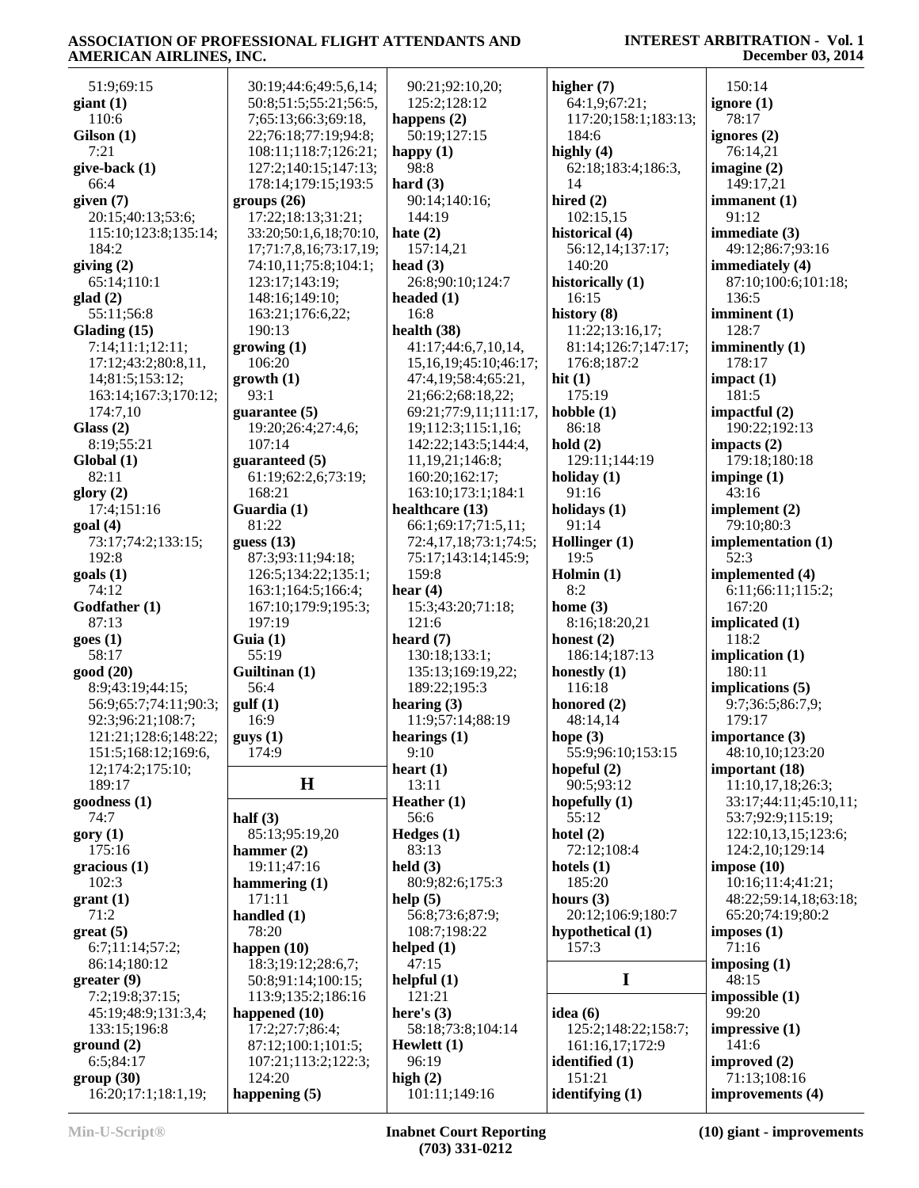51:9;69:15
**giant (1)**
110:6
**Gilson (1)**
7:21
**give-back (1)**
66:4
**given (7)**
20:15;40:13;53:6;115:10;123:8;135:14;184:2
**giving (2)**
65:14;110:1
**glad (2)**
55:11;56:8
**Glading (15)**
7:14;11:1;12:11;17:12;43:2;80:8,11,14;81:5;153:12;163:14;167:3;170:12;174:7,10
**Glass (2)**
8:19;55:21
**Global (1)**
82:11
**glory (2)**
17:4;151:16
**goal (4)**
73:17;74:2;133:15;192:8
**goals (1)**
74:12
**Godfather (1)**
87:13
**goes (1)**
58:17
**good (20)**
8:9;43:19;44:15;56:9;65:7;74:11;90:3;92:3;96:21;108:7;121:21;128:6;148:22;151:5;168:12;169:6,12;174:2;175:10;189:17
**goodness (1)**
74:7
**gory (1)**
175:16
**gracious (1)**
102:3
**grant (1)**
71:2
**great (5)**
6:7;11:14;57:2;86:14;180:12
**greater (9)**
7:2;19:8;37:15;45:19;48:9;131:3,4;133:15;196:8
**ground (2)**
6:5;84:17
**group (30)**
16:20;17:1;18:1,19;30:19;44:6;49:5,6,14;50:8;51:5;55:21;56:5,7;65:13;66:3;69:18,22;76:18;77:19;94:8;108:11;118:7;126:21;127:2;140:15;147:13;178:14;179:15;193:5
**groups (26)**
17:22;18:13;31:21;33:20;50:1,6,18;70:10,17;71:7,8,16;73:17,19;74:10,11;75:8;104:1;123:17;143:19;148:16;149:10;163:21;176:6,22;190:13
**growing (1)**
106:20
**growth (1)**
93:1
**guarantee (5)**
19:20;26:4;27:4,6;107:14
**guaranteed (5)**
61:19;62:2,6;73:19;168:21
**Guardia (1)**
81:22
**guess (13)**
87:3;93:11;94:18;126:5;134:22;135:1;163:1;164:5;166:4;167:10;179:9;195:3;197:19
**Guia (1)**
55:19
**Guiltinan (1)**
56:4
**gulf (1)**
16:9
**guys (1)**
174:9

## H

**half (3)**
85:13;95:19,20
**hammer (2)**
19:11;47:16
**hammering (1)**
171:11
**handled (1)**
78:20
**happen (10)**
18:3;19:12;28:6,7;50:8;91:14;100:15;113:9;135:2;186:16
**happened (10)**
17:2;27:7;86:4;87:12;100:1;101:5;107:21;113:2;122:3;124:20
**happening (5)**
90:21;92:10,20;125:2;128:12
**happens (2)**
50:19;127:15
**happy (1)**
98:8
**hard (3)**
90:14;140:16;144:19
**hate (2)**
157:14,21
**head (3)**
26:8;90:10;124:7
**headed (1)**
16:8
**health (38)**
41:17;44:6,7,10,14,15,16,19;45:10;46:17;47:4,19;58:4;65:21,21;66:2;68:18,22;69:21;77:9,11;111:17,19;112:3;115:1,16;142:22;143:5;144:4,11,19,21;146:8;160:20;162:17;163:10;173:1;184:1
**healthcare (13)**
66:1;69:17;71:5,11;72:4,17,18;73:1;74:5;75:17;143:14;145:9;159:8
**hear (4)**
15:3;43:20;71:18;121:6
**heard (7)**
130:18;133:1;135:13;169:19,22;189:22;195:3
**hearing (3)**
11:9;57:14;88:19
**hearings (1)**
9:10
**heart (1)**
13:11
**Heather (1)**
56:6
**Hedges (1)**
83:13
**held (3)**
80:9;82:6;175:3
**help (5)**
56:8;73:6;87:9;108:7;198:22
**helped (1)**
47:15
**helpful (1)**
121:21
**here's (3)**
58:18;73:8;104:14
**Hewlett (1)**
96:19
**high (2)**
101:11;149:16
**higher (7)**
64:1,9;67:21;117:20;158:1;183:13;184:6
**highly (4)**
62:18;183:4;186:3,14
**hired (2)**
102:15,15
**historical (4)**
56:12,14;137:17;140:20
**historically (1)**
16:15
**history (8)**
11:22;13:16,17;81:14;126:7;147:17;176:8;187:2
**hit (1)**
175:19
**hobble (1)**
86:18
**hold (2)**
129:11;144:19
**holiday (1)**
91:16
**holidays (1)**
91:14
**Hollinger (1)**
19:5
**Holmin (1)**
8:2
**home (3)**
8:16;18:20,21
**honest (2)**
186:14;187:13
**honestly (1)**
116:18
**honored (2)**
48:14,14
**hope (3)**
55:9;96:10;153:15
**hopeful (2)**
90:5;93:12
**hopefully (1)**
55:12
**hotel (2)**
72:12;108:4
**hotels (1)**
185:20
**hours (3)**
20:12;106:9;180:7
**hypothetical (1)**
157:3

## I

**idea (6)**
125:2;148:22;158:7;161:16,17;172:9
**identified (1)**
151:21
**identifying (1)**
150:14
**ignore (1)**
78:17
**ignores (2)**
76:14,21
**imagine (2)**
149:17,21
**immanent (1)**
91:12
**immediate (3)**
49:12;86:7;93:16
**immediately (4)**
87:10;100:6;101:18;136:5
**imminent (1)**
128:7
**imminently (1)**
178:17
**impact (1)**
181:5
**impactful (2)**
190:22;192:13
**impacts (2)**
179:18;180:18
**impinge (1)**
43:16
**implement (2)**
79:10;80:3
**implementation (1)**
52:3
**implemented (4)**
6:11;66:11;115:2;167:20
**implicated (1)**
118:2
**implication (1)**
180:11
**implications (5)**
9:7;36:5;86:7,9;179:17
**importance (3)**
48:10,10;123:20
**important (18)**
11:10,17,18;26:3;33:17;44:11;45:10,11;53:7;92:9;115:19;122:10,13,15;123:6;124:2,10;129:14
**impose (10)**
10:16;11:4;41:21;48:22;59:14,18;63:18;65:20;74:19;80:2
**imposes (1)**
71:16
**imposing (1)**
48:15
**impossible (1)**
99:20
**impressive (1)**
141:6
**improved (2)**
71:13;108:16
**improvements (4)**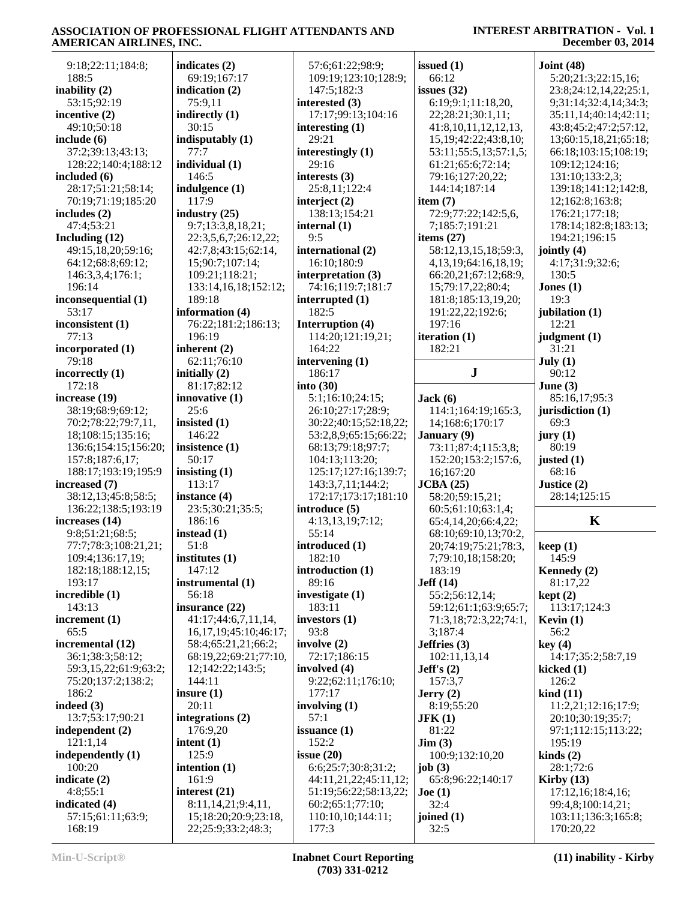9:18;22:11;184:8;
188:5

**inability (2)**
53:15;92:19

**incentive (2)**
49:10;50:18

**include (6)**
37:2;39:13;43:13;
128:22;140:4;188:12

**included (6)**
28:17;51:21;58:14;
70:19;71:19;185:20

**includes (2)**
47:4;53:21

**Including (12)**
49:15,18,20;59:16;
64:12;68:8;69:12;
146:3,3,4;176:1;
196:14

**inconsequential (1)**
53:17

**inconsistent (1)**
77:13

**incorporated (1)**
79:18

**incorrectly (1)**
172:18

**increase (19)**
38:19;68:9;69:12;
70:2;78:22;79:7,11,
18;108:15;135:16;
136:6;154:15;156:20;
157:8;187:6,17;
188:17;193:19;195:9

**increased (7)**
38:12,13;45:8;58:5;
136:22;138:5;193:19

**increases (14)**
9:8;51:21;68:5;
77:7;78:3;108:21,21;
109:4;136:17,19;
182:18;188:12,15;
193:17

**incredible (1)**
143:13

**increment (1)**
65:5

**incremental (12)**
36:1;38:3;58:12;
59:3,15,22;61:9;63:2;
75:20;137:2;138:2;
186:2

**indeed (3)**
13:7;53:17;90:21

**independent (2)**
121:1,14

**independently (1)**
100:20

**indicate (2)**
4:8;55:1

**indicated (4)**
57:15;61:11;63:9;
168:19

**indicates (2)**
69:19;167:17

**indication (2)**
75:9,11

**indirectly (1)**
30:15

**indisputably (1)**
77:7

**individual (1)**
146:5

**indulgence (1)**
117:9

**industry (25)**
9:7;13:3,8,18,21;
22:3,5,6,7;26:12,22;
42:7,8;43:15;62:14,
15;90:7;107:14;
109:21;118:21;
133:14,16,18;152:12;
189:18

**information (4)**
76:22;181:2;186:13;
196:19

**inherent (2)**
62:11;76:10

**initially (2)**
81:17;82:12

**innovative (1)**
25:6

**insisted (1)**
146:22

**insistence (1)**
50:17

**insisting (1)**
113:17

**instance (4)**
23:5;30:21;35:5;
186:16

**instead (1)**
51:8

**institutes (1)**
147:12

**instrumental (1)**
56:18

**insurance (22)**
41:17;44:6,7,11,14,
16,17,19;45:10;46:17;
58:4;65:21,21;66:2;
68:19,22;69:21;77:10,
12;142:22;143:5;
144:11

**insure (1)**
20:11

**integrations (2)**
176:9,20

**intent (1)**
125:9

**intention (1)**
161:9

**interest (21)**
8:11,14,21;9:4,11,
15;18:20;20:9;23:18,
22;25:9;33:2;48:3;
57:6;61:22;98:9;
109:19;123:10;128:9;
147:5;182:3

**interested (3)**
17:17;99:13;104:16

**interesting (1)**
29:21

**interestingly (1)**
29:16

**interests (3)**
25:8,11;122:4

**interject (2)**
138:13;154:21

**internal (1)**
9:5

**international (2)**
16:10;180:9

**interpretation (3)**
74:16;119:7;181:7

**interrupted (1)**
182:5

**Interruption (4)**
114:20;121:19,21;
164:22

**intervening (1)**
186:17

**into (30)**
5:1;16:10;24:15;
26:10;27:17;28:9;
30:22;40:15;52:18,22;
53:2,8,9;65:15;66:22;
68:13;79:18;97:7;
104:13;113:20;
125:17;127:16;139:7;
143:3,7,11;144:2;
172:17;173:17;181:10

**introduce (5)**
4:13,13,19;7:12;
55:14

**introduced (1)**
182:10

**introduction (1)**
89:16

**investigate (1)**
183:11

**investors (1)**
93:8

**involve (2)**
72:17;186:15

**involved (4)**
9:22;62:11;176:10;
177:17

**involving (1)**
57:1

**issuance (1)**
152:2

**issue (20)**
6:6;25:7;30:8;31:2;
44:11,21,22;45:11,12;
51:19;56:22;58:13,22;
60:2;65:1;77:10;
110:10,10;144:11;
177:3

**issued (1)**
66:12

**issues (32)**
6:19;9:1;11:18,20,
22;28:21;30:1,11;
41:8,10,11,12,12,13,
15,19;42:22;43:8,10;
53:11;55:5,13;57:1,5;
61:21;65:6;72:14;
79:16;127:20,22;
144:14;187:14

**item (7)**
72:9;77:22;142:5,6,
7;185:7;191:21

**items (27)**
58:12,13,15,18;59:3,
4,13,19;64:16,18,19;
66:20,21;67:12;68:9,
15;79:17,22;80:4;
181:8;185:13,19,20;
191:22,22;192:6;
197:16

**iteration (1)**
182:21

## J

**Jack (6)**
114:1;164:19;165:3,
14;168:6;170:17

**January (9)**
73:11;87:4;115:3,8;
152:20;153:2;157:6,
16;167:20

**JCBA (25)**
58:20;59:15,21;
60:5;61:10;63:1,4;
65:4,14,20;66:4,22;
68:10;69:10,13;70:2,
20;74:19;75:21;78:3,
7;79:10,18;158:20;
183:19

**Jeff (14)**
55:2;56:12,14;
59:12;61:1;63:9;65:7;
71:3,18;72:3,22;74:1,
3;187:4

**Jeffries (3)**
102:11,13,14

**Jeff's (2)**
157:3,7

**Jerry (2)**
8:19;55:20

**JFK (1)**
81:22

**Jim (3)**
100:9;132:10,20

**job (3)**
65:8;96:22;140:17

**Joe (1)**
32:4

**joined (1)**
32:5

**Joint (48)**
5:20;21:3;22:15,16;
23:8;24:12,14,22;25:1,
9;31:14;32:4,14;34:3;
35:11,14;40:14;42:11;
43:8;45:2;47:2;57:12,
13;60:15,18,21;65:18;
66:18;103:15;108:19;
109:12;124:16;
131:10;133:2,3;
139:18;141:12;142:8,
12;162:8;163:8;
176:21;177:18;
178:14;182:8;183:13;
194:21;196:15

**jointly (4)**
4:17;31:9;32:6;
130:5

**Jones (1)**
19:3

**jubilation (1)**
12:21

**judgment (1)**
31:21

**July (1)**
90:12

**June (3)**
85:16,17;95:3

**jurisdiction (1)**
69:3

**jury (1)**
80:19

**justed (1)**
68:16

**Justice (2)**
28:14;125:15

## K

**keep (1)**
145:9

**Kennedy (2)**
81:17,22

**kept (2)**
113:17;124:3

**Kevin (1)**
56:2

**key (4)**
14:17;35:2;58:7,19

**kicked (1)**
126:2

**kind (11)**
11:2,21;12:16;17:9;
20:10;30:19;35:7;
97:1;112:15;113:22;
195:19

**kinds (2)**
28:1;72:6

**Kirby (13)**
17:12,16;18:4,16;
99:4,8;100:14,21;
103:11;136:3;165:8;
170:20,22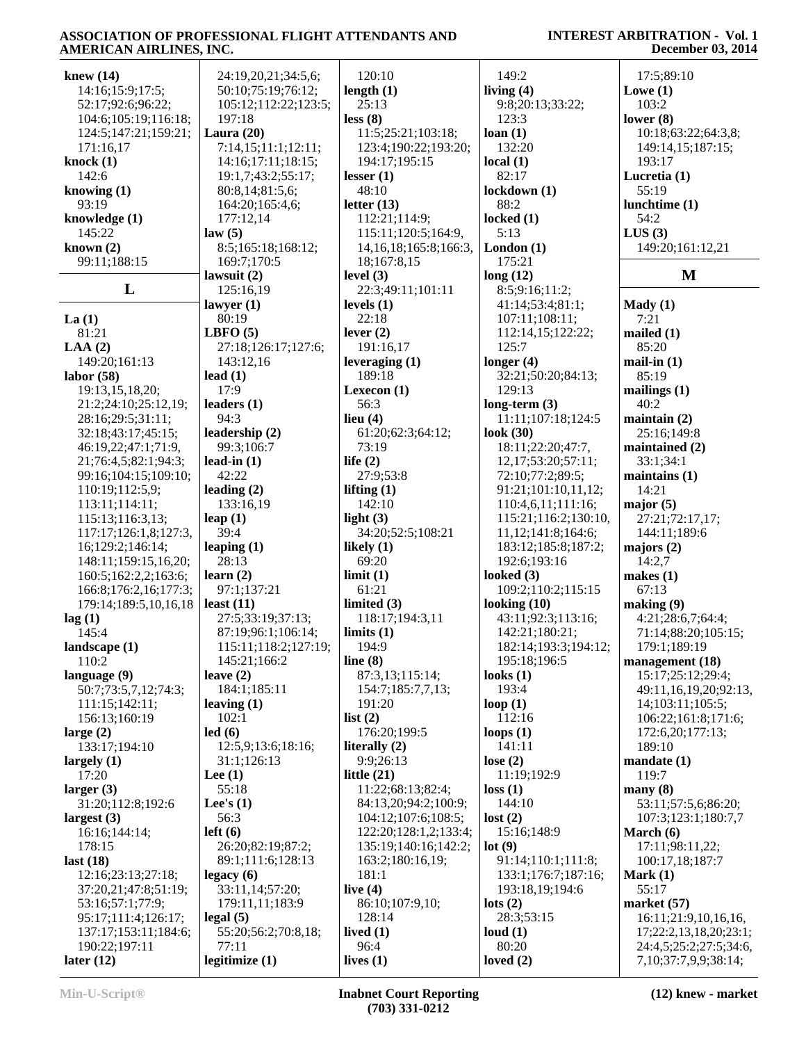**knew (14)**
14:16;15:9;17:5;
52:17;92:6;96:22;
104:6;105:19;116:18;
124:5;147:21;159:21;
171:16,17

**knock (1)**
142:6

**knowing (1)**
93:19

**knowledge (1)**
145:22

**known (2)**
99:11;188:15

## L

**La (1)**
81:21

**LAA (2)**
149:20;161:13

**labor (58)**
19:13,15,18,20;
21:2;24:10;25:12,19;
28:16;29:5;31:11;
32:18;43:17;45:15;
46:19,22;47:1;71:9,
21;76:4,5;82:1;94:3;
99:16;104:15;109:10;
110:19;112:5,9;
113:11;114:11;
115:13;116:3,13;
117:17;126:1,8;127:3,
16;129:2;146:14;
148:11;159:15,16,20;
160:5;162:2,2;163:6;
166:8;176:2,16;177:3;
179:14;189:5,10,16,18

**lag (1)**
145:4

**landscape (1)**
110:2

**language (9)**
50:7;73:5,7,12;74:3;
111:15;142:11;
156:13;160:19

**large (2)**
133:17;194:10

**largely (1)**
17:20

**larger (3)**
31:20;112:8;192:6

**largest (3)**
16:16;144:14;
178:15

**last (18)**
12:16;23:13;27:18;
37:20,21;47:8;51:19;
53:16;57:1;77:9;
95:17;111:4;126:17;
137:17;153:11;184:6;
190:22;197:11

**later (12)**
24:19,20,21;34:5,6;
50:10;75:19;76:12;
105:12;112:22;123:5;
197:18

**Laura (20)**
7:14,15;11:1;12:11;
14:16;17:11;18:15;
19:1,7;43:2;55:17;
80:8,14;81:5,6;
164:20;165:4,6;
177:12,14

**law (5)**
8:5;165:18;168:12;
169:7;170:5

**lawsuit (2)**
125:16,19

**lawyer (1)**
80:19

**LBFO (5)**
27:18;126:17;127:6;
143:12,16

**lead (1)**
17:9

**leaders (1)**
94:3

**leadership (2)**
99:3;106:7

**lead-in (1)**
42:22

**leading (2)**
133:16,19

**leap (1)**
39:4

**leaping (1)**
28:13

**learn (2)**
97:1;137:21

**least (11)**
27:5;33:19;37:13;
87:19;96:1;106:14;
115:11;118:2;127:19;
145:21;166:2

**leave (2)**
184:1;185:11

**leaving (1)**
102:1

**led (6)**
12:5,9;13:6;18:16;
31:1;126:13

**Lee (1)**
55:18

**Lee's (1)**
56:3

**left (6)**
26:20;82:19;87:2;
89:1;111:6;128:13

**legacy (6)**
33:11,14;57:20;
179:11,11;183:9

**legal (5)**
55:20;56:2;70:8,18;
77:11

**legitimize (1)**
120:10

**length (1)**
25:13

**less (8)**
11:5;25:21;103:18;
123:4;190:22;193:20;
194:17;195:15

**lesser (1)**
48:10

**letter (13)**
112:21;114:9;
115:11;120:5;164:9,
14,16,18;165:8;166:3,
18;167:8,15

**level (3)**
22:3;49:11;101:11

**levels (1)**
22:18

**lever (2)**
191:16,17

**leveraging (1)**
189:18

**Lexecon (1)**
56:3

**lieu (4)**
61:20;62:3;64:12;
73:19

**life (2)**
27:9;53:8

**lifting (1)**
142:10

**light (3)**
34:20;52:5;108:21

**likely (1)**
69:20

**limit (1)**
61:21

**limited (3)**
118:17;194:3,11

**limits (1)**
194:9

**line (8)**
87:3,13;115:14;
154:7;185:7,7,13;
191:20

**list (2)**
176:20;199:5

**literally (2)**
9:9;26:13

**little (21)**
11:22;68:13;82:4;
84:13,20;94:2;100:9;
104:12;107:6;108:5;
122:20;128:1,2;133:4;
135:19;140:16;142:2;
163:2;180:16,19;
181:1

**live (4)**
86:10;107:9,10;
128:14

**lived (1)**
96:4

**lives (1)**
149:2

**living (4)**
9:8;20:13;33:22;
123:3

**loan (1)**
132:20

**local (1)**
82:17

**lockdown (1)**
88:2

**locked (1)**
5:13

**London (1)**
175:21

**long (12)**
8:5;9:16;11:2;
41:14;53:4;81:1;
107:11;108:11;
112:14,15;122:22;
125:7

**longer (4)**
32:21;50:20;84:13;
129:13

**long-term (3)**
11:11;107:18;124:5

**look (30)**
18:11;22:20;47:7,
12,17;53:20;57:11;
72:10;77:2;89:5;
91:21;101:10,11,12;
110:4,6,11;111:16;
115:21;116:2;130:10,
11,12;141:8;164:6;
183:12;185:8;187:2;
192:6;193:16

**looked (3)**
109:2;110:2;115:15

**looking (10)**
43:11;92:3;113:16;
142:21;180:21;
182:14;193:3;194:12;
195:18;196:5

**looks (1)**
193:4

**loop (1)**
112:16

**loops (1)**
141:11

**lose (2)**
11:19;192:9

**loss (1)**
144:10

**lost (2)**
15:16;148:9

**lot (9)**
91:14;110:1;111:8;
133:1;176:7;187:16;
193:18,19;194:6

**lots (2)**
28:3;53:15

**loud (1)**
80:20

**loved (2)**
17:5;89:10

**Lowe (1)**
103:2

**lower (8)**
10:18;63:22;64:3,8;
149:14,15;187:15;
193:17

**Lucretia (1)**
55:19

**lunchtime (1)**
54:2

**LUS (3)**
149:20;161:12,21

## M

**Mady (1)**
7:21

**mailed (1)**
85:20

**mail-in (1)**
85:19

**mailings (1)**
40:2

**maintain (2)**
25:16;149:8

**maintained (2)**
33:1;34:1

**maintains (1)**
14:21

**major (5)**
27:21;72:17,17;
144:11;189:6

**majors (2)**
14:2,7

**makes (1)**
67:13

**making (9)**
4:21;28:6,7;64:4;
71:14;88:20;105:15;
179:1;189:19

**management (18)**
15:17;25:12;29:4;
49:11,16,19,20;92:13,
14;103:11;105:5;
106:22;161:8;171:6;
172:6,20;177:13;
189:10

**mandate (1)**
119:7

**many (8)**
53:11;57:5,6;86:20;
107:3;123:1;180:7,7

**March (6)**
17:11;98:11,22;
100:17,18;187:7

**Mark (1)**
55:17

**market (57)**
16:11;21:9,10,16,16,
17;22:2,13,18,20;23:1;
24:4,5;25:2;27:5;34:6,
7,10;37:7,9,9;38:14;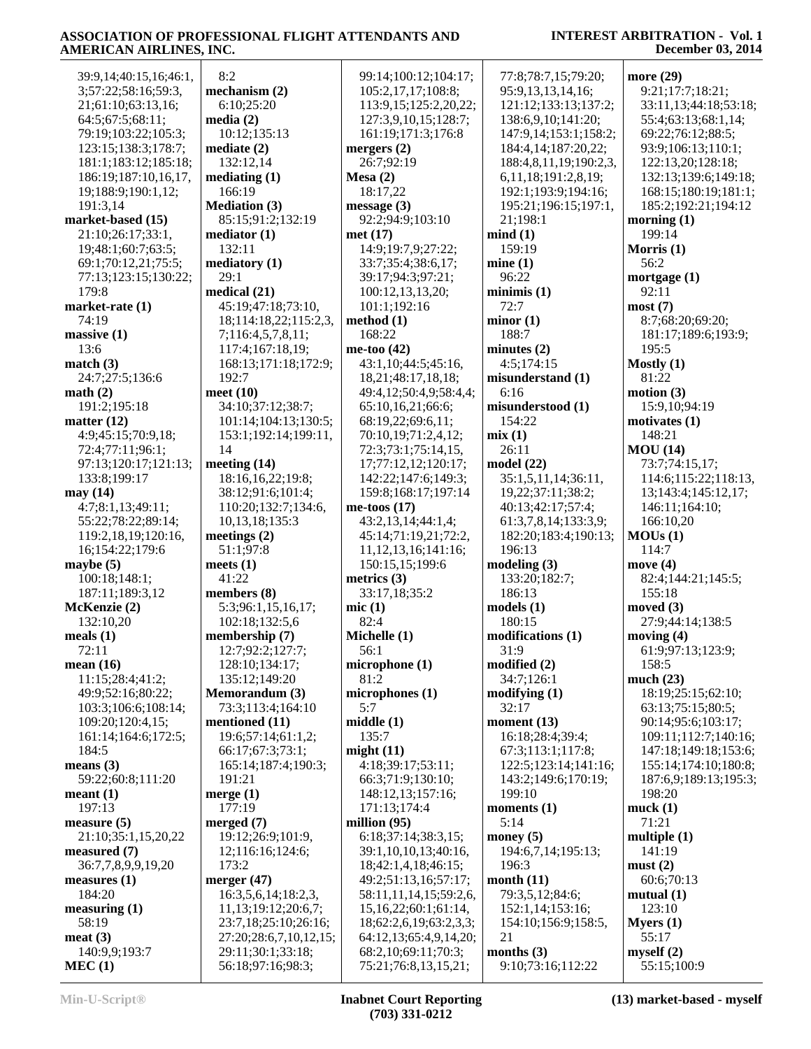39:9,14;40:15,16;46:1,3;57:22;58:16;59:3,21;61:10;63:13,16;64:5;67:5;68:11;79:19;103:22;105:3;123:15;138:3;178:7;181:1;183:12;185:18;186:19;187:10,16,17,19;188:9;190:1,12;191:3,14
**market-based (15)**
21:10;26:17;33:1,19;48:1;60:7;63:5;69:1;70:12,21;75:5;77:13;123:15;130:22;179:8
**market-rate (1)**
74:19
**massive (1)**
13:6
**match (3)**
24:7;27:5;136:6
**math (2)**
191:2;195:18
**matter (12)**
4:9;45:15;70:9,18;72:4;77:11;96:1;97:13;120:17;121:13;133:8;199:17
**may (14)**
4:7;8:1,13;49:11;55:22;78:22;89:14;119:2,18,19;120:16,16;154:22;179:6
**maybe (5)**
100:18;148:1;187:11;189:3,12
**McKenzie (2)**
132:10,20
**meals (1)**
72:11
**mean (16)**
11:15;28:4;41:2;49:9;52:16;80:22;103:3;106:6;108:14;109:20;120:4,15;161:14;164:6;172:5;184:5
**means (3)**
59:22;60:8;111:20
**meant (1)**
197:13
**measure (5)**
21:10;35:1,15,20,22
**measured (7)**
36:7,7,8,9,9,19,20
**measures (1)**
184:20
**measuring (1)**
58:19
**meat (3)**
140:9,9;193:7
**MEC (1)**
8:2
**mechanism (2)**
6:10;25:20
**media (2)**
10:12;135:13
**mediate (2)**
132:12,14
**mediating (1)**
166:19
**Mediation (3)**
85:15;91:2;132:19
**mediator (1)**
132:11
**mediatory (1)**
29:1
**medical (21)**
45:19;47:18;73:10,18;114:18,22;115:2,3,7;116:4,5,7,8,11;117:4;167:18,19;168:13;171:18;172:9;192:7
**meet (10)**
34:10;37:12;38:7;101:14;104:13;130:5;153:1;192:14;199:11,14
**meeting (14)**
18:16,16,22;19:8;38:12;91:6;101:4;110:20;132:7;134:6,10,13,18;135:3
**meetings (2)**
51:1;97:8
**meets (1)**
41:22
**members (8)**
5:3;96:1,15,16,17;102:18;132:5,6
**membership (7)**
12:7;92:2;127:7;128:10;134:17;135:12;149:20
**Memorandum (3)**
73:3;113:4;164:10
**mentioned (11)**
19:6;57:14;61:1,2;66:17;67:3;73:1;165:14;187:4;190:3;191:21
**merge (1)**
177:19
**merged (7)**
19:12;26:9;101:9,12;116:16;124:6;173:2
**merger (47)**
16:3,5,6,14;18:2,3,11,13;19:12;20:6,7;23:7,18;25:10;26:16;27:20;28:6,7,10,12,15;29:11;30:1;33:18;56:18;97:16;98:3;99:14;100:12;104:17;105:2,17,17;108:8;113:9,15;125:2,20,22;127:3,9,10,15;128:7;161:19;171:3;176:8
**mergers (2)**
26:7;92:19
**Mesa (2)**
18:17,22
**message (3)**
92:2;94:9;103:10
**met (17)**
14:9;19:7,9;27:22;33:7;35:4;38:6,17;39:17;94:3;97:21;100:12,13,13,20;101:1;192:16
**method (1)**
168:22
**me-too (42)**
43:1,10;44:5;45:16,18,21;48:17,18,18;49:4,12;50:4,9;58:4,4;65:10,16,21;66:6;68:19,22;69:6,11;70:10,19;71:2,4,12;72:3;73:1;75:14,15,17;77:12,12;120:17;142:22;147:6;149:3;159:8;168:17;197:14
**me-toos (17)**
43:2,13,14;44:1,4;45:14;71:19,21;72:2,11,12,13,16;141:16;150:15,15;199:6
**metrics (3)**
33:17,18;35:2
**mic (1)**
82:4
**Michelle (1)**
56:1
**microphone (1)**
81:2
**microphones (1)**
5:7
**middle (1)**
135:7
**might (11)**
4:18;39:17;53:11;66:3;71:9;130:10;148:12,13;157:16;171:13;174:4
**million (95)**
6:18;37:14;38:3,15;39:1,10,10,13;40:16,18;42:1,4,18;46:15;49:2;51:13,16;57:17;58:11,11,14,15;59:2,6,15,16,22;60:1;61:14,18;62:2,6,19;63:2,3,3;64:12,13;65:4,9,14,20;68:2,10;69:11;70:3;75:21;76:8,13,15,21;77:8;78:7,15;79:20;95:9,13,13,14,16;121:12;133:13;137:2;138:6,9,10;141:20;147:9,14;153:1;158:2;184:4,14;187:20,22;188:4,8,11,19;190:2,3,6,11,18;191:2,8,19;192:1;193:9;194:16;195:21;196:15;197:1,21;198:1
**mind (1)**
159:19
**mine (1)**
96:22
**minimis (1)**
72:7
**minor (1)**
188:7
**minutes (2)**
4:5;174:15
**misunderstand (1)**
6:16
**misunderstood (1)**
154:22
**mix (1)**
26:11
**model (22)**
35:1,5,11,14;36:11,19,22;37:11;38:2;40:13;42:17;57:4;61:3,7,8,14;133:3,9;182:20;183:4;190:13;196:13
**modeling (3)**
133:20;182:7;186:13
**models (1)**
180:15
**modifications (1)**
31:9
**modified (2)**
34:7;126:1
**modifying (1)**
32:17
**moment (13)**
16:18;28:4;39:4;67:3;113:1;117:8;122:5;123:14;141:16;143:2;149:6;170:19;199:10
**moments (1)**
5:14
**money (5)**
194:6,7,14;195:13;196:3
**month (11)**
79:3,5,12;84:6;152:1,14;153:16;154:10;156:9;158:5,21
**months (3)**
9:10;73:16;112:22
**more (29)**
9:21;17:7;18:21;33:11,13;44:18;53:18;55:4;63:13;68:1,14;69:22;76:12;88:5;93:9;106:13;110:1;122:13,20;128:18;132:13;139:6;149:18;168:15;180:19;181:1;185:2;192:21;194:12
**morning (1)**
199:14
**Morris (1)**
56:2
**mortgage (1)**
92:11
**most (7)**
8:7;68:20;69:20;181:17;189:6;193:9;195:5
**Mostly (1)**
81:22
**motion (3)**
15:9,10;94:19
**motivates (1)**
148:21
**MOU (14)**
73:7;74:15,17;114:6;115:22;118:13,13;143:4;145:12,17;146:11;164:10;166:10,20
**MOUs (1)**
114:7
**move (4)**
82:4;144:21;145:5;155:18
**moved (3)**
27:9;44:14;138:5
**moving (4)**
61:9;97:13;123:9;158:5
**much (23)**
18:19;25:15;62:10;63:13;75:15;80:5;90:14;95:6;103:17;109:11;112:7;140:16;147:18;149:18;153:6;155:14;174:10;180:8;187:6,9;189:13;195:3;198:20
**muck (1)**
71:21
**multiple (1)**
141:19
**must (2)**
60:6;70:13
**mutual (1)**
123:10
**Myers (1)**
55:17
**myself (2)**
55:15;100:9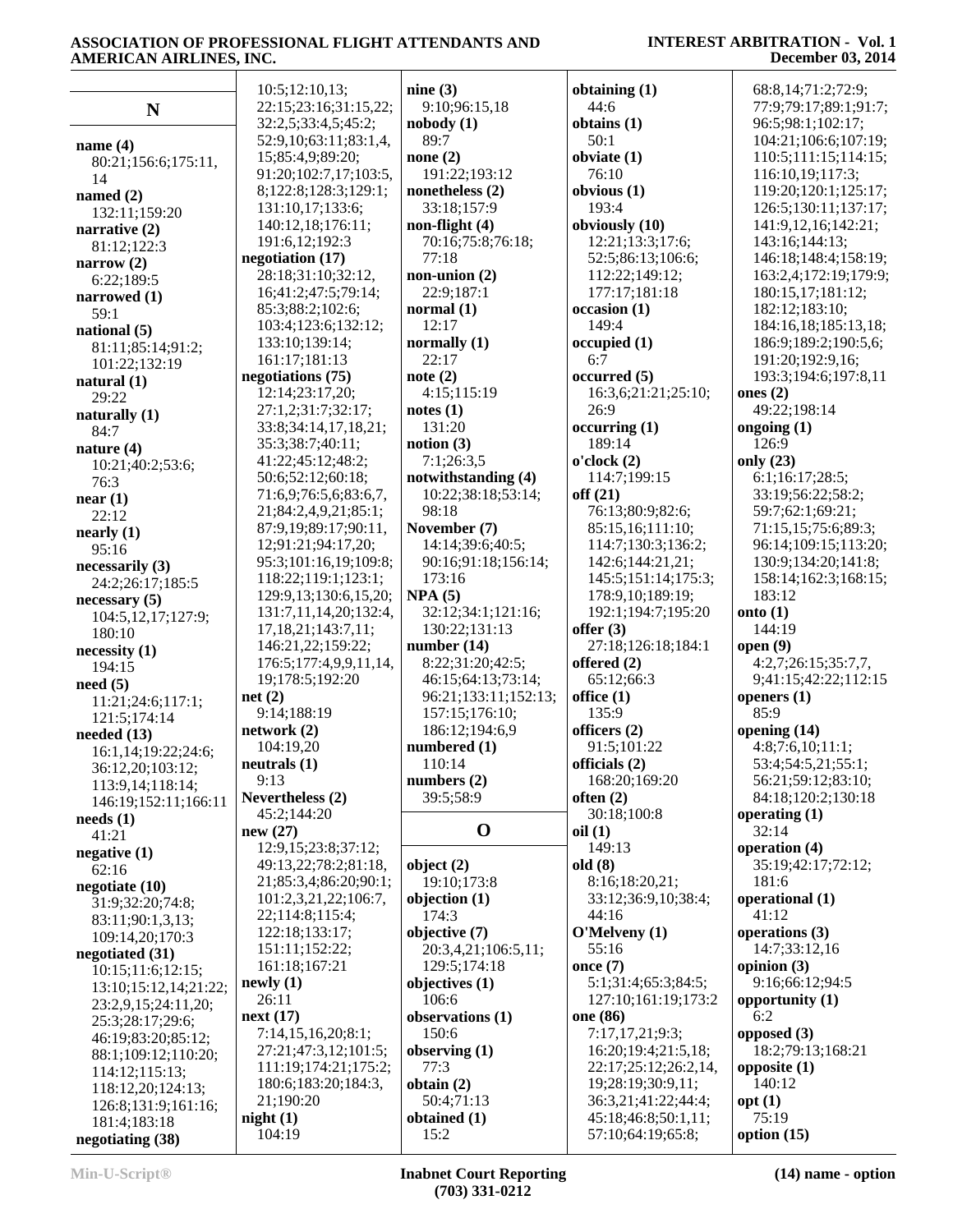## N

**name (4)**
80:21;156:6;175:11,14

**named (2)**
132:11;159:20

**narrative (2)**
81:12;122:3

**narrow (2)**
6:22;189:5

**narrowed (1)**
59:1

**national (5)**
81:11;85:14;91:2;101:22;132:19

**natural (1)**
29:22

**naturally (1)**
84:7

**nature (4)**
10:21;40:2;53:6;76:3

**near (1)**
22:12

**nearly (1)**
95:16

**necessarily (3)**
24:2;26:17;185:5

**necessary (5)**
104:5,12,17;127:9;180:10

**necessity (1)**
194:15

**need (5)**
11:21;24:6;117:1;121:5;174:14

**needed (13)**
16:1,14;19:22;24:6;36:12,20;103:12;113:9,14;118:14;146:19;152:11;166:11

**needs (1)**
41:21

**negative (1)**
62:16

**negotiate (10)**
31:9;32:20;74:8;83:11;90:1,3,13;109:14,20;170:3

**negotiated (31)**
10:15;11:6;12:15;13:10;15:12,14;21:22;23:2,9,15;24:11,20;25:3;28:17;29:6;46:19;83:20;85:12;88:1;109:12;110:20;114:12;115:13;118:12,20;124:13;126:8;131:9;161:16;181:4;183:18

**negotiating (38)**
10:5;12:10,13;22:15;23:16;31:15,22;32:2,5;33:4,5;45:2;52:9,10;63:11;83:1,4,15;85:4,9;89:20;91:20;102:7,17;103:5,8;122:8;128:3;129:1;131:10,17;133:6;140:12,18;176:11;191:6,12;192:3

**negotiation (17)**
28:18;31:10;32:12,16;41:2;47:5;79:14;85:3;88:2;102:6;103:4;123:6;132:12;133:10;139:14;161:17;181:13

**negotiations (75)**
12:14;23:17,20;27:1,2;31:7;32:17;33:8;34:14,17,18,21;35:3;38:7;40:11;41:22;45:12;48:2;50:6;52:12;60:18;71:6,9;76:5,6;83:6,7,21;84:2,4,9,21;85:1;87:9,19;89:17;90:11,12;91:21;94:17,20;95:3;101:16,19;109:8;118:22;119:1;123:1;129:9,13;130:6,15,20;131:7,11,14,20;132:4,17,18,21;143:7,11;146:21,22;159:22;176:5;177:4,9,9,11,14,19;178:5;192:20

**net (2)**
9:14;188:19

**network (2)**
104:19,20

**neutrals (1)**
9:13

**Nevertheless (2)**
45:2;144:20

**new (27)**
12:9,15;23:8;37:12;49:13,22;78:2;81:18,21;85:3,4;86:20;90:1;101:2,3,21,22;106:7,22;114:8;115:4;122:18;133:17;151:11;152:22;161:18;167:21

**newly (1)**
26:11

**next (17)**
7:14,15,16,20;8:1;27:21;47:3,12;101:5;111:19;174:21;175:2;180:6;183:20;184:3,21;190:20

**night (1)**
104:19

**nine (3)**
9:10;96:15,18

**nobody (1)**
89:7

**none (2)**
191:22;193:12

**nonetheless (2)**
33:18;157:9

**non-flight (4)**
70:16;75:8;76:18;77:18

**non-union (2)**
22:9;187:1

**normal (1)**
12:17

**normally (1)**
22:17

**note (2)**
4:15;115:19

**notes (1)**
131:20

**notion (3)**
7:1;26:3,5

**notwithstanding (4)**
10:22;38:18;53:14;98:18

**November (7)**
14:14;39:6;40:5;90:16;91:18;156:14;173:16

**NPA (5)**
32:12;34:1;121:16;130:22;131:13

**number (14)**
8:22;31:20;42:5;46:15;64:13;73:14;96:21;133:11;152:13;157:15;176:10;186:12;194:6,9

**numbered (1)**
110:14

**numbers (2)**
39:5;58:9

## O

**object (2)**
19:10;173:8

**objection (1)**
174:3

**objective (7)**
20:3,4,21;106:5,11;129:5;174:18

**objectives (1)**
106:6

**observations (1)**
150:6

**observing (1)**
77:3

**obtain (2)**
50:4;71:13

**obtained (1)**
15:2

**obtaining (1)**
44:6

**obtains (1)**
50:1

**obviate (1)**
76:10

**obvious (1)**
193:4

**obviously (10)**
12:21;13:3;17:6;52:5;86:13;106:6;112:22;149:12;177:17;181:18

**occasion (1)**
149:4

**occupied (1)**
6:7

**occurred (5)**
16:3,6;21:21;25:10;26:9

**occurring (1)**
189:14

**o'clock (2)**
114:7;199:15

**off (21)**
76:13;80:9;82:6;85:15,16;111:10;114:7;130:3;136:2;142:6;144:21,21;145:5;151:14;175:3;178:9,10;189:19;192:1;194:7;195:20

**offer (3)**
27:18;126:18;184:1

**offered (2)**
65:12;66:3

**office (1)**
135:9

**officers (2)**
91:5;101:22

**officials (2)**
168:20;169:20

**often (2)**
30:18;100:8

**oil (1)**
149:13

**old (8)**
8:16;18:20,21;33:12;36:9,10;38:4;44:16

**O'Melveny (1)**
55:16

**once (7)**
5:1;31:4;65:3;84:5;127:10;161:19;173:2

**one (86)**
7:17,17,21;9:3;16:20;19:4;21:5,18;22:17;25:12;26:2,14,19;28:19;30:9,11;36:3,21;41:22;44:4;45:18;46:8;50:1,11;57:10;64:19;65:8;68:8,14;71:2;72:9;77:9;79:17;89:1;91:7;96:5;98:1;102:17;104:21;106:6;107:19;110:5;111:15;114:15;116:10,19;117:3;119:20;120:1;125:17;126:5;130:11;137:17;141:9,12,16;142:21;143:16;144:13;146:18;148:4;158:19;163:2,4;172:19;179:9;180:15,17;181:12;182:12;183:10;184:16,18;185:13,18;186:9;189:2;190:5,6;191:20;192:9,16;193:3;194:6;197:8,11

**ones (2)**
49:22;198:14

**ongoing (1)**
126:9

**only (23)**
6:1;16:17;28:5;33:19;56:22;58:2;59:7;62:1;69:21;71:15,15;75:6;89:3;96:14;109:15;113:20;130:9;134:20;141:8;158:14;162:3;168:15;183:12

**onto (1)**
144:19

**open (9)**
4:2,7;26:15;35:7,7,9;41:15;42:22;112:15

**openers (1)**
85:9

**opening (14)**
4:8;7:6,10;11:1;53:4;54:5,21;55:1;56:21;59:12;83:10;84:18;120:2;130:18

**operating (1)**
32:14

**operation (4)**
35:19;42:17;72:12;181:6

**operational (1)**
41:12

**operations (3)**
14:7;33:12,16

**opinion (3)**
9:16;66:12;94:5

**opportunity (1)**
6:2

**opposed (3)**
18:2;79:13;168:21

**opposite (1)**
140:12

**opt (1)**
75:19

**option (15)**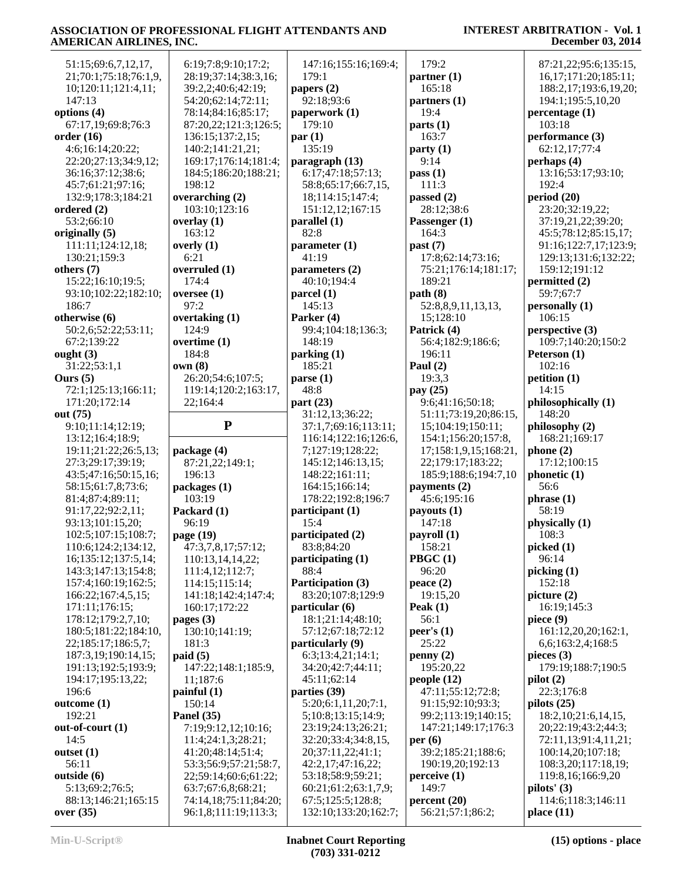51:15;69:6,7,12,17,
21;70:1;75:18;76:1,9,
10;120:11;121:4,11;
147:13

**options (4)**
67:17,19;69:8;76:3

**order (16)**
4:6;16:14;20:22;
22:20;27:13;34:9,12;
36:16;37:12;38:6;
45:7;61:21;97:16;
132:9;178:3;184:21

**ordered (2)**
53:2;66:10

**originally (5)**
111:11;124:12,18;
130:21;159:3

**others (7)**
15:22;16:10;19:5;
93:10;102:22;182:10;
186:7

**otherwise (6)**
50:2,6;52:22;53:11;
67:2;139:22

**ought (3)**
31:22;53:1,1

**Ours (5)**
72:1;125:13;166:11;
171:20;172:14

**out (75)**
9:10;11:14;12:19;
13:12;16:4;18:9;
19:11;21:22;26:5,13;
27:3;29:17;39:19;
43:5;47:16;50:15,16;
58:15;61:7,8;73:6;
81:4;87:4;89:11;
91:17,22;92:2,11;
93:13;101:15,20;
102:5;107:15;108:7;
110:6;124:2;134:12,
16;135:12;137:5,14;
143:3;147:13;154:8;
157:4;160:19;162:5;
166:22;167:4,5,15;
171:11;176:15;
178:12;179:2,7,10;
180:5;181:22;184:10,
22;185:17;186:5,7;
187:3,19;190:14,15;
191:13;192:5;193:9;
194:17;195:13,22;
196:6

**outcome (1)**
192:21

**out-of-court (1)**
14:5

**outset (1)**
56:11

**outside (6)**
5:13;69:2;76:5;
88:13;146:21;165:15

**over (35)**
6:19;7:8;9:10;17:2;
28:19;37:14;38:3,16;
39:2,2;40:6;42:19;
54:20;62:14;72:11;
78:14;84:16;85:17;
87:20,22;121:3;126:5;
136:15;137:2,15;
140:2;141:21,21;
169:17;176:14;181:4;
184:5;186:20;188:21;
198:12

**overarching (2)**
103:10;123:16

**overlay (1)**
163:12

**overly (1)**
6:21

**overruled (1)**
174:4

**oversee (1)**
97:2

**overtaking (1)**
124:9

**overtime (1)**
184:8

**own (8)**
26:20;54:6;107:5;
119:14;120:2;163:17,
22;164:4

## P

**package (4)**
87:21,22;149:1;
196:13

**packages (1)**
103:19

**Packard (1)**
96:19

**page (19)**
47:3,7,8,17;57:12;
110:13,14,14,22;
111:4,12;112:7;
114:15;115:14;
141:18;142:4;147:4;
160:17;172:22

**pages (3)**
130:10;141:19;
181:3

**paid (5)**
147:22;148:1;185:9,
11;187:6

**painful (1)**
150:14

**Panel (35)**
7:19;9:12,12;10:16;
11:4;24:1,3;28:21;
41:20;48:14;51:4;
53:3;56:9;57:21;58:7,
22;59:14;60:6;61:22;
63:7;67:6,8;68:21;
74:14,18;75:11;84:20;
96:1,8;111:19;113:3;
147:16;155:16;169:4;
179:1

**papers (2)**
92:18;93:6

**paperwork (1)**
179:10

**par (1)**
135:19

**paragraph (13)**
6:17;47:18;57:13;
58:8;65:17;66:7,15,
18;114:15;147:4;
151:12,12;167:15

**parallel (1)**
82:8

**parameter (1)**
41:19

**parameters (2)**
40:10;194:4

**parcel (1)**
145:13

**Parker (4)**
99:4;104:18;136:3;
148:19

**parking (1)**
185:21

**parse (1)**
48:8

**part (23)**
31:12,13;36:22;
37:1,7;69:16;113:11;
116:14;122:16;126:6,
7;127:19;128:22;
145:12;146:13,15;
148:22;161:11;
164:15;166:14;
178:22;192:8;196:7

**participant (1)**
15:4

**participated (2)**
83:8;84:20

**participating (1)**
88:4

**Participation (3)**
83:20;107:8;129:9

**particular (6)**
18:1;21:14;48:10;
57:12;67:18;72:12

**particularly (9)**
6:3;13:4,21;14:1;
34:20;42:7;44:11;
45:11;62:14

**parties (39)**
5:20;6:1,11,20;7:1,
5;10:8;13:15;14:9;
23:19;24:13;26:21;
32:20;33:4;34:8,15,
20;37:11,22;41:1;
42:2,17;47:16,22;
53:18;58:9;59:21;
60:21;61:2;63:1,7,9;
67:5;125:5;128:8;
132:10;133:20;162:7;
179:2

**partner (1)**
165:18

**partners (1)**
19:4

**parts (1)**
163:7

**party (1)**
9:14

**pass (1)**
111:3

**passed (2)**
28:12;38:6

**Passenger (1)**
164:3

**past (7)**
17:8;62:14;73:16;
75:21;176:14;181:17;
189:21

**path (8)**
52:8,8,9,11,13,13,
15;128:10

**Patrick (4)**
56:4;182:9;186:6;
196:11

**Paul (2)**
19:3,3

**pay (25)**
9:6;41:16;50:18;
51:11;73:19,20;86:15,
15;104:19;150:11;
154:1;156:20;157:8,
17;158:1,9,15;168:21,
22;179:17;183:22;
185:9;188:6;194:7,10

**payments (2)**
45:6;195:16

**payouts (1)**
147:18

**payroll (1)**
158:21

**PBGC (1)**
96:20

**peace (2)**
19:15,20

**Peak (1)**
56:1

**peer's (1)**
25:22

**penny (2)**
195:20,22

**people (12)**
47:11;55:12;72:8;
91:15;92:10;93:3;
99:2;113:19;140:15;
147:21;149:17;176:3

**per (6)**
39:2;185:21;188:6;
190:19,20;192:13

**perceive (1)**
149:7

**percent (20)**
56:21;57:1;86:2;
87:21,22;95:6;135:15,
16,17;171:20;185:11;
188:2,17;193:6,19,20;
194:1;195:5,10,20

**percentage (1)**
103:18

**performance (3)**
62:12,17;77:4

**perhaps (4)**
13:16;53:17;93:10;
192:4

**period (20)**
23:20;32:19,22;
37:19,21,22;39:20;
45:5;78:12;85:15,17;
91:16;122:7,17;123:9;
129:13;131:6;132:22;
159:12;191:12

**permitted (2)**
59:7;67:7

**personally (1)**
106:15

**perspective (3)**
109:7;140:20;150:2

**Peterson (1)**
102:16

**petition (1)**
14:15

**philosophically (1)**
148:20

**philosophy (2)**
168:21;169:17

**phone (2)**
17:12;100:15

**phonetic (1)**
56:6

**phrase (1)**
58:19

**physically (1)**
108:3

**picked (1)**
96:14

**picking (1)**
152:18

**picture (2)**
16:19;145:3

**piece (9)**
161:12,20,20;162:1,
6,6;163:2,4;168:5

**pieces (3)**
179:19;188:7;190:5

**pilot (2)**
22:3;176:8

**pilots (25)**
18:2,10;21:6,14,15,
20;22:19;43:2;44:3;
72:11,13;91:4,11,21;
100:14,20;107:18;
108:3,20;117:18,19;
119:8,16;166:9,20

**pilots' (3)**
114:6;118:3;146:11

**place (11)**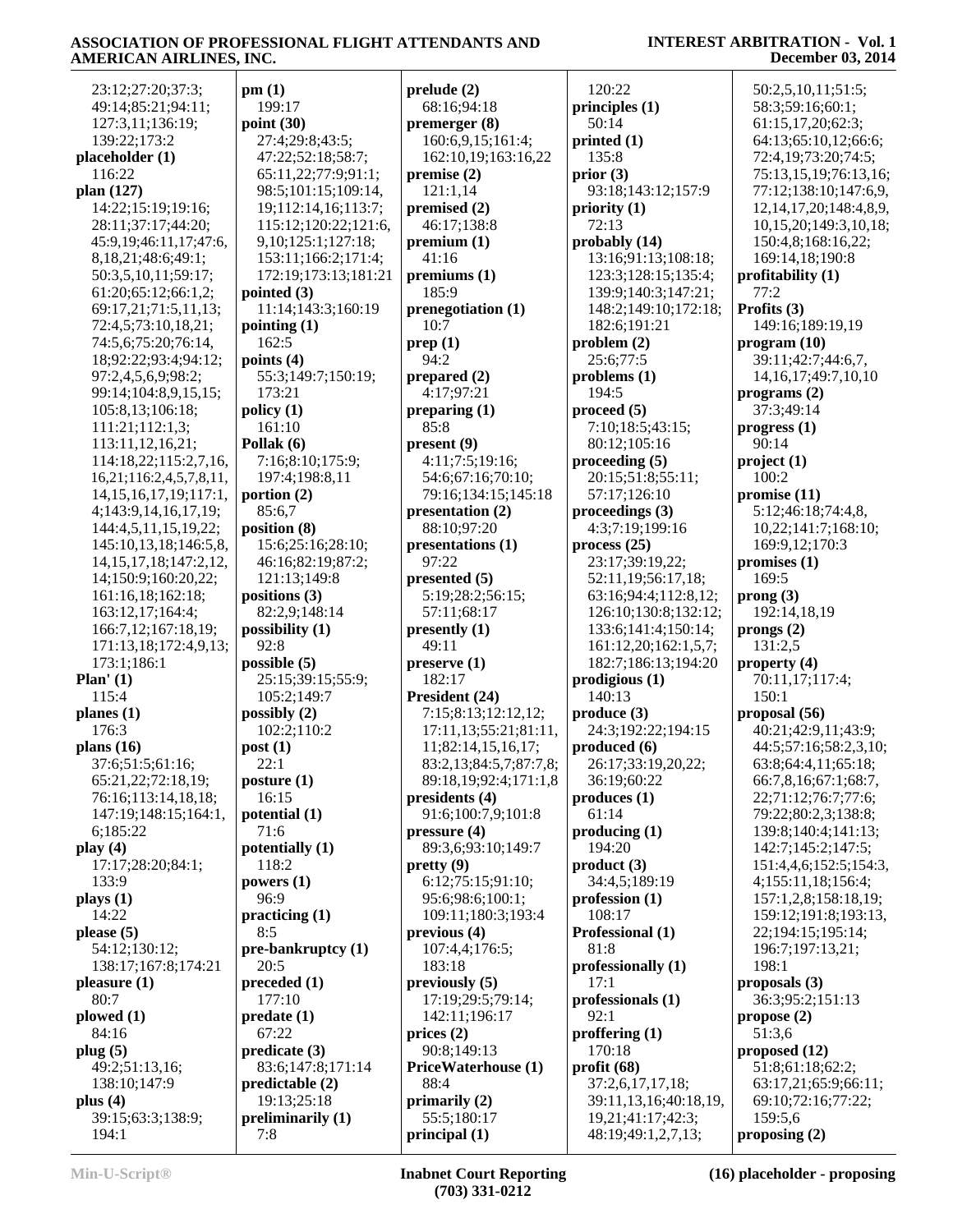23:12;27:20;37:3;
49:14;85:21;94:11;
127:3,11;136:19;
139:22;173:2

**placeholder (1)**
116:22

**plan (127)**
14:22;15:19;19:16;
28:11;37:17;44:20;
45:9,19;46:11,17;47:6,
8,18,21;48:6;49:1;
50:3,5,10,11;59:17;
61:20;65:12;66:1,2;
69:17,21;71:5,11,13;
72:4,5;73:10,18,21;
74:5,6;75:20;76:14,
18;92:22;93:4;94:12;
97:2,4,5,6,9;98:2;
99:14;104:8,9,15,15;
105:8,13;106:18;
111:21;112:1,3;
113:11,12,16,21;
114:18,22;115:2,7,16,
16,21;116:2,4,5,7,8,11,
14,15,16,17,19;117:1,
4;143:9,14,16,17,19;
144:4,5,11,15,19,22;
145:10,13,18;146:5,8,
14,15,17,18;147:2,12,
14;150:9;160:20,22;
161:16,18;162:18;
163:12,17;164:4;
166:7,12;167:18,19;
171:13,18;172:4,9,13;
173:1;186:1

**Plan' (1)**
115:4

**planes (1)**
176:3

**plans (16)**
37:6;51:5;61:16;
65:21,22;72:18,19;
76:16;113:14,18,18;
147:19;148:15;164:1,
6;185:22

**play (4)**
17:17;28:20;84:1;
133:9

**plays (1)**
14:22

**please (5)**
54:12;130:12;
138:17;167:8;174:21

**pleasure (1)**
80:7

**plowed (1)**
84:16

**plug (5)**
49:2;51:13,16;
138:10;147:9

**plus (4)**
39:15;63:3;138:9;
194:1

**pm (1)**
199:17

**point (30)**
27:4;29:8;43:5;
47:22;52:18;58:7;
65:11,22;77:9;91:1;
98:5;101:15;109:14,
19;112:14,16;113:7;
115:12;120:22;121:6,
9,10;125:1;127:18;
153:11;166:2;171:4;
172:19;173:13;181:21

**pointed (3)**
11:14;143:3;160:19

**pointing (1)**
162:5

**points (4)**
55:3;149:7;150:19;
173:21

**policy (1)**
161:10

**Pollak (6)**
7:16;8:10;175:9;
197:4;198:8,11

**portion (2)**
85:6,7

**position (8)**
15:6;25:16;28:10;
46:16;82:19;87:2;
121:13;149:8

**positions (3)**
82:2,9;148:14

**possibility (1)**
92:8

**possible (5)**
25:15;39:15;55:9;
105:2;149:7

**possibly (2)**
102:2;110:2

**post (1)**
22:1

**posture (1)**
16:15

**potential (1)**
71:6

**potentially (1)**
118:2

**powers (1)**
96:9

**practicing (1)**
8:5

**pre-bankruptcy (1)**
20:5

**preceded (1)**
177:10

**predate (1)**
67:22

**predicate (3)**
83:6;147:8;171:14

**predictable (2)**
19:13;25:18

**preliminarily (1)**
7:8

**prelude (2)**
68:16;94:18

**premerger (8)**
160:6,9,15;161:4;
162:10,19;163:16,22

**premise (2)**
121:1,14

**premised (2)**
46:17;138:8

**premium (1)**
41:16

**premiums (1)**
185:9

**prenegotiation (1)**
10:7

**prep (1)**
94:2

**prepared (2)**
4:17;97:21

**preparing (1)**
85:8

**present (9)**
4:11;7:5;19:16;
54:6;67:16;70:10;
79:16;134:15;145:18

**presentation (2)**
88:10;97:20

**presentations (1)**
97:22

**presented (5)**
5:19;28:2;56:15;
57:11;68:17

**presently (1)**
49:11

**preserve (1)**
182:17

**President (24)**
7:15;8:13;12:12,12;
17:11,13;55:21;81:11,
11;82:14,15,16,17;
83:2,13;84:5,7;87:7,8;
89:18,19;92:4;171:1,8

**presidents (4)**
91:6;100:7,9;101:8

**pressure (4)**
89:3,6;93:10;149:7

**pretty (9)**
6:12;75:15;91:10;
95:6;98:6;100:1;
109:11;180:3;193:4

**previous (4)**
107:4,4;176:5;
183:18

**previously (5)**
17:19;29:5;79:14;
142:11;196:17

**prices (2)**
90:8;149:13

**PriceWaterhouse (1)**
88:4

**primarily (2)**
55:5;180:17

**principal (1)**
120:22

**principles (1)**
50:14

**printed (1)**
135:8

**prior (3)**
93:18;143:12;157:9

**priority (1)**
72:13

**probably (14)**
13:16;91:13;108:18;
123:3;128:15;135:4;
139:9;140:3;147:21;
148:2;149:10;172:18;
182:6;191:21

**problem (2)**
25:6;77:5

**problems (1)**
194:5

**proceed (5)**
7:10;18:5;43:15;
80:12;105:16

**proceeding (5)**
20:15;51:8;55:11;
57:17;126:10

**proceedings (3)**
4:3;7:19;199:16

**process (25)**
23:17;39:19,22;
52:11,19;56:17,18;
63:16;94:4;112:8,12;
126:10;130:8;132:12;
133:6;141:4;150:14;
161:12,20;162:1,5,7;
182:7;186:13;194:20

**prodigious (1)**
140:13

**produce (3)**
24:3;192:22;194:15

**produced (6)**
26:17;33:19,20,22;
36:19;60:22

**produces (1)**
61:14

**producing (1)**
194:20

**product (3)**
34:4,5;189:19

**profession (1)**
108:17

**Professional (1)**
81:8

**professionally (1)**
17:1

**professionals (1)**
92:1

**proffering (1)**
170:18

**profit (68)**
37:2,6,17,17,18;
39:11,13,16;40:18,19,
19,21;41:17;42:3;
48:19;49:1,2,7,13;
50:2,5,10,11;51:5;
58:3;59:16;60:1;
61:15,17,20;62:3;
64:13;65:10,12;66:6;
72:4,19;73:20;74:5;
75:13,15,19;76:13,16;
77:12;138:10;147:6,9,
12,14,17,20;148:4,8,9,
10,15,20;149:3,10,18;
150:4,8;168:16,22;
169:14,18;190:8

**profitability (1)**
77:2

**Profits (3)**
149:16;189:19,19

**program (10)**
39:11;42:7;44:6,7,
14,16,17;49:7,10,10

**programs (2)**
37:3;49:14

**progress (1)**
90:14

**project (1)**
100:2

**promise (11)**
5:12;46:18;74:4,8,
10,22;141:7;168:10;
169:9,12;170:3

**promises (1)**
169:5

**prong (3)**
192:14,18,19

**prongs (2)**
131:2,5

**property (4)**
70:11,17;117:4;
150:1

**proposal (56)**
40:21;42:9,11;43:9;
44:5;57:16;58:2,3,10;
63:8;64:4,11;65:18;
66:7,8,16;67:1;68:7,
22;71:12;76:7;77:6;
79:22;80:2,3;138:8;
139:8;140:4;141:13;
142:7;145:2;147:5;
151:4,4,6;152:5;154:3,
4;155:11,18;156:4;
157:1,2,8;158:18,19;
159:12;191:8;193:13,
22;194:15;195:14;
196:7;197:13,21;
198:1

**proposals (3)**
36:3;95:2;151:13

**propose (2)**
51:3,6

**proposed (12)**
51:8;61:18;62:2;
63:17,21;65:9;66:11;
69:10;72:16;77:22;
159:5,6

**proposing (2)**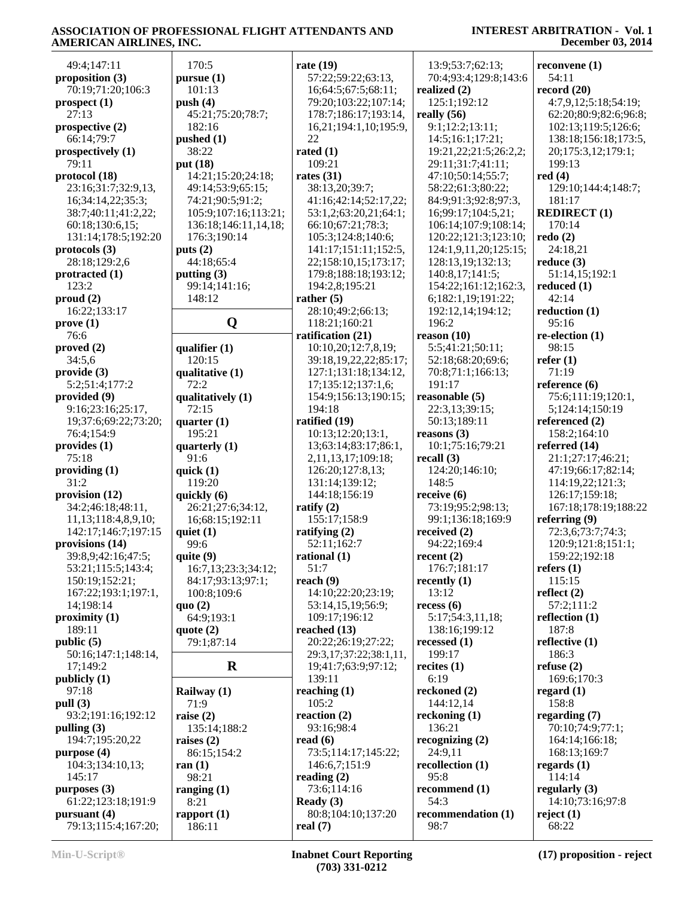49:4;147:11
**proposition (3)**
70:19;71:20;106:3
**prospect (1)**
27:13
**prospective (2)**
66:14;79:7
**prospectively (1)**
79:11
**protocol (18)**
23:16;31:7;32:9,13,16;34:14,22;35:3;38:7;40:11;41:2,22;60:18;130:6,15;131:14;178:5;192:20
**protocols (3)**
28:18;129:2,6
**protracted (1)**
123:2
**proud (2)**
16:22;133:17
**prove (1)**
76:6
**proved (2)**
34:5,6
**provide (3)**
5:2;51:4;177:2
**provided (9)**
9:16;23:16;25:17,19;37:6;69:22;73:20;76:4;154:9
**provides (1)**
75:18
**providing (1)**
31:2
**provision (12)**
34:2;46:18;48:11,11,13;118:4,8,9,10;142:17;146:7;197:15
**provisions (14)**
39:8,9;42:16;47:5;53:21;115:5;143:4;150:19;152:21;167:22;193:1;197:1,14;198:14
**proximity (1)**
189:11
**public (5)**
50:16;147:1;148:14,17;149:2
**publicly (1)**
97:18
**pull (3)**
93:2;191:16;192:12
**pulling (3)**
194:7;195:20,22
**purpose (4)**
104:3;134:10,13;145:17
**purposes (3)**
61:22;123:18;191:9
**pursuant (4)**
79:13;115:4;167:20;170:5
**pursue (1)**
101:13
**push (4)**
45:21;75:20;78:7;182:16
**pushed (1)**
38:22
**put (18)**
14:21;15:20;24:18;49:14;53:9;65:15;74:21;90:5;91:2;105:9;107:16;113:21;136:18;146:11,14,18;176:3;190:14
**puts (2)**
44:18;65:4
**putting (3)**
99:14;141:16;148:12

## Q

**qualifier (1)**
120:15
**qualitative (1)**
72:2
**qualitatively (1)**
72:15
**quarter (1)**
195:21
**quarterly (1)**
91:6
**quick (1)**
119:20
**quickly (6)**
26:21;27:6;34:12,16;68:15;192:11
**quiet (1)**
99:6
**quite (9)**
16:7,13;23:3;34:12;84:17;93:13;97:1;100:8;109:6
**quo (2)**
64:9;193:1
**quote (2)**
79:1;87:14

## R

**Railway (1)**
71:9
**raise (2)**
135:14;188:2
**raises (2)**
86:15;154:2
**ran (1)**
98:21
**ranging (1)**
8:21
**rapport (1)**
186:11
**rate (19)**
57:22;59:22;63:13,16;64:5;67:5;68:11;79:20;103:22;107:14;178:7;186:17;193:14,16,21;194:1,10;195:9,22
**rated (1)**
109:21
**rates (31)**
38:13,20;39:7;41:16;42:14;52:17,22;53:1,2;63:20,21;64:1;66:10;67:21;78:3;105:3;124:8;140:6;141:17;151:11;152:5,22;158:10,15;173:17;179:8;188:18;193:12;194:2,8;195:21
**rather (5)**
28:10;49:2;66:13;118:21;160:21
**ratification (21)**
10:10,20;12:7,8,19;39:18,19,22,22;85:17;127:1;131:18;134:12,17;135:12;137:1,6;154:9;156:13;190:15;194:18
**ratified (19)**
10:13;12:20;13:1,13;63:14;83:17;86:1,2,11,13,17;109:18;126:20;127:8,13;131:14;139:12;144:18;156:19
**ratify (2)**
155:17;158:9
**ratifying (2)**
52:11;162:7
**rational (1)**
51:7
**reach (9)**
14:10;22:20;23:19;53:14,15,19;56:9;109:17;196:12
**reached (13)**
20:22;26:19;27:22;29:3,17;37:22;38:1,11,19;41:7;63:9;97:12;139:11
**reaching (1)**
105:2
**reaction (2)**
93:16;98:4
**read (6)**
73:5;114:17;145:22;146:6,7;151:9
**reading (2)**
73:6;114:16
**Ready (3)**
80:8;104:10;137:20
**real (7)**
13:9;53:7;62:13;70:4;93:4;129:8;143:6
**realized (2)**
125:1;192:12
**really (56)**
9:1;12:2;13:11;14:5;16:1;17:21;19:21,22;21:5;26:2,2;29:11;31:7;41:11;47:10;50:14;55:7;58:22;61:3;80:22;84:9;91:3;92:8;97:3,16;99:17;104:5,21;106:14;107:9;108:14;120:22;121:3;123:10;124:1,9,11,20;125:15;128:13,19;132:13;140:8,17;141:5;154:22;161:12;162:3,6;182:1,19;191:22;192:12,14;194:12;196:2
**reason (10)**
5:5;41:21;50:11;52:18;68:20;69:6;70:8;71:1;166:13;191:17
**reasonable (5)**
22:3,13;39:15;50:13;189:11
**reasons (3)**
10:1;75:16;79:21
**recall (3)**
124:20;146:10;148:5
**receive (6)**
73:19;95:2;98:13;99:1;136:18;169:9
**received (2)**
94:22;169:4
**recent (2)**
176:7;181:17
**recently (1)**
13:12
**recess (6)**
5:17;54:3,11,18;138:16;199:12
**recessed (1)**
199:17
**recites (1)**
6:19
**reckoned (2)**
144:12,14
**reckoning (1)**
136:21
**recognizing (2)**
24:9,11
**recollection (1)**
95:8
**recommend (1)**
54:3
**recommendation (1)**
98:7
**reconvene (1)**
54:11
**record (20)**
4:7,9,12;5:18;54:19;62:20;80:9;82:6;96:8;102:13;119:5;126:6;138:18;156:18;173:5,20;175:3,12;179:1;199:13
**red (4)**
129:10;144:4;148:7;181:17
**REDIRECT (1)**
170:14
**redo (2)**
24:18,21
**reduce (3)**
51:14,15;192:1
**reduced (1)**
42:14
**reduction (1)**
95:16
**re-election (1)**
98:15
**refer (1)**
71:19
**reference (6)**
75:6;111:19;120:1,5;124:14;150:19
**referenced (2)**
158:2;164:10
**referred (14)**
21:1;27:17;46:21;47:19;66:17;82:14;114:19,22;121:3;126:17;159:18;167:18;178:19;188:22
**referring (9)**
72:3,6;73:7;74:3;120:9;121:8;151:1;159:22;192:18
**refers (1)**
115:15
**reflect (2)**
57:2;111:2
**reflection (1)**
187:8
**reflective (1)**
186:3
**refuse (2)**
169:6;170:3
**regard (1)**
158:8
**regarding (7)**
70:10;74:9;77:1;164:14;166:18;168:13;169:7
**regards (1)**
114:14
**regularly (3)**
14:10;73:16;97:8
**reject (1)**
68:22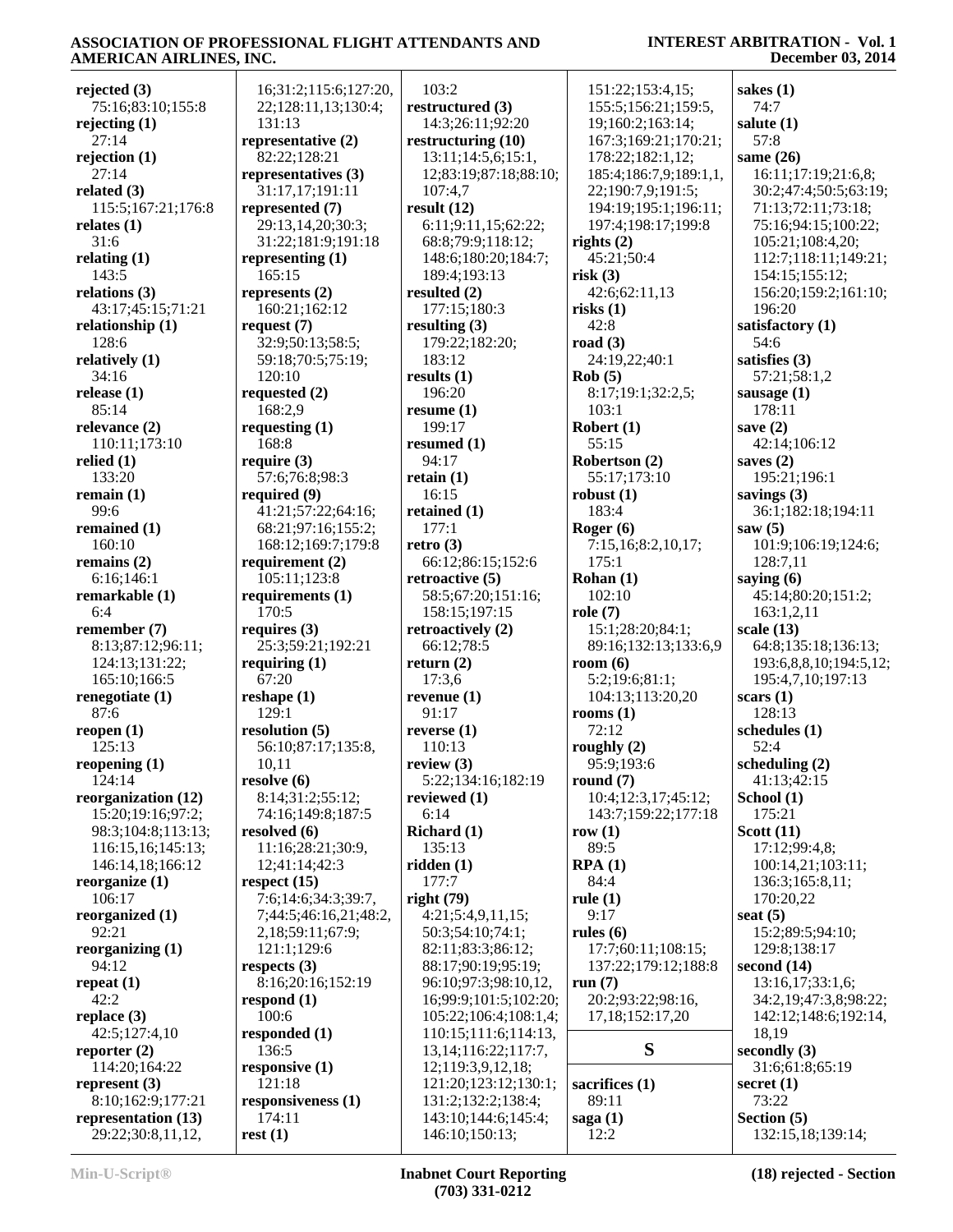**rejected (3)**
75:16;83:10;155:8
**rejecting (1)**
27:14
**rejection (1)**
27:14
**related (3)**
115:5;167:21;176:8
**relates (1)**
31:6
**relating (1)**
143:5
**relations (3)**
43:17;45:15;71:21
**relationship (1)**
128:6
**relatively (1)**
34:16
**release (1)**
85:14
**relevance (2)**
110:11;173:10
**relied (1)**
133:20
**remain (1)**
99:6
**remained (1)**
160:10
**remains (2)**
6:16;146:1
**remarkable (1)**
6:4
**remember (7)**
8:13;87:12;96:11;124:13;131:22;165:10;166:5
**renegotiate (1)**
87:6
**reopen (1)**
125:13
**reopening (1)**
124:14
**reorganization (12)**
15:20;19:16;97:2;98:3;104:8;113:13;116:15,16;145:13;146:14,18;166:12
**reorganize (1)**
106:17
**reorganized (1)**
92:21
**reorganizing (1)**
94:12
**repeat (1)**
42:2
**replace (3)**
42:5;127:4,10
**reporter (2)**
114:20;164:22
**represent (3)**
8:10;162:9;177:21
**representation (13)**
29:22;30:8,11,12,16;31:2;115:6;127:20,22;128:11,13;130:4;131:13
**representative (2)**
82:22;128:21
**representatives (3)**
31:17,17;191:11
**represented (7)**
29:13,14,20;30:3;31:22;181:9;191:18
**representing (1)**
165:15
**represents (2)**
160:21;162:12
**request (7)**
32:9;50:13;58:5;59:18;70:5;75:19;120:10
**requested (2)**
168:2,9
**requesting (1)**
168:8
**require (3)**
57:6;76:8;98:3
**required (9)**
41:21;57:22;64:16;68:21;97:16;155:2;168:12;169:7;179:8
**requirement (2)**
105:11;123:8
**requirements (1)**
170:5
**requires (3)**
25:3;59:21;192:21
**requiring (1)**
67:20
**reshape (1)**
129:1
**resolution (5)**
56:10;87:17;135:8,10,11
**resolve (6)**
8:14;31:2;55:12;74:16;149:8;187:5
**resolved (6)**
11:16;28:21;30:9,12;41:14;42:3
**respect (15)**
7:6;14:6;34:3;39:7,7;44:5;46:16,21;48:2,2,18;59:11;67:9;121:1;129:6
**respects (3)**
8:16;20:16;152:19
**respond (1)**
100:6
**responded (1)**
136:5
**responsive (1)**
121:18
**responsiveness (1)**
174:11
**rest (1)**
103:2
**restructured (3)**
14:3;26:11;92:20
**restructuring (10)**
13:11;14:5,6;15:1,12;83:19;87:18;88:10;107:4,7
**result (12)**
6:11;9:11,15;62:22;68:8;79:9;118:12;148:6;180:20;184:7;189:4;193:13
**resulted (2)**
177:15;180:3
**resulting (3)**
179:22;182:20;183:12
**results (1)**
196:20
**resume (1)**
199:17
**resumed (1)**
94:17
**retain (1)**
16:15
**retained (1)**
177:1
**retro (3)**
66:12;86:15;152:6
**retroactive (5)**
58:5;67:20;151:16;158:15;197:15
**retroactively (2)**
66:12;78:5
**return (2)**
17:3,6
**revenue (1)**
91:17
**reverse (1)**
110:13
**review (3)**
5:22;134:16;182:19
**reviewed (1)**
6:14
**Richard (1)**
135:13
**ridden (1)**
177:7
**right (79)**
4:21;5:4,9,11,15;50:3;54:10;74:1;82:11;83:3;86:12;88:17;90:19;95:19;96:10;97:3;98:10,12,16;99:9;101:5;102:20;105:22;106:4;108:1,4;110:15;111:6;114:13,13,14;116:22;117:7,12;119:3,9,12,18;121:20;123:12;130:1;131:2;132:2;138:4;143:10;144:6;145:4;146:10;150:13;151:22;153:4,15;155:5;156:21;159:5,19;160:2;163:14;167:3;169:21;170:21;178:22;182:1,12;185:4;186:7,9;189:1,1,22;190:7,9;191:5;194:19;195:1;196:11;197:4;198:17;199:8
**rights (2)**
45:21;50:4
**risk (3)**
42:6;62:11,13
**risks (1)**
42:8
**road (3)**
24:19,22;40:1
**Rob (5)**
8:17;19:1;32:2,5;103:1
**Robert (1)**
55:15
**Robertson (2)**
55:17;173:10
**robust (1)**
183:4
**Roger (6)**
7:15,16;8:2,10,17;175:1
**Rohan (1)**
102:10
**role (7)**
15:1;28:20;84:1;89:16;132:13;133:6,9
**room (6)**
5:2;19:6;81:1;104:13;113:20,20
**rooms (1)**
72:12
**roughly (2)**
95:9;193:6
**round (7)**
10:4;12:3,17;45:12;143:7;159:22;177:18
**row (1)**
89:5
**RPA (1)**
84:4
**rule (1)**
9:17
**rules (6)**
17:7;60:11;108:15;137:22;179:12;188:8
**run (7)**
20:2;93:22;98:16,17,18;152:17,20

## S

**sacrifices (1)**
89:11
**saga (1)**
12:2
**sakes (1)**
74:7
**salute (1)**
57:8
**same (26)**
16:11;17:19;21:6,8;30:2;47:4;50:5;63:19;71:13;72:11;73:18;75:16;94:15;100:22;105:21;108:4,20;112:7;118:11;149:21;154:15;155:12;156:20;159:2;161:10;196:20
**satisfactory (1)**
54:6
**satisfies (3)**
57:21;58:1,2
**sausage (1)**
178:11
**save (2)**
42:14;106:12
**saves (2)**
195:21;196:1
**savings (3)**
36:1;182:18;194:11
**saw (5)**
101:9;106:19;124:6;128:7,11
**saying (6)**
45:14;80:20;151:2;163:1,2,11
**scale (13)**
64:8;135:18;136:13;193:6,8,8,10;194:5,12;195:4,7,10;197:13
**scars (1)**
128:13
**schedules (1)**
52:4
**scheduling (2)**
41:13;42:15
**School (1)**
175:21
**Scott (11)**
17:12;99:4,8;100:14,21;103:11;136:3;165:8,11;170:20,22
**seat (5)**
15:2;89:5;94:10;129:8;138:17
**second (14)**
13:16,17;33:1,6;34:2,19;47:3,8;98:22;142:12;148:6;192:14,18,19
**secondly (3)**
31:6;61:8;65:19
**secret (1)**
73:22
**Section (5)**
132:15,18;139:14;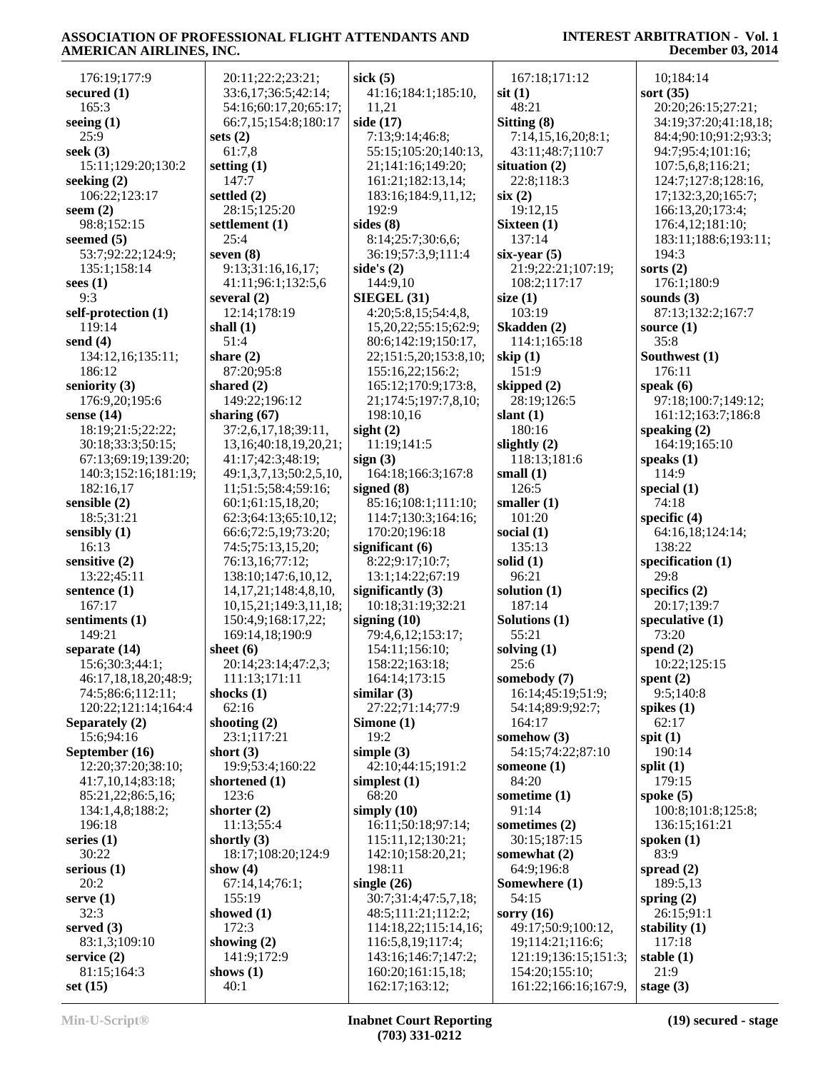176:19;177:9
**secured (1)**
165:3
**seeing (1)**
25:9
**seek (3)**
15:11;129:20;130:2
**seeking (2)**
106:22;123:17
**seem (2)**
98:8;152:15
**seemed (5)**
53:7;92:22;124:9;
135:1;158:14
**sees (1)**
9:3
**self-protection (1)**
119:14
**send (4)**
134:12,16;135:11;
186:12
**seniority (3)**
176:9,20;195:6
**sense (14)**
18:19;21:5;22:22;
30:18;33:3;50:15;
67:13;69:19;139:20;
140:3;152:16;181:19;
182:16,17
**sensible (2)**
18:5;31:21
**sensibly (1)**
16:13
**sensitive (2)**
13:22;45:11
**sentence (1)**
167:17
**sentiments (1)**
149:21
**separate (14)**
15:6;30:3;44:1;
46:17,18,18,20;48:9;
74:5;86:6;112:11;
120:22;121:14;164:4
**Separately (2)**
15:6;94:16
**September (16)**
12:20;37:20;38:10;
41:7,10,14;83:18;
85:21,22;86:5,16;
134:1,4,8;188:2;
196:18
**series (1)**
30:22
**serious (1)**
20:2
**serve (1)**
32:3
**served (3)**
83:1,3;109:10
**service (2)**
81:15;164:3
**set (15)**
20:11;22:2;23:21;
33:6,17;36:5;42:14;
54:16;60:17,20;65:17;
66:7,15;154:8;180:17
**sets (2)**
61:7,8
**setting (1)**
147:7
**settled (2)**
28:15;125:20
**settlement (1)**
25:4
**seven (8)**
9:13;31:16,16,17;
41:11;96:1;132:5,6
**several (2)**
12:14;178:19
**shall (1)**
51:4
**share (2)**
87:20;95:8
**shared (2)**
149:22;196:12
**sharing (67)**
37:2,6,17,18;39:11,
13,16;40:18,19,20,21;
41:17;42:3;48:19;
49:1,3,7,13;50:2,5,10,
11;51:5;58:4;59:16;
60:1;61:15,18,20;
62:3;64:13;65:10,12;
66:6;72:5,19;73:20;
74:5;75:13,15,20;
76:13,16;77:12;
138:10;147:6,10,12,
14,17,21;148:4,8,10,
10,15,21;149:3,11,18;
150:4,9;168:17,22;
169:14,18;190:9
**sheet (6)**
20:14;23:14;47:2,3;
111:13;171:11
**shocks (1)**
62:16
**shooting (2)**
23:1;117:21
**short (3)**
19:9;53:4;160:22
**shortened (1)**
123:6
**shorter (2)**
11:13;55:4
**shortly (3)**
18:17;108:20;124:9
**show (4)**
67:14,14;76:1;
155:19
**showed (1)**
172:3
**showing (2)**
141:9;172:9
**shows (1)**
40:1
**sick (5)**
41:16;184:1;185:10,
11,21
**side (17)**
7:13;9:14;46:8;
55:15;105:20;140:13,
21;141:16;149:20;
161:21;182:13,14;
183:16;184:9,11,12;
192:9
**sides (8)**
8:14;25:7;30:6,6;
36:19;57:3,9;111:4
**side's (2)**
144:9,10
**SIEGEL (31)**
4:20;5:8,15;54:4,8,
15,20,22;55:15;62:9;
80:6;142:19;150:17,
22;151:5,20;153:8,10;
155:16,22;156:2;
165:12;170:9;173:8,
21;174:5;197:7,8,10;
198:10,16
**sight (2)**
11:19;141:5
**sign (3)**
164:18;166:3;167:8
**signed (8)**
85:16;108:1;111:10;
114:7;130:3;164:16;
170:20;196:18
**significant (6)**
8:22;9:17;10:7;
13:1;14:22;67:19
**significantly (3)**
10:18;31:19;32:21
**signing (10)**
79:4,6,12;153:17;
154:11;156:10;
158:22;163:18;
164:14;173:15
**similar (3)**
27:22;71:14;77:9
**Simone (1)**
19:2
**simple (3)**
42:10;44:15;191:2
**simplest (1)**
68:20
**simply (10)**
16:11;50:18;97:14;
115:11,12;130:21;
142:10;158:20,21;
198:11
**single (26)**
30:7;31:4;47:5,7,18;
48:5;111:21;112:2;
114:18,22;115:14,16;
116:5,8,19;117:4;
143:16;146:7;147:2;
160:20;161:15,18;
162:17;163:12;
167:18;171:12
**sit (1)**
48:21
**Sitting (8)**
7:14,15,16,20;8:1;
43:11;48:7;110:7
**situation (2)**
22:8;118:3
**six (2)**
19:12,15
**Sixteen (1)**
137:14
**six-year (5)**
21:9;22:21;107:19;
108:2;117:17
**size (1)**
103:19
**Skadden (2)**
114:1;165:18
**skip (1)**
151:9
**skipped (2)**
28:19;126:5
**slant (1)**
180:16
**slightly (2)**
118:13;181:6
**small (1)**
126:5
**smaller (1)**
101:20
**social (1)**
135:13
**solid (1)**
96:21
**solution (1)**
187:14
**Solutions (1)**
55:21
**solving (1)**
25:6
**somebody (7)**
16:14;45:19;51:9;
54:14;89:9;92:7;
164:17
**somehow (3)**
54:15;74:22;87:10
**someone (1)**
84:20
**sometime (1)**
91:14
**sometimes (2)**
30:15;187:15
**somewhat (2)**
64:9;196:8
**Somewhere (1)**
54:15
**sorry (16)**
49:17;50:9;100:12,
19;114:21;116:6;
121:19;136:15;151:3;
154:20;155:10;
161:22;166:16;167:9,
10;184:14
**sort (35)**
20:20;26:15;27:21;
34:19;37:20;41:18,18;
84:4;90:10;91:2;93:3;
94:7;95:4;101:16;
107:5,6,8;116:21;
124:7;127:8;128:16,
17;132:3,20;165:7;
166:13,20;173:4;
176:4,12;181:10;
183:11;188:6;193:11;
194:3
**sorts (2)**
176:1;180:9
**sounds (3)**
87:13;132:2;167:7
**source (1)**
35:8
**Southwest (1)**
176:11
**speak (6)**
97:18;100:7;149:12;
161:12;163:7;186:8
**speaking (2)**
164:19;165:10
**speaks (1)**
114:9
**special (1)**
74:18
**specific (4)**
64:16,18;124:14;
138:22
**specification (1)**
29:8
**specifics (2)**
20:17;139:7
**speculative (1)**
73:20
**spend (2)**
10:22;125:15
**spent (2)**
9:5;140:8
**spikes (1)**
62:17
**spit (1)**
190:14
**split (1)**
179:15
**spoke (5)**
100:8;101:8;125:8;
136:15;161:21
**spoken (1)**
83:9
**spread (2)**
189:5,13
**spring (2)**
26:15;91:1
**stability (1)**
117:18
**stable (1)**
21:9
**stage (3)**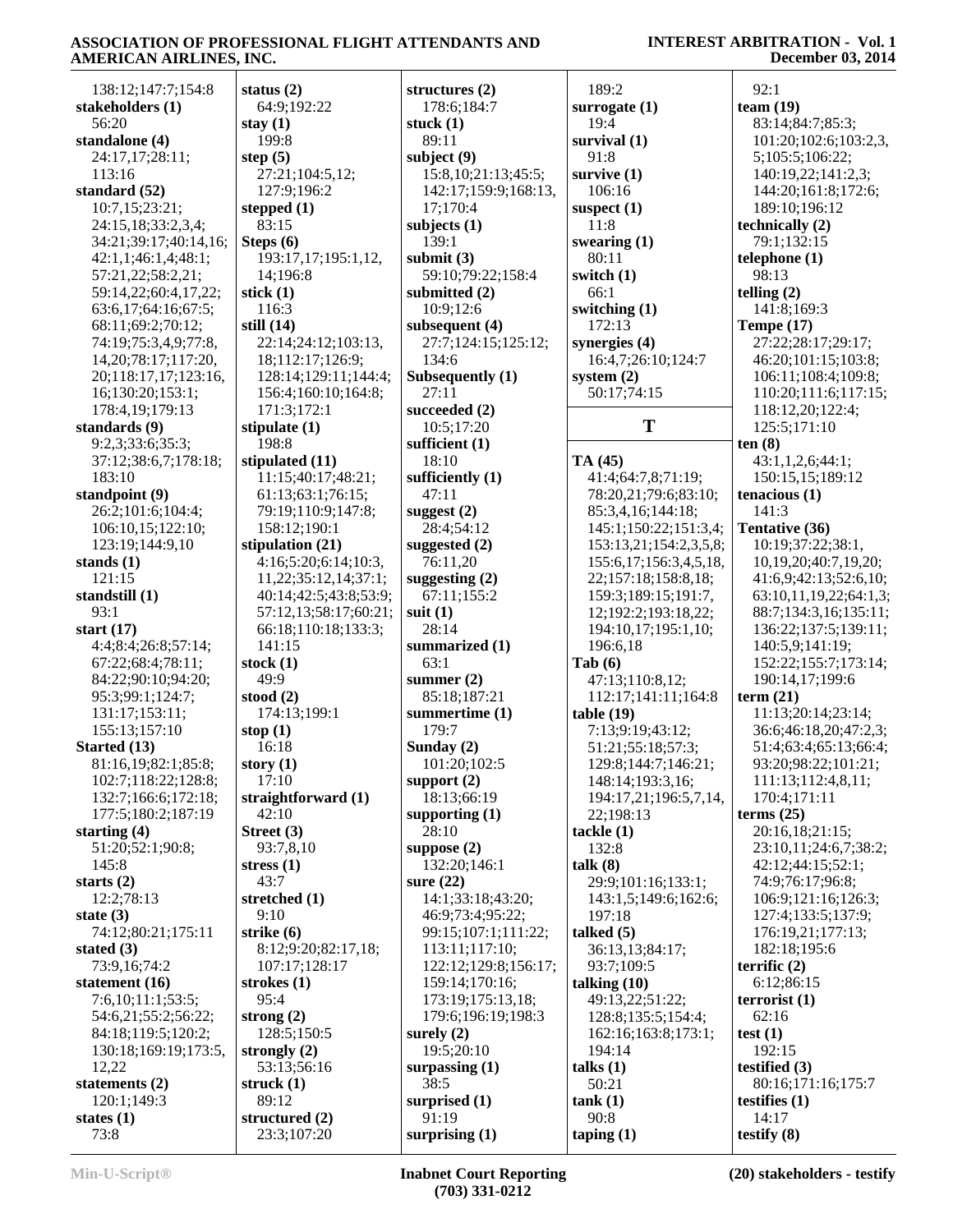138:12;147:7;154:8
**stakeholders (1)**
56:20
**standalone (4)**
24:17,17;28:11;
113:16
**standard (52)**
10:7,15;23:21;
24:15,18;33:2,3,4;
34:21;39:17;40:14,16;
42:1,1;46:1,4;48:1;
57:21,22;58:2,21;
59:14,22;60:4,17,22;
63:6,17;64:16;67:5;
68:11;69:2;70:12;
74:19;75:3,4,9;77:8,
14,20;78:17;117:20,
20;118:17,17;123:16,
16;130:20;153:1;
178:4,19;179:13
**standards (9)**
9:2,3;33:6;35:3;
37:12;38:6,7;178:18;
183:10
**standpoint (9)**
26:2;101:6;104:4;
106:10,15;122:10;
123:19;144:9,10
**stands (1)**
121:15
**standstill (1)**
93:1
**start (17)**
4:4;8:4;26:8;57:14;
67:22;68:4;78:11;
84:22;90:10;94:20;
95:3;99:1;124:7;
131:17;153:11;
155:13;157:10
**Started (13)**
81:16,19;82:1;85:8;
102:7;118:22;128:8;
132:7;166:6;172:18;
177:5;180:2;187:19
**starting (4)**
51:20;52:1;90:8;
145:8
**starts (2)**
12:2;78:13
**state (3)**
74:12;80:21;175:11
**stated (3)**
73:9,16;74:2
**statement (16)**
7:6,10;11:1;53:5;
54:6,21;55:2;56:22;
84:18;119:5;120:2;
130:18;169:19;173:5,
12,22
**statements (2)**
120:1;149:3
**states (1)**
73:8
**status (2)**
64:9;192:22
**stay (1)**
199:8
**step (5)**
27:21;104:5,12;
127:9;196:2
**stepped (1)**
83:15
**Steps (6)**
193:17,17;195:1,12,
14;196:8
**stick (1)**
116:3
**still (14)**
22:14;24:12;103:13,
18;112:17;126:9;
128:14;129:11;144:4;
156:4;160:10;164:8;
171:3;172:1
**stipulate (1)**
198:8
**stipulated (11)**
11:15;40:17;48:21;
61:13;63:1;76:15;
79:19;110:9;147:8;
158:12;190:1
**stipulation (21)**
4:16;5:20;6:14;10:3,
11,22;35:12,14;37:1;
40:14;42:5;43:8;53:9;
57:12,13;58:17;60:21;
66:18;110:18;133:3;
141:15
**stock (1)**
49:9
**stood (2)**
174:13;199:1
**stop (1)**
16:18
**story (1)**
17:10
**straightforward (1)**
42:10
**Street (3)**
93:7,8,10
**stress (1)**
43:7
**stretched (1)**
9:10
**strike (6)**
8:12;9:20;82:17,18;
107:17;128:17
**strokes (1)**
95:4
**strong (2)**
128:5;150:5
**strongly (2)**
53:13;56:16
**struck (1)**
89:12
**structured (2)**
23:3;107:20
**structures (2)**
178:6;184:7
**stuck (1)**
89:11
**subject (9)**
15:8,10;21:13;45:5;
142:17;159:9;168:13,
17;170:4
**subjects (1)**
139:1
**submit (3)**
59:10;79:22;158:4
**submitted (2)**
10:9;12:6
**subsequent (4)**
27:7;124:15;125:12;
134:6
**Subsequently (1)**
27:11
**succeeded (2)**
10:5;17:20
**sufficient (1)**
18:10
**sufficiently (1)**
47:11
**suggest (2)**
28:4;54:12
**suggested (2)**
76:11,20
**suggesting (2)**
67:11;155:2
**suit (1)**
28:14
**summarized (1)**
63:1
**summer (2)**
85:18;187:21
**summertime (1)**
179:7
**Sunday (2)**
101:20;102:5
**support (2)**
18:13;66:19
**supporting (1)**
28:10
**suppose (2)**
132:20;146:1
**sure (22)**
14:1;33:18;43:20;
46:9;73:4;95:22;
99:15;107:1;111:22;
113:11;117:10;
122:12;129:8;156:17;
159:14;170:16;
173:19;175:13,18;
179:6;196:19;198:3
**surely (2)**
19:5;20:10
**surpassing (1)**
38:5
**surprised (1)**
91:19
**surprising (1)**
189:2
**surrogate (1)**
19:4
**survival (1)**
91:8
**survive (1)**
106:16
**suspect (1)**
11:8
**swearing (1)**
80:11
**switch (1)**
66:1
**switching (1)**
172:13
**synergies (4)**
16:4,7;26:10;124:7
**system (2)**
50:17;74:15

## T

**TA (45)**
41:4;64:7,8;71:19;
78:20,21;79:6;83:10;
85:3,4,16;144:18;
145:1;150:22;151:3,4;
153:13,21;154:2,3,5,8;
155:6,17;156:3,4,5,18,
22;157:18;158:8,18;
159:3;189:15;191:7,
12;192:2;193:18,22;
194:10,17;195:1,10;
196:6,18
**Tab (6)**
47:13;110:8,12;
112:17;141:11;164:8
**table (19)**
7:13;9:19;43:12;
51:21;55:18;57:3;
129:8;144:7;146:21;
148:14;193:3,16;
194:17,21;196:5,7,14,
22;198:13
**tackle (1)**
132:8
**talk (8)**
29:9;101:16;133:1;
143:1,5;149:6;162:6;
197:18
**talked (5)**
36:13,13;84:17;
93:7;109:5
**talking (10)**
49:13,22;51:22;
128:8;135:5;154:4;
162:16;163:8;173:1;
194:14
**talks (1)**
50:21
**tank (1)**
90:8
**taping (1)**
92:1
**team (19)**
83:14;84:7;85:3;
101:20;102:6;103:2,3,
5;105:5;106:22;
140:19,22;141:2,3;
144:20;161:8;172:6;
189:10;196:12
**technically (2)**
79:1;132:15
**telephone (1)**
98:13
**telling (2)**
141:8;169:3
**Tempe (17)**
27:22;28:17;29:17;
46:20;101:15;103:8;
106:11;108:4;109:8;
110:20;111:6;117:15;
118:12,20;122:4;
125:5;171:10
**ten (8)**
43:1,1,2,6;44:1;
150:15,15;189:12
**tenacious (1)**
141:3
**Tentative (36)**
10:19;37:22;38:1,
10,19,20;40:7,19,20;
41:6,9;42:13;52:6,10;
63:10,11,19,22;64:1,3;
88:7;134:3,16;135:11;
136:22;137:5;139:11;
140:5,9;141:19;
152:22;155:7;173:14;
190:14,17;199:6
**term (21)**
11:13;20:14;23:14;
36:6;46:18,20;47:2,3;
51:4;63:4;65:13;66:4;
93:20;98:22;101:21;
111:13;112:4,8,11;
170:4;171:11
**terms (25)**
20:16,18;21:15;
23:10,11;24:6,7;38:2;
42:12;44:15;52:1;
74:9;76:17;96:8;
106:9;121:16;126:3;
127:4;133:5;137:9;
176:19,21;177:13;
182:18;195:6
**terrific (2)**
6:12;86:15
**terrorist (1)**
62:16
**test (1)**
192:15
**testified (3)**
80:16;171:16;175:7
**testifies (1)**
14:17
**testify (8)**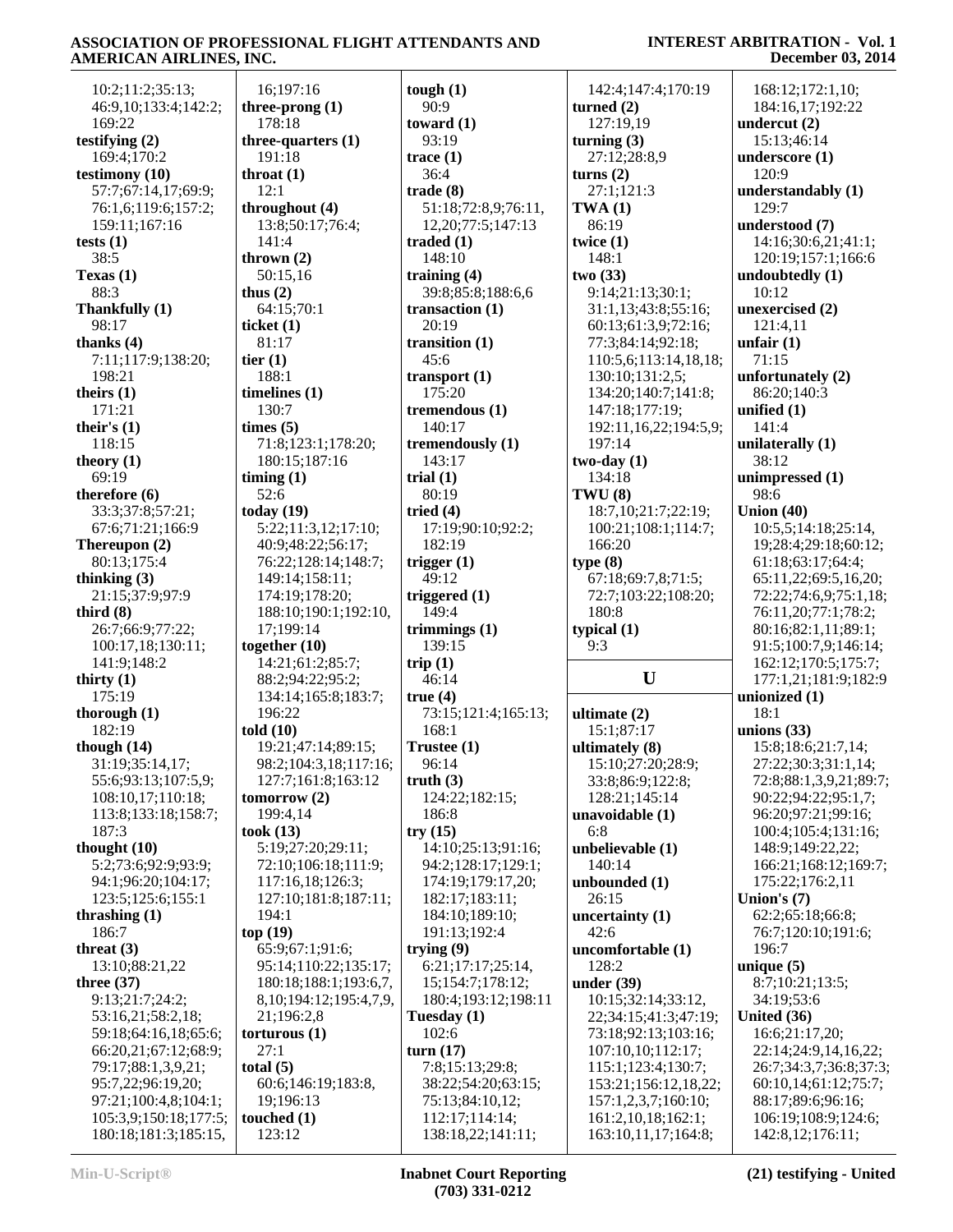10:2;11:2;35:13;
46:9,10;133:4;142:2;
169:22

**testifying (2)**
169:4;170:2

**testimony (10)**
57:7;67:14,17;69:9;
76:1,6;119:6;157:2;
159:11;167:16

**tests (1)**
38:5

**Texas (1)**
88:3

**Thankfully (1)**
98:17

**thanks (4)**
7:11;117:9;138:20;
198:21

**theirs (1)**
171:21

**their's (1)**
118:15

**theory (1)**
69:19

**therefore (6)**
33:3;37:8;57:21;
67:6;71:21;166:9

**Thereupon (2)**
80:13;175:4

**thinking (3)**
21:15;37:9;97:9

**third (8)**
26:7;66:9;77:22;
100:17,18;130:11;
141:9;148:2

**thirty (1)**
175:19

**thorough (1)**
182:19

**though (14)**
31:19;35:14,17;
55:6;93:13;107:5,9;
108:10,17;110:18;
113:8;133:18;158:7;
187:3

**thought (10)**
5:2;73:6;92:9;93:9;
94:1;96:20;104:17;
123:5;125:6;155:1

**thrashing (1)**
186:7

**threat (3)**
13:10;88:21,22

**three (37)**
9:13;21:7;24:2;
53:16,21;58:2,18;
59:18;64:16,18;65:6;
66:20,21;67:12;68:9;
79:17;88:1,3,9,21;
95:7,22;96:19,20;
97:21;100:4,8;104:1;
105:3,9;150:18;177:5;
180:18;181:3;185:15,
16;197:16

**three-prong (1)**
178:18

**three-quarters (1)**
191:18

**throat (1)**
12:1

**throughout (4)**
13:8;50:17;76:4;
141:4

**thrown (2)**
50:15,16

**thus (2)**
64:15;70:1

**ticket (1)**
81:17

**tier (1)**
188:1

**timelines (1)**
130:7

**times (5)**
71:8;123:1;178:20;
180:15;187:16

**timing (1)**
52:6

**today (19)**
5:22;11:3,12;17:10;
40:9;48:22;56:17;
76:22;128:14;148:7;
149:14;158:11;
174:19;178:20;
188:10;190:1;192:10,
17;199:14

**together (10)**
14:21;61:2;85:7;
88:2;94:22;95:2;
134:14;165:8;183:7;
196:22

**told (10)**
19:21;47:14;89:15;
98:2;104:3,18;117:16;
127:7;161:8;163:12

**tomorrow (2)**
199:4,14

**took (13)**
5:19;27:20;29:11;
72:10;106:18;111:9;
117:16,18;126:3;
127:10;181:8;187:11;
194:1

**top (19)**
65:9;67:1;91:6;
95:14;110:22;135:17;
180:18;188:1;193:6,7,
8,10;194:12;195:4,7,9,
21;196:2,8

**torturous (1)**
27:1

**total (5)**
60:6;146:19;183:8,
19;196:13

**touched (1)**
123:12

**tough (1)**
90:9

**toward (1)**
93:19

**trace (1)**
36:4

**trade (8)**
51:18;72:8,9;76:11,
12,20;77:5;147:13

**traded (1)**
148:10

**training (4)**
39:8;85:8;188:6,6

**transaction (1)**
20:19

**transition (1)**
45:6

**transport (1)**
175:20

**tremendous (1)**
140:17

**tremendously (1)**
143:17

**trial (1)**
80:19

**tried (4)**
17:19;90:10;92:2;
182:19

**trigger (1)**
49:12

**triggered (1)**
149:4

**trimmings (1)**
139:15

**trip (1)**
46:14

**true (4)**
73:15;121:4;165:13;
168:1

**Trustee (1)**
96:14

**truth (3)**
124:22;182:15;
186:8

**try (15)**
14:10;25:13;91:16;
94:2;128:17;129:1;
174:19;179:17,20;
182:17;183:11;
184:10;189:10;
191:13;192:4

**trying (9)**
6:21;17:17;25:14,
15;154:7;178:12;
180:4;193:12;198:11

**Tuesday (1)**
102:6

**turn (17)**
7:8;15:13;29:8;
38:22;54:20;63:15;
75:13;84:10,12;
112:17;114:14;
138:18,22;141:11;
142:4;147:4;170:19

**turned (2)**
127:19,19

**turning (3)**
27:12;28:8,9

**turns (2)**
27:1;121:3

**TWA (1)**
86:19

**twice (1)**
148:1

**two (33)**
9:14;21:13;30:1;
31:1,13;43:8;55:16;
60:13;61:3,9;72:16;
77:3;84:14;92:18;
110:5,6;113:14,18,18;
130:10;131:2,5;
134:20;140:7;141:8;
147:18;177:19;
192:11,16,22;194:5,9;
197:14

**two-day (1)**
134:18

**TWU (8)**
18:7,10;21:7;22:19;
100:21;108:1;114:7;
166:20

**type (8)**
67:18;69:7,8;71:5;
72:7;103:22;108:20;
180:8

**typical (1)**
9:3

## U

**ultimate (2)**
15:1;87:17

**ultimately (8)**
15:10;27:20;28:9;
33:8;86:9;122:8;
128:21;145:14

**unavoidable (1)**
6:8

**unbelievable (1)**
140:14

**unbounded (1)**
26:15

**uncertainty (1)**
42:6

**uncomfortable (1)**
128:2

**under (39)**
10:15;32:14;33:12,
22;34:15;41:3;47:19;
73:18;92:13;103:16;
107:10,10;112:17;
115:1;123:4;130:7;
153:21;156:12,18,22;
157:1,2,3,7;160:10;
161:2,10,18;162:1;
163:10,11,17;164:8;
168:12;172:1,10;
184:16,17;192:22

**undercut (2)**
15:13;46:14

**underscore (1)**
120:9

**understandably (1)**
129:7

**understood (7)**
14:16;30:6,21;41:1;
120:19;157:1;166:6

**undoubtedly (1)**
10:12

**unexercised (2)**
121:4,11

**unfair (1)**
71:15

**unfortunately (2)**
86:20;140:3

**unified (1)**
141:4

**unilaterally (1)**
38:12

**unimpressed (1)**
98:6

**Union (40)**
10:5,5;14:18;25:14,
19;28:4;29:18;60:12;
61:18;63:17;64:4;
65:11,22;69:5,16,20;
72:22;74:6,9;75:1,18;
76:11,20;77:1;78:2;
80:16;82:1,11;89:1;
91:5;100:7,9;146:14;
162:12;170:5;175:7;
177:1,21;181:9;182:9

**unionized (1)**
18:1

**unions (33)**
15:8;18:6;21:7,14;
27:22;30:3;31:1,14;
72:8;88:1,3,9,21;89:7;
90:22;94:22;95:1,7;
96:20;97:21;99:16;
100:4;105:4;131:16;
148:9;149:22,22;
166:21;168:12;169:7;
175:22;176:2,11

**Union's (7)**
62:2;65:18;66:8;
76:7;120:10;191:6;
196:7

**unique (5)**
8:7;10:21;13:5;
34:19;53:6

**United (36)**
16:6;21:17,20;
22:14;24:9,14,16,22;
26:7;34:3,7;36:8;37:3;
60:10,14;61:12;75:7;
88:17;89:6;96:16;
106:19;108:9;124:6;
142:8,12;176:11;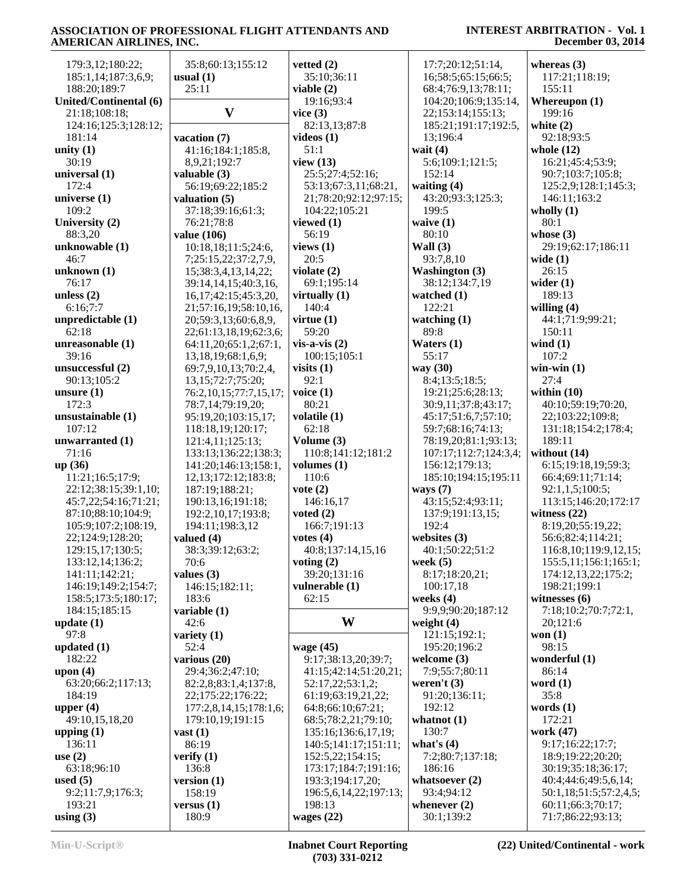179:3,12;180:22;
185:1,14;187:3,6,9;
188:20;189:7

**United/Continental (6)**
21:18;108:18;
124:16;125:3;128:12;
181:14

**unity (1)**
30:19

**universal (1)**
172:4

**universe (1)**
109:2

**University (2)**
88:3,20

**unknowable (1)**
46:7

**unknown (1)**
76:17

**unless (2)**
6:16;7:7

**unpredictable (1)**
62:18

**unreasonable (1)**
39:16

**unsuccessful (2)**
90:13;105:2

**unsure (1)**
172:3

**unsustainable (1)**
107:12

**unwarranted (1)**
71:16

**up (36)**
11:21;16:5;17:9;
22:12;38:15;39:1,10;
45:7,22;54:16;71:21;
87:10;88:10;104:9;
105:9;107:2;108:19,
22;124:9;128:20;
129:15,17;130:5;
133:12,14;136:2;
141:11;142:21;
146:19;149:2;154:7;
158:5;173:5;180:17;
184:15;185:15

**update (1)**
97:8

**updated (1)**
182:22

**upon (4)**
63:20;66:2;117:13;
184:19

**upper (4)**
49:10,15,18,20

**upping (1)**
136:11

**use (2)**
63:18;96:10

**used (5)**
9:2;11:7,9;176:3;
193:21

**using (3)**
35:8;60:13;155:12

**usual (1)**
25:11

## V

**vacation (7)**
41:16;184:1;185:8,
8,9,21;192:7

**valuable (3)**
56:19;69:22;185:2

**valuation (5)**
37:18;39:16;61:3;
76:21;78:8

**value (106)**
10:18,18;11:5;24:6,
7;25:15,22;37:2,7,9,
15;38:3,4,13,14,22;
39:14,14,15;40:3,16,
16,17;42:15;45:3,20,
21;57:16,19;58:10,16,
20;59:3,13;60:6,8,9,
22;61:13,18,19;62:3,6;
64:11,20;65:1,2;67:1,
13,18,19;68:1,6,9;
69:7,9,10,13;70:2,4,
13,15;72:7;75:20;
76:2,10,15;77:7,15,17;
78:7,14;79:19,20;
95:19,20;103:15,17;
118:18,19;120:17;
121:4,11;125:13;
133:13;136:22;138:3;
141:20;146:13;158:1,
12,13;172:12;183:8;
187:19;188:21;
190:13,16;191:18;
192:2,10,17;193:8;
194:11;198:3,12

**valued (4)**
38:3;39:12;63:2;
70:6

**values (3)**
146:15;182:11;
183:6

**variable (1)**
42:6

**variety (1)**
52:4

**various (20)**
29:4;36:2;47:10;
82:2,8;83:1,4;137:8,
22;175:22;176:22;
177:2,8,14,15;178:1,6;
179:10,19;191:15

**vast (1)**
86:19

**verify (1)**
136:8

**version (1)**
158:19

**versus (1)**
180:9

**vetted (2)**
35:10;36:11

**viable (2)**
19:16;93:4

**vice (3)**
82:13,13;87:8

**videos (1)**
51:1

**view (13)**
25:5;27:4;52:16;
53:13;67:3,11;68:21,
21;78:20;92:12;97:15;
104:22;105:21

**viewed (1)**
56:19

**views (1)**
20:5

**violate (2)**
69:1;195:14

**virtually (1)**
140:4

**virtue (1)**
59:20

**vis-a-vis (2)**
100:15;105:1

**visits (1)**
92:1

**voice (1)**
80:21

**volatile (1)**
62:18

**Volume (3)**
110:8;141:12;181:2

**volumes (1)**
110:6

**vote (2)**
146:16,17

**voted (2)**
166:7;191:13

**votes (4)**
40:8;137:14,15,16

**voting (2)**
39:20;131:16

**vulnerable (1)**
62:15

## W

**wage (45)**
9:17;38:13,20;39:7;
41:15;42:14;51:20,21;
52:17,22;53:1,2;
61:19;63:19,21,22;
64:8;66:10;67:21;
68:5;78:2,21;79:10;
135:16;136:6,17,19;
140:5;141:17;151:11;
152:5,22;154:15;
173:17;184:7;191:16;
193:3;194:17,20;
196:5,6,14,22;197:13;
198:13

**wages (22)**
17:7;20:12;51:14,
16;58:5;65:15;66:5;
68:4;76:9,13;78:11;
104:20;106:9;135:14,
22;153:14;155:13;
185:21;191:17;192:5,
13;196:4

**wait (4)**
5:6;109:1;121:5;
152:14

**waiting (4)**
43:20;93:3;125:3;
199:5

**waive (1)**
80:10

**Wall (3)**
93:7,8,10

**Washington (3)**
38:12;134:7,19

**watched (1)**
122:21

**watching (1)**
89:8

**Waters (1)**
55:17

**way (30)**
8:4;13:5;18:5;
19:21;25:6;28:13;
30:9,11;37:8;43:17;
45:17;51:6,7;57:10;
59:7;68:16;74:13;
78:19,20;81:1;93:13;
107:17;112:7;124:3,4;
156:12;179:13;
185:10;194:15;195:11

**ways (7)**
43:15;52:4;93:11;
137:9;191:13,15;
192:4

**websites (3)**
40:1;50:22;51:2

**week (5)**
8:17;18:20,21;
100:17,18

**weeks (4)**
9:9,9;90:20;187:12

**weight (4)**
121:15;192:1;
195:20;196:2

**welcome (3)**
7:9;55:7;80:11

**weren't (3)**
91:20;136:11;
192:12

**whatnot (1)**
130:7

**what's (4)**
7:2;80:7;137:18;
186:16

**whatsoever (2)**
93:4;94:12

**whenever (2)**
30:1;139:2

**whereas (3)**
117:21;118:19;
155:11

**Whereupon (1)**
199:16

**white (2)**
92:18;93:5

**whole (12)**
16:21;45:4;53:9;
90:7;103:7;105:8;
125:2,9;128:1;145:3;
146:11;163:2

**wholly (1)**
80:1

**whose (3)**
29:19;62:17;186:11

**wide (1)**
26:15

**wider (1)**
189:13

**willing (4)**
44:1;71:9;99:21;
150:11

**wind (1)**
107:2

**win-win (1)**
27:4

**within (10)**
40:10;59:19;70:20,
22;103:22;109:8;
131:18;154:2;178:4;
189:11

**without (14)**
6:15;19:18,19;59:3;
66:4;69:11;71:14;
92:1,1,5;100:5;
113:15;146:20;172:17

**witness (22)**
8:19,20;55:19,22;
56:6;82:4;114:21;
116:8,10;119:9,12,15;
155:5,11;156:1;165:1;
174:12,13,22;175:2;
198:21;199:1

**witnesses (6)**
7:18;10:2;70:7;72:1,
20;121:6

**won (1)**
98:15

**wonderful (1)**
86:14

**word (1)**
35:8

**words (1)**
172:21

**work (47)**
9:17;16:22;17:7;
18:9;19:22;20:20;
30:19;35:18;36:17;
40:4;44:6;49:5,6,14;
50:1,18;51:5;57:2,4,5;
60:11;66:3;70:17;
71:7;86:22;93:13;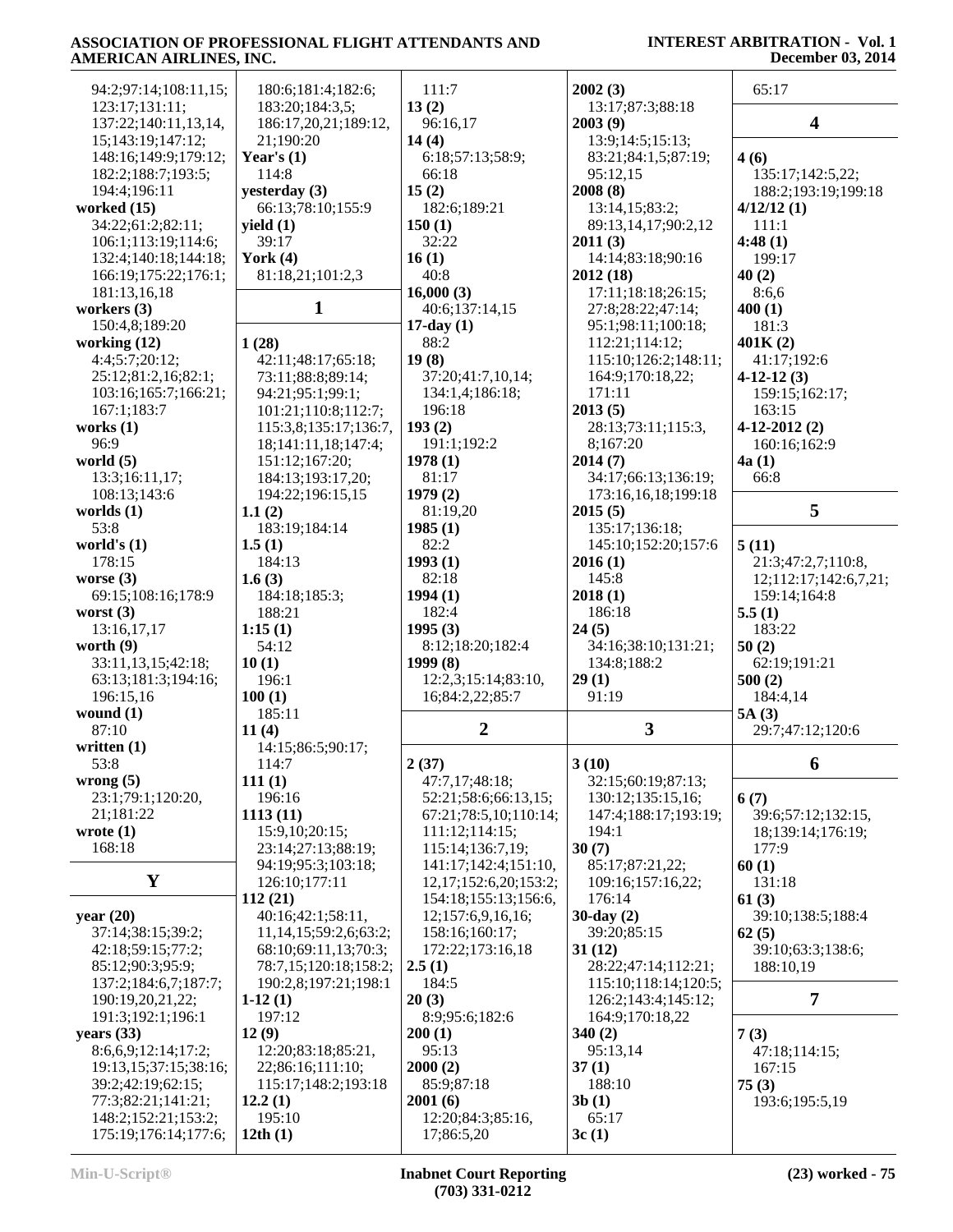94:2;97:14;108:11,15;
123:17;131:11;
137:22;140:11,13,14,
15;143:19;147:12;
148:16;149:9;179:12;
182:2;188:7;193:5;
194:4;196:11

**worked (15)**
34:22;61:2;82:11;
106:1;113:19;114:6;
132:4;140:18;144:18;
166:19;175:22;176:1;
181:13,16,18

**workers (3)**
150:4,8;189:20

**working (12)**
4:4;5:7;20:12;
25:12;81:2,16;82:1;
103:16;165:7;166:21;
167:1;183:7

**works (1)**
96:9

**world (5)**
13:3;16:11,17;
108:13;143:6

**worlds (1)**
53:8

**world's (1)**
178:15

**worse (3)**
69:15;108:16;178:9

**worst (3)**
13:16,17,17

**worth (9)**
33:11,13,15;42:18;
63:13;181:3;194:16;
196:15,16

**wound (1)**
87:10

**written (1)**
53:8

**wrong (5)**
23:1;79:1;120:20,
21;181:22

**wrote (1)**
168:18

## Y

**year (20)**
37:14;38:15;39:2;
42:18;59:15;77:2;
85:12;90:3;95:9;
137:2;184:6,7;187:7;
190:19,20,21,22;
191:3;192:1;196:1

**years (33)**
8:6,6,9;12:14;17:2;
19:13,15;37:15;38:16;
39:2;42:19;62:15;
77:3;82:21;141:21;
148:2;152:21;153:2;
175:19;176:14;177:6;
180:6;181:4;182:6;
183:20;184:3,5;
186:17,20,21;189:12,
21;190:20

**Year's (1)**
114:8

**yesterday (3)**
66:13;78:10;155:9

**yield (1)**
39:17

**York (4)**
81:18,21;101:2,3

## 1

**1 (28)**
42:11;48:17;65:18;
73:11;88:8;89:14;
94:21;95:1;99:1;
101:21;110:8;112:7;
115:3,8;135:17;136:7,
18;141:11,18;147:4;
151:12;167:20;
184:13;193:17,20;
194:22;196:15,15

**1.1 (2)**
183:19;184:14

**1.5 (1)**
184:13

**1.6 (3)**
184:18;185:3;
188:21

**1:15 (1)**
54:12

**10 (1)**
196:1

**100 (1)**
185:11

**11 (4)**
14:15;86:5;90:17;
114:7

**111 (1)**
196:16

**1113 (11)**
15:9,10;20:15;
23:14;27:13;88:19;
94:19;95:3;103:18;
126:10;177:11

**112 (21)**
40:16;42:1;58:11,
11,14,15;59:2,6;63:2;
68:10;69:11,13;70:3;
78:7,15;120:18;158:2;
190:2,8;197:21;198:1

**1-12 (1)**
197:12

**12 (9)**
12:20;83:18;85:21,
22;86:16;111:10;
115:17;148:2;193:18

**12.2 (1)**
195:10

**12th (1)**
111:7

**13 (2)**
96:16,17

**14 (4)**
6:18;57:13;58:9;
66:18

**15 (2)**
182:6;189:21

**150 (1)**
32:22

**16 (1)**
40:8

**16,000 (3)**
40:6;137:14,15

**17-day (1)**
88:2

**19 (8)**
37:20;41:7,10,14;
134:1,4;186:18;
196:18

**193 (2)**
191:1;192:2

**1978 (1)**
81:17

**1979 (2)**
81:19,20

**1985 (1)**
82:2

**1993 (1)**
82:18

**1994 (1)**
182:4

**1995 (3)**
8:12;18:20;182:4

**1999 (8)**
12:2,3;15:14;83:10,
16;84:2,22;85:7

## 2

**2 (37)**
47:7,17;48:18;
52:21;58:6;66:13,15;
67:21;78:5,10;110:14;
111:12;114:15;
115:14;136:7,19;
141:17;142:4;151:10,
12,17;152:6,20;153:2;
154:18;155:13;156:6,
12;157:6,9,16,16;
158:16;160:17;
172:22;173:16,18

**2.5 (1)**
184:5

**20 (3)**
8:9;95:6;182:6

**200 (1)**
95:13

**2000 (2)**
85:9;87:18

**2001 (6)**
12:20;84:3;85:16,
17;86:5,20

**2002 (3)**
13:17;87:3;88:18

**2003 (9)**
13:9;14:5;15:13;
83:21;84:1,5;87:19;
95:12,15

**2008 (8)**
13:14,15;83:2;
89:13,14,17;90:2,12

**2011 (3)**
14:14;83:18;90:16

**2012 (18)**
17:11;18:18;26:15;
27:8;28:22;47:14;
95:1;98:11;100:18;
112:21;114:12;
115:10;126:2;148:11;
164:9;170:18,22;
171:11

**2013 (5)**
28:13;73:11;115:3,
8;167:20

**2014 (7)**
34:17;66:13;136:19;
173:16,16,18;199:18

**2015 (5)**
135:17;136:18;
145:10;152:20;157:6

**2016 (1)**
145:8

**2018 (1)**
186:18

**24 (5)**
34:16;38:10;131:21;
134:8;188:2

**29 (1)**
91:19

## 3

**3 (10)**
32:15;60:19;87:13;
130:12;135:15,16;
147:4;188:17;193:19;
194:1

**30 (7)**
85:17;87:21,22;
109:16;157:16,22;
176:14

**30-day (2)**
39:20;85:15

**31 (12)**
28:22;47:14;112:21;
115:10;118:14;120:5;
126:2;143:4;145:12;
164:9;170:18,22

**340 (2)**
95:13,14

**37 (1)**
188:10

**3b (1)**
65:17

**3c (1)**
65:17

## 4

**4 (6)**
135:17;142:5,22;
188:2;193:19;199:18

**4/12/12 (1)**
111:1

**4:48 (1)**
199:17

**40 (2)**
8:6,6

**400 (1)**
181:3

**401K (2)**
41:17;192:6

**4-12-12 (3)**
159:15;162:17;
163:15

**4-12-2012 (2)**
160:16;162:9

**4a (1)**
66:8

## 5

**5 (11)**
21:3;47:2,7;110:8,
12;112:17;142:6,7,21;
159:14;164:8

**5.5 (1)**
183:22

**50 (2)**
62:19;191:21

**500 (2)**
184:4,14

**5A (3)**
29:7;47:12;120:6

## 6

**6 (7)**
39:6;57:12;132:15,
18;139:14;176:19;
177:9

**60 (1)**
131:18

**61 (3)**
39:10;138:5;188:4

**62 (5)**
39:10;63:3;138:6;
188:10,19

## 7

**7 (3)**
47:18;114:15;
167:15

**75 (3)**
193:6;195:5,19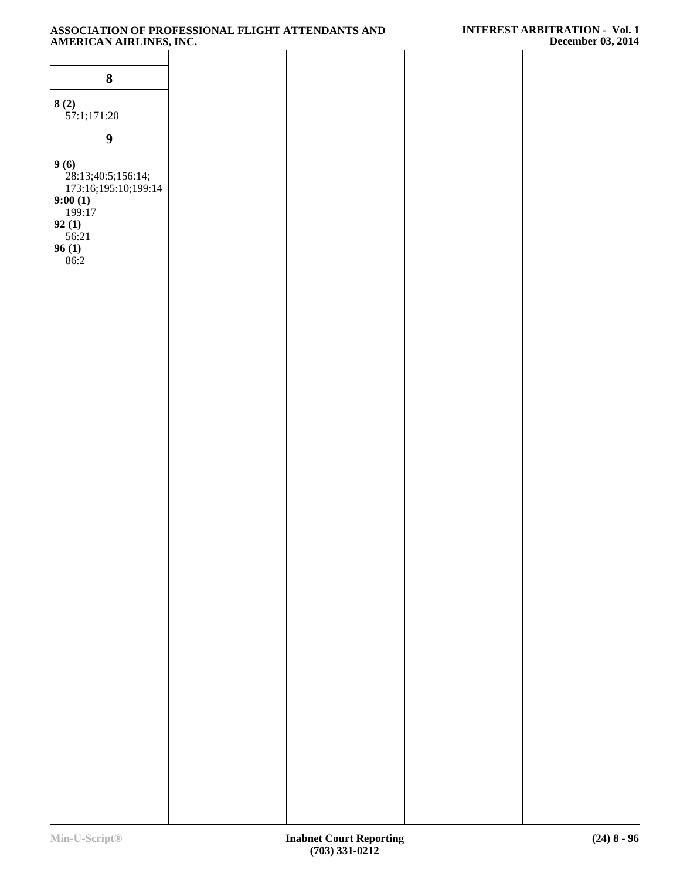## 8

**8 (2)**
57:1;171:20

## 9

**9 (6)**
28:13;40:5;156:14;
173:16;195:10;199:14

**9:00 (1)**
199:17

**92 (1)**
56:21

**96 (1)**
86:2